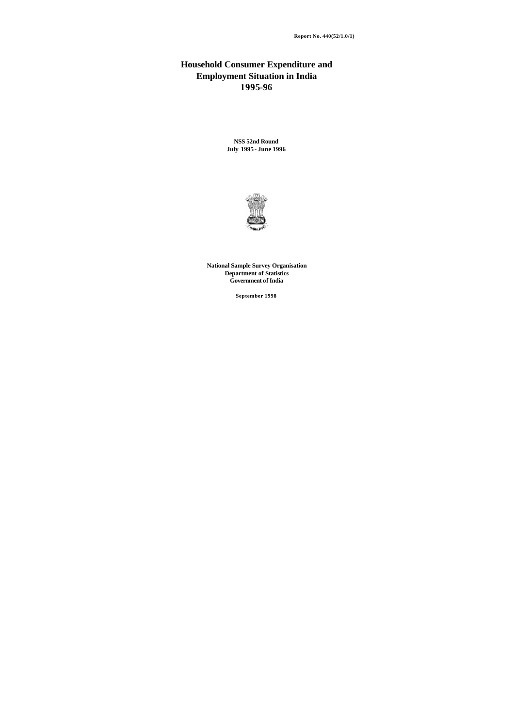**Report No. 440(52/1.0/1)**

# Household Consumer Expenditure and Employment Situation in India 1995-96

**NSS 52nd Round**
**July 1995 - June 1996**

**National Sample Survey Organisation**
**Department of Statistics**
**Government of India**

**September 1998**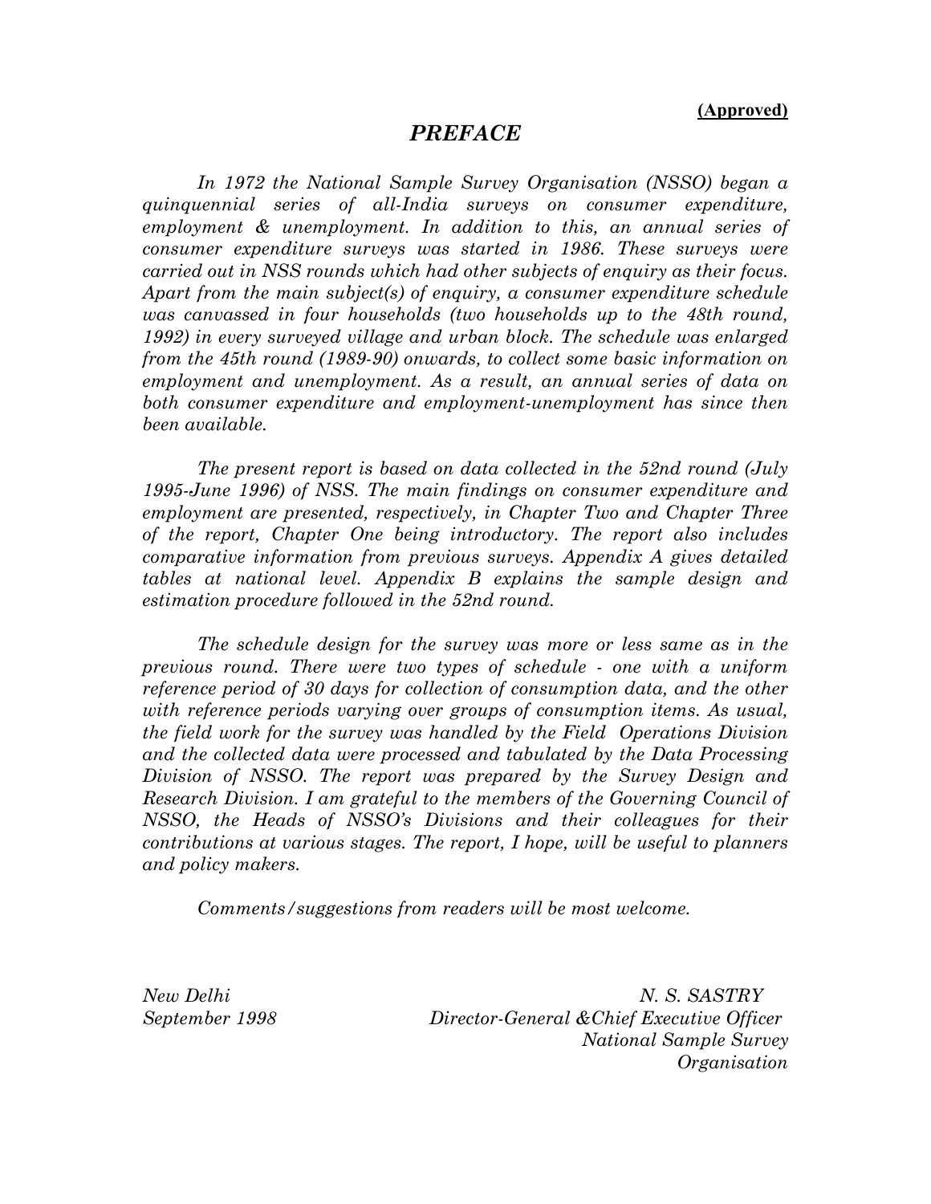**(Approved)**

# *PREFACE*

*In 1972 the National Sample Survey Organisation (NSSO) began a quinquennial series of all-India surveys on consumer expenditure, employment & unemployment. In addition to this, an annual series of consumer expenditure surveys was started in 1986. These surveys were carried out in NSS rounds which had other subjects of enquiry as their focus. Apart from the main subject(s) of enquiry, a consumer expenditure schedule was canvassed in four households (two households up to the 48th round, 1992) in every surveyed village and urban block. The schedule was enlarged from the 45th round (1989-90) onwards, to collect some basic information on employment and unemployment. As a result, an annual series of data on both consumer expenditure and employment-unemployment has since then been available.*

*The present report is based on data collected in the 52nd round (July 1995-June 1996) of NSS. The main findings on consumer expenditure and employment are presented, respectively, in Chapter Two and Chapter Three of the report, Chapter One being introductory. The report also includes comparative information from previous surveys. Appendix A gives detailed tables at national level. Appendix B explains the sample design and estimation procedure followed in the 52nd round.*

*The schedule design for the survey was more or less same as in the previous round. There were two types of schedule - one with a uniform reference period of 30 days for collection of consumption data, and the other with reference periods varying over groups of consumption items. As usual, the field work for the survey was handled by the Field Operations Division and the collected data were processed and tabulated by the Data Processing Division of NSSO. The report was prepared by the Survey Design and Research Division. I am grateful to the members of the Governing Council of NSSO, the Heads of NSSO's Divisions and their colleagues for their contributions at various stages. The report, I hope, will be useful to planners and policy makers.*

*Comments/suggestions from readers will be most welcome.*

*New Delhi*
*September 1998*

*N. S. SASTRY*
*Director-General &Chief Executive Officer*
*National Sample Survey Organisation*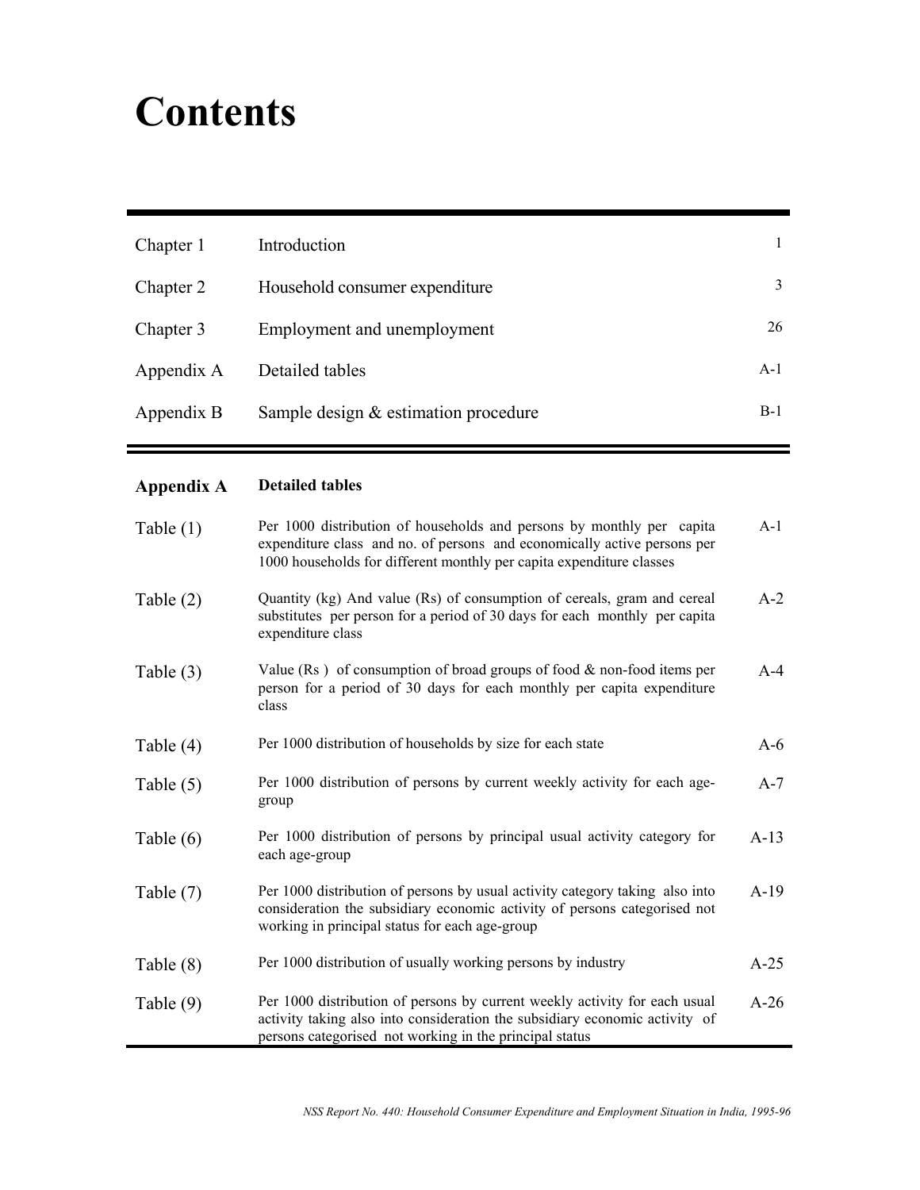# Contents

| | | |
|---|---|---|
| Chapter 1 | Introduction | 1 |
| Chapter 2 | Household consumer expenditure | 3 |
| Chapter 3 | Employment and unemployment | 26 |
| Appendix A | Detailed tables | A-1 |
| Appendix B | Sample design & estimation procedure | B-1 |

| **Appendix A** | **Detailed tables** | |
|---|---|---|
| Table (1) | Per 1000 distribution of households and persons by monthly per capita expenditure class and no. of persons and economically active persons per 1000 households for different monthly per capita expenditure classes | A-1 |
| Table (2) | Quantity (kg) And value (Rs) of consumption of cereals, gram and cereal substitutes per person for a period of 30 days for each monthly per capita expenditure class | A-2 |
| Table (3) | Value (Rs ) of consumption of broad groups of food & non-food items per person for a period of 30 days for each monthly per capita expenditure class | A-4 |
| Table (4) | Per 1000 distribution of households by size for each state | A-6 |
| Table (5) | Per 1000 distribution of persons by current weekly activity for each age-group | A-7 |
| Table (6) | Per 1000 distribution of persons by principal usual activity category for each age-group | A-13 |
| Table (7) | Per 1000 distribution of persons by usual activity category taking also into consideration the subsidiary economic activity of persons categorised not working in principal status for each age-group | A-19 |
| Table (8) | Per 1000 distribution of usually working persons by industry | A-25 |
| Table (9) | Per 1000 distribution of persons by current weekly activity for each usual activity taking also into consideration the subsidiary economic activity of persons categorised not working in the principal status | A-26 |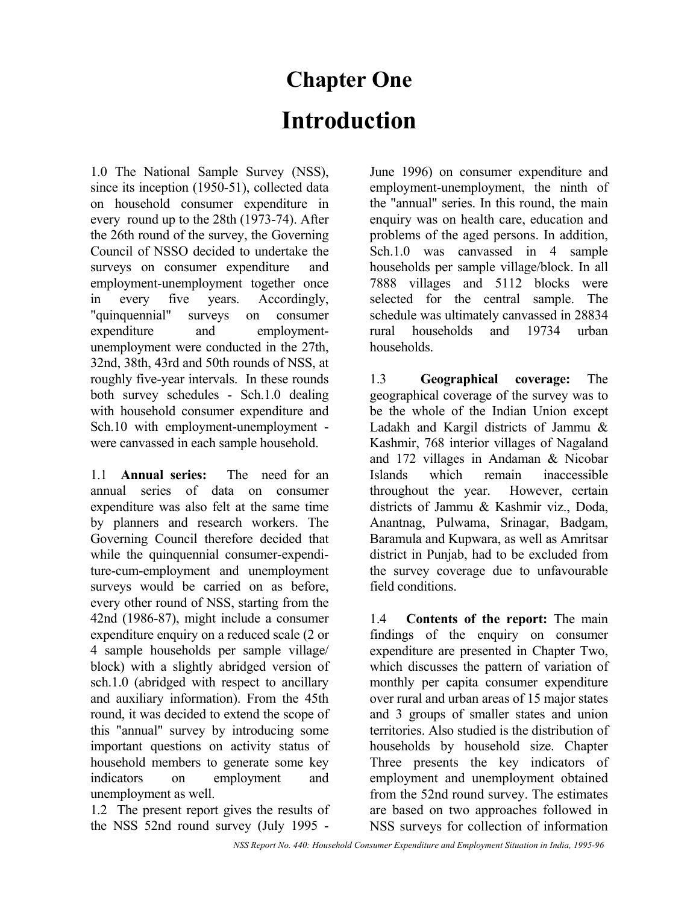# Chapter One

# Introduction

1.0 The National Sample Survey (NSS), since its inception (1950-51), collected data on household consumer expenditure in every round up to the 28th (1973-74). After the 26th round of the survey, the Governing Council of NSSO decided to undertake the surveys on consumer expenditure and employment-unemployment together once in every five years. Accordingly, "quinquennial" surveys on consumer expenditure and employment-unemployment were conducted in the 27th, 32nd, 38th, 43rd and 50th rounds of NSS, at roughly five-year intervals. In these rounds both survey schedules - Sch.1.0 dealing with household consumer expenditure and Sch.10 with employment-unemployment - were canvassed in each sample household.

1.1 **Annual series:** The need for an annual series of data on consumer expenditure was also felt at the same time by planners and research workers. The Governing Council therefore decided that while the quinquennial consumer-expenditure-cum-employment and unemployment surveys would be carried on as before, every other round of NSS, starting from the 42nd (1986-87), might include a consumer expenditure enquiry on a reduced scale (2 or 4 sample households per sample village/ block) with a slightly abridged version of sch.1.0 (abridged with respect to ancillary and auxiliary information). From the 45th round, it was decided to extend the scope of this "annual" survey by introducing some important questions on activity status of household members to generate some key indicators on employment and unemployment as well.

1.2 The present report gives the results of the NSS 52nd round survey (July 1995 - June 1996) on consumer expenditure and employment-unemployment, the ninth of the "annual" series. In this round, the main enquiry was on health care, education and problems of the aged persons. In addition, Sch.1.0 was canvassed in 4 sample households per sample village/block. In all 7888 villages and 5112 blocks were selected for the central sample. The schedule was ultimately canvassed in 28834 rural households and 19734 urban households.

1.3 **Geographical coverage:** The geographical coverage of the survey was to be the whole of the Indian Union except Ladakh and Kargil districts of Jammu & Kashmir, 768 interior villages of Nagaland and 172 villages in Andaman & Nicobar Islands which remain inaccessible throughout the year. However, certain districts of Jammu & Kashmir viz., Doda, Anantnag, Pulwama, Srinagar, Badgam, Baramula and Kupwara, as well as Amritsar district in Punjab, had to be excluded from the survey coverage due to unfavourable field conditions.

1.4 **Contents of the report:** The main findings of the enquiry on consumer expenditure are presented in Chapter Two, which discusses the pattern of variation of monthly per capita consumer expenditure over rural and urban areas of 15 major states and 3 groups of smaller states and union territories. Also studied is the distribution of households by household size. Chapter Three presents the key indicators of employment and unemployment obtained from the 52nd round survey. The estimates are based on two approaches followed in NSS surveys for collection of information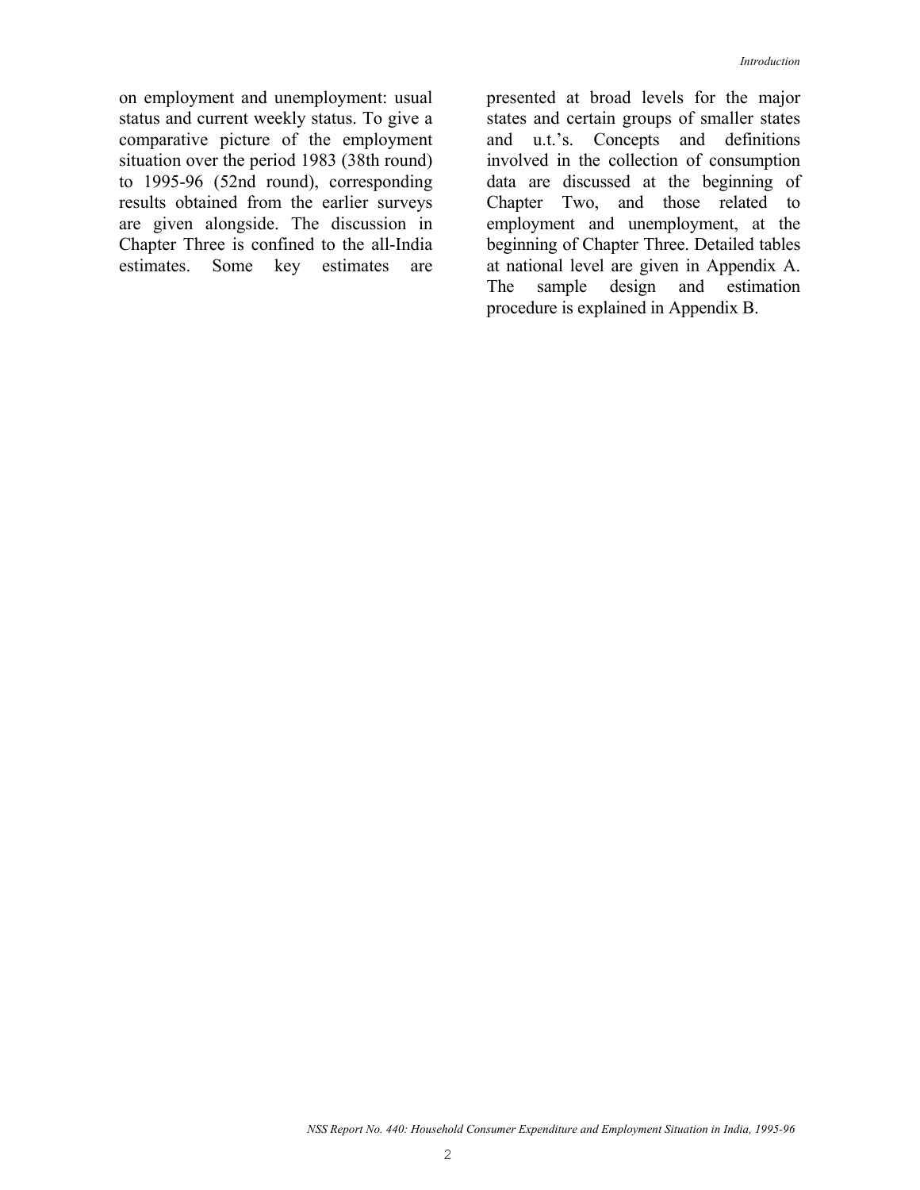on employment and unemployment: usual status and current weekly status. To give a comparative picture of the employment situation over the period 1983 (38th round) to 1995-96 (52nd round), corresponding results obtained from the earlier surveys are given alongside. The discussion in Chapter Three is confined to the all-India estimates. Some key estimates are presented at broad levels for the major states and certain groups of smaller states and u.t.'s. Concepts and definitions involved in the collection of consumption data are discussed at the beginning of Chapter Two, and those related to employment and unemployment, at the beginning of Chapter Three. Detailed tables at national level are given in Appendix A. The sample design and estimation procedure is explained in Appendix B.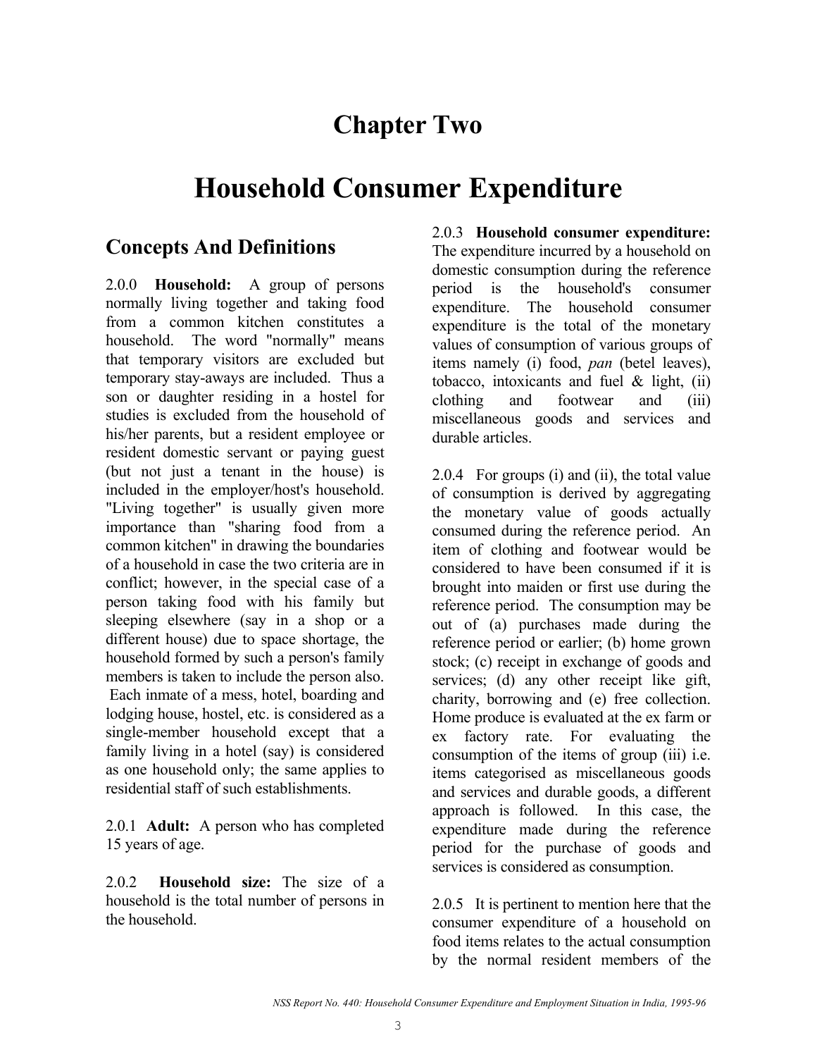# Chapter Two

# Household Consumer Expenditure

## Concepts And Definitions

2.0.0 **Household:** A group of persons normally living together and taking food from a common kitchen constitutes a household. The word "normally" means that temporary visitors are excluded but temporary stay-aways are included. Thus a son or daughter residing in a hostel for studies is excluded from the household of his/her parents, but a resident employee or resident domestic servant or paying guest (but not just a tenant in the house) is included in the employer/host's household. "Living together" is usually given more importance than "sharing food from a common kitchen" in drawing the boundaries of a household in case the two criteria are in conflict; however, in the special case of a person taking food with his family but sleeping elsewhere (say in a shop or a different house) due to space shortage, the household formed by such a person's family members is taken to include the person also. Each inmate of a mess, hotel, boarding and lodging house, hostel, etc. is considered as a single-member household except that a family living in a hotel (say) is considered as one household only; the same applies to residential staff of such establishments.

2.0.1 **Adult:** A person who has completed 15 years of age.

2.0.2 **Household size:** The size of a household is the total number of persons in the household.

2.0.3 **Household consumer expenditure:** The expenditure incurred by a household on domestic consumption during the reference period is the household's consumer expenditure. The household consumer expenditure is the total of the monetary values of consumption of various groups of items namely (i) food, *pan* (betel leaves), tobacco, intoxicants and fuel & light, (ii) clothing and footwear and (iii) miscellaneous goods and services and durable articles.

2.0.4 For groups (i) and (ii), the total value of consumption is derived by aggregating the monetary value of goods actually consumed during the reference period. An item of clothing and footwear would be considered to have been consumed if it is brought into maiden or first use during the reference period. The consumption may be out of (a) purchases made during the reference period or earlier; (b) home grown stock; (c) receipt in exchange of goods and services; (d) any other receipt like gift, charity, borrowing and (e) free collection. Home produce is evaluated at the ex farm or ex factory rate. For evaluating the consumption of the items of group (iii) i.e. items categorised as miscellaneous goods and services and durable goods, a different approach is followed. In this case, the expenditure made during the reference period for the purchase of goods and services is considered as consumption.

2.0.5 It is pertinent to mention here that the consumer expenditure of a household on food items relates to the actual consumption by the normal resident members of the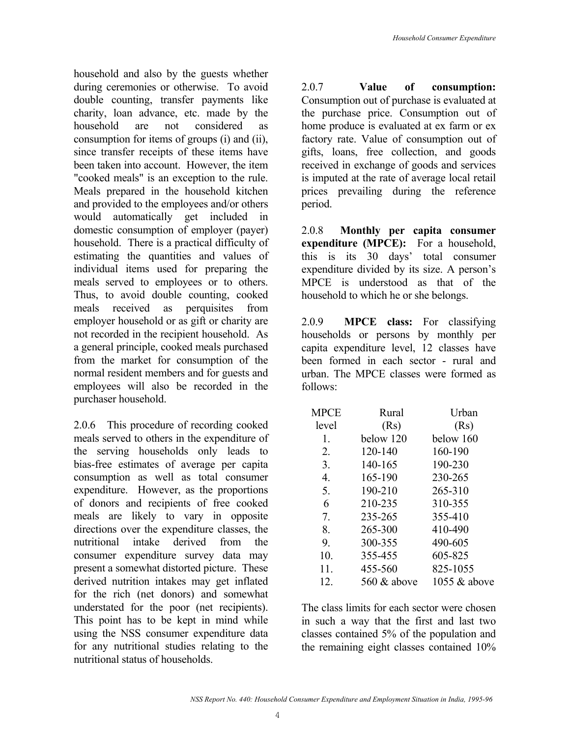household and also by the guests whether during ceremonies or otherwise. To avoid double counting, transfer payments like charity, loan advance, etc. made by the household are not considered as consumption for items of groups (i) and (ii), since transfer receipts of these items have been taken into account. However, the item "cooked meals" is an exception to the rule. Meals prepared in the household kitchen and provided to the employees and/or others would automatically get included in domestic consumption of employer (payer) household. There is a practical difficulty of estimating the quantities and values of individual items used for preparing the meals served to employees or to others. Thus, to avoid double counting, cooked meals received as perquisites from employer household or as gift or charity are not recorded in the recipient household. As a general principle, cooked meals purchased from the market for consumption of the normal resident members and for guests and employees will also be recorded in the purchaser household.

2.0.6 This procedure of recording cooked meals served to others in the expenditure of the serving households only leads to bias-free estimates of average per capita consumption as well as total consumer expenditure. However, as the proportions of donors and recipients of free cooked meals are likely to vary in opposite directions over the expenditure classes, the nutritional intake derived from the consumer expenditure survey data may present a somewhat distorted picture. These derived nutrition intakes may get inflated for the rich (net donors) and somewhat understated for the poor (net recipients). This point has to be kept in mind while using the NSS consumer expenditure data for any nutritional studies relating to the nutritional status of households.

2.0.7 **Value of consumption:** Consumption out of purchase is evaluated at the purchase price. Consumption out of home produce is evaluated at ex farm or ex factory rate. Value of consumption out of gifts, loans, free collection, and goods received in exchange of goods and services is imputed at the rate of average local retail prices prevailing during the reference period.

2.0.8 **Monthly per capita consumer expenditure (MPCE):** For a household, this is its 30 days' total consumer expenditure divided by its size. A person's MPCE is understood as that of the household to which he or she belongs.

2.0.9 **MPCE class:** For classifying households or persons by monthly per capita expenditure level, 12 classes have been formed in each sector - rural and urban. The MPCE classes were formed as follows:

| MPCE level | Rural (Rs) | Urban (Rs) |
|---|---|---|
| 1. | below 120 | below 160 |
| 2. | 120-140 | 160-190 |
| 3. | 140-165 | 190-230 |
| 4. | 165-190 | 230-265 |
| 5. | 190-210 | 265-310 |
| 6 | 210-235 | 310-355 |
| 7. | 235-265 | 355-410 |
| 8. | 265-300 | 410-490 |
| 9. | 300-355 | 490-605 |
| 10. | 355-455 | 605-825 |
| 11. | 455-560 | 825-1055 |
| 12. | 560 & above | 1055 & above |

The class limits for each sector were chosen in such a way that the first and last two classes contained 5% of the population and the remaining eight classes contained 10%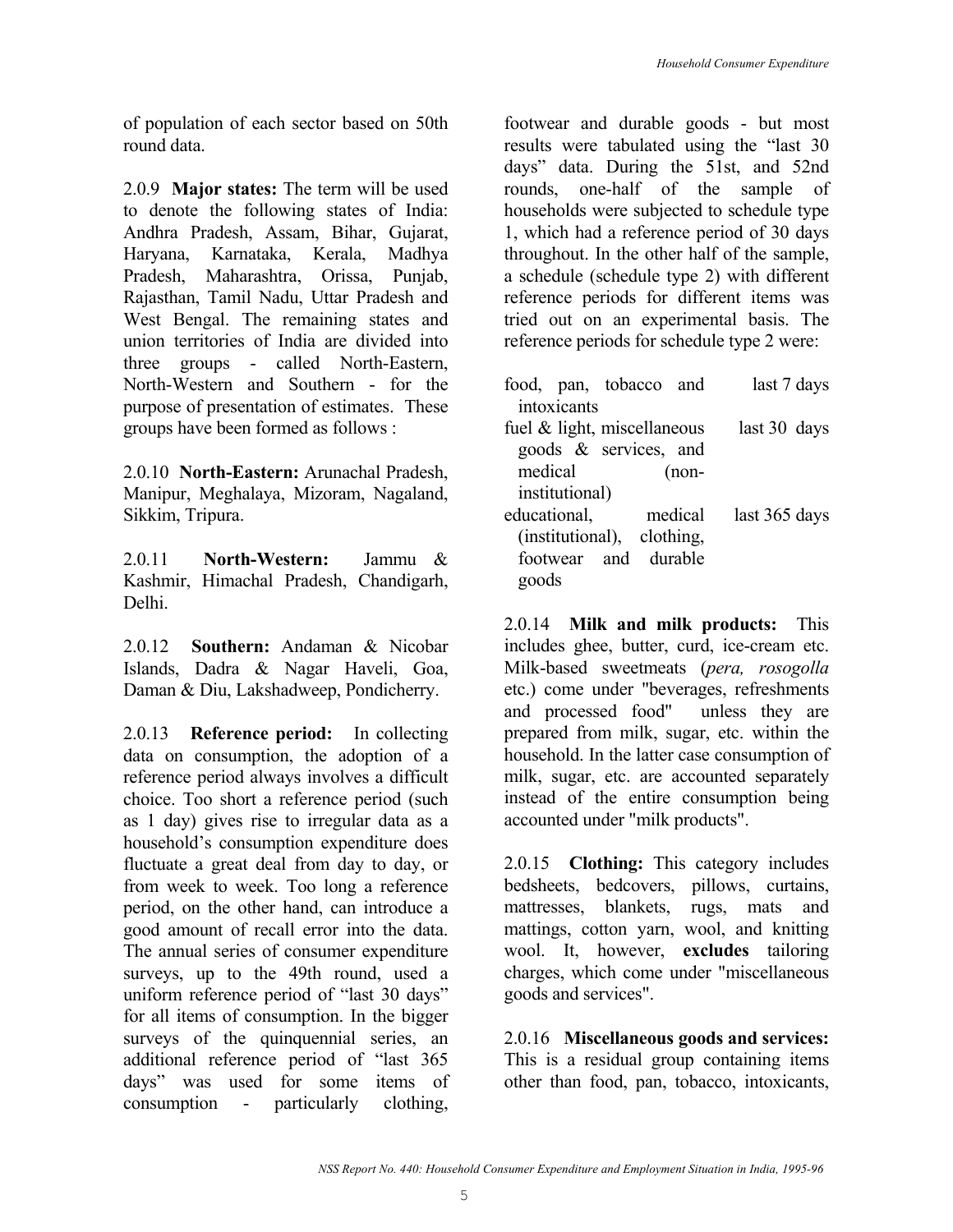of population of each sector based on 50th round data.

2.0.9 **Major states:** The term will be used to denote the following states of India: Andhra Pradesh, Assam, Bihar, Gujarat, Haryana, Karnataka, Kerala, Madhya Pradesh, Maharashtra, Orissa, Punjab, Rajasthan, Tamil Nadu, Uttar Pradesh and West Bengal. The remaining states and union territories of India are divided into three groups - called North-Eastern, North-Western and Southern - for the purpose of presentation of estimates. These groups have been formed as follows :

2.0.10 **North-Eastern:** Arunachal Pradesh, Manipur, Meghalaya, Mizoram, Nagaland, Sikkim, Tripura.

2.0.11 **North-Western:** Jammu & Kashmir, Himachal Pradesh, Chandigarh, Delhi.

2.0.12 **Southern:** Andaman & Nicobar Islands, Dadra & Nagar Haveli, Goa, Daman & Diu, Lakshadweep, Pondicherry.

2.0.13 **Reference period:** In collecting data on consumption, the adoption of a reference period always involves a difficult choice. Too short a reference period (such as 1 day) gives rise to irregular data as a household's consumption expenditure does fluctuate a great deal from day to day, or from week to week. Too long a reference period, on the other hand, can introduce a good amount of recall error into the data. The annual series of consumer expenditure surveys, up to the 49th round, used a uniform reference period of "last 30 days" for all items of consumption. In the bigger surveys of the quinquennial series, an additional reference period of "last 365 days" was used for some items of consumption - particularly clothing, footwear and durable goods - but most results were tabulated using the "last 30 days" data. During the 51st, and 52nd rounds, one-half of the sample of households were subjected to schedule type 1, which had a reference period of 30 days throughout. In the other half of the sample, a schedule (schedule type 2) with different reference periods for different items was tried out on an experimental basis. The reference periods for schedule type 2 were:

| | |
|---|---|
| food, pan, tobacco and intoxicants | last 7 days |
| fuel & light, miscellaneous goods & services, and medical (non-institutional) | last 30 days |
| educational, medical (institutional), clothing, footwear and durable goods | last 365 days |

2.0.14 **Milk and milk products:** This includes ghee, butter, curd, ice-cream etc. Milk-based sweetmeats (*pera, rosogolla* etc.) come under "beverages, refreshments and processed food" unless they are prepared from milk, sugar, etc. within the household. In the latter case consumption of milk, sugar, etc. are accounted separately instead of the entire consumption being accounted under "milk products".

2.0.15 **Clothing:** This category includes bedsheets, bedcovers, pillows, curtains, mattresses, blankets, rugs, mats and mattings, cotton yarn, wool, and knitting wool. It, however, **excludes** tailoring charges, which come under "miscellaneous goods and services".

2.0.16 **Miscellaneous goods and services:** This is a residual group containing items other than food, pan, tobacco, intoxicants,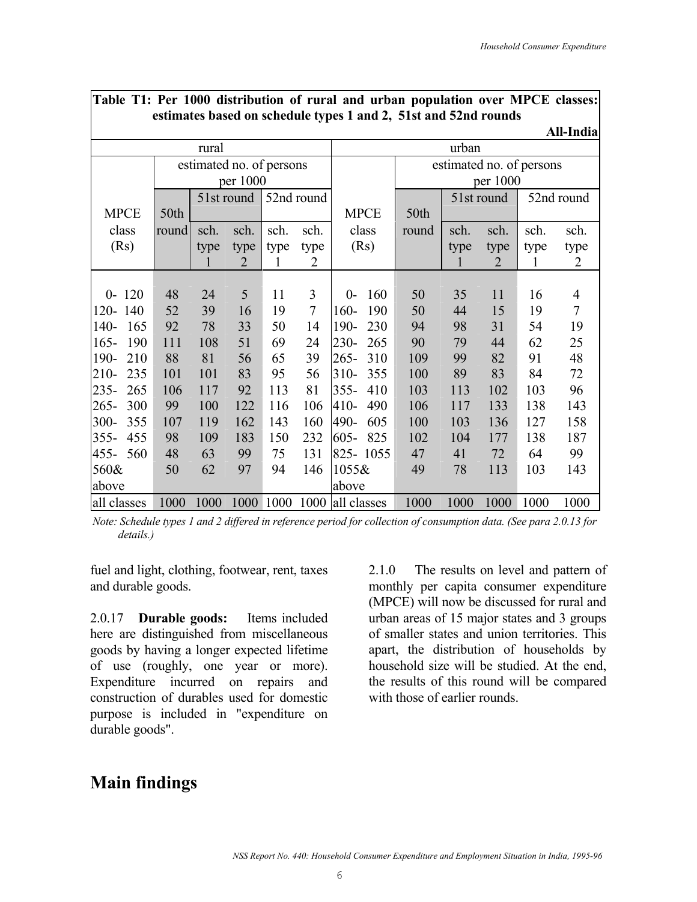**Table T1: Per 1000 distribution of rural and urban population over MPCE classes: estimates based on schedule types 1 and 2, 51st and 52nd rounds**

**All-India**

| rural | | | | | | urban | | | | | |
|---|---|---|---|---|---|---|---|---|---|---|---|
| | estimated no. of persons per 1000 | | | | | | estimated no. of persons per 1000 | | | | |
| MPCE class (Rs) | 50th round | 51st round | | 52nd round | | MPCE class (Rs) | 50th round | 51st round | | 52nd round | |
| | | sch. type 1 | sch. type 2 | sch. type 1 | sch. type 2 | | | sch. type 1 | sch. type 2 | sch. type 1 | sch. type 2 |
| 0- 120 | 48 | 24 | 5 | 11 | 3 | 0- 160 | 50 | 35 | 11 | 16 | 4 |
| 120- 140 | 52 | 39 | 16 | 19 | 7 | 160- 190 | 50 | 44 | 15 | 19 | 7 |
| 140- 165 | 92 | 78 | 33 | 50 | 14 | 190- 230 | 94 | 98 | 31 | 54 | 19 |
| 165- 190 | 111 | 108 | 51 | 69 | 24 | 230- 265 | 90 | 79 | 44 | 62 | 25 |
| 190- 210 | 88 | 81 | 56 | 65 | 39 | 265- 310 | 109 | 99 | 82 | 91 | 48 |
| 210- 235 | 101 | 101 | 83 | 95 | 56 | 310- 355 | 100 | 89 | 83 | 84 | 72 |
| 235- 265 | 106 | 117 | 92 | 113 | 81 | 355- 410 | 103 | 113 | 102 | 103 | 96 |
| 265- 300 | 99 | 100 | 122 | 116 | 106 | 410- 490 | 106 | 117 | 133 | 138 | 143 |
| 300- 355 | 107 | 119 | 162 | 143 | 160 | 490- 605 | 100 | 103 | 136 | 127 | 158 |
| 355- 455 | 98 | 109 | 183 | 150 | 232 | 605- 825 | 102 | 104 | 177 | 138 | 187 |
| 455- 560 | 48 | 63 | 99 | 75 | 131 | 825- 1055 | 47 | 41 | 72 | 64 | 99 |
| 560& above | 50 | 62 | 97 | 94 | 146 | 1055& above | 49 | 78 | 113 | 103 | 143 |
| all classes | 1000 | 1000 | 1000 | 1000 | 1000 | all classes | 1000 | 1000 | 1000 | 1000 | 1000 |

*Note: Schedule types 1 and 2 differed in reference period for collection of consumption data. (See para 2.0.13 for details.)*

fuel and light, clothing, footwear, rent, taxes and durable goods.

2.0.17 **Durable goods:** Items included here are distinguished from miscellaneous goods by having a longer expected lifetime of use (roughly, one year or more). Expenditure incurred on repairs and construction of durables used for domestic purpose is included in "expenditure on durable goods".

2.1.0 The results on level and pattern of monthly per capita consumer expenditure (MPCE) will now be discussed for rural and urban areas of 15 major states and 3 groups of smaller states and union territories. This apart, the distribution of households by household size will be studied. At the end, the results of this round will be compared with those of earlier rounds.

# Main findings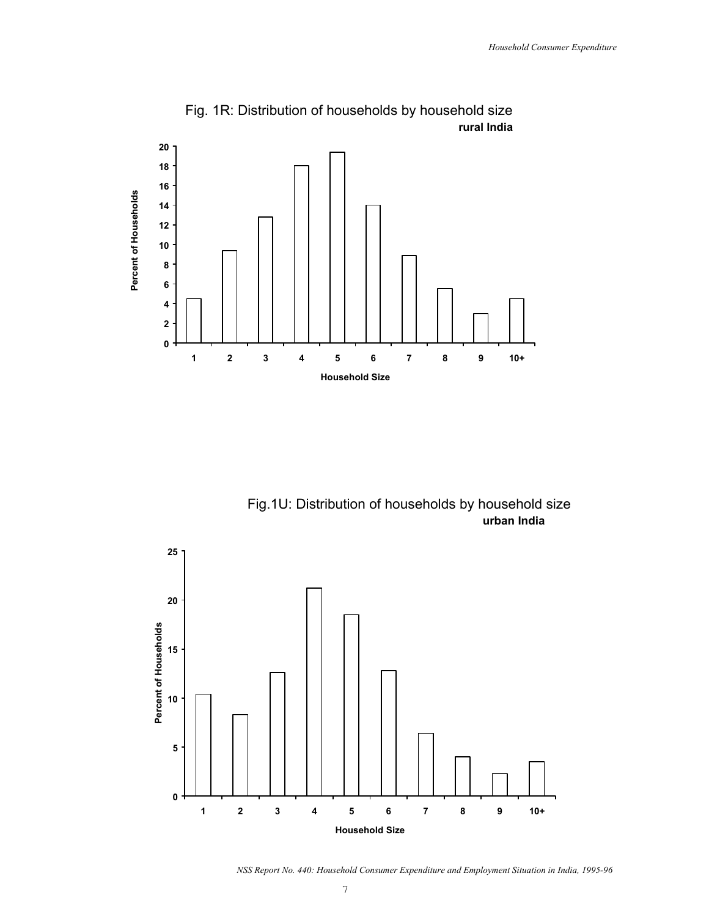Fig. 1R: Distribution of households by household size
**rural India**

Fig.1U: Distribution of households by household size
**urban India**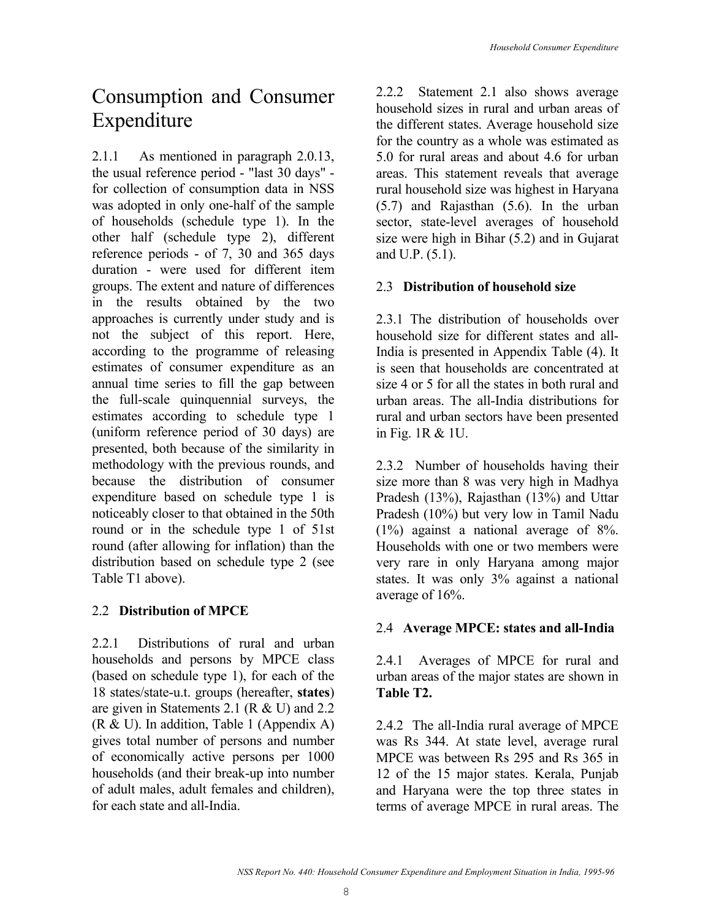# Consumption and Consumer Expenditure

2.1.1 As mentioned in paragraph 2.0.13, the usual reference period - "last 30 days" - for collection of consumption data in NSS was adopted in only one-half of the sample of households (schedule type 1). In the other half (schedule type 2), different reference periods - of 7, 30 and 365 days duration - were used for different item groups. The extent and nature of differences in the results obtained by the two approaches is currently under study and is not the subject of this report. Here, according to the programme of releasing estimates of consumer expenditure as an annual time series to fill the gap between the full-scale quinquennial surveys, the estimates according to schedule type 1 (uniform reference period of 30 days) are presented, both because of the similarity in methodology with the previous rounds, and because the distribution of consumer expenditure based on schedule type 1 is noticeably closer to that obtained in the 50th round or in the schedule type 1 of 51st round (after allowing for inflation) than the distribution based on schedule type 2 (see Table T1 above).

## 2.2 Distribution of MPCE

2.2.1 Distributions of rural and urban households and persons by MPCE class (based on schedule type 1), for each of the 18 states/state-u.t. groups (hereafter, **states**) are given in Statements 2.1 (R & U) and 2.2 (R & U). In addition, Table 1 (Appendix A) gives total number of persons and number of economically active persons per 1000 households (and their break-up into number of adult males, adult females and children), for each state and all-India.

2.2.2 Statement 2.1 also shows average household sizes in rural and urban areas of the different states. Average household size for the country as a whole was estimated as 5.0 for rural areas and about 4.6 for urban areas. This statement reveals that average rural household size was highest in Haryana (5.7) and Rajasthan (5.6). In the urban sector, state-level averages of household size were high in Bihar (5.2) and in Gujarat and U.P. (5.1).

## 2.3 Distribution of household size

2.3.1 The distribution of households over household size for different states and all-India is presented in Appendix Table (4). It is seen that households are concentrated at size 4 or 5 for all the states in both rural and urban areas. The all-India distributions for rural and urban sectors have been presented in Fig. 1R & 1U.

2.3.2 Number of households having their size more than 8 was very high in Madhya Pradesh (13%), Rajasthan (13%) and Uttar Pradesh (10%) but very low in Tamil Nadu (1%) against a national average of 8%. Households with one or two members were very rare in only Haryana among major states. It was only 3% against a national average of 16%.

## 2.4 Average MPCE: states and all-India

2.4.1 Averages of MPCE for rural and urban areas of the major states are shown in **Table T2.**

2.4.2 The all-India rural average of MPCE was Rs 344. At state level, average rural MPCE was between Rs 295 and Rs 365 in 12 of the 15 major states. Kerala, Punjab and Haryana were the top three states in terms of average MPCE in rural areas. The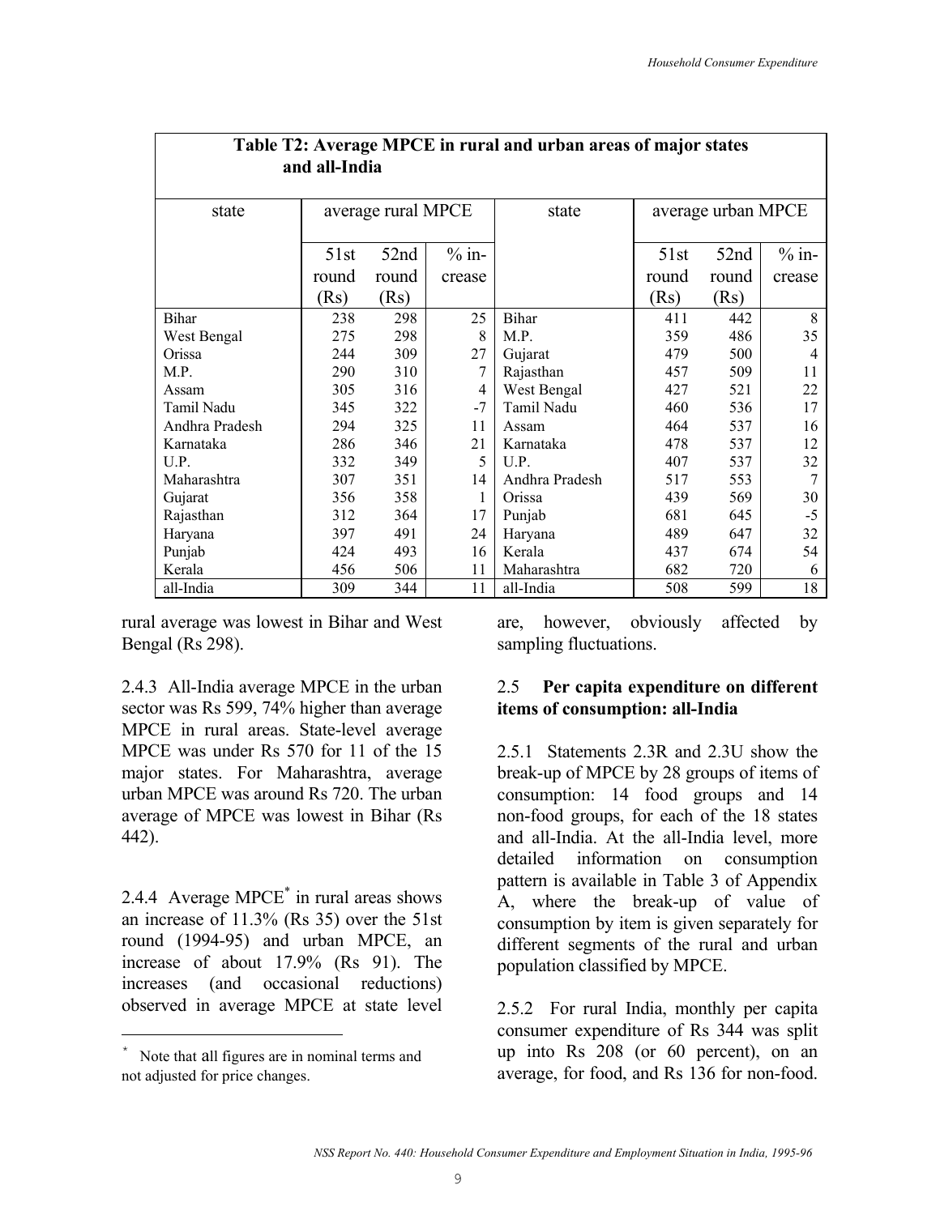| Table T2: Average MPCE in rural and urban areas of major states and all-India | | | | | | | |
|---|---|---|---|---|---|---|---|
| state | average rural MPCE | | | state | average urban MPCE | | |
| | 51st round (Rs) | 52nd round (Rs) | % in-crease | | 51st round (Rs) | 52nd round (Rs) | % in-crease |
| Bihar | 238 | 298 | 25 | Bihar | 411 | 442 | 8 |
| West Bengal | 275 | 298 | 8 | M.P. | 359 | 486 | 35 |
| Orissa | 244 | 309 | 27 | Gujarat | 479 | 500 | 4 |
| M.P. | 290 | 310 | 7 | Rajasthan | 457 | 509 | 11 |
| Assam | 305 | 316 | 4 | West Bengal | 427 | 521 | 22 |
| Tamil Nadu | 345 | 322 | -7 | Tamil Nadu | 460 | 536 | 17 |
| Andhra Pradesh | 294 | 325 | 11 | Assam | 464 | 537 | 16 |
| Karnataka | 286 | 346 | 21 | Karnataka | 478 | 537 | 12 |
| U.P. | 332 | 349 | 5 | U.P. | 407 | 537 | 32 |
| Maharashtra | 307 | 351 | 14 | Andhra Pradesh | 517 | 553 | 7 |
| Gujarat | 356 | 358 | 1 | Orissa | 439 | 569 | 30 |
| Rajasthan | 312 | 364 | 17 | Punjab | 681 | 645 | -5 |
| Haryana | 397 | 491 | 24 | Haryana | 489 | 647 | 32 |
| Punjab | 424 | 493 | 16 | Kerala | 437 | 674 | 54 |
| Kerala | 456 | 506 | 11 | Maharashtra | 682 | 720 | 6 |
| all-India | 309 | 344 | 11 | all-India | 508 | 599 | 18 |

rural average was lowest in Bihar and West Bengal (Rs 298).

2.4.3 All-India average MPCE in the urban sector was Rs 599, 74% higher than average MPCE in rural areas. State-level average MPCE was under Rs 570 for 11 of the 15 major states. For Maharashtra, average urban MPCE was around Rs 720. The urban average of MPCE was lowest in Bihar (Rs 442).

2.4.4 Average MPCE* in rural areas shows an increase of 11.3% (Rs 35) over the 51st round (1994-95) and urban MPCE, an increase of about 17.9% (Rs 91). The increases (and occasional reductions) observed in average MPCE at state level are, however, obviously affected by sampling fluctuations.

## 2.5 **Per capita expenditure on different items of consumption: all-India**

2.5.1 Statements 2.3R and 2.3U show the break-up of MPCE by 28 groups of items of consumption: 14 food groups and 14 non-food groups, for each of the 18 states and all-India. At the all-India level, more detailed information on consumption pattern is available in Table 3 of Appendix A, where the break-up of value of consumption by item is given separately for different segments of the rural and urban population classified by MPCE.

2.5.2 For rural India, monthly per capita consumer expenditure of Rs 344 was split up into Rs 208 (or 60 percent), on an average, for food, and Rs 136 for non-food.

---

* Note that all figures are in nominal terms and not adjusted for price changes.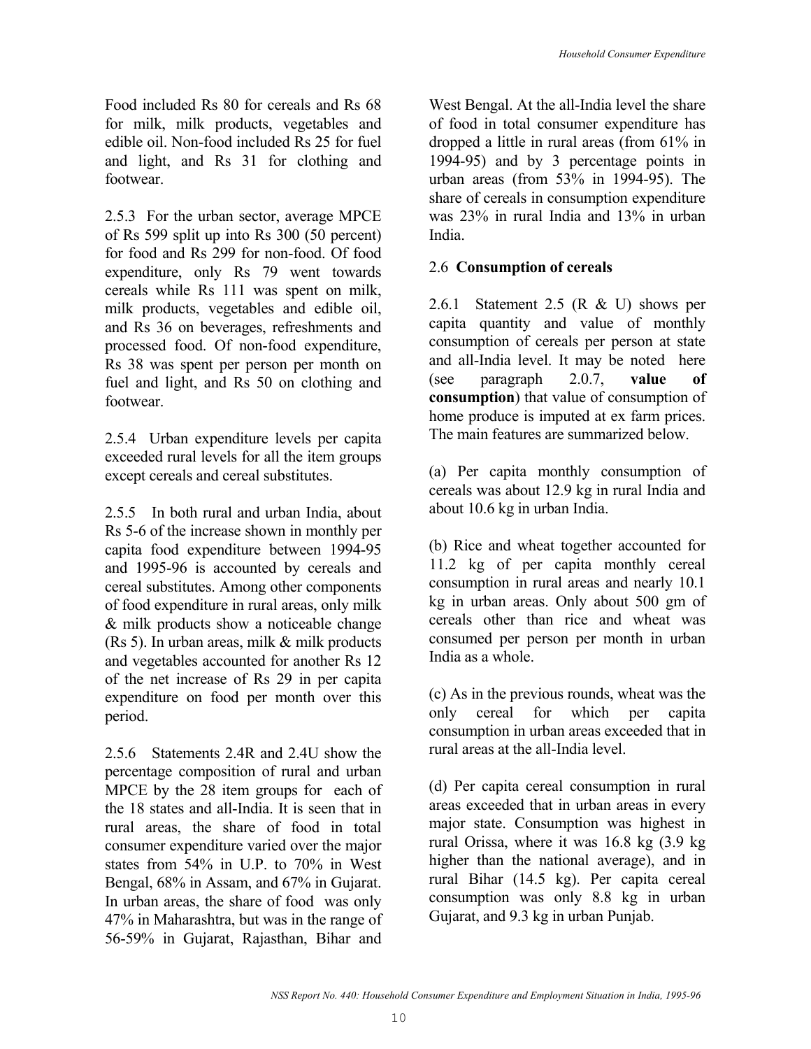Food included Rs 80 for cereals and Rs 68 for milk, milk products, vegetables and edible oil. Non-food included Rs 25 for fuel and light, and Rs 31 for clothing and footwear.

2.5.3 For the urban sector, average MPCE of Rs 599 split up into Rs 300 (50 percent) for food and Rs 299 for non-food. Of food expenditure, only Rs 79 went towards cereals while Rs 111 was spent on milk, milk products, vegetables and edible oil, and Rs 36 on beverages, refreshments and processed food. Of non-food expenditure, Rs 38 was spent per person per month on fuel and light, and Rs 50 on clothing and footwear.

2.5.4 Urban expenditure levels per capita exceeded rural levels for all the item groups except cereals and cereal substitutes.

2.5.5 In both rural and urban India, about Rs 5-6 of the increase shown in monthly per capita food expenditure between 1994-95 and 1995-96 is accounted by cereals and cereal substitutes. Among other components of food expenditure in rural areas, only milk & milk products show a noticeable change (Rs 5). In urban areas, milk & milk products and vegetables accounted for another Rs 12 of the net increase of Rs 29 in per capita expenditure on food per month over this period.

2.5.6 Statements 2.4R and 2.4U show the percentage composition of rural and urban MPCE by the 28 item groups for each of the 18 states and all-India. It is seen that in rural areas, the share of food in total consumer expenditure varied over the major states from 54% in U.P. to 70% in West Bengal, 68% in Assam, and 67% in Gujarat. In urban areas, the share of food was only 47% in Maharashtra, but was in the range of 56-59% in Gujarat, Rajasthan, Bihar and West Bengal. At the all-India level the share of food in total consumer expenditure has dropped a little in rural areas (from 61% in 1994-95) and by 3 percentage points in urban areas (from 53% in 1994-95). The share of cereals in consumption expenditure was 23% in rural India and 13% in urban India.

## 2.6 Consumption of cereals

2.6.1 Statement 2.5 (R & U) shows per capita quantity and value of monthly consumption of cereals per person at state and all-India level. It may be noted here (see paragraph 2.0.7, **value of consumption**) that value of consumption of home produce is imputed at ex farm prices. The main features are summarized below.

(a) Per capita monthly consumption of cereals was about 12.9 kg in rural India and about 10.6 kg in urban India.

(b) Rice and wheat together accounted for 11.2 kg of per capita monthly cereal consumption in rural areas and nearly 10.1 kg in urban areas. Only about 500 gm of cereals other than rice and wheat was consumed per person per month in urban India as a whole.

(c) As in the previous rounds, wheat was the only cereal for which per capita consumption in urban areas exceeded that in rural areas at the all-India level.

(d) Per capita cereal consumption in rural areas exceeded that in urban areas in every major state. Consumption was highest in rural Orissa, where it was 16.8 kg (3.9 kg higher than the national average), and in rural Bihar (14.5 kg). Per capita cereal consumption was only 8.8 kg in urban Gujarat, and 9.3 kg in urban Punjab.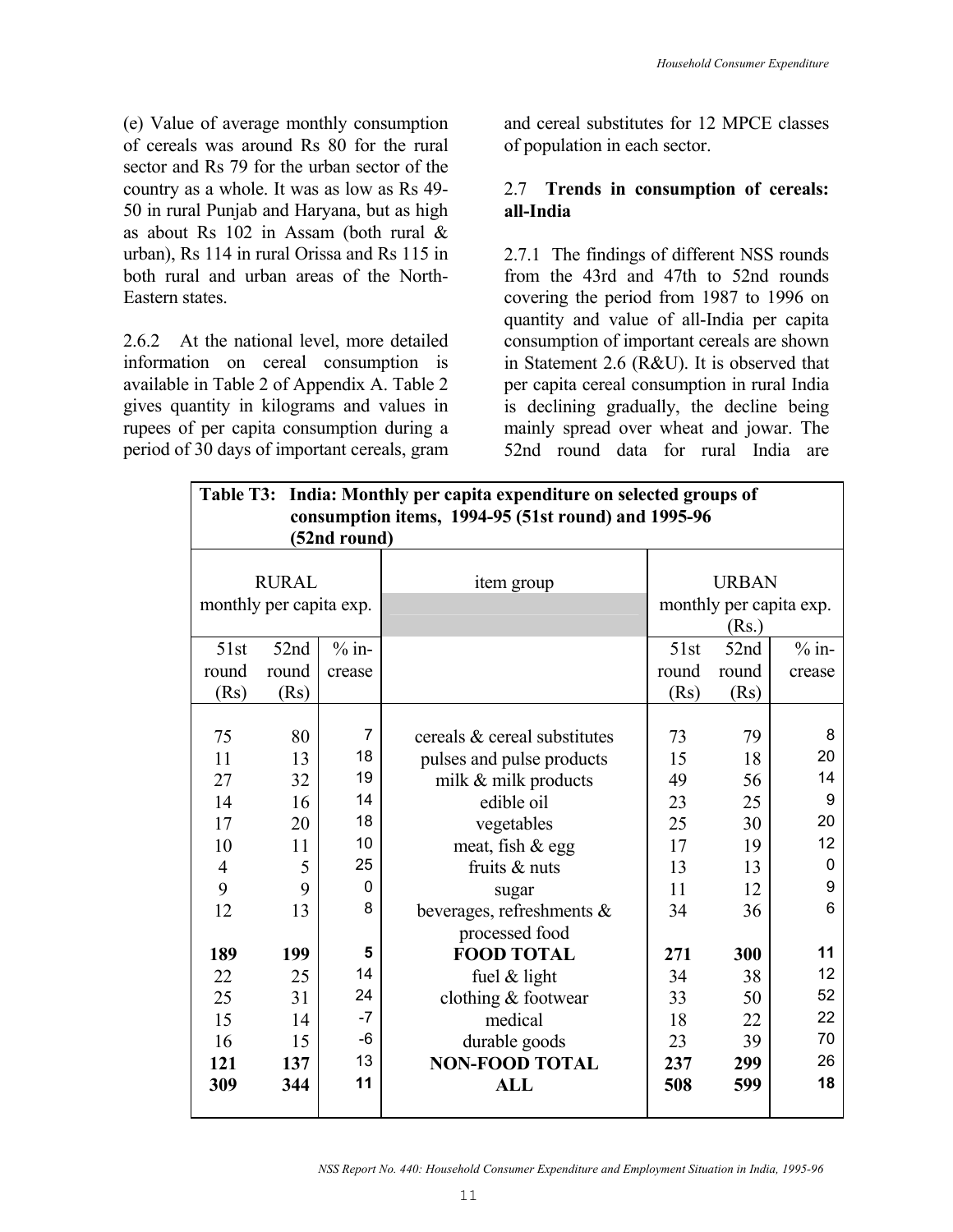(e) Value of average monthly consumption of cereals was around Rs 80 for the rural sector and Rs 79 for the urban sector of the country as a whole. It was as low as Rs 49-50 in rural Punjab and Haryana, but as high as about Rs 102 in Assam (both rural & urban), Rs 114 in rural Orissa and Rs 115 in both rural and urban areas of the North-Eastern states.

2.6.2 At the national level, more detailed information on cereal consumption is available in Table 2 of Appendix A. Table 2 gives quantity in kilograms and values in rupees of per capita consumption during a period of 30 days of important cereals, gram and cereal substitutes for 12 MPCE classes of population in each sector.

### 2.7 Trends in consumption of cereals: all-India

2.7.1 The findings of different NSS rounds from the 43rd and 47th to 52nd rounds covering the period from 1987 to 1996 on quantity and value of all-India per capita consumption of important cereals are shown in Statement 2.6 (R&U). It is observed that per capita cereal consumption in rural India is declining gradually, the decline being mainly spread over wheat and jowar. The 52nd round data for rural India are

**Table T3: India: Monthly per capita expenditure on selected groups of consumption items, 1994-95 (51st round) and 1995-96 (52nd round)**

| RURAL monthly per capita exp. | | | item group | URBAN monthly per capita exp. (Rs.) | | |
|---|---|---|---|---|---|---|
| 51st round (Rs) | 52nd round (Rs) | % in-crease | | 51st round (Rs) | 52nd round (Rs) | % in-crease |
| 75 | 80 | 7 | cereals & cereal substitutes | 73 | 79 | 8 |
| 11 | 13 | 18 | pulses and pulse products | 15 | 18 | 20 |
| 27 | 32 | 19 | milk & milk products | 49 | 56 | 14 |
| 14 | 16 | 14 | edible oil | 23 | 25 | 9 |
| 17 | 20 | 18 | vegetables | 25 | 30 | 20 |
| 10 | 11 | 10 | meat, fish & egg | 17 | 19 | 12 |
| 4 | 5 | 25 | fruits & nuts | 13 | 13 | 0 |
| 9 | 9 | 0 | sugar | 11 | 12 | 9 |
| 12 | 13 | 8 | beverages, refreshments & processed food | 34 | 36 | 6 |
| **189** | **199** | **5** | **FOOD TOTAL** | **271** | **300** | **11** |
| 22 | 25 | 14 | fuel & light | 34 | 38 | 12 |
| 25 | 31 | 24 | clothing & footwear | 33 | 50 | 52 |
| 15 | 14 | -7 | medical | 18 | 22 | 22 |
| 16 | 15 | -6 | durable goods | 23 | 39 | 70 |
| **121** | **137** | 13 | **NON-FOOD TOTAL** | **237** | **299** | 26 |
| **309** | **344** | **11** | **ALL** | **508** | **599** | **18** |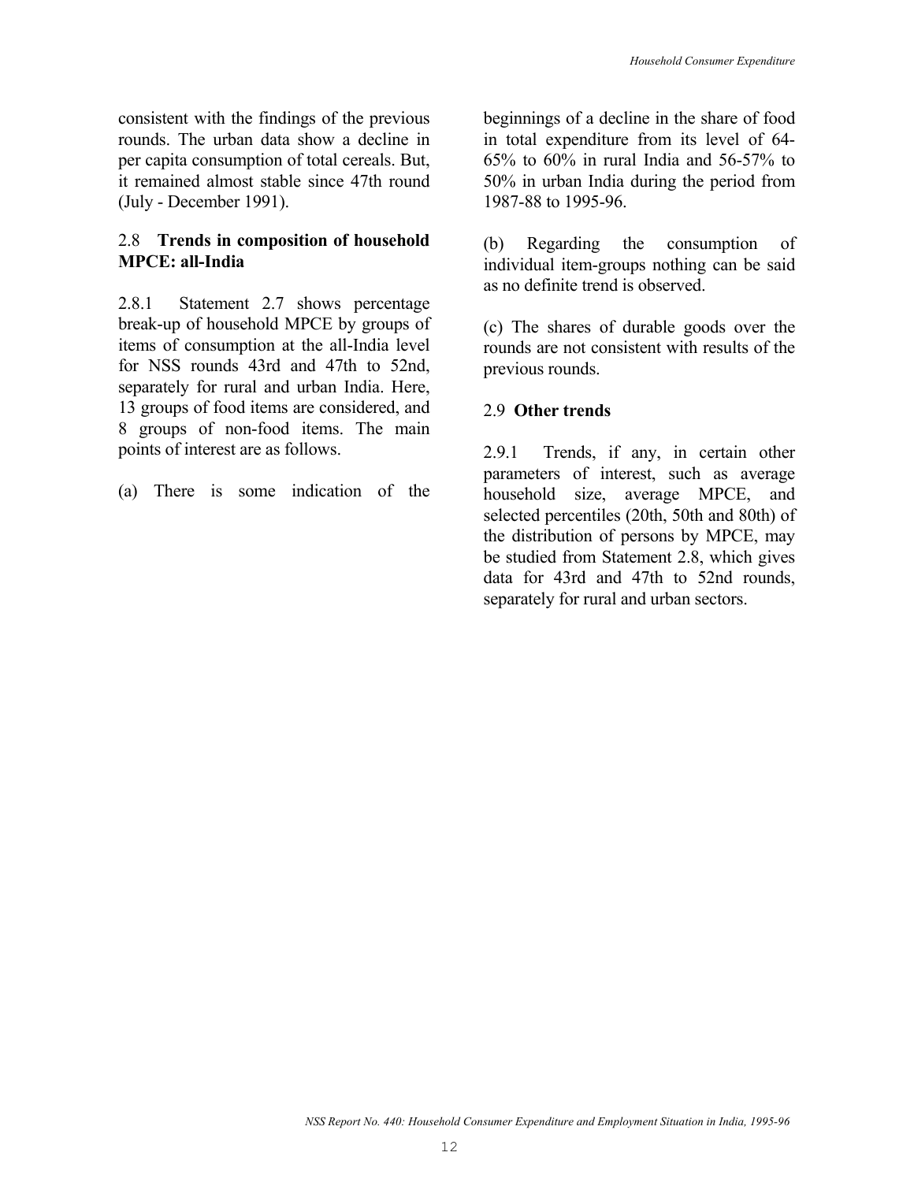consistent with the findings of the previous rounds. The urban data show a decline in per capita consumption of total cereals. But, it remained almost stable since 47th round (July - December 1991).

## 2.8 Trends in composition of household MPCE: all-India

2.8.1 Statement 2.7 shows percentage break-up of household MPCE by groups of items of consumption at the all-India level for NSS rounds 43rd and 47th to 52nd, separately for rural and urban India. Here, 13 groups of food items are considered, and 8 groups of non-food items. The main points of interest are as follows.

(a) There is some indication of the beginnings of a decline in the share of food in total expenditure from its level of 64-65% to 60% in rural India and 56-57% to 50% in urban India during the period from 1987-88 to 1995-96.

(b) Regarding the consumption of individual item-groups nothing can be said as no definite trend is observed.

(c) The shares of durable goods over the rounds are not consistent with results of the previous rounds.

## 2.9 Other trends

2.9.1 Trends, if any, in certain other parameters of interest, such as average household size, average MPCE, and selected percentiles (20th, 50th and 80th) of the distribution of persons by MPCE, may be studied from Statement 2.8, which gives data for 43rd and 47th to 52nd rounds, separately for rural and urban sectors.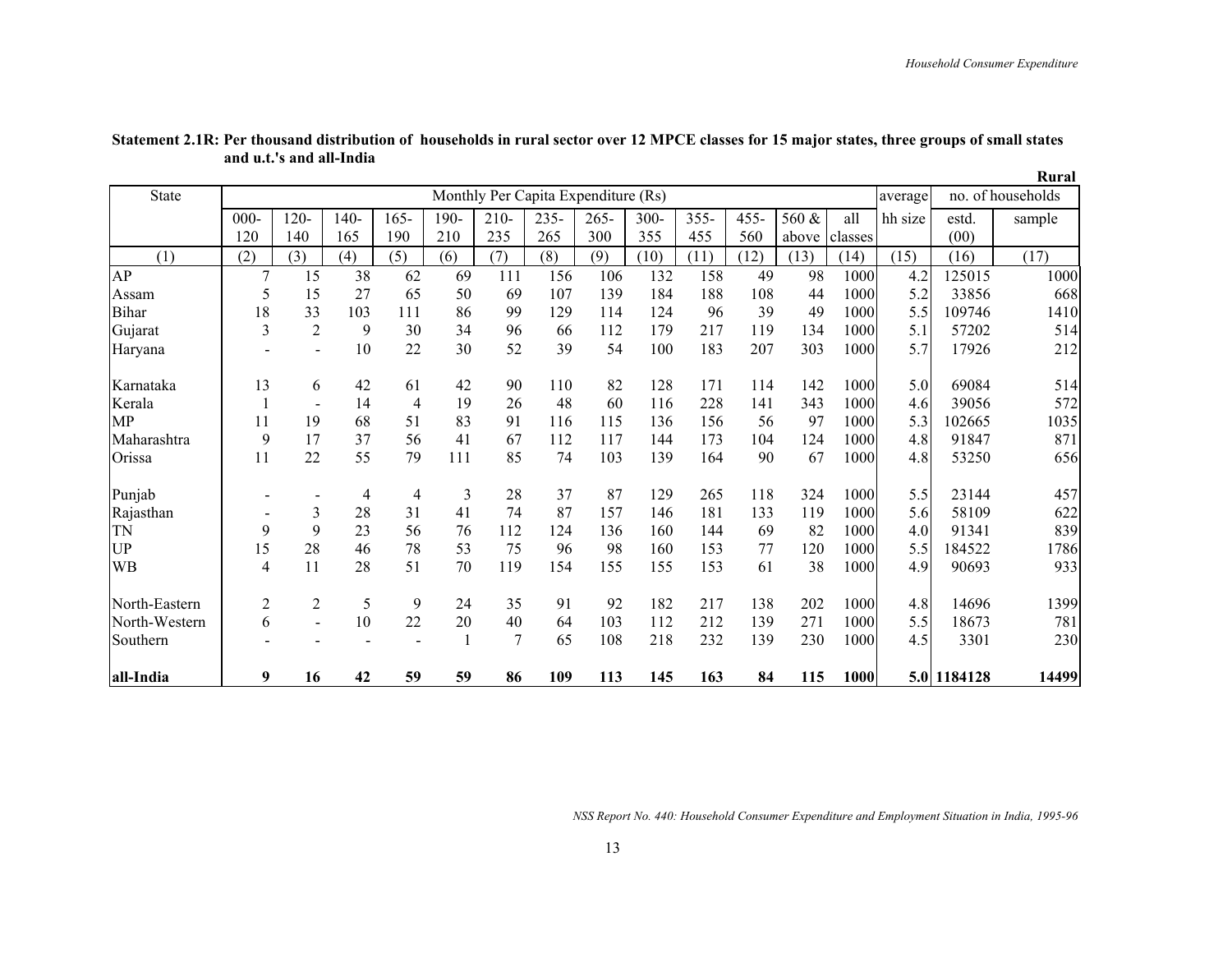**Statement 2.1R: Per thousand distribution of households in rural sector over 12 MPCE classes for 15 major states, three groups of small states and u.t.'s and all-India**

**Rural**

| State | Monthly Per Capita Expenditure (Rs) | | | | | | | | | | | | | average | no. of households | |
|---|---|---|---|---|---|---|---|---|---|---|---|---|---|---|---|---|
| | 000-120 | 120-140 | 140-165 | 165-190 | 190-210 | 210-235 | 235-265 | 265-300 | 300-355 | 355-455 | 455-560 | 560 & above | all classes | hh size | estd. (00) | sample |
| (1) | (2) | (3) | (4) | (5) | (6) | (7) | (8) | (9) | (10) | (11) | (12) | (13) | (14) | (15) | (16) | (17) |
| AP | 7 | 15 | 38 | 62 | 69 | 111 | 156 | 106 | 132 | 158 | 49 | 98 | 1000 | 4.2 | 125015 | 1000 |
| Assam | 5 | 15 | 27 | 65 | 50 | 69 | 107 | 139 | 184 | 188 | 108 | 44 | 1000 | 5.2 | 33856 | 668 |
| Bihar | 18 | 33 | 103 | 111 | 86 | 99 | 129 | 114 | 124 | 96 | 39 | 49 | 1000 | 5.5 | 109746 | 1410 |
| Gujarat | 3 | 2 | 9 | 30 | 34 | 96 | 66 | 112 | 179 | 217 | 119 | 134 | 1000 | 5.1 | 57202 | 514 |
| Haryana | - | - | 10 | 22 | 30 | 52 | 39 | 54 | 100 | 183 | 207 | 303 | 1000 | 5.7 | 17926 | 212 |
| Karnataka | 13 | 6 | 42 | 61 | 42 | 90 | 110 | 82 | 128 | 171 | 114 | 142 | 1000 | 5.0 | 69084 | 514 |
| Kerala | 1 | - | 14 | 4 | 19 | 26 | 48 | 60 | 116 | 228 | 141 | 343 | 1000 | 4.6 | 39056 | 572 |
| MP | 11 | 19 | 68 | 51 | 83 | 91 | 116 | 115 | 136 | 156 | 56 | 97 | 1000 | 5.3 | 102665 | 1035 |
| Maharashtra | 9 | 17 | 37 | 56 | 41 | 67 | 112 | 117 | 144 | 173 | 104 | 124 | 1000 | 4.8 | 91847 | 871 |
| Orissa | 11 | 22 | 55 | 79 | 111 | 85 | 74 | 103 | 139 | 164 | 90 | 67 | 1000 | 4.8 | 53250 | 656 |
| Punjab | - | - | 4 | 4 | 3 | 28 | 37 | 87 | 129 | 265 | 118 | 324 | 1000 | 5.5 | 23144 | 457 |
| Rajasthan | - | 3 | 28 | 31 | 41 | 74 | 87 | 157 | 146 | 181 | 133 | 119 | 1000 | 5.6 | 58109 | 622 |
| TN | 9 | 9 | 23 | 56 | 76 | 112 | 124 | 136 | 160 | 144 | 69 | 82 | 1000 | 4.0 | 91341 | 839 |
| UP | 15 | 28 | 46 | 78 | 53 | 75 | 96 | 98 | 160 | 153 | 77 | 120 | 1000 | 5.5 | 184522 | 1786 |
| WB | 4 | 11 | 28 | 51 | 70 | 119 | 154 | 155 | 155 | 153 | 61 | 38 | 1000 | 4.9 | 90693 | 933 |
| North-Eastern | 2 | 2 | 5 | 9 | 24 | 35 | 91 | 92 | 182 | 217 | 138 | 202 | 1000 | 4.8 | 14696 | 1399 |
| North-Western | 6 | - | 10 | 22 | 20 | 40 | 64 | 103 | 112 | 212 | 139 | 271 | 1000 | 5.5 | 18673 | 781 |
| Southern | - | - | - | - | 1 | 7 | 65 | 108 | 218 | 232 | 139 | 230 | 1000 | 4.5 | 3301 | 230 |
| **all-India** | **9** | **16** | **42** | **59** | **59** | **86** | **109** | **113** | **145** | **163** | **84** | **115** | **1000** | **5.0** | **1184128** | **14499** |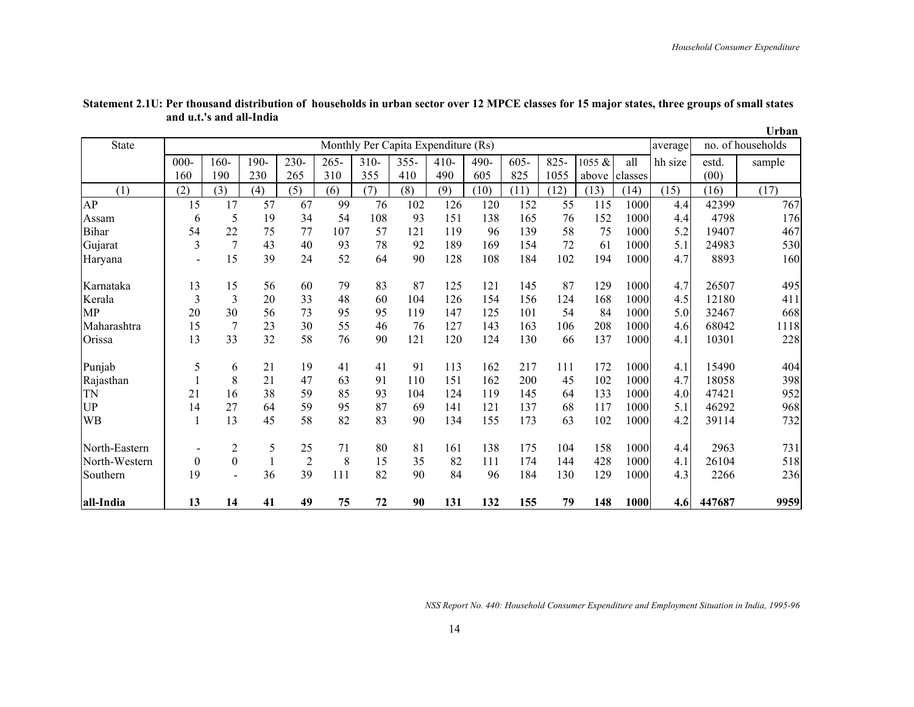**Statement 2.1U: Per thousand distribution of households in urban sector over 12 MPCE classes for 15 major states, three groups of small states and u.t.'s and all-India**

**Urban**

| State | Monthly Per Capita Expenditure (Rs) | | | | | | | | | | | | | average | no. of households | |
|---|---|---|---|---|---|---|---|---|---|---|---|---|---|---|---|---|
| | 000-160 | 160-190 | 190-230 | 230-265 | 265-310 | 310-355 | 355-410 | 410-490 | 490-605 | 605-825 | 825-1055 | 1055 & above | all classes | hh size | estd. (00) | sample |
| (1) | (2) | (3) | (4) | (5) | (6) | (7) | (8) | (9) | (10) | (11) | (12) | (13) | (14) | (15) | (16) | (17) |
| AP | 15 | 17 | 57 | 67 | 99 | 76 | 102 | 126 | 120 | 152 | 55 | 115 | 1000 | 4.4 | 42399 | 767 |
| Assam | 6 | 5 | 19 | 34 | 54 | 108 | 93 | 151 | 138 | 165 | 76 | 152 | 1000 | 4.4 | 4798 | 176 |
| Bihar | 54 | 22 | 75 | 77 | 107 | 57 | 121 | 119 | 96 | 139 | 58 | 75 | 1000 | 5.2 | 19407 | 467 |
| Gujarat | 3 | 7 | 43 | 40 | 93 | 78 | 92 | 189 | 169 | 154 | 72 | 61 | 1000 | 5.1 | 24983 | 530 |
| Haryana | - | 15 | 39 | 24 | 52 | 64 | 90 | 128 | 108 | 184 | 102 | 194 | 1000 | 4.7 | 8893 | 160 |
| Karnataka | 13 | 15 | 56 | 60 | 79 | 83 | 87 | 125 | 121 | 145 | 87 | 129 | 1000 | 4.7 | 26507 | 495 |
| Kerala | 3 | 3 | 20 | 33 | 48 | 60 | 104 | 126 | 154 | 156 | 124 | 168 | 1000 | 4.5 | 12180 | 411 |
| MP | 20 | 30 | 56 | 73 | 95 | 95 | 119 | 147 | 125 | 101 | 54 | 84 | 1000 | 5.0 | 32467 | 668 |
| Maharashtra | 15 | 7 | 23 | 30 | 55 | 46 | 76 | 127 | 143 | 163 | 106 | 208 | 1000 | 4.6 | 68042 | 1118 |
| Orissa | 13 | 33 | 32 | 58 | 76 | 90 | 121 | 120 | 124 | 130 | 66 | 137 | 1000 | 4.1 | 10301 | 228 |
| Punjab | 5 | 6 | 21 | 19 | 41 | 41 | 91 | 113 | 162 | 217 | 111 | 172 | 1000 | 4.1 | 15490 | 404 |
| Rajasthan | 1 | 8 | 21 | 47 | 63 | 91 | 110 | 151 | 162 | 200 | 45 | 102 | 1000 | 4.7 | 18058 | 398 |
| TN | 21 | 16 | 38 | 59 | 85 | 93 | 104 | 124 | 119 | 145 | 64 | 133 | 1000 | 4.0 | 47421 | 952 |
| UP | 14 | 27 | 64 | 59 | 95 | 87 | 69 | 141 | 121 | 137 | 68 | 117 | 1000 | 5.1 | 46292 | 968 |
| WB | 1 | 13 | 45 | 58 | 82 | 83 | 90 | 134 | 155 | 173 | 63 | 102 | 1000 | 4.2 | 39114 | 732 |
| North-Eastern | - | 2 | 5 | 25 | 71 | 80 | 81 | 161 | 138 | 175 | 104 | 158 | 1000 | 4.4 | 2963 | 731 |
| North-Western | 0 | 0 | 1 | 2 | 8 | 15 | 35 | 82 | 111 | 174 | 144 | 428 | 1000 | 4.1 | 26104 | 518 |
| Southern | 19 | - | 36 | 39 | 111 | 82 | 90 | 84 | 96 | 184 | 130 | 129 | 1000 | 4.3 | 2266 | 236 |
| **all-India** | **13** | **14** | **41** | **49** | **75** | **72** | **90** | **131** | **132** | **155** | **79** | **148** | **1000** | **4.6** | **447687** | **9959** |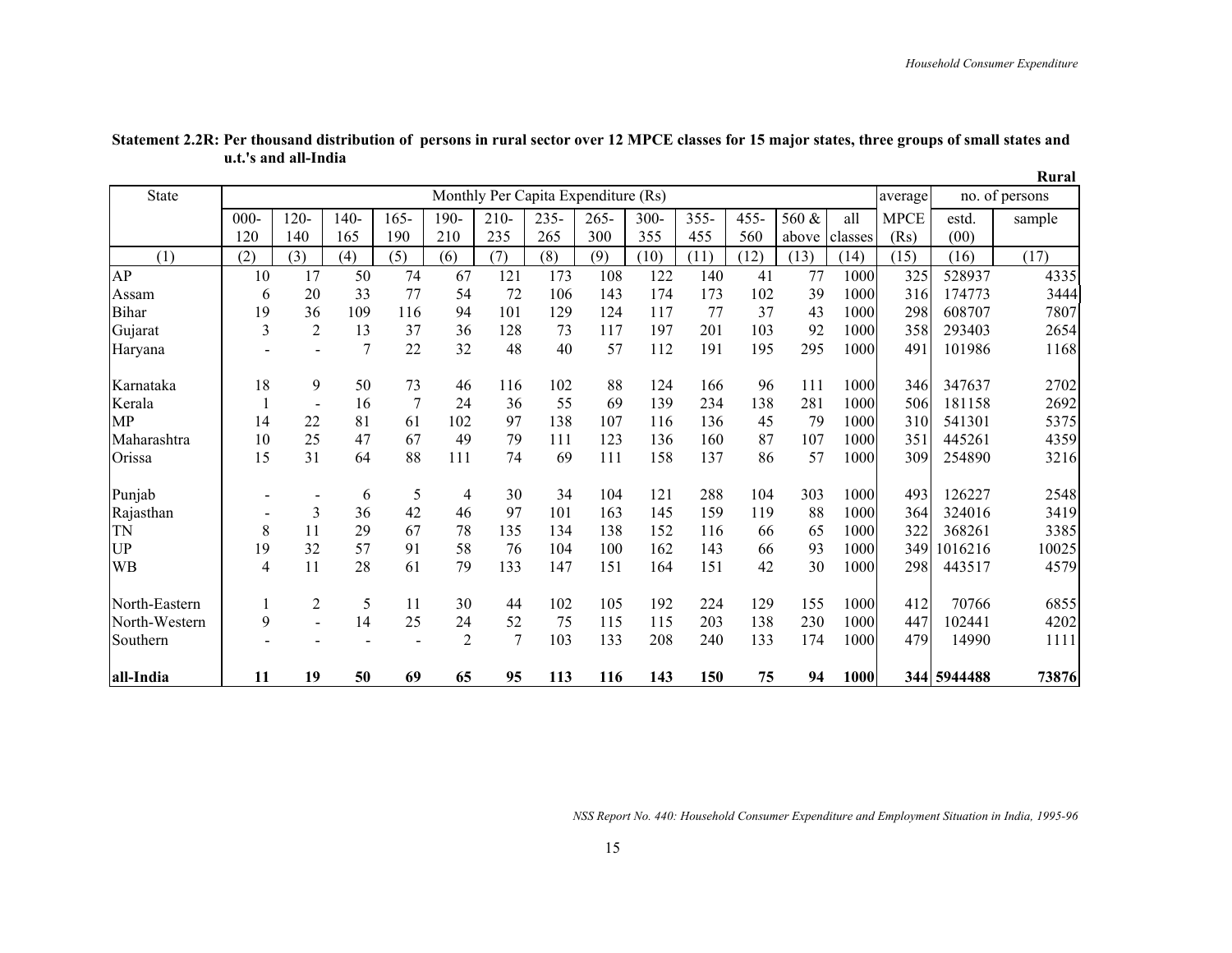**Statement 2.2R: Per thousand distribution of persons in rural sector over 12 MPCE classes for 15 major states, three groups of small states and u.t.'s and all-India**

**Rural**

| State | Monthly Per Capita Expenditure (Rs) | | | | | | | | | | | | | average | no. of persons | |
|---|---|---|---|---|---|---|---|---|---|---|---|---|---|---|---|---|
| | 000-120 | 120-140 | 140-165 | 165-190 | 190-210 | 210-235 | 235-265 | 265-300 | 300-355 | 355-455 | 455-560 | 560 & above | all classes | MPCE (Rs) | estd. (00) | sample |
| (1) | (2) | (3) | (4) | (5) | (6) | (7) | (8) | (9) | (10) | (11) | (12) | (13) | (14) | (15) | (16) | (17) |
| AP | 10 | 17 | 50 | 74 | 67 | 121 | 173 | 108 | 122 | 140 | 41 | 77 | 1000 | 325 | 528937 | 4335 |
| Assam | 6 | 20 | 33 | 77 | 54 | 72 | 106 | 143 | 174 | 173 | 102 | 39 | 1000 | 316 | 174773 | 3444 |
| Bihar | 19 | 36 | 109 | 116 | 94 | 101 | 129 | 124 | 117 | 77 | 37 | 43 | 1000 | 298 | 608707 | 7807 |
| Gujarat | 3 | 2 | 13 | 37 | 36 | 128 | 73 | 117 | 197 | 201 | 103 | 92 | 1000 | 358 | 293403 | 2654 |
| Haryana | - | - | 7 | 22 | 32 | 48 | 40 | 57 | 112 | 191 | 195 | 295 | 1000 | 491 | 101986 | 1168 |
| Karnataka | 18 | 9 | 50 | 73 | 46 | 116 | 102 | 88 | 124 | 166 | 96 | 111 | 1000 | 346 | 347637 | 2702 |
| Kerala | 1 | - | 16 | 7 | 24 | 36 | 55 | 69 | 139 | 234 | 138 | 281 | 1000 | 506 | 181158 | 2692 |
| MP | 14 | 22 | 81 | 61 | 102 | 97 | 138 | 107 | 116 | 136 | 45 | 79 | 1000 | 310 | 541301 | 5375 |
| Maharashtra | 10 | 25 | 47 | 67 | 49 | 79 | 111 | 123 | 136 | 160 | 87 | 107 | 1000 | 351 | 445261 | 4359 |
| Orissa | 15 | 31 | 64 | 88 | 111 | 74 | 69 | 111 | 158 | 137 | 86 | 57 | 1000 | 309 | 254890 | 3216 |
| Punjab | - | - | 6 | 5 | 4 | 30 | 34 | 104 | 121 | 288 | 104 | 303 | 1000 | 493 | 126227 | 2548 |
| Rajasthan | - | 3 | 36 | 42 | 46 | 97 | 101 | 163 | 145 | 159 | 119 | 88 | 1000 | 364 | 324016 | 3419 |
| TN | 8 | 11 | 29 | 67 | 78 | 135 | 134 | 138 | 152 | 116 | 66 | 65 | 1000 | 322 | 368261 | 3385 |
| UP | 19 | 32 | 57 | 91 | 58 | 76 | 104 | 100 | 162 | 143 | 66 | 93 | 1000 | 349 | 1016216 | 10025 |
| WB | 4 | 11 | 28 | 61 | 79 | 133 | 147 | 151 | 164 | 151 | 42 | 30 | 1000 | 298 | 443517 | 4579 |
| North-Eastern | 1 | 2 | 5 | 11 | 30 | 44 | 102 | 105 | 192 | 224 | 129 | 155 | 1000 | 412 | 70766 | 6855 |
| North-Western | 9 | - | 14 | 25 | 24 | 52 | 75 | 115 | 115 | 203 | 138 | 230 | 1000 | 447 | 102441 | 4202 |
| Southern | - | - | - | - | 2 | 7 | 103 | 133 | 208 | 240 | 133 | 174 | 1000 | 479 | 14990 | 1111 |
| **all-India** | **11** | **19** | **50** | **69** | **65** | **95** | **113** | **116** | **143** | **150** | **75** | **94** | **1000** | **344** | **5944488** | **73876** |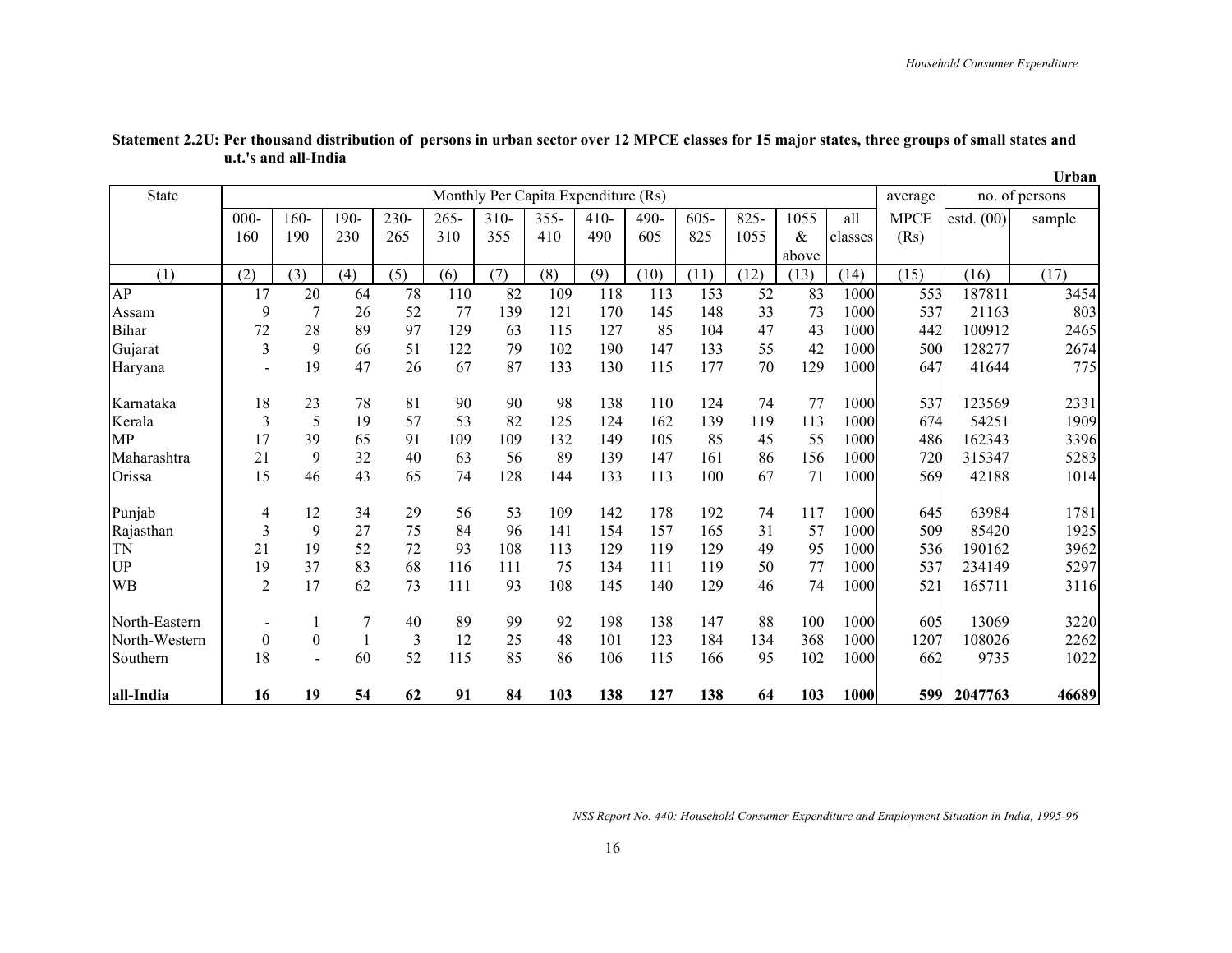**Statement 2.2U: Per thousand distribution of persons in urban sector over 12 MPCE classes for 15 major states, three groups of small states and u.t.'s and all-India**

**Urban**

| State | Monthly Per Capita Expenditure (Rs) | | | | | | | | | | | | | average | no. of persons | |
|---|---|---|---|---|---|---|---|---|---|---|---|---|---|---|---|---|
| | 000-160 | 160-190 | 190-230 | 230-265 | 265-310 | 310-355 | 355-410 | 410-490 | 490-605 | 605-825 | 825-1055 | 1055 & above | all classes | MPCE (Rs) | estd. (00) | sample |
| (1) | (2) | (3) | (4) | (5) | (6) | (7) | (8) | (9) | (10) | (11) | (12) | (13) | (14) | (15) | (16) | (17) |
| AP | 17 | 20 | 64 | 78 | 110 | 82 | 109 | 118 | 113 | 153 | 52 | 83 | 1000 | 553 | 187811 | 3454 |
| Assam | 9 | 7 | 26 | 52 | 77 | 139 | 121 | 170 | 145 | 148 | 33 | 73 | 1000 | 537 | 21163 | 803 |
| Bihar | 72 | 28 | 89 | 97 | 129 | 63 | 115 | 127 | 85 | 104 | 47 | 43 | 1000 | 442 | 100912 | 2465 |
| Gujarat | 3 | 9 | 66 | 51 | 122 | 79 | 102 | 190 | 147 | 133 | 55 | 42 | 1000 | 500 | 128277 | 2674 |
| Haryana | - | 19 | 47 | 26 | 67 | 87 | 133 | 130 | 115 | 177 | 70 | 129 | 1000 | 647 | 41644 | 775 |
| Karnataka | 18 | 23 | 78 | 81 | 90 | 90 | 98 | 138 | 110 | 124 | 74 | 77 | 1000 | 537 | 123569 | 2331 |
| Kerala | 3 | 5 | 19 | 57 | 53 | 82 | 125 | 124 | 162 | 139 | 119 | 113 | 1000 | 674 | 54251 | 1909 |
| MP | 17 | 39 | 65 | 91 | 109 | 109 | 132 | 149 | 105 | 85 | 45 | 55 | 1000 | 486 | 162343 | 3396 |
| Maharashtra | 21 | 9 | 32 | 40 | 63 | 56 | 89 | 139 | 147 | 161 | 86 | 156 | 1000 | 720 | 315347 | 5283 |
| Orissa | 15 | 46 | 43 | 65 | 74 | 128 | 144 | 133 | 113 | 100 | 67 | 71 | 1000 | 569 | 42188 | 1014 |
| Punjab | 4 | 12 | 34 | 29 | 56 | 53 | 109 | 142 | 178 | 192 | 74 | 117 | 1000 | 645 | 63984 | 1781 |
| Rajasthan | 3 | 9 | 27 | 75 | 84 | 96 | 141 | 154 | 157 | 165 | 31 | 57 | 1000 | 509 | 85420 | 1925 |
| TN | 21 | 19 | 52 | 72 | 93 | 108 | 113 | 129 | 119 | 129 | 49 | 95 | 1000 | 536 | 190162 | 3962 |
| UP | 19 | 37 | 83 | 68 | 116 | 111 | 75 | 134 | 111 | 119 | 50 | 77 | 1000 | 537 | 234149 | 5297 |
| WB | 2 | 17 | 62 | 73 | 111 | 93 | 108 | 145 | 140 | 129 | 46 | 74 | 1000 | 521 | 165711 | 3116 |
| North-Eastern | - | 1 | 7 | 40 | 89 | 99 | 92 | 198 | 138 | 147 | 88 | 100 | 1000 | 605 | 13069 | 3220 |
| North-Western | 0 | 0 | 1 | 3 | 12 | 25 | 48 | 101 | 123 | 184 | 134 | 368 | 1000 | 1207 | 108026 | 2262 |
| Southern | 18 | - | 60 | 52 | 115 | 85 | 86 | 106 | 115 | 166 | 95 | 102 | 1000 | 662 | 9735 | 1022 |
| **all-India** | **16** | **19** | **54** | **62** | **91** | **84** | **103** | **138** | **127** | **138** | **64** | **103** | **1000** | **599** | **2047763** | **46689** |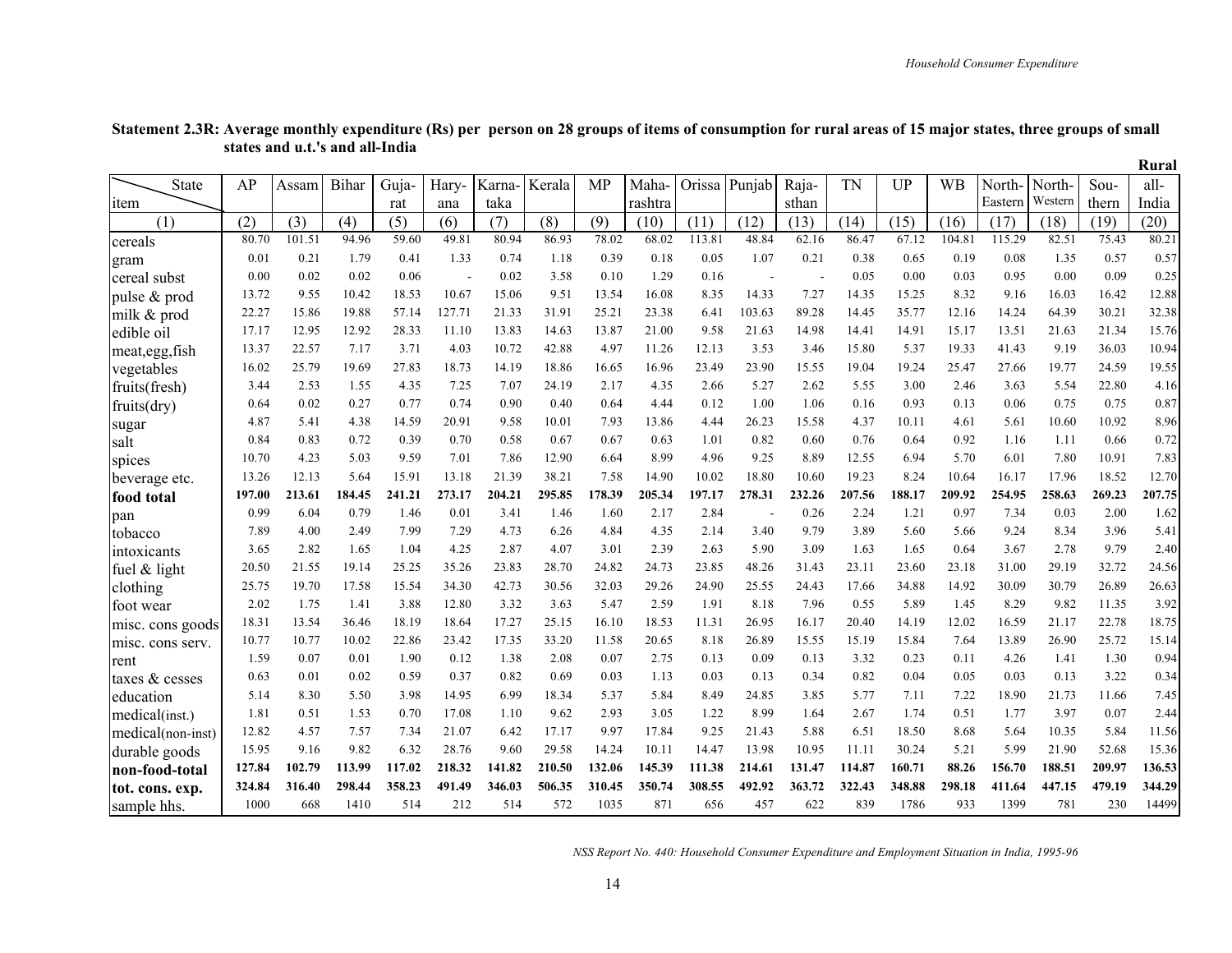**Statement 2.3R: Average monthly expenditure (Rs) per person on 28 groups of items of consumption for rural areas of 15 major states, three groups of small states and u.t.'s and all-India**

**Rural**

| State / item | AP | Assam | Bihar | Guja-rat | Hary-ana | Karna-taka | Kerala | MP | Maha-rashtra | Orissa | Punjab | Raja-sthan | TN | UP | WB | North-Eastern | North-Western | Sou-thern | all-India |
|---|---|---|---|---|---|---|---|---|---|---|---|---|---|---|---|---|---|---|---|
| (1) | (2) | (3) | (4) | (5) | (6) | (7) | (8) | (9) | (10) | (11) | (12) | (13) | (14) | (15) | (16) | (17) | (18) | (19) | (20) |
| cereals | 80.70 | 101.51 | 94.96 | 59.60 | 49.81 | 80.94 | 86.93 | 78.02 | 68.02 | 113.81 | 48.84 | 62.16 | 86.47 | 67.12 | 104.81 | 115.29 | 82.51 | 75.43 | 80.21 |
| gram | 0.01 | 0.21 | 1.79 | 0.41 | 1.33 | 0.74 | 1.18 | 0.39 | 0.18 | 0.05 | 1.07 | 0.21 | 0.38 | 0.65 | 0.19 | 0.08 | 1.35 | 0.57 | 0.57 |
| cereal subst | 0.00 | 0.02 | 0.02 | 0.06 | - | 0.02 | 3.58 | 0.10 | 1.29 | 0.16 | - | - | 0.05 | 0.00 | 0.03 | 0.95 | 0.00 | 0.09 | 0.25 |
| pulse & prod | 13.72 | 9.55 | 10.42 | 18.53 | 10.67 | 15.06 | 9.51 | 13.54 | 16.08 | 8.35 | 14.33 | 7.27 | 14.35 | 15.25 | 8.32 | 9.16 | 16.03 | 16.42 | 12.88 |
| milk & prod | 22.27 | 15.86 | 19.88 | 57.14 | 127.71 | 21.33 | 31.91 | 25.21 | 23.38 | 6.41 | 103.63 | 89.28 | 14.45 | 35.77 | 12.16 | 14.24 | 64.39 | 30.21 | 32.38 |
| edible oil | 17.17 | 12.95 | 12.92 | 28.33 | 11.10 | 13.83 | 14.63 | 13.87 | 21.00 | 9.58 | 21.63 | 14.98 | 14.41 | 14.91 | 15.17 | 13.51 | 21.63 | 21.34 | 15.76 |
| meat,egg,fish | 13.37 | 22.57 | 7.17 | 3.71 | 4.03 | 10.72 | 42.88 | 4.97 | 11.26 | 12.13 | 3.53 | 3.46 | 15.80 | 5.37 | 19.33 | 41.43 | 9.19 | 36.03 | 10.94 |
| vegetables | 16.02 | 25.79 | 19.69 | 27.83 | 18.73 | 14.19 | 18.86 | 16.65 | 16.96 | 23.49 | 23.90 | 15.55 | 19.04 | 19.24 | 25.47 | 27.66 | 19.77 | 24.59 | 19.55 |
| fruits(fresh) | 3.44 | 2.53 | 1.55 | 4.35 | 7.25 | 7.07 | 24.19 | 2.17 | 4.35 | 2.66 | 5.27 | 2.62 | 5.55 | 3.00 | 2.46 | 3.63 | 5.54 | 22.80 | 4.16 |
| fruits(dry) | 0.64 | 0.02 | 0.27 | 0.77 | 0.74 | 0.90 | 0.40 | 0.64 | 4.44 | 0.12 | 1.00 | 1.06 | 0.16 | 0.93 | 0.13 | 0.06 | 0.75 | 0.75 | 0.87 |
| sugar | 4.87 | 5.41 | 4.38 | 14.59 | 20.91 | 9.58 | 10.01 | 7.93 | 13.86 | 4.44 | 26.23 | 15.58 | 4.37 | 10.11 | 4.61 | 5.61 | 10.60 | 10.92 | 8.96 |
| salt | 0.84 | 0.83 | 0.72 | 0.39 | 0.70 | 0.58 | 0.67 | 0.67 | 0.63 | 1.01 | 0.82 | 0.60 | 0.76 | 0.64 | 0.92 | 1.16 | 1.11 | 0.66 | 0.72 |
| spices | 10.70 | 4.23 | 5.03 | 9.59 | 7.01 | 7.86 | 12.90 | 6.64 | 8.99 | 4.96 | 9.25 | 8.89 | 12.55 | 6.94 | 5.70 | 6.01 | 7.80 | 10.91 | 7.83 |
| beverage etc. | 13.26 | 12.13 | 5.64 | 15.91 | 13.18 | 21.39 | 38.21 | 7.58 | 14.90 | 10.02 | 18.80 | 10.60 | 19.23 | 8.24 | 10.64 | 16.17 | 17.96 | 18.52 | 12.70 |
| **food total** | **197.00** | **213.61** | **184.45** | **241.21** | **273.17** | **204.21** | **295.85** | **178.39** | **205.34** | **197.17** | **278.31** | **232.26** | **207.56** | **188.17** | **209.92** | **254.95** | **258.63** | **269.23** | **207.75** |
| pan | 0.99 | 6.04 | 0.79 | 1.46 | 0.01 | 3.41 | 1.46 | 1.60 | 2.17 | 2.84 | - | 0.26 | 2.24 | 1.21 | 0.97 | 7.34 | 0.03 | 2.00 | 1.62 |
| tobacco | 7.89 | 4.00 | 2.49 | 7.99 | 7.29 | 4.73 | 6.26 | 4.84 | 4.35 | 2.14 | 3.40 | 9.79 | 3.89 | 5.60 | 5.66 | 9.24 | 8.34 | 3.96 | 5.41 |
| intoxicants | 3.65 | 2.82 | 1.65 | 1.04 | 4.25 | 2.87 | 4.07 | 3.01 | 2.39 | 2.63 | 5.90 | 3.09 | 1.63 | 1.65 | 0.64 | 3.67 | 2.78 | 9.79 | 2.40 |
| fuel & light | 20.50 | 21.55 | 19.14 | 25.25 | 35.26 | 23.83 | 28.70 | 24.82 | 24.73 | 23.85 | 48.26 | 31.43 | 23.11 | 23.60 | 23.18 | 31.00 | 29.19 | 32.72 | 24.56 |
| clothing | 25.75 | 19.70 | 17.58 | 15.54 | 34.30 | 42.73 | 30.56 | 32.03 | 29.26 | 24.90 | 25.55 | 24.43 | 17.66 | 34.88 | 14.92 | 30.09 | 30.79 | 26.89 | 26.63 |
| foot wear | 2.02 | 1.75 | 1.41 | 3.88 | 12.80 | 3.32 | 3.63 | 5.47 | 2.59 | 1.91 | 8.18 | 7.96 | 0.55 | 5.89 | 1.45 | 8.29 | 9.82 | 11.35 | 3.92 |
| misc. cons goods | 18.31 | 13.54 | 36.46 | 18.19 | 18.64 | 17.27 | 25.15 | 16.10 | 18.53 | 11.31 | 26.95 | 16.17 | 20.40 | 14.19 | 12.02 | 16.59 | 21.17 | 22.78 | 18.75 |
| misc. cons serv. | 10.77 | 10.77 | 10.02 | 22.86 | 23.42 | 17.35 | 33.20 | 11.58 | 20.65 | 8.18 | 26.89 | 15.55 | 15.19 | 15.84 | 7.64 | 13.89 | 26.90 | 25.72 | 15.14 |
| rent | 1.59 | 0.07 | 0.01 | 1.90 | 0.12 | 1.38 | 2.08 | 0.07 | 2.75 | 0.13 | 0.09 | 0.13 | 3.32 | 0.23 | 0.11 | 4.26 | 1.41 | 1.30 | 0.94 |
| taxes & cesses | 0.63 | 0.01 | 0.02 | 0.59 | 0.37 | 0.82 | 0.69 | 0.03 | 1.13 | 0.03 | 0.13 | 0.34 | 0.82 | 0.04 | 0.05 | 0.03 | 0.13 | 3.22 | 0.34 |
| education | 5.14 | 8.30 | 5.50 | 3.98 | 14.95 | 6.99 | 18.34 | 5.37 | 5.84 | 8.49 | 24.85 | 3.85 | 5.77 | 7.11 | 7.22 | 18.90 | 21.73 | 11.66 | 7.45 |
| medical(inst.) | 1.81 | 0.51 | 1.53 | 0.70 | 17.08 | 1.10 | 9.62 | 2.93 | 3.05 | 1.22 | 8.99 | 1.64 | 2.67 | 1.74 | 0.51 | 1.77 | 3.97 | 0.07 | 2.44 |
| medical(non-inst) | 12.82 | 4.57 | 7.57 | 7.34 | 21.07 | 6.42 | 17.17 | 9.97 | 17.84 | 9.25 | 21.43 | 5.88 | 6.51 | 18.50 | 8.68 | 5.64 | 10.35 | 5.84 | 11.56 |
| durable goods | 15.95 | 9.16 | 9.82 | 6.32 | 28.76 | 9.60 | 29.58 | 14.24 | 10.11 | 14.47 | 13.98 | 10.95 | 11.11 | 30.24 | 5.21 | 5.99 | 21.90 | 52.68 | 15.36 |
| **non-food-total** | **127.84** | **102.79** | **113.99** | **117.02** | **218.32** | **141.82** | **210.50** | **132.06** | **145.39** | **111.38** | **214.61** | **131.47** | **114.87** | **160.71** | **88.26** | **156.70** | **188.51** | **209.97** | **136.53** |
| **tot. cons. exp.** | **324.84** | **316.40** | **298.44** | **358.23** | **491.49** | **346.03** | **506.35** | **310.45** | **350.74** | **308.55** | **492.92** | **363.72** | **322.43** | **348.88** | **298.18** | **411.64** | **447.15** | **479.19** | **344.29** |
| sample hhs. | 1000 | 668 | 1410 | 514 | 212 | 514 | 572 | 1035 | 871 | 656 | 457 | 622 | 839 | 1786 | 933 | 1399 | 781 | 230 | 14499 |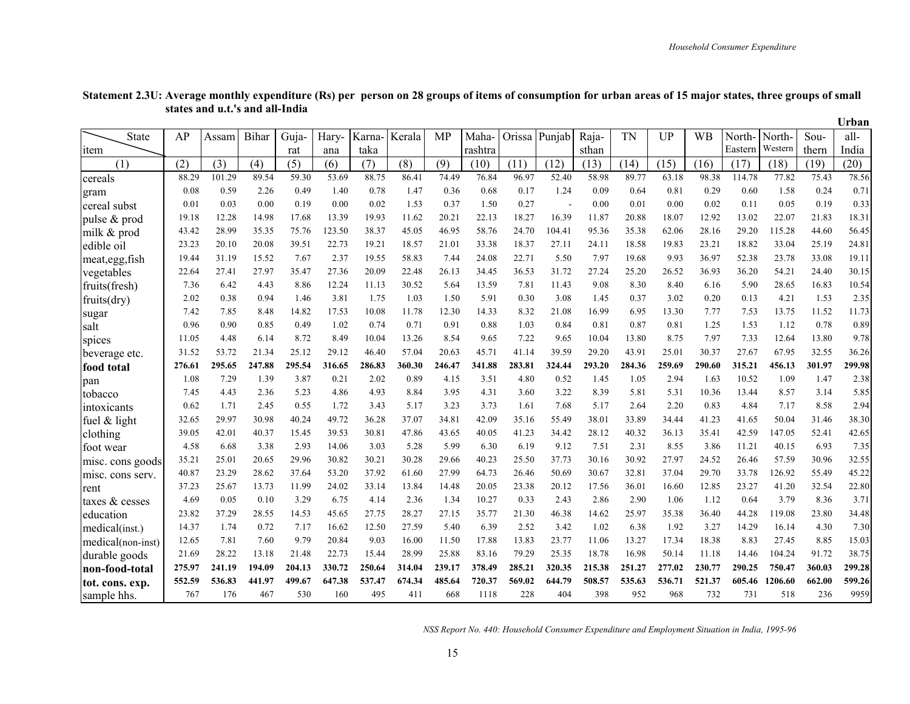**Statement 2.3U: Average monthly expenditure (Rs) per person on 28 groups of items of consumption for urban areas of 15 major states, three groups of small states and u.t.'s and all-India**

**Urban**

| State / item | AP | Assam | Bihar | Guja-rat | Hary-ana | Karna-taka | Kerala | MP | Maha-rashtra | Orissa | Punjab | Raja-sthan | TN | UP | WB | North-Eastern | North-Western | Sou-thern | all-India |
|---|---|---|---|---|---|---|---|---|---|---|---|---|---|---|---|---|---|---|---|
| (1) | (2) | (3) | (4) | (5) | (6) | (7) | (8) | (9) | (10) | (11) | (12) | (13) | (14) | (15) | (16) | (17) | (18) | (19) | (20) |
| cereals | 88.29 | 101.29 | 89.54 | 59.30 | 53.69 | 88.75 | 86.41 | 74.49 | 76.84 | 96.97 | 52.40 | 58.98 | 89.77 | 63.18 | 98.38 | 114.78 | 77.82 | 75.43 | 78.56 |
| gram | 0.08 | 0.59 | 2.26 | 0.49 | 1.40 | 0.78 | 1.47 | 0.36 | 0.68 | 0.17 | 1.24 | 0.09 | 0.64 | 0.81 | 0.29 | 0.60 | 1.58 | 0.24 | 0.71 |
| cereal subst | 0.01 | 0.03 | 0.00 | 0.19 | 0.00 | 0.02 | 1.53 | 0.37 | 1.50 | 0.27 | - | 0.00 | 0.01 | 0.00 | 0.02 | 0.11 | 0.05 | 0.19 | 0.33 |
| pulse & prod | 19.18 | 12.28 | 14.98 | 17.68 | 13.39 | 19.93 | 11.62 | 20.21 | 22.13 | 18.27 | 16.39 | 11.87 | 20.88 | 18.07 | 12.92 | 13.02 | 22.07 | 21.83 | 18.31 |
| milk & prod | 43.42 | 28.99 | 35.35 | 75.76 | 123.50 | 38.37 | 45.05 | 46.95 | 58.76 | 24.70 | 104.41 | 95.36 | 35.38 | 62.06 | 28.16 | 29.20 | 115.28 | 44.60 | 56.45 |
| edible oil | 23.23 | 20.10 | 20.08 | 39.51 | 22.73 | 19.21 | 18.57 | 21.01 | 33.38 | 18.37 | 27.11 | 24.11 | 18.58 | 19.83 | 23.21 | 18.82 | 33.04 | 25.19 | 24.81 |
| meat,egg,fish | 19.44 | 31.19 | 15.52 | 7.67 | 2.37 | 19.55 | 58.83 | 7.44 | 24.08 | 22.71 | 5.50 | 7.97 | 19.68 | 9.93 | 36.97 | 52.38 | 23.78 | 33.08 | 19.11 |
| vegetables | 22.64 | 27.41 | 27.97 | 35.47 | 27.36 | 20.09 | 22.48 | 26.13 | 34.45 | 36.53 | 31.72 | 27.24 | 25.20 | 26.52 | 36.93 | 36.20 | 54.21 | 24.40 | 30.15 |
| fruits(fresh) | 7.36 | 6.42 | 4.43 | 8.86 | 12.24 | 11.13 | 30.52 | 5.64 | 13.59 | 7.81 | 11.43 | 9.08 | 8.30 | 8.40 | 6.16 | 5.90 | 28.65 | 16.83 | 10.54 |
| fruits(dry) | 2.02 | 0.38 | 0.94 | 1.46 | 3.81 | 1.75 | 1.03 | 1.50 | 5.91 | 0.30 | 3.08 | 1.45 | 0.37 | 3.02 | 0.20 | 0.13 | 4.21 | 1.53 | 2.35 |
| sugar | 7.42 | 7.85 | 8.48 | 14.82 | 17.53 | 10.08 | 11.78 | 12.30 | 14.33 | 8.32 | 21.08 | 16.99 | 6.95 | 13.30 | 7.77 | 7.53 | 13.75 | 11.52 | 11.73 |
| salt | 0.96 | 0.90 | 0.85 | 0.49 | 1.02 | 0.74 | 0.71 | 0.91 | 0.88 | 1.03 | 0.84 | 0.81 | 0.87 | 0.81 | 1.25 | 1.53 | 1.12 | 0.78 | 0.89 |
| spices | 11.05 | 4.48 | 6.14 | 8.72 | 8.49 | 10.04 | 13.26 | 8.54 | 9.65 | 7.22 | 9.65 | 10.04 | 13.80 | 8.75 | 7.97 | 7.33 | 12.64 | 13.80 | 9.78 |
| beverage etc. | 31.52 | 53.72 | 21.34 | 25.12 | 29.12 | 46.40 | 57.04 | 20.63 | 45.71 | 41.14 | 39.59 | 29.20 | 43.91 | 25.01 | 30.37 | 27.67 | 67.95 | 32.55 | 36.26 |
| **food total** | **276.61** | **295.65** | **247.88** | **295.54** | **316.65** | **286.83** | **360.30** | **246.47** | **341.88** | **283.81** | **324.44** | **293.20** | **284.36** | **259.69** | **290.60** | **315.21** | **456.13** | **301.97** | **299.98** |
| pan | 1.08 | 7.29 | 1.39 | 3.87 | 0.21 | 2.02 | 0.89 | 4.15 | 3.51 | 4.80 | 0.52 | 1.45 | 1.05 | 2.94 | 1.63 | 10.52 | 1.09 | 1.47 | 2.38 |
| tobacco | 7.45 | 4.43 | 2.36 | 5.23 | 4.86 | 4.93 | 8.84 | 3.95 | 4.31 | 3.60 | 3.22 | 8.39 | 5.81 | 5.31 | 10.36 | 13.44 | 8.57 | 3.14 | 5.85 |
| intoxicants | 0.62 | 1.71 | 2.45 | 0.55 | 1.72 | 3.43 | 5.17 | 3.23 | 3.73 | 1.61 | 7.68 | 5.17 | 2.64 | 2.20 | 0.83 | 4.84 | 7.17 | 8.58 | 2.94 |
| fuel & light | 32.65 | 29.97 | 30.98 | 40.24 | 49.72 | 36.28 | 37.07 | 34.81 | 42.09 | 35.16 | 55.49 | 38.01 | 33.89 | 34.44 | 41.23 | 41.65 | 50.04 | 31.46 | 38.30 |
| clothing | 39.05 | 42.01 | 40.37 | 15.45 | 39.53 | 30.81 | 47.86 | 43.65 | 40.05 | 41.23 | 34.42 | 28.12 | 40.32 | 36.13 | 35.41 | 42.59 | 147.05 | 52.41 | 42.65 |
| foot wear | 4.58 | 6.68 | 3.38 | 2.93 | 14.06 | 3.03 | 5.28 | 5.99 | 6.30 | 6.19 | 9.12 | 7.51 | 2.31 | 8.55 | 3.86 | 11.21 | 40.15 | 6.93 | 7.35 |
| misc. cons goods | 35.21 | 25.01 | 20.65 | 29.96 | 30.82 | 30.21 | 30.28 | 29.66 | 40.23 | 25.50 | 37.73 | 30.16 | 30.92 | 27.97 | 24.52 | 26.46 | 57.59 | 30.96 | 32.55 |
| misc. cons serv. | 40.87 | 23.29 | 28.62 | 37.64 | 53.20 | 37.92 | 61.60 | 27.99 | 64.73 | 26.46 | 50.69 | 30.67 | 32.81 | 37.04 | 29.70 | 33.78 | 126.92 | 55.49 | 45.22 |
| rent | 37.23 | 25.67 | 13.73 | 11.99 | 24.02 | 33.14 | 13.84 | 14.48 | 20.05 | 23.38 | 20.12 | 17.56 | 36.01 | 16.60 | 12.85 | 23.27 | 41.20 | 32.54 | 22.80 |
| taxes & cesses | 4.69 | 0.05 | 0.10 | 3.29 | 6.75 | 4.14 | 2.36 | 1.34 | 10.27 | 0.33 | 2.43 | 2.86 | 2.90 | 1.06 | 1.12 | 0.64 | 3.79 | 8.36 | 3.71 |
| education | 23.82 | 37.29 | 28.55 | 14.53 | 45.65 | 27.75 | 28.27 | 27.15 | 35.77 | 21.30 | 46.38 | 14.62 | 25.97 | 35.38 | 36.40 | 44.28 | 119.08 | 23.80 | 34.48 |
| medical(inst.) | 14.37 | 1.74 | 0.72 | 7.17 | 16.62 | 12.50 | 27.59 | 5.40 | 6.39 | 2.52 | 3.42 | 1.02 | 6.38 | 1.92 | 3.27 | 14.29 | 16.14 | 4.30 | 7.30 |
| medical(non-inst) | 12.65 | 7.81 | 7.60 | 9.79 | 20.84 | 9.03 | 16.00 | 11.50 | 17.88 | 13.83 | 23.77 | 11.06 | 13.27 | 17.34 | 18.38 | 8.83 | 27.45 | 8.85 | 15.03 |
| durable goods | 21.69 | 28.22 | 13.18 | 21.48 | 22.73 | 15.44 | 28.99 | 25.88 | 83.16 | 79.29 | 25.35 | 18.78 | 16.98 | 50.14 | 11.18 | 14.46 | 104.24 | 91.72 | 38.75 |
| **non-food-total** | **275.97** | **241.19** | **194.09** | **204.13** | **330.72** | **250.64** | **314.04** | **239.17** | **378.49** | **285.21** | **320.35** | **215.38** | **251.27** | **277.02** | **230.77** | **290.25** | **750.47** | **360.03** | **299.28** |
| **tot. cons. exp.** | **552.59** | **536.83** | **441.97** | **499.67** | **647.38** | **537.47** | **674.34** | **485.64** | **720.37** | **569.02** | **644.79** | **508.57** | **535.63** | **536.71** | **521.37** | **605.46** | **1206.60** | **662.00** | **599.26** |
| sample hhs. | 767 | 176 | 467 | 530 | 160 | 495 | 411 | 668 | 1118 | 228 | 404 | 398 | 952 | 968 | 732 | 731 | 518 | 236 | 9959 |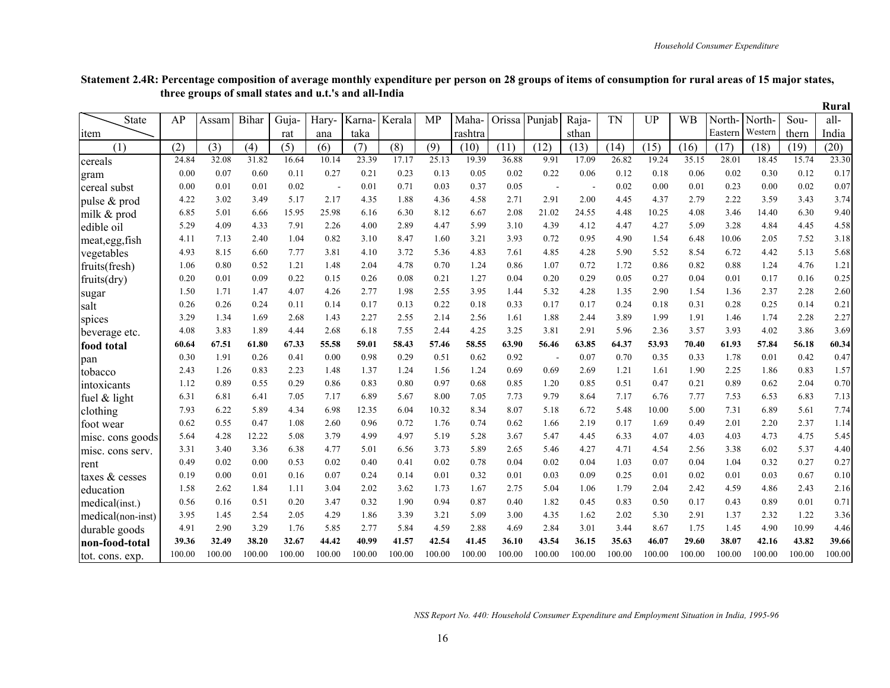**Statement 2.4R: Percentage composition of average monthly expenditure per person on 28 groups of items of consumption for rural areas of 15 major states, three groups of small states and u.t.'s and all-India**

**Rural**

| State / item | AP | Assam | Bihar | Gujarat | Haryana | Karnataka | Kerala | MP | Maharashtra | Orissa | Punjab | Rajasthan | TN | UP | WB | North-Eastern | North-Western | Southern | all-India |
|---|---|---|---|---|---|---|---|---|---|---|---|---|---|---|---|---|---|---|---|
| (1) | (2) | (3) | (4) | (5) | (6) | (7) | (8) | (9) | (10) | (11) | (12) | (13) | (14) | (15) | (16) | (17) | (18) | (19) | (20) |
| cereals | 24.84 | 32.08 | 31.82 | 16.64 | 10.14 | 23.39 | 17.17 | 25.13 | 19.39 | 36.88 | 9.91 | 17.09 | 26.82 | 19.24 | 35.15 | 28.01 | 18.45 | 15.74 | 23.30 |
| gram | 0.00 | 0.07 | 0.60 | 0.11 | 0.27 | 0.21 | 0.23 | 0.13 | 0.05 | 0.02 | 0.22 | 0.06 | 0.12 | 0.18 | 0.06 | 0.02 | 0.30 | 0.12 | 0.17 |
| cereal subst | 0.00 | 0.01 | 0.01 | 0.02 | - | 0.01 | 0.71 | 0.03 | 0.37 | 0.05 | - | - | 0.02 | 0.00 | 0.01 | 0.23 | 0.00 | 0.02 | 0.07 |
| pulse & prod | 4.22 | 3.02 | 3.49 | 5.17 | 2.17 | 4.35 | 1.88 | 4.36 | 4.58 | 2.71 | 2.91 | 2.00 | 4.45 | 4.37 | 2.79 | 2.22 | 3.59 | 3.43 | 3.74 |
| milk & prod | 6.85 | 5.01 | 6.66 | 15.95 | 25.98 | 6.16 | 6.30 | 8.12 | 6.67 | 2.08 | 21.02 | 24.55 | 4.48 | 10.25 | 4.08 | 3.46 | 14.40 | 6.30 | 9.40 |
| edible oil | 5.29 | 4.09 | 4.33 | 7.91 | 2.26 | 4.00 | 2.89 | 4.47 | 5.99 | 3.10 | 4.39 | 4.12 | 4.47 | 4.27 | 5.09 | 3.28 | 4.84 | 4.45 | 4.58 |
| meat,egg,fish | 4.11 | 7.13 | 2.40 | 1.04 | 0.82 | 3.10 | 8.47 | 1.60 | 3.21 | 3.93 | 0.72 | 0.95 | 4.90 | 1.54 | 6.48 | 10.06 | 2.05 | 7.52 | 3.18 |
| vegetables | 4.93 | 8.15 | 6.60 | 7.77 | 3.81 | 4.10 | 3.72 | 5.36 | 4.83 | 7.61 | 4.85 | 4.28 | 5.90 | 5.52 | 8.54 | 6.72 | 4.42 | 5.13 | 5.68 |
| fruits(fresh) | 1.06 | 0.80 | 0.52 | 1.21 | 1.48 | 2.04 | 4.78 | 0.70 | 1.24 | 0.86 | 1.07 | 0.72 | 1.72 | 0.86 | 0.82 | 0.88 | 1.24 | 4.76 | 1.21 |
| fruits(dry) | 0.20 | 0.01 | 0.09 | 0.22 | 0.15 | 0.26 | 0.08 | 0.21 | 1.27 | 0.04 | 0.20 | 0.29 | 0.05 | 0.27 | 0.04 | 0.01 | 0.17 | 0.16 | 0.25 |
| sugar | 1.50 | 1.71 | 1.47 | 4.07 | 4.26 | 2.77 | 1.98 | 2.55 | 3.95 | 1.44 | 5.32 | 4.28 | 1.35 | 2.90 | 1.54 | 1.36 | 2.37 | 2.28 | 2.60 |
| salt | 0.26 | 0.26 | 0.24 | 0.11 | 0.14 | 0.17 | 0.13 | 0.22 | 0.18 | 0.33 | 0.17 | 0.17 | 0.24 | 0.18 | 0.31 | 0.28 | 0.25 | 0.14 | 0.21 |
| spices | 3.29 | 1.34 | 1.69 | 2.68 | 1.43 | 2.27 | 2.55 | 2.14 | 2.56 | 1.61 | 1.88 | 2.44 | 3.89 | 1.99 | 1.91 | 1.46 | 1.74 | 2.28 | 2.27 |
| beverage etc. | 4.08 | 3.83 | 1.89 | 4.44 | 2.68 | 6.18 | 7.55 | 2.44 | 4.25 | 3.25 | 3.81 | 2.91 | 5.96 | 2.36 | 3.57 | 3.93 | 4.02 | 3.86 | 3.69 |
| **food total** | **60.64** | **67.51** | **61.80** | **67.33** | **55.58** | **59.01** | **58.43** | **57.46** | **58.55** | **63.90** | **56.46** | **63.85** | **64.37** | **53.93** | **70.40** | **61.93** | **57.84** | **56.18** | **60.34** |
| pan | 0.30 | 1.91 | 0.26 | 0.41 | 0.00 | 0.98 | 0.29 | 0.51 | 0.62 | 0.92 | - | 0.07 | 0.70 | 0.35 | 0.33 | 1.78 | 0.01 | 0.42 | 0.47 |
| tobacco | 2.43 | 1.26 | 0.83 | 2.23 | 1.48 | 1.37 | 1.24 | 1.56 | 1.24 | 0.69 | 0.69 | 2.69 | 1.21 | 1.61 | 1.90 | 2.25 | 1.86 | 0.83 | 1.57 |
| intoxicants | 1.12 | 0.89 | 0.55 | 0.29 | 0.86 | 0.83 | 0.80 | 0.97 | 0.68 | 0.85 | 1.20 | 0.85 | 0.51 | 0.47 | 0.21 | 0.89 | 0.62 | 2.04 | 0.70 |
| fuel & light | 6.31 | 6.81 | 6.41 | 7.05 | 7.17 | 6.89 | 5.67 | 8.00 | 7.05 | 7.73 | 9.79 | 8.64 | 7.17 | 6.76 | 7.77 | 7.53 | 6.53 | 6.83 | 7.13 |
| clothing | 7.93 | 6.22 | 5.89 | 4.34 | 6.98 | 12.35 | 6.04 | 10.32 | 8.34 | 8.07 | 5.18 | 6.72 | 5.48 | 10.00 | 5.00 | 7.31 | 6.89 | 5.61 | 7.74 |
| foot wear | 0.62 | 0.55 | 0.47 | 1.08 | 2.60 | 0.96 | 0.72 | 1.76 | 0.74 | 0.62 | 1.66 | 2.19 | 0.17 | 1.69 | 0.49 | 2.01 | 2.20 | 2.37 | 1.14 |
| misc. cons goods | 5.64 | 4.28 | 12.22 | 5.08 | 3.79 | 4.99 | 4.97 | 5.19 | 5.28 | 3.67 | 5.47 | 4.45 | 6.33 | 4.07 | 4.03 | 4.03 | 4.73 | 4.75 | 5.45 |
| misc. cons serv. | 3.31 | 3.40 | 3.36 | 6.38 | 4.77 | 5.01 | 6.56 | 3.73 | 5.89 | 2.65 | 5.46 | 4.27 | 4.71 | 4.54 | 2.56 | 3.38 | 6.02 | 5.37 | 4.40 |
| rent | 0.49 | 0.02 | 0.00 | 0.53 | 0.02 | 0.40 | 0.41 | 0.02 | 0.78 | 0.04 | 0.02 | 0.04 | 1.03 | 0.07 | 0.04 | 1.04 | 0.32 | 0.27 | 0.27 |
| taxes & cesses | 0.19 | 0.00 | 0.01 | 0.16 | 0.07 | 0.24 | 0.14 | 0.01 | 0.32 | 0.01 | 0.03 | 0.09 | 0.25 | 0.01 | 0.02 | 0.01 | 0.03 | 0.67 | 0.10 |
| education | 1.58 | 2.62 | 1.84 | 1.11 | 3.04 | 2.02 | 3.62 | 1.73 | 1.67 | 2.75 | 5.04 | 1.06 | 1.79 | 2.04 | 2.42 | 4.59 | 4.86 | 2.43 | 2.16 |
| medical(inst.) | 0.56 | 0.16 | 0.51 | 0.20 | 3.47 | 0.32 | 1.90 | 0.94 | 0.87 | 0.40 | 1.82 | 0.45 | 0.83 | 0.50 | 0.17 | 0.43 | 0.89 | 0.01 | 0.71 |
| medical(non-inst) | 3.95 | 1.45 | 2.54 | 2.05 | 4.29 | 1.86 | 3.39 | 3.21 | 5.09 | 3.00 | 4.35 | 1.62 | 2.02 | 5.30 | 2.91 | 1.37 | 2.32 | 1.22 | 3.36 |
| durable goods | 4.91 | 2.90 | 3.29 | 1.76 | 5.85 | 2.77 | 5.84 | 4.59 | 2.88 | 4.69 | 2.84 | 3.01 | 3.44 | 8.67 | 1.75 | 1.45 | 4.90 | 10.99 | 4.46 |
| **non-food-total** | **39.36** | **32.49** | **38.20** | **32.67** | **44.42** | **40.99** | **41.57** | **42.54** | **41.45** | **36.10** | **43.54** | **36.15** | **35.63** | **46.07** | **29.60** | **38.07** | **42.16** | **43.82** | **39.66** |
| tot. cons. exp. | 100.00 | 100.00 | 100.00 | 100.00 | 100.00 | 100.00 | 100.00 | 100.00 | 100.00 | 100.00 | 100.00 | 100.00 | 100.00 | 100.00 | 100.00 | 100.00 | 100.00 | 100.00 | 100.00 |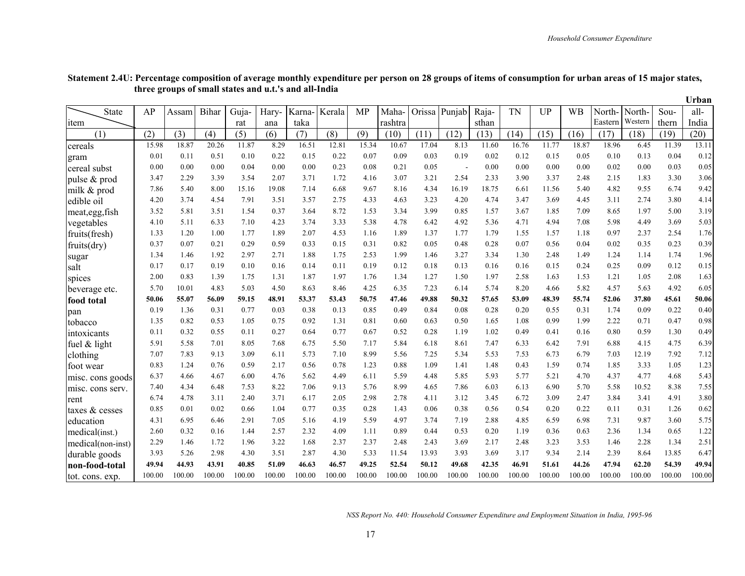**Statement 2.4U: Percentage composition of average monthly expenditure per person on 28 groups of items of consumption for urban areas of 15 major states, three groups of small states and u.t.'s and all-India**

**Urban**

| item \ State | AP | Assam | Bihar | Gujarat | Haryana | Karnataka | Kerala | MP | Maharashtra | Orissa | Punjab | Rajasthan | TN | UP | WB | North-Eastern | North-Western | Southern | all-India |
|---|---|---|---|---|---|---|---|---|---|---|---|---|---|---|---|---|---|---|---|
| (1) | (2) | (3) | (4) | (5) | (6) | (7) | (8) | (9) | (10) | (11) | (12) | (13) | (14) | (15) | (16) | (17) | (18) | (19) | (20) |
| cereals | 15.98 | 18.87 | 20.26 | 11.87 | 8.29 | 16.51 | 12.81 | 15.34 | 10.67 | 17.04 | 8.13 | 11.60 | 16.76 | 11.77 | 18.87 | 18.96 | 6.45 | 11.39 | 13.11 |
| gram | 0.01 | 0.11 | 0.51 | 0.10 | 0.22 | 0.15 | 0.22 | 0.07 | 0.09 | 0.03 | 0.19 | 0.02 | 0.12 | 0.15 | 0.05 | 0.10 | 0.13 | 0.04 | 0.12 |
| cereal subst | 0.00 | 0.00 | 0.00 | 0.04 | 0.00 | 0.00 | 0.23 | 0.08 | 0.21 | 0.05 | - | 0.00 | 0.00 | 0.00 | 0.00 | 0.02 | 0.00 | 0.03 | 0.05 |
| pulse & prod | 3.47 | 2.29 | 3.39 | 3.54 | 2.07 | 3.71 | 1.72 | 4.16 | 3.07 | 3.21 | 2.54 | 2.33 | 3.90 | 3.37 | 2.48 | 2.15 | 1.83 | 3.30 | 3.06 |
| milk & prod | 7.86 | 5.40 | 8.00 | 15.16 | 19.08 | 7.14 | 6.68 | 9.67 | 8.16 | 4.34 | 16.19 | 18.75 | 6.61 | 11.56 | 5.40 | 4.82 | 9.55 | 6.74 | 9.42 |
| edible oil | 4.20 | 3.74 | 4.54 | 7.91 | 3.51 | 3.57 | 2.75 | 4.33 | 4.63 | 3.23 | 4.20 | 4.74 | 3.47 | 3.69 | 4.45 | 3.11 | 2.74 | 3.80 | 4.14 |
| meat,egg,fish | 3.52 | 5.81 | 3.51 | 1.54 | 0.37 | 3.64 | 8.72 | 1.53 | 3.34 | 3.99 | 0.85 | 1.57 | 3.67 | 1.85 | 7.09 | 8.65 | 1.97 | 5.00 | 3.19 |
| vegetables | 4.10 | 5.11 | 6.33 | 7.10 | 4.23 | 3.74 | 3.33 | 5.38 | 4.78 | 6.42 | 4.92 | 5.36 | 4.71 | 4.94 | 7.08 | 5.98 | 4.49 | 3.69 | 5.03 |
| fruits(fresh) | 1.33 | 1.20 | 1.00 | 1.77 | 1.89 | 2.07 | 4.53 | 1.16 | 1.89 | 1.37 | 1.77 | 1.79 | 1.55 | 1.57 | 1.18 | 0.97 | 2.37 | 2.54 | 1.76 |
| fruits(dry) | 0.37 | 0.07 | 0.21 | 0.29 | 0.59 | 0.33 | 0.15 | 0.31 | 0.82 | 0.05 | 0.48 | 0.28 | 0.07 | 0.56 | 0.04 | 0.02 | 0.35 | 0.23 | 0.39 |
| sugar | 1.34 | 1.46 | 1.92 | 2.97 | 2.71 | 1.88 | 1.75 | 2.53 | 1.99 | 1.46 | 3.27 | 3.34 | 1.30 | 2.48 | 1.49 | 1.24 | 1.14 | 1.74 | 1.96 |
| salt | 0.17 | 0.17 | 0.19 | 0.10 | 0.16 | 0.14 | 0.11 | 0.19 | 0.12 | 0.18 | 0.13 | 0.16 | 0.16 | 0.15 | 0.24 | 0.25 | 0.09 | 0.12 | 0.15 |
| spices | 2.00 | 0.83 | 1.39 | 1.75 | 1.31 | 1.87 | 1.97 | 1.76 | 1.34 | 1.27 | 1.50 | 1.97 | 2.58 | 1.63 | 1.53 | 1.21 | 1.05 | 2.08 | 1.63 |
| beverage etc. | 5.70 | 10.01 | 4.83 | 5.03 | 4.50 | 8.63 | 8.46 | 4.25 | 6.35 | 7.23 | 6.14 | 5.74 | 8.20 | 4.66 | 5.82 | 4.57 | 5.63 | 4.92 | 6.05 |
| **food total** | **50.06** | **55.07** | **56.09** | **59.15** | **48.91** | **53.37** | **53.43** | **50.75** | **47.46** | **49.88** | **50.32** | **57.65** | **53.09** | **48.39** | **55.74** | **52.06** | **37.80** | **45.61** | **50.06** |
| pan | 0.19 | 1.36 | 0.31 | 0.77 | 0.03 | 0.38 | 0.13 | 0.85 | 0.49 | 0.84 | 0.08 | 0.28 | 0.20 | 0.55 | 0.31 | 1.74 | 0.09 | 0.22 | 0.40 |
| tobacco | 1.35 | 0.82 | 0.53 | 1.05 | 0.75 | 0.92 | 1.31 | 0.81 | 0.60 | 0.63 | 0.50 | 1.65 | 1.08 | 0.99 | 1.99 | 2.22 | 0.71 | 0.47 | 0.98 |
| intoxicants | 0.11 | 0.32 | 0.55 | 0.11 | 0.27 | 0.64 | 0.77 | 0.67 | 0.52 | 0.28 | 1.19 | 1.02 | 0.49 | 0.41 | 0.16 | 0.80 | 0.59 | 1.30 | 0.49 |
| fuel & light | 5.91 | 5.58 | 7.01 | 8.05 | 7.68 | 6.75 | 5.50 | 7.17 | 5.84 | 6.18 | 8.61 | 7.47 | 6.33 | 6.42 | 7.91 | 6.88 | 4.15 | 4.75 | 6.39 |
| clothing | 7.07 | 7.83 | 9.13 | 3.09 | 6.11 | 5.73 | 7.10 | 8.99 | 5.56 | 7.25 | 5.34 | 5.53 | 7.53 | 6.73 | 6.79 | 7.03 | 12.19 | 7.92 | 7.12 |
| foot wear | 0.83 | 1.24 | 0.76 | 0.59 | 2.17 | 0.56 | 0.78 | 1.23 | 0.88 | 1.09 | 1.41 | 1.48 | 0.43 | 1.59 | 0.74 | 1.85 | 3.33 | 1.05 | 1.23 |
| misc. cons goods | 6.37 | 4.66 | 4.67 | 6.00 | 4.76 | 5.62 | 4.49 | 6.11 | 5.59 | 4.48 | 5.85 | 5.93 | 5.77 | 5.21 | 4.70 | 4.37 | 4.77 | 4.68 | 5.43 |
| misc. cons serv. | 7.40 | 4.34 | 6.48 | 7.53 | 8.22 | 7.06 | 9.13 | 5.76 | 8.99 | 4.65 | 7.86 | 6.03 | 6.13 | 6.90 | 5.70 | 5.58 | 10.52 | 8.38 | 7.55 |
| rent | 6.74 | 4.78 | 3.11 | 2.40 | 3.71 | 6.17 | 2.05 | 2.98 | 2.78 | 4.11 | 3.12 | 3.45 | 6.72 | 3.09 | 2.47 | 3.84 | 3.41 | 4.91 | 3.80 |
| taxes & cesses | 0.85 | 0.01 | 0.02 | 0.66 | 1.04 | 0.77 | 0.35 | 0.28 | 1.43 | 0.06 | 0.38 | 0.56 | 0.54 | 0.20 | 0.22 | 0.11 | 0.31 | 1.26 | 0.62 |
| education | 4.31 | 6.95 | 6.46 | 2.91 | 7.05 | 5.16 | 4.19 | 5.59 | 4.97 | 3.74 | 7.19 | 2.88 | 4.85 | 6.59 | 6.98 | 7.31 | 9.87 | 3.60 | 5.75 |
| medical(inst.) | 2.60 | 0.32 | 0.16 | 1.44 | 2.57 | 2.32 | 4.09 | 1.11 | 0.89 | 0.44 | 0.53 | 0.20 | 1.19 | 0.36 | 0.63 | 2.36 | 1.34 | 0.65 | 1.22 |
| medical(non-inst) | 2.29 | 1.46 | 1.72 | 1.96 | 3.22 | 1.68 | 2.37 | 2.37 | 2.48 | 2.43 | 3.69 | 2.17 | 2.48 | 3.23 | 3.53 | 1.46 | 2.28 | 1.34 | 2.51 |
| durable goods | 3.93 | 5.26 | 2.98 | 4.30 | 3.51 | 2.87 | 4.30 | 5.33 | 11.54 | 13.93 | 3.93 | 3.69 | 3.17 | 9.34 | 2.14 | 2.39 | 8.64 | 13.85 | 6.47 |
| **non-food-total** | **49.94** | **44.93** | **43.91** | **40.85** | **51.09** | **46.63** | **46.57** | **49.25** | **52.54** | **50.12** | **49.68** | **42.35** | **46.91** | **51.61** | **44.26** | **47.94** | **62.20** | **54.39** | **49.94** |
| tot. cons. exp. | 100.00 | 100.00 | 100.00 | 100.00 | 100.00 | 100.00 | 100.00 | 100.00 | 100.00 | 100.00 | 100.00 | 100.00 | 100.00 | 100.00 | 100.00 | 100.00 | 100.00 | 100.00 | 100.00 |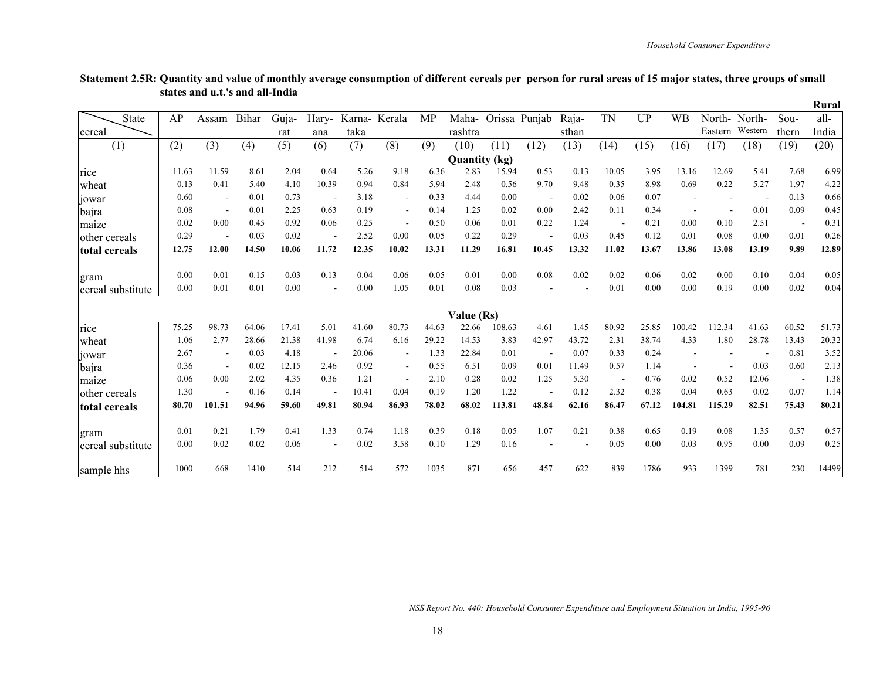**Statement 2.5R: Quantity and value of monthly average consumption of different cereals per person for rural areas of 15 major states, three groups of small states and u.t.'s and all-India**

**Rural**

| cereal \ State | AP | Assam | Bihar | Gujarat | Haryana | Karnataka | Kerala | MP | Maharashtra | Orissa | Punjab | Rajasthan | TN | UP | WB | North-Eastern | North-Western | Southern | all-India |
|---|---|---|---|---|---|---|---|---|---|---|---|---|---|---|---|---|---|---|---|
| (1) | (2) | (3) | (4) | (5) | (6) | (7) | (8) | (9) | (10) | (11) | (12) | (13) | (14) | (15) | (16) | (17) | (18) | (19) | (20) |
| | | | | | | | | | **Quantity (kg)** | | | | | | | | | | |
| rice | 11.63 | 11.59 | 8.61 | 2.04 | 0.64 | 5.26 | 9.18 | 6.36 | 2.83 | 15.94 | 0.53 | 0.13 | 10.05 | 3.95 | 13.16 | 12.69 | 5.41 | 7.68 | 6.99 |
| wheat | 0.13 | 0.41 | 5.40 | 4.10 | 10.39 | 0.94 | 0.84 | 5.94 | 2.48 | 0.56 | 9.70 | 9.48 | 0.35 | 8.98 | 0.69 | 0.22 | 5.27 | 1.97 | 4.22 |
| jowar | 0.60 | - | 0.01 | 0.73 | - | 3.18 | - | 0.33 | 4.44 | 0.00 | - | 0.02 | 0.06 | 0.07 | - | - | - | 0.13 | 0.66 |
| bajra | 0.08 | - | 0.01 | 2.25 | 0.63 | 0.19 | - | 0.14 | 1.25 | 0.02 | 0.00 | 2.42 | 0.11 | 0.34 | - | - | 0.01 | 0.09 | 0.45 |
| maize | 0.02 | 0.00 | 0.45 | 0.92 | 0.06 | 0.25 | - | 0.50 | 0.06 | 0.01 | 0.22 | 1.24 | - | 0.21 | 0.00 | 0.10 | 2.51 | - | 0.31 |
| other cereals | 0.29 | - | 0.03 | 0.02 | - | 2.52 | 0.00 | 0.05 | 0.22 | 0.29 | - | 0.03 | 0.45 | 0.12 | 0.01 | 0.08 | 0.00 | 0.01 | 0.26 |
| **total cereals** | **12.75** | **12.00** | **14.50** | **10.06** | **11.72** | **12.35** | **10.02** | **13.31** | **11.29** | **16.81** | **10.45** | **13.32** | **11.02** | **13.67** | **13.86** | **13.08** | **13.19** | **9.89** | **12.89** |
| gram | 0.00 | 0.01 | 0.15 | 0.03 | 0.13 | 0.04 | 0.06 | 0.05 | 0.01 | 0.00 | 0.08 | 0.02 | 0.02 | 0.06 | 0.02 | 0.00 | 0.10 | 0.04 | 0.05 |
| cereal substitute | 0.00 | 0.01 | 0.01 | 0.00 | - | 0.00 | 1.05 | 0.01 | 0.08 | 0.03 | - | - | 0.01 | 0.00 | 0.00 | 0.19 | 0.00 | 0.02 | 0.04 |
| | | | | | | | | | **Value (Rs)** | | | | | | | | | | |
| rice | 75.25 | 98.73 | 64.06 | 17.41 | 5.01 | 41.60 | 80.73 | 44.63 | 22.66 | 108.63 | 4.61 | 1.45 | 80.92 | 25.85 | 100.42 | 112.34 | 41.63 | 60.52 | 51.73 |
| wheat | 1.06 | 2.77 | 28.66 | 21.38 | 41.98 | 6.74 | 6.16 | 29.22 | 14.53 | 3.83 | 42.97 | 43.72 | 2.31 | 38.74 | 4.33 | 1.80 | 28.78 | 13.43 | 20.32 |
| jowar | 2.67 | - | 0.03 | 4.18 | - | 20.06 | - | 1.33 | 22.84 | 0.01 | - | 0.07 | 0.33 | 0.24 | - | - | - | 0.81 | 3.52 |
| bajra | 0.36 | - | 0.02 | 12.15 | 2.46 | 0.92 | - | 0.55 | 6.51 | 0.09 | 0.01 | 11.49 | 0.57 | 1.14 | - | - | 0.03 | 0.60 | 2.13 |
| maize | 0.06 | 0.00 | 2.02 | 4.35 | 0.36 | 1.21 | - | 2.10 | 0.28 | 0.02 | 1.25 | 5.30 | - | 0.76 | 0.02 | 0.52 | 12.06 | - | 1.38 |
| other cereals | 1.30 | - | 0.16 | 0.14 | - | 10.41 | 0.04 | 0.19 | 1.20 | 1.22 | - | 0.12 | 2.32 | 0.38 | 0.04 | 0.63 | 0.02 | 0.07 | 1.14 |
| **total cereals** | **80.70** | **101.51** | **94.96** | **59.60** | **49.81** | **80.94** | **86.93** | **78.02** | **68.02** | **113.81** | **48.84** | **62.16** | **86.47** | **67.12** | **104.81** | **115.29** | **82.51** | **75.43** | **80.21** |
| gram | 0.01 | 0.21 | 1.79 | 0.41 | 1.33 | 0.74 | 1.18 | 0.39 | 0.18 | 0.05 | 1.07 | 0.21 | 0.38 | 0.65 | 0.19 | 0.08 | 1.35 | 0.57 | 0.57 |
| cereal substitute | 0.00 | 0.02 | 0.02 | 0.06 | - | 0.02 | 3.58 | 0.10 | 1.29 | 0.16 | - | - | 0.05 | 0.00 | 0.03 | 0.95 | 0.00 | 0.09 | 0.25 |
| sample hhs | 1000 | 668 | 1410 | 514 | 212 | 514 | 572 | 1035 | 871 | 656 | 457 | 622 | 839 | 1786 | 933 | 1399 | 781 | 230 | 14499 |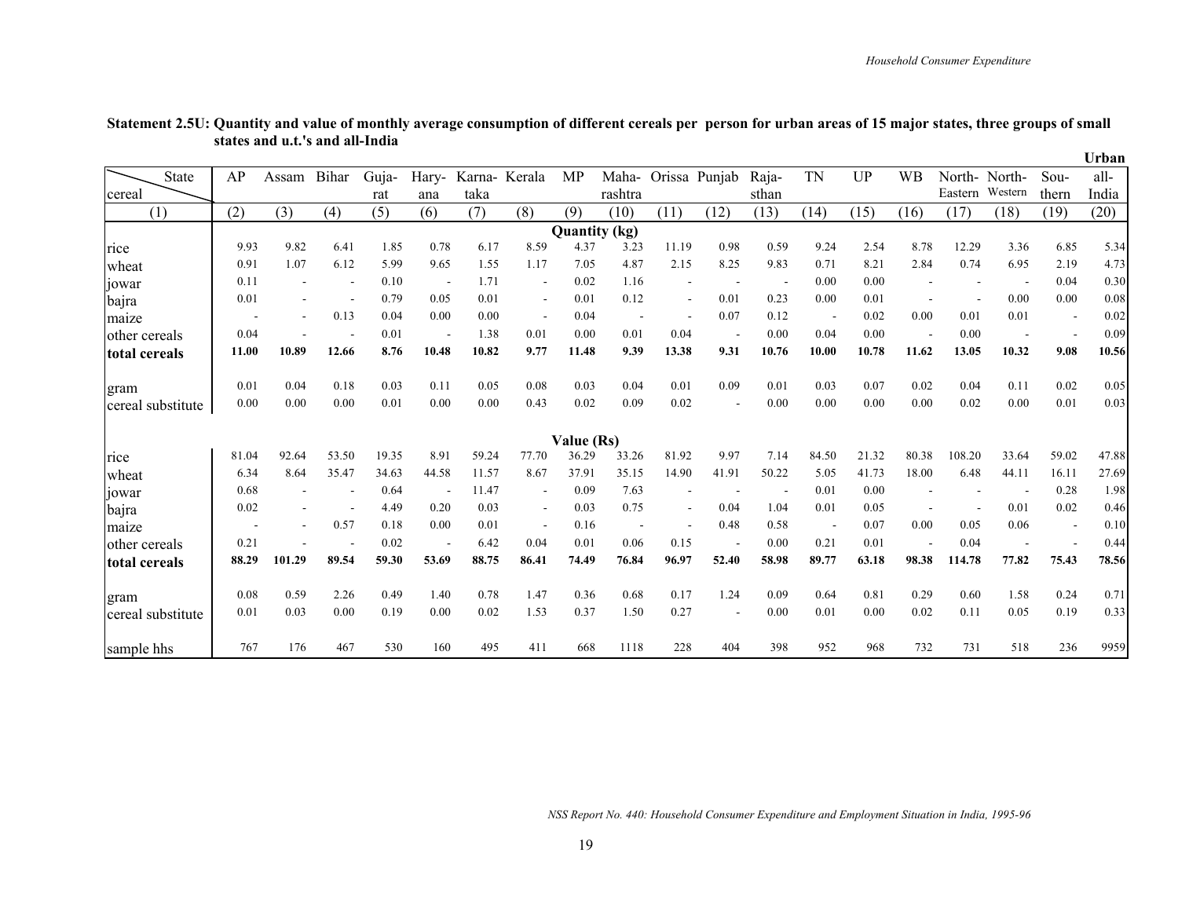**Statement 2.5U: Quantity and value of monthly average consumption of different cereals per person for urban areas of 15 major states, three groups of small states and u.t.'s and all-India**

**Urban**

| State / cereal | AP | Assam | Bihar | Gujarat | Haryana | Karnataka | Kerala | MP | Maharashtra | Orissa | Punjab | Rajasthan | TN | UP | WB | North-Eastern | North-Western | Southern | all-India |
|---|---|---|---|---|---|---|---|---|---|---|---|---|---|---|---|---|---|---|---|
| (1) | (2) | (3) | (4) | (5) | (6) | (7) | (8) | (9) | (10) | (11) | (12) | (13) | (14) | (15) | (16) | (17) | (18) | (19) | (20) |
| **Quantity (kg)** | | | | | | | | | | | | | | | | | | | |
| rice | 9.93 | 9.82 | 6.41 | 1.85 | 0.78 | 6.17 | 8.59 | 4.37 | 3.23 | 11.19 | 0.98 | 0.59 | 9.24 | 2.54 | 8.78 | 12.29 | 3.36 | 6.85 | 5.34 |
| wheat | 0.91 | 1.07 | 6.12 | 5.99 | 9.65 | 1.55 | 1.17 | 7.05 | 4.87 | 2.15 | 8.25 | 9.83 | 0.71 | 8.21 | 2.84 | 0.74 | 6.95 | 2.19 | 4.73 |
| jowar | 0.11 | - | - | 0.10 | - | 1.71 | - | 0.02 | 1.16 | - | - | - | 0.00 | 0.00 | - | - | - | 0.04 | 0.30 |
| bajra | 0.01 | - | - | 0.79 | 0.05 | 0.01 | - | 0.01 | 0.12 | - | 0.01 | 0.23 | 0.00 | 0.01 | - | - | 0.00 | 0.00 | 0.08 |
| maize | - | - | 0.13 | 0.04 | 0.00 | 0.00 | - | 0.04 | - | - | 0.07 | 0.12 | - | 0.02 | 0.00 | 0.01 | 0.01 | - | 0.02 |
| other cereals | 0.04 | - | - | 0.01 | - | 1.38 | 0.01 | 0.00 | 0.01 | 0.04 | - | 0.00 | 0.04 | 0.00 | - | 0.00 | - | - | 0.09 |
| **total cereals** | **11.00** | **10.89** | **12.66** | **8.76** | **10.48** | **10.82** | **9.77** | **11.48** | **9.39** | **13.38** | **9.31** | **10.76** | **10.00** | **10.78** | **11.62** | **13.05** | **10.32** | **9.08** | **10.56** |
| gram | 0.01 | 0.04 | 0.18 | 0.03 | 0.11 | 0.05 | 0.08 | 0.03 | 0.04 | 0.01 | 0.09 | 0.01 | 0.03 | 0.07 | 0.02 | 0.04 | 0.11 | 0.02 | 0.05 |
| cereal substitute | 0.00 | 0.00 | 0.00 | 0.01 | 0.00 | 0.00 | 0.43 | 0.02 | 0.09 | 0.02 | - | 0.00 | 0.00 | 0.00 | 0.00 | 0.02 | 0.00 | 0.01 | 0.03 |
| **Value (Rs)** | | | | | | | | | | | | | | | | | | | |
| rice | 81.04 | 92.64 | 53.50 | 19.35 | 8.91 | 59.24 | 77.70 | 36.29 | 33.26 | 81.92 | 9.97 | 7.14 | 84.50 | 21.32 | 80.38 | 108.20 | 33.64 | 59.02 | 47.88 |
| wheat | 6.34 | 8.64 | 35.47 | 34.63 | 44.58 | 11.57 | 8.67 | 37.91 | 35.15 | 14.90 | 41.91 | 50.22 | 5.05 | 41.73 | 18.00 | 6.48 | 44.11 | 16.11 | 27.69 |
| jowar | 0.68 | - | - | 0.64 | - | 11.47 | - | 0.09 | 7.63 | - | - | - | 0.01 | 0.00 | - | - | - | 0.28 | 1.98 |
| bajra | 0.02 | - | - | 4.49 | 0.20 | 0.03 | - | 0.03 | 0.75 | - | 0.04 | 1.04 | 0.01 | 0.05 | - | - | 0.01 | 0.02 | 0.46 |
| maize | - | - | 0.57 | 0.18 | 0.00 | 0.01 | - | 0.16 | - | - | 0.48 | 0.58 | - | 0.07 | 0.00 | 0.05 | 0.06 | - | 0.10 |
| other cereals | 0.21 | - | - | 0.02 | - | 6.42 | 0.04 | 0.01 | 0.06 | 0.15 | - | 0.00 | 0.21 | 0.01 | - | 0.04 | - | - | 0.44 |
| **total cereals** | **88.29** | **101.29** | **89.54** | **59.30** | **53.69** | **88.75** | **86.41** | **74.49** | **76.84** | **96.97** | **52.40** | **58.98** | **89.77** | **63.18** | **98.38** | **114.78** | **77.82** | **75.43** | **78.56** |
| gram | 0.08 | 0.59 | 2.26 | 0.49 | 1.40 | 0.78 | 1.47 | 0.36 | 0.68 | 0.17 | 1.24 | 0.09 | 0.64 | 0.81 | 0.29 | 0.60 | 1.58 | 0.24 | 0.71 |
| cereal substitute | 0.01 | 0.03 | 0.00 | 0.19 | 0.00 | 0.02 | 1.53 | 0.37 | 1.50 | 0.27 | - | 0.00 | 0.01 | 0.00 | 0.02 | 0.11 | 0.05 | 0.19 | 0.33 |
| sample hhs | 767 | 176 | 467 | 530 | 160 | 495 | 411 | 668 | 1118 | 228 | 404 | 398 | 952 | 968 | 732 | 731 | 518 | 236 | 9959 |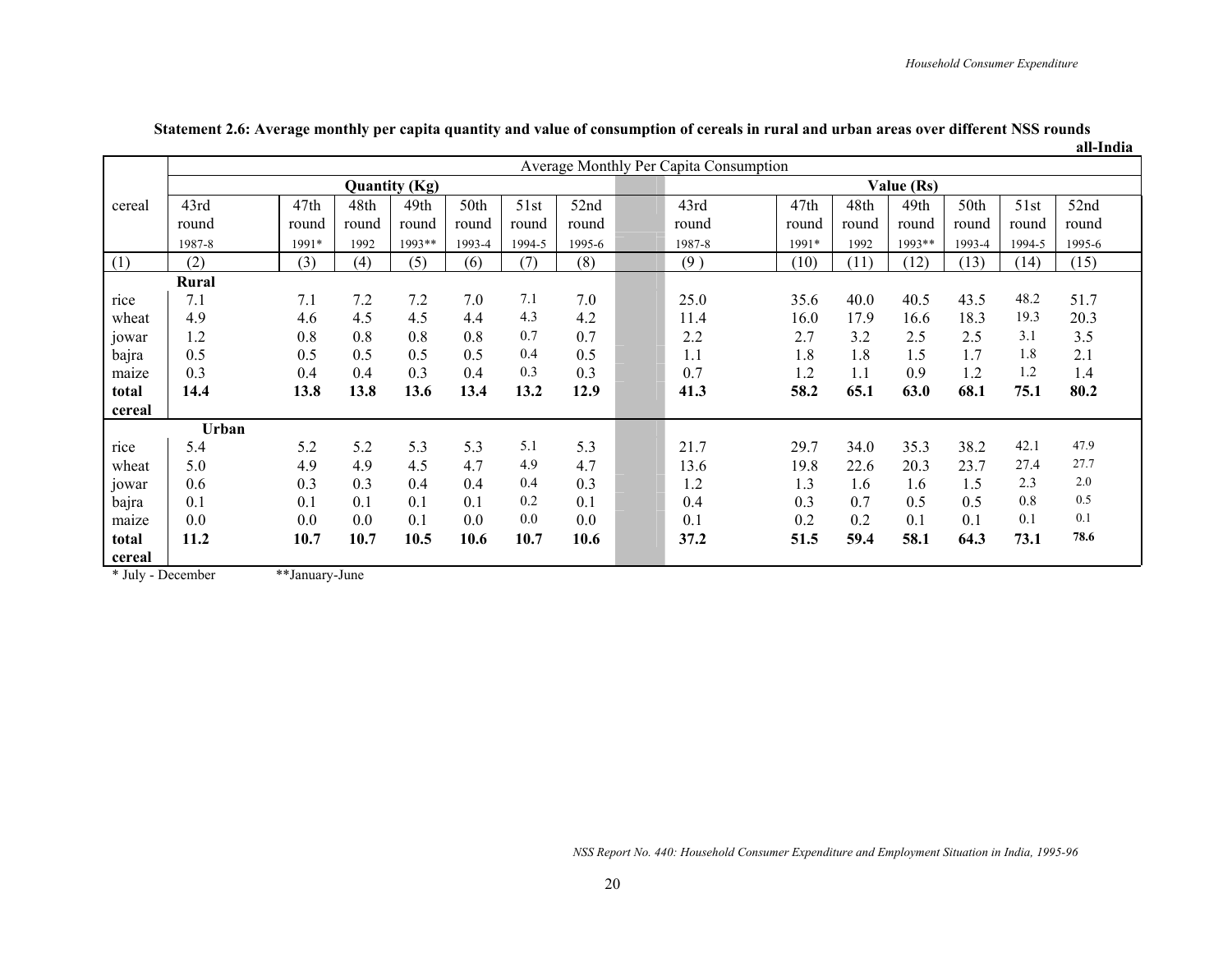**Statement 2.6: Average monthly per capita quantity and value of consumption of cereals in rural and urban areas over different NSS rounds**

**all-India**

| | Average Monthly Per Capita Consumption | | | | | | | | | | | | | |
|---|---|---|---|---|---|---|---|---|---|---|---|---|---|---|
| | **Quantity (Kg)** | | | | | | | **Value (Rs)** | | | | | | |
| cereal | 43rd round 1987-8 | 47th round 1991* | 48th round 1992 | 49th round 1993** | 50th round 1993-4 | 51st round 1994-5 | 52nd round 1995-6 | 43rd round 1987-8 | 47th round 1991* | 48th round 1992 | 49th round 1993** | 50th round 1993-4 | 51st round 1994-5 | 52nd round 1995-6 |
| (1) | (2) | (3) | (4) | (5) | (6) | (7) | (8) | (9) | (10) | (11) | (12) | (13) | (14) | (15) |
| | **Rural** | | | | | | | | | | | | | |
| rice | 7.1 | 7.1 | 7.2 | 7.2 | 7.0 | 7.1 | 7.0 | 25.0 | 35.6 | 40.0 | 40.5 | 43.5 | 48.2 | 51.7 |
| wheat | 4.9 | 4.6 | 4.5 | 4.5 | 4.4 | 4.3 | 4.2 | 11.4 | 16.0 | 17.9 | 16.6 | 18.3 | 19.3 | 20.3 |
| jowar | 1.2 | 0.8 | 0.8 | 0.8 | 0.8 | 0.7 | 0.7 | 2.2 | 2.7 | 3.2 | 2.5 | 2.5 | 3.1 | 3.5 |
| bajra | 0.5 | 0.5 | 0.5 | 0.5 | 0.5 | 0.4 | 0.5 | 1.1 | 1.8 | 1.8 | 1.5 | 1.7 | 1.8 | 2.1 |
| maize | 0.3 | 0.4 | 0.4 | 0.3 | 0.4 | 0.3 | 0.3 | 0.7 | 1.2 | 1.1 | 0.9 | 1.2 | 1.2 | 1.4 |
| **total cereal** | **14.4** | **13.8** | **13.8** | **13.6** | **13.4** | **13.2** | **12.9** | **41.3** | **58.2** | **65.1** | **63.0** | **68.1** | **75.1** | **80.2** |
| | **Urban** | | | | | | | | | | | | | |
| rice | 5.4 | 5.2 | 5.2 | 5.3 | 5.3 | 5.1 | 5.3 | 21.7 | 29.7 | 34.0 | 35.3 | 38.2 | 42.1 | 47.9 |
| wheat | 5.0 | 4.9 | 4.9 | 4.5 | 4.7 | 4.9 | 4.7 | 13.6 | 19.8 | 22.6 | 20.3 | 23.7 | 27.4 | 27.7 |
| jowar | 0.6 | 0.3 | 0.3 | 0.4 | 0.4 | 0.4 | 0.3 | 1.2 | 1.3 | 1.6 | 1.6 | 1.5 | 2.3 | 2.0 |
| bajra | 0.1 | 0.1 | 0.1 | 0.1 | 0.1 | 0.2 | 0.1 | 0.4 | 0.3 | 0.7 | 0.5 | 0.5 | 0.8 | 0.5 |
| maize | 0.0 | 0.0 | 0.0 | 0.1 | 0.0 | 0.0 | 0.0 | 0.1 | 0.2 | 0.2 | 0.1 | 0.1 | 0.1 | 0.1 |
| **total cereal** | **11.2** | **10.7** | **10.7** | **10.5** | **10.6** | **10.7** | **10.6** | **37.2** | **51.5** | **59.4** | **58.1** | **64.3** | **73.1** | **78.6** |

\* July - December **January-June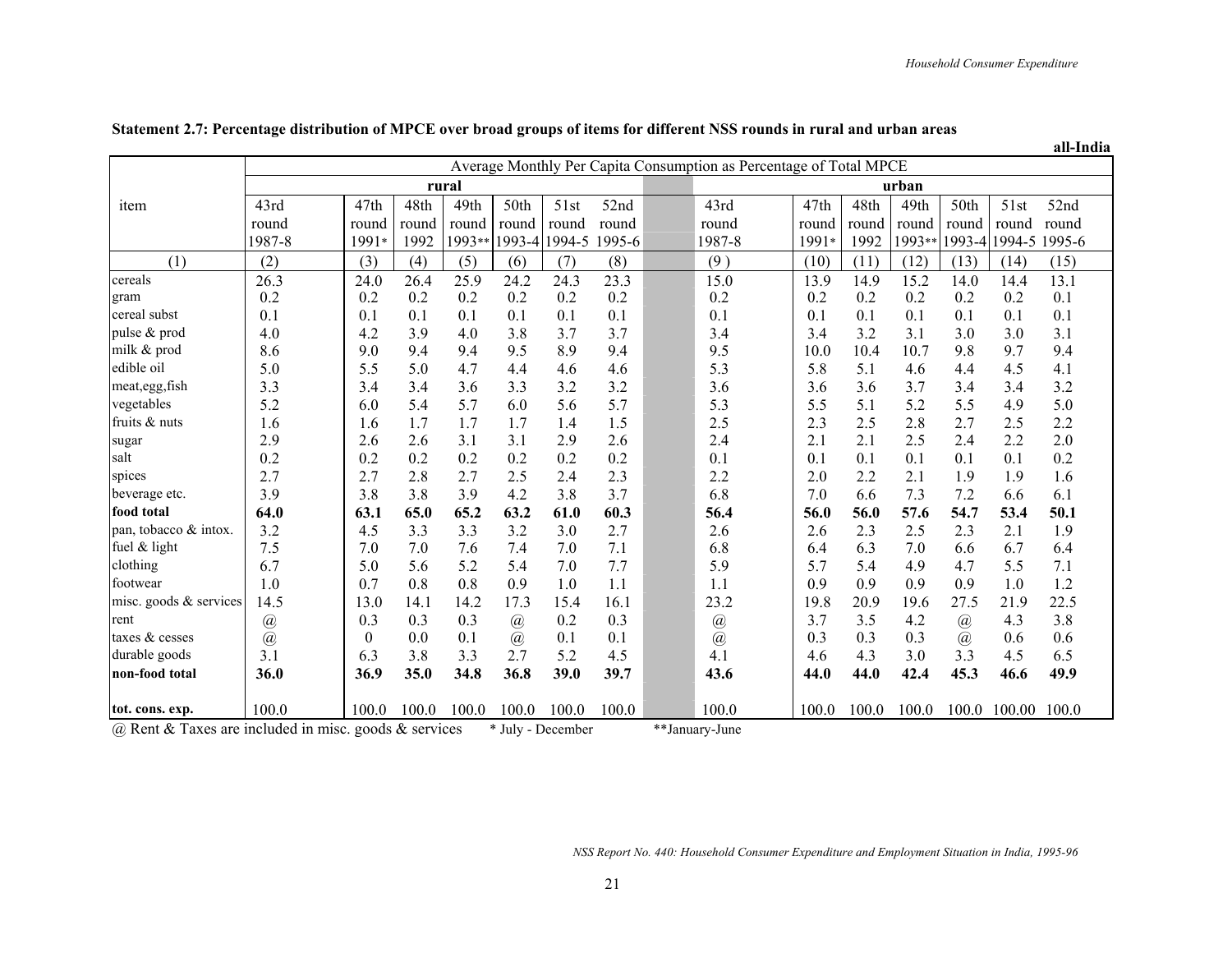**Statement 2.7: Percentage distribution of MPCE over broad groups of items for different NSS rounds in rural and urban areas**

all-India

| item | Average Monthly Per Capita Consumption as Percentage of Total MPCE | | | | | | | | | | | | | |
|---|---|---|---|---|---|---|---|---|---|---|---|---|---|---|
| | rural | | | | | | | urban | | | | | | |
| | 43rd round 1987-8 | 47th round 1991* | 48th round 1992 | 49th round 1993** | 50th round 1993-4 | 51st round 1994-5 | 52nd round 1995-6 | 43rd round 1987-8 | 47th round 1991* | 48th round 1992 | 49th round 1993** | 50th round 1993-4 | 51st round 1994-5 | 52nd round 1995-6 |
| (1) | (2) | (3) | (4) | (5) | (6) | (7) | (8) | (9 ) | (10) | (11) | (12) | (13) | (14) | (15) |
| cereals | 26.3 | 24.0 | 26.4 | 25.9 | 24.2 | 24.3 | 23.3 | 15.0 | 13.9 | 14.9 | 15.2 | 14.0 | 14.4 | 13.1 |
| gram | 0.2 | 0.2 | 0.2 | 0.2 | 0.2 | 0.2 | 0.2 | 0.2 | 0.2 | 0.2 | 0.2 | 0.2 | 0.2 | 0.1 |
| cereal subst | 0.1 | 0.1 | 0.1 | 0.1 | 0.1 | 0.1 | 0.1 | 0.1 | 0.1 | 0.1 | 0.1 | 0.1 | 0.1 | 0.1 |
| pulse & prod | 4.0 | 4.2 | 3.9 | 4.0 | 3.8 | 3.7 | 3.7 | 3.4 | 3.4 | 3.2 | 3.1 | 3.0 | 3.0 | 3.1 |
| milk & prod | 8.6 | 9.0 | 9.4 | 9.4 | 9.5 | 8.9 | 9.4 | 9.5 | 10.0 | 10.4 | 10.7 | 9.8 | 9.7 | 9.4 |
| edible oil | 5.0 | 5.5 | 5.0 | 4.7 | 4.4 | 4.6 | 4.6 | 5.3 | 5.8 | 5.1 | 4.6 | 4.4 | 4.5 | 4.1 |
| meat,egg,fish | 3.3 | 3.4 | 3.4 | 3.6 | 3.3 | 3.2 | 3.2 | 3.6 | 3.6 | 3.6 | 3.7 | 3.4 | 3.4 | 3.2 |
| vegetables | 5.2 | 6.0 | 5.4 | 5.7 | 6.0 | 5.6 | 5.7 | 5.3 | 5.5 | 5.1 | 5.2 | 5.5 | 4.9 | 5.0 |
| fruits & nuts | 1.6 | 1.6 | 1.7 | 1.7 | 1.7 | 1.4 | 1.5 | 2.5 | 2.3 | 2.5 | 2.8 | 2.7 | 2.5 | 2.2 |
| sugar | 2.9 | 2.6 | 2.6 | 3.1 | 3.1 | 2.9 | 2.6 | 2.4 | 2.1 | 2.1 | 2.5 | 2.4 | 2.2 | 2.0 |
| salt | 0.2 | 0.2 | 0.2 | 0.2 | 0.2 | 0.2 | 0.2 | 0.1 | 0.1 | 0.1 | 0.1 | 0.1 | 0.1 | 0.2 |
| spices | 2.7 | 2.7 | 2.8 | 2.7 | 2.5 | 2.4 | 2.3 | 2.2 | 2.0 | 2.2 | 2.1 | 1.9 | 1.9 | 1.6 |
| beverage etc. | 3.9 | 3.8 | 3.8 | 3.9 | 4.2 | 3.8 | 3.7 | 6.8 | 7.0 | 6.6 | 7.3 | 7.2 | 6.6 | 6.1 |
| **food total** | **64.0** | **63.1** | **65.0** | **65.2** | **63.2** | **61.0** | **60.3** | **56.4** | **56.0** | **56.0** | **57.6** | **54.7** | **53.4** | **50.1** |
| pan, tobacco & intox. | 3.2 | 4.5 | 3.3 | 3.3 | 3.2 | 3.0 | 2.7 | 2.6 | 2.6 | 2.3 | 2.5 | 2.3 | 2.1 | 1.9 |
| fuel & light | 7.5 | 7.0 | 7.0 | 7.6 | 7.4 | 7.0 | 7.1 | 6.8 | 6.4 | 6.3 | 7.0 | 6.6 | 6.7 | 6.4 |
| clothing | 6.7 | 5.0 | 5.6 | 5.2 | 5.4 | 7.0 | 7.7 | 5.9 | 5.7 | 5.4 | 4.9 | 4.7 | 5.5 | 7.1 |
| footwear | 1.0 | 0.7 | 0.8 | 0.8 | 0.9 | 1.0 | 1.1 | 1.1 | 0.9 | 0.9 | 0.9 | 0.9 | 1.0 | 1.2 |
| misc. goods & services | 14.5 | 13.0 | 14.1 | 14.2 | 17.3 | 15.4 | 16.1 | 23.2 | 19.8 | 20.9 | 19.6 | 27.5 | 21.9 | 22.5 |
| rent | @ | 0.3 | 0.3 | 0.3 | @ | 0.2 | 0.3 | @ | 3.7 | 3.5 | 4.2 | @ | 4.3 | 3.8 |
| taxes & cesses | @ | 0 | 0.0 | 0.1 | @ | 0.1 | 0.1 | @ | 0.3 | 0.3 | 0.3 | @ | 0.6 | 0.6 |
| durable goods | 3.1 | 6.3 | 3.8 | 3.3 | 2.7 | 5.2 | 4.5 | 4.1 | 4.6 | 4.3 | 3.0 | 3.3 | 4.5 | 6.5 |
| **non-food total** | **36.0** | **36.9** | **35.0** | **34.8** | **36.8** | **39.0** | **39.7** | **43.6** | **44.0** | **44.0** | **42.4** | **45.3** | **46.6** | **49.9** |
| **tot. cons. exp.** | 100.0 | 100.0 | 100.0 | 100.0 | 100.0 | 100.0 | 100.0 | 100.0 | 100.0 | 100.0 | 100.0 | 100.0 | 100.00 | 100.0 |

@ Rent & Taxes are included in misc. goods & services  * July - December  **January-June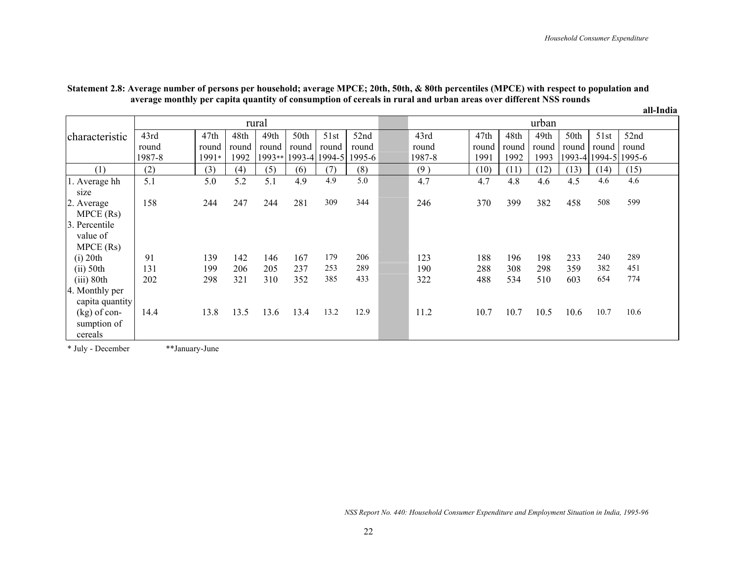**Statement 2.8: Average number of persons per household; average MPCE; 20th, 50th, & 80th percentiles (MPCE) with respect to population and average monthly per capita quantity of consumption of cereals in rural and urban areas over different NSS rounds**

**all-India**

| characteristic | rural | | | | | | | urban | | | | | | |
|---|---|---|---|---|---|---|---|---|---|---|---|---|---|---|
| | 43rd round 1987-8 | 47th round 1991* | 48th round 1992 | 49th round 1993** | 50th round 1993-4 | 51st round 1994-5 | 52nd round 1995-6 | 43rd round 1987-8 | 47th round 1991 | 48th round 1992 | 49th round 1993 | 50th round 1993-4 | 51st round 1994-5 | 52nd round 1995-6 |
| (1) | (2) | (3) | (4) | (5) | (6) | (7) | (8) | (9) | (10) | (11) | (12) | (13) | (14) | (15) |
| 1. Average hh size | 5.1 | 5.0 | 5.2 | 5.1 | 4.9 | 4.9 | 5.0 | 4.7 | 4.7 | 4.8 | 4.6 | 4.5 | 4.6 | 4.6 |
| 2. Average MPCE (Rs) | 158 | 244 | 247 | 244 | 281 | 309 | 344 | 246 | 370 | 399 | 382 | 458 | 508 | 599 |
| 3. Percentile value of MPCE (Rs) | | | | | | | | | | | | | | |
| (i) 20th | 91 | 139 | 142 | 146 | 167 | 179 | 206 | 123 | 188 | 196 | 198 | 233 | 240 | 289 |
| (ii) 50th | 131 | 199 | 206 | 205 | 237 | 253 | 289 | 190 | 288 | 308 | 298 | 359 | 382 | 451 |
| (iii) 80th | 202 | 298 | 321 | 310 | 352 | 385 | 433 | 322 | 488 | 534 | 510 | 603 | 654 | 774 |
| 4. Monthly per capita quantity (kg) of consumption of cereals | 14.4 | 13.8 | 13.5 | 13.6 | 13.4 | 13.2 | 12.9 | 11.2 | 10.7 | 10.7 | 10.5 | 10.6 | 10.7 | 10.6 |

\* July - December **January-June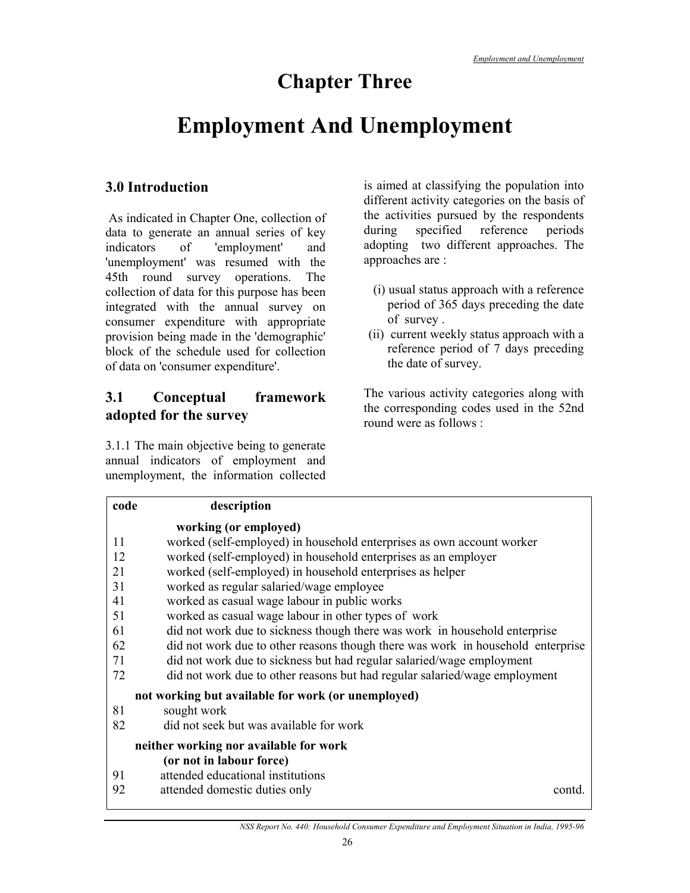# Chapter Three

# Employment And Unemployment

## 3.0 Introduction

As indicated in Chapter One, collection of data to generate an annual series of key indicators of 'employment' and 'unemployment' was resumed with the 45th round survey operations. The collection of data for this purpose has been integrated with the annual survey on consumer expenditure with appropriate provision being made in the 'demographic' block of the schedule used for collection of data on 'consumer expenditure'.

## 3.1 Conceptual framework adopted for the survey

3.1.1 The main objective being to generate annual indicators of employment and unemployment, the information collected is aimed at classifying the population into different activity categories on the basis of the activities pursued by the respondents during specified reference periods adopting two different approaches. The approaches are :

(i) usual status approach with a reference period of 365 days preceding the date of survey .
(ii) current weekly status approach with a reference period of 7 days preceding the date of survey.

The various activity categories along with the corresponding codes used in the 52nd round were as follows :

| code | description |
|---|---|
| | **working (or employed)** |
| 11 | worked (self-employed) in household enterprises as own account worker |
| 12 | worked (self-employed) in household enterprises as an employer |
| 21 | worked (self-employed) in household enterprises as helper |
| 31 | worked as regular salaried/wage employee |
| 41 | worked as casual wage labour in public works |
| 51 | worked as casual wage labour in other types of work |
| 61 | did not work due to sickness though there was work in household enterprise |
| 62 | did not work due to other reasons though there was work in household enterprise |
| 71 | did not work due to sickness but had regular salaried/wage employment |
| 72 | did not work due to other reasons but had regular salaried/wage employment |
| | **not working but available for work (or unemployed)** |
| 81 | sought work |
| 82 | did not seek but was available for work |
| | **neither working nor available for work (or not in labour force)** |
| 91 | attended educational institutions |
| 92 | attended domestic duties only |

contd.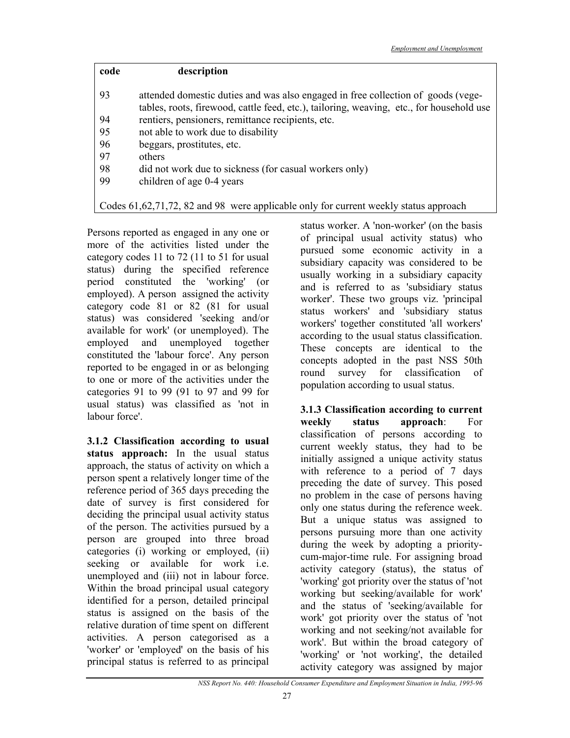| code | description |
| --- | --- |
| 93 | attended domestic duties and was also engaged in free collection of goods (vegetables, roots, firewood, cattle feed, etc.), tailoring, weaving, etc., for household use |
| 94 | rentiers, pensioners, remittance recipients, etc. |
| 95 | not able to work due to disability |
| 96 | beggars, prostitutes, etc. |
| 97 | others |
| 98 | did not work due to sickness (for casual workers only) |
| 99 | children of age 0-4 years |

Codes 61,62,71,72, 82 and 98 were applicable only for current weekly status approach

Persons reported as engaged in any one or more of the activities listed under the category codes 11 to 72 (11 to 51 for usual status) during the specified reference period constituted the 'working' (or employed). A person assigned the activity category code 81 or 82 (81 for usual status) was considered 'seeking and/or available for work' (or unemployed). The employed and unemployed together constituted the 'labour force'. Any person reported to be engaged in or as belonging to one or more of the activities under the categories 91 to 99 (91 to 97 and 99 for usual status) was classified as 'not in labour force'.

**3.1.2 Classification according to usual status approach:** In the usual status approach, the status of activity on which a person spent a relatively longer time of the reference period of 365 days preceding the date of survey is first considered for deciding the principal usual activity status of the person. The activities pursued by a person are grouped into three broad categories (i) working or employed, (ii) seeking or available for work i.e. unemployed and (iii) not in labour force. Within the broad principal usual category identified for a person, detailed principal status is assigned on the basis of the relative duration of time spent on different activities. A person categorised as a 'worker' or 'employed' on the basis of his principal status is referred to as principal status worker. A 'non-worker' (on the basis of principal usual activity status) who pursued some economic activity in a subsidiary capacity was considered to be usually working in a subsidiary capacity and is referred to as 'subsidiary status worker'. These two groups viz. 'principal status workers' and 'subsidiary status workers' together constituted 'all workers' according to the usual status classification. These concepts are identical to the concepts adopted in the past NSS 50th round survey for classification of population according to usual status.

**3.1.3 Classification according to current weekly status approach**: For classification of persons according to current weekly status, they had to be initially assigned a unique activity status with reference to a period of 7 days preceding the date of survey. This posed no problem in the case of persons having only one status during the reference week. But a unique status was assigned to persons pursuing more than one activity during the week by adopting a priority-cum-major-time rule. For assigning broad activity category (status), the status of 'working' got priority over the status of 'not working but seeking/available for work' and the status of 'seeking/available for work' got priority over the status of 'not working and not seeking/not available for work'. But within the broad category of 'working' or 'not working', the detailed activity category was assigned by major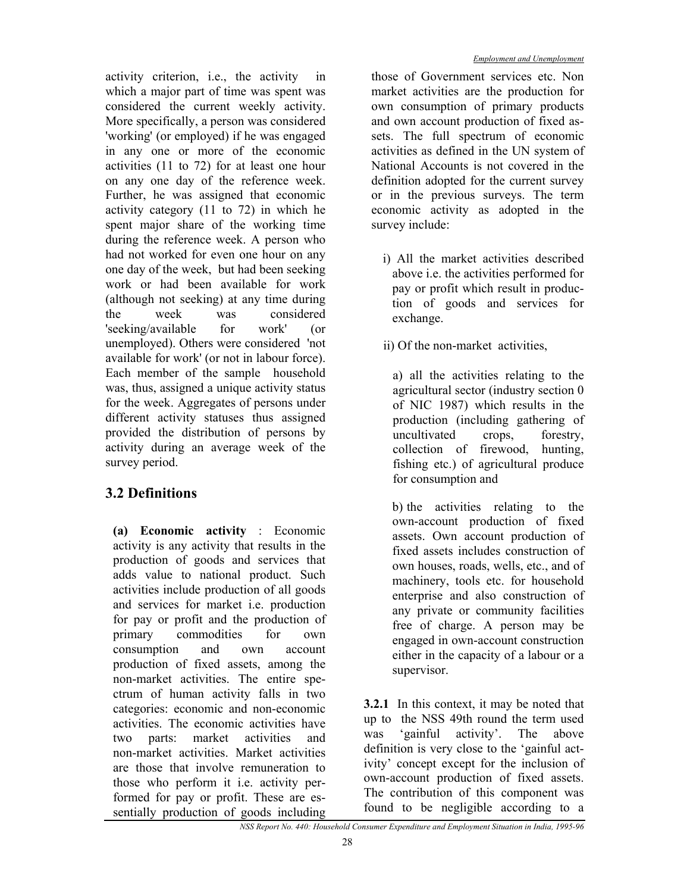activity criterion, i.e., the activity in which a major part of time was spent was considered the current weekly activity. More specifically, a person was considered 'working' (or employed) if he was engaged in any one or more of the economic activities (11 to 72) for at least one hour on any one day of the reference week. Further, he was assigned that economic activity category (11 to 72) in which he spent major share of the working time during the reference week. A person who had not worked for even one hour on any one day of the week, but had been seeking work or had been available for work (although not seeking) at any time during the week was considered 'seeking/available for work' (or unemployed). Others were considered 'not available for work' (or not in labour force). Each member of the sample household was, thus, assigned a unique activity status for the week. Aggregates of persons under different activity statuses thus assigned provided the distribution of persons by activity during an average week of the survey period.

## 3.2 Definitions

**(a) Economic activity** : Economic activity is any activity that results in the production of goods and services that adds value to national product. Such activities include production of all goods and services for market i.e. production for pay or profit and the production of primary commodities for own consumption and own account production of fixed assets, among the non-market activities. The entire spectrum of human activity falls in two categories: economic and non-economic activities. The economic activities have two parts: market activities and non-market activities. Market activities are those that involve remuneration to those who perform it i.e. activity performed for pay or profit. These are essentially production of goods including those of Government services etc. Non market activities are the production for own consumption of primary products and own account production of fixed assets. The full spectrum of economic activities as defined in the UN system of National Accounts is not covered in the definition adopted for the current survey or in the previous surveys. The term economic activity as adopted in the survey include:

i) All the market activities described above i.e. the activities performed for pay or profit which result in production of goods and services for exchange.

ii) Of the non-market activities,

a) all the activities relating to the agricultural sector (industry section 0 of NIC 1987) which results in the production (including gathering of uncultivated crops, forestry, collection of firewood, hunting, fishing etc.) of agricultural produce for consumption and

b) the activities relating to the own-account production of fixed assets. Own account production of fixed assets includes construction of own houses, roads, wells, etc., and of machinery, tools etc. for household enterprise and also construction of any private or community facilities free of charge. A person may be engaged in own-account construction either in the capacity of a labour or a supervisor.

**3.2.1** In this context, it may be noted that up to the NSS 49th round the term used was 'gainful activity'. The above definition is very close to the 'gainful activity' concept except for the inclusion of own-account production of fixed assets. The contribution of this component was found to be negligible according to a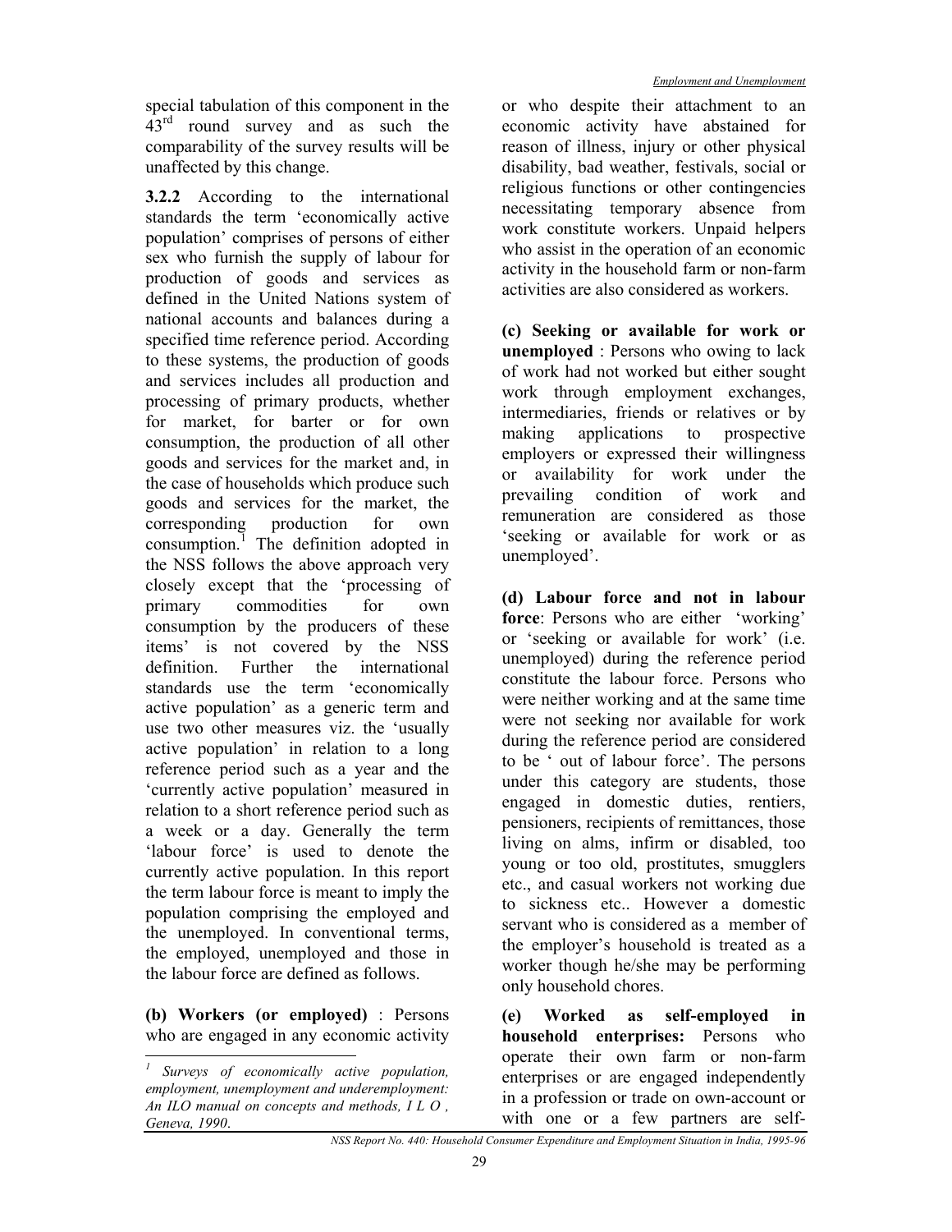special tabulation of this component in the 43rd round survey and as such the comparability of the survey results will be unaffected by this change.

**3.2.2** According to the international standards the term 'economically active population' comprises of persons of either sex who furnish the supply of labour for production of goods and services as defined in the United Nations system of national accounts and balances during a specified time reference period. According to these systems, the production of goods and services includes all production and processing of primary products, whether for market, for barter or for own consumption, the production of all other goods and services for the market and, in the case of households which produce such goods and services for the market, the corresponding production for own consumption.[1] The definition adopted in the NSS follows the above approach very closely except that the 'processing of primary commodities for own consumption by the producers of these items' is not covered by the NSS definition. Further the international standards use the term 'economically active population' as a generic term and use two other measures viz. the 'usually active population' in relation to a long reference period such as a year and the 'currently active population' measured in relation to a short reference period such as a week or a day. Generally the term 'labour force' is used to denote the currently active population. In this report the term labour force is meant to imply the population comprising the employed and the unemployed. In conventional terms, the employed, unemployed and those in the labour force are defined as follows.

**(b) Workers (or employed)** : Persons who are engaged in any economic activity or who despite their attachment to an economic activity have abstained for reason of illness, injury or other physical disability, bad weather, festivals, social or religious functions or other contingencies necessitating temporary absence from work constitute workers. Unpaid helpers who assist in the operation of an economic activity in the household farm or non-farm activities are also considered as workers.

**(c) Seeking or available for work or unemployed** : Persons who owing to lack of work had not worked but either sought work through employment exchanges, intermediaries, friends or relatives or by making applications to prospective employers or expressed their willingness or availability for work under the prevailing condition of work and remuneration are considered as those 'seeking or available for work or as unemployed'.

**(d) Labour force and not in labour force**: Persons who are either 'working' or 'seeking or available for work' (i.e. unemployed) during the reference period constitute the labour force. Persons who were neither working and at the same time were not seeking nor available for work during the reference period are considered to be ' out of labour force'. The persons under this category are students, those engaged in domestic duties, rentiers, pensioners, recipients of remittances, those living on alms, infirm or disabled, too young or too old, prostitutes, smugglers etc., and casual workers not working due to sickness etc.. However a domestic servant who is considered as a member of the employer's household is treated as a worker though he/she may be performing only household chores.

**(e) Worked as self-employed in household enterprises:** Persons who operate their own farm or non-farm enterprises or are engaged independently in a profession or trade on own-account or with one or a few partners are self-

---

[1] *Surveys of economically active population, employment, unemployment and underemployment: An ILO manual on concepts and methods, I L O , Geneva, 1990.*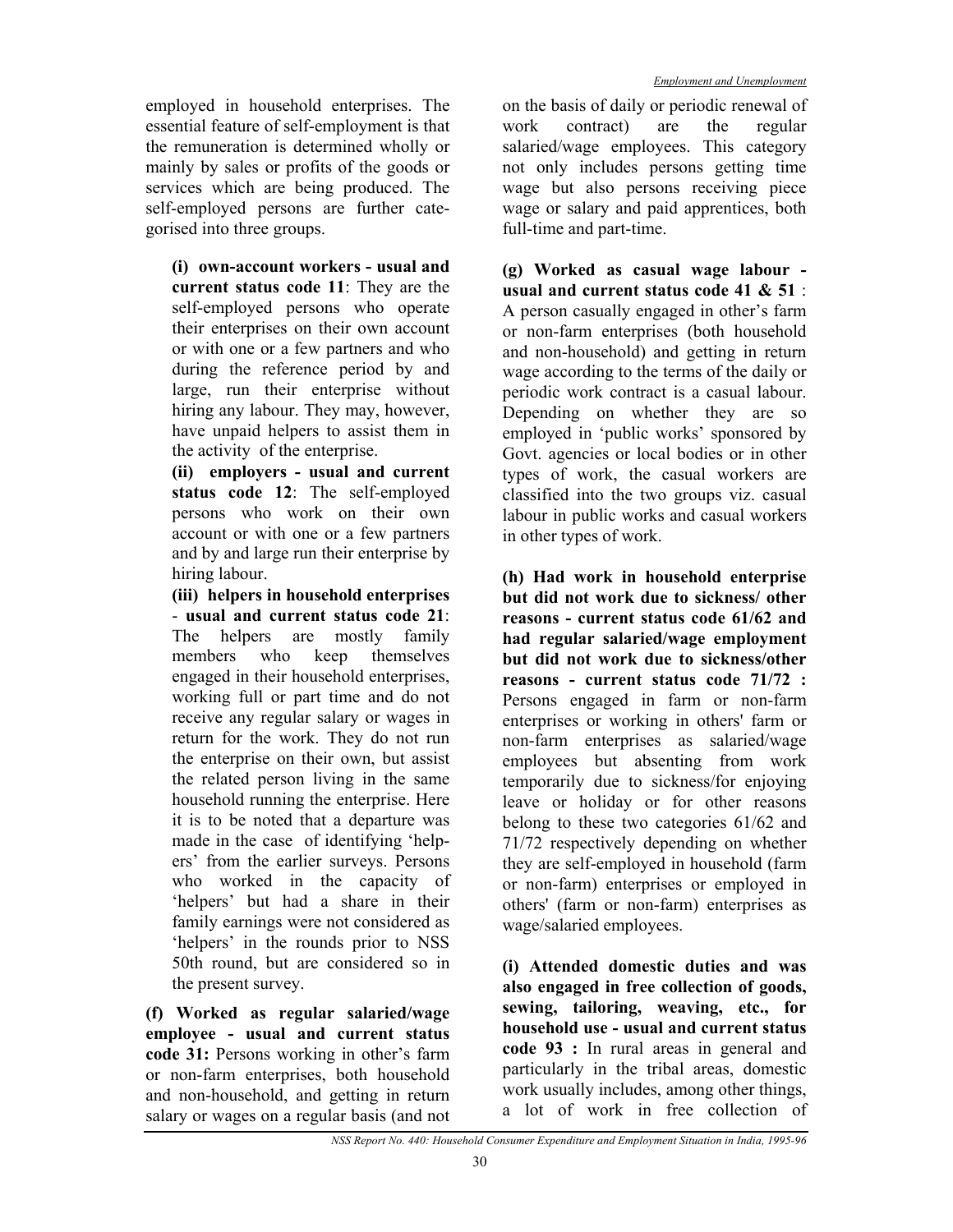employed in household enterprises. The essential feature of self-employment is that the remuneration is determined wholly or mainly by sales or profits of the goods or services which are being produced. The self-employed persons are further categorised into three groups.

**(i) own-account workers - usual and current status code 11**: They are the self-employed persons who operate their enterprises on their own account or with one or a few partners and who during the reference period by and large, run their enterprise without hiring any labour. They may, however, have unpaid helpers to assist them in the activity of the enterprise.

**(ii) employers - usual and current status code 12**: The self-employed persons who work on their own account or with one or a few partners and by and large run their enterprise by hiring labour.

**(iii) helpers in household enterprises - usual and current status code 21**: The helpers are mostly family members who keep themselves engaged in their household enterprises, working full or part time and do not receive any regular salary or wages in return for the work. They do not run the enterprise on their own, but assist the related person living in the same household running the enterprise. Here it is to be noted that a departure was made in the case of identifying 'helpers' from the earlier surveys. Persons who worked in the capacity of 'helpers' but had a share in their family earnings were not considered as 'helpers' in the rounds prior to NSS 50th round, but are considered so in the present survey.

**(f) Worked as regular salaried/wage employee - usual and current status code 31:** Persons working in other's farm or non-farm enterprises, both household and non-household, and getting in return salary or wages on a regular basis (and not on the basis of daily or periodic renewal of work contract) are the regular salaried/wage employees. This category not only includes persons getting time wage but also persons receiving piece wage or salary and paid apprentices, both full-time and part-time.

**(g) Worked as casual wage labour - usual and current status code 41 & 51** : A person casually engaged in other's farm or non-farm enterprises (both household and non-household) and getting in return wage according to the terms of the daily or periodic work contract is a casual labour. Depending on whether they are so employed in 'public works' sponsored by Govt. agencies or local bodies or in other types of work, the casual workers are classified into the two groups viz. casual labour in public works and casual workers in other types of work.

**(h) Had work in household enterprise but did not work due to sickness/ other reasons - current status code 61/62 and had regular salaried/wage employment but did not work due to sickness/other reasons - current status code 71/72 :** Persons engaged in farm or non-farm enterprises or working in others' farm or non-farm enterprises as salaried/wage employees but absenting from work temporarily due to sickness/for enjoying leave or holiday or for other reasons belong to these two categories 61/62 and 71/72 respectively depending on whether they are self-employed in household (farm or non-farm) enterprises or employed in others' (farm or non-farm) enterprises as wage/salaried employees.

**(i) Attended domestic duties and was also engaged in free collection of goods, sewing, tailoring, weaving, etc., for household use - usual and current status code 93 :** In rural areas in general and particularly in the tribal areas, domestic work usually includes, among other things, a lot of work in free collection of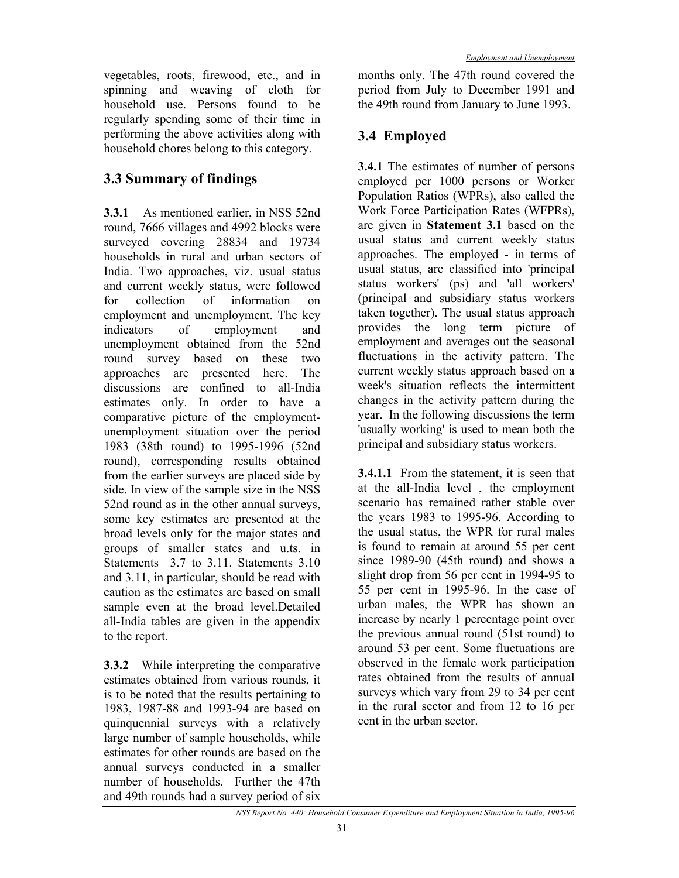vegetables, roots, firewood, etc., and in spinning and weaving of cloth for household use. Persons found to be regularly spending some of their time in performing the above activities along with household chores belong to this category.

## 3.3 Summary of findings

**3.3.1** As mentioned earlier, in NSS 52nd round, 7666 villages and 4992 blocks were surveyed covering 28834 and 19734 households in rural and urban sectors of India. Two approaches, viz. usual status and current weekly status, were followed for collection of information on employment and unemployment. The key indicators of employment and unemployment obtained from the 52nd round survey based on these two approaches are presented here. The discussions are confined to all-India estimates only. In order to have a comparative picture of the employment-unemployment situation over the period 1983 (38th round) to 1995-1996 (52nd round), corresponding results obtained from the earlier surveys are placed side by side. In view of the sample size in the NSS 52nd round as in the other annual surveys, some key estimates are presented at the broad levels only for the major states and groups of smaller states and u.ts. in Statements 3.7 to 3.11. Statements 3.10 and 3.11, in particular, should be read with caution as the estimates are based on small sample even at the broad level.Detailed all-India tables are given in the appendix to the report.

**3.3.2** While interpreting the comparative estimates obtained from various rounds, it is to be noted that the results pertaining to 1983, 1987-88 and 1993-94 are based on quinquennial surveys with a relatively large number of sample households, while estimates for other rounds are based on the annual surveys conducted in a smaller number of households. Further the 47th and 49th rounds had a survey period of six months only. The 47th round covered the period from July to December 1991 and the 49th round from January to June 1993.

## 3.4 Employed

**3.4.1** The estimates of number of persons employed per 1000 persons or Worker Population Ratios (WPRs), also called the Work Force Participation Rates (WFPRs), are given in **Statement 3.1** based on the usual status and current weekly status approaches. The employed - in terms of usual status, are classified into 'principal status workers' (ps) and 'all workers' (principal and subsidiary status workers taken together). The usual status approach provides the long term picture of employment and averages out the seasonal fluctuations in the activity pattern. The current weekly status approach based on a week's situation reflects the intermittent changes in the activity pattern during the year. In the following discussions the term 'usually working' is used to mean both the principal and subsidiary status workers.

**3.4.1.1** From the statement, it is seen that at the all-India level , the employment scenario has remained rather stable over the years 1983 to 1995-96. According to the usual status, the WPR for rural males is found to remain at around 55 per cent since 1989-90 (45th round) and shows a slight drop from 56 per cent in 1994-95 to 55 per cent in 1995-96. In the case of urban males, the WPR has shown an increase by nearly 1 percentage point over the previous annual round (51st round) to around 53 per cent. Some fluctuations are observed in the female work participation rates obtained from the results of annual surveys which vary from 29 to 34 per cent in the rural sector and from 12 to 16 per cent in the urban sector.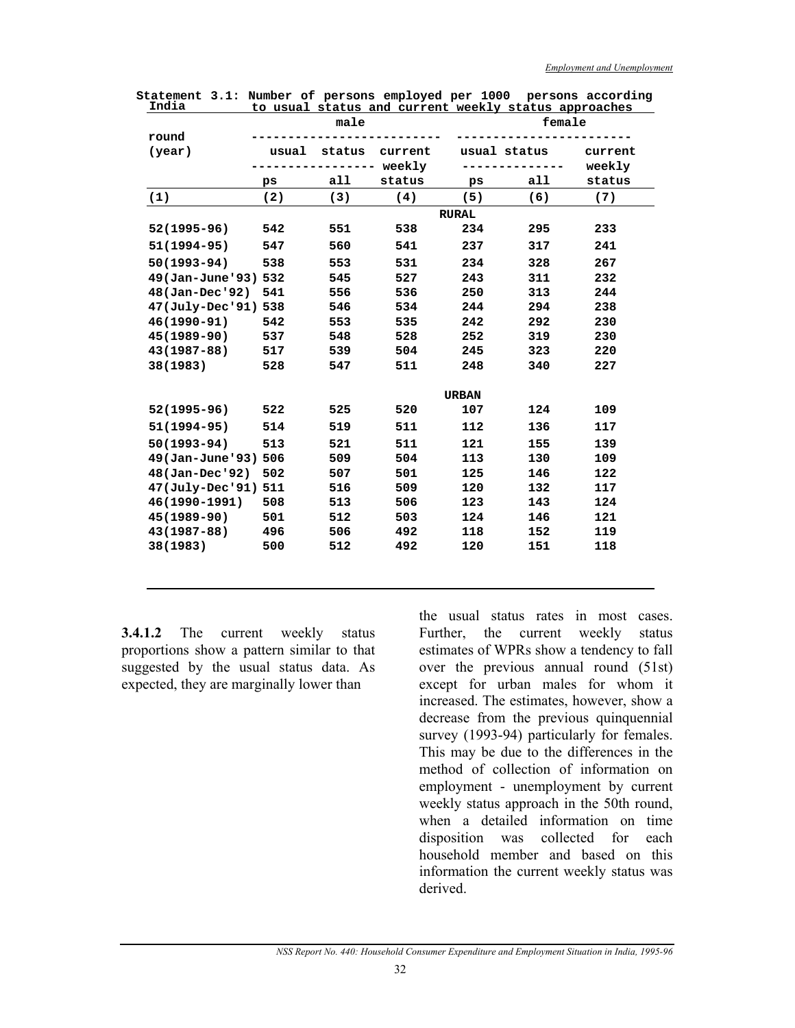Statement 3.1: Number of persons employed per 1000 persons according to usual status and current weekly status approaches

India

| round (year) | male | | | female | | |
|---|---|---|---|---|---|---|
| | usual status | | current weekly status | usual status | | current weekly status |
| | ps | all | | ps | all | |
| (1) | (2) | (3) | (4) | (5) | (6) | (7) |
| | | | | RURAL | | |
| 52(1995-96) | 542 | 551 | 538 | 234 | 295 | 233 |
| 51(1994-95) | 547 | 560 | 541 | 237 | 317 | 241 |
| 50(1993-94) | 538 | 553 | 531 | 234 | 328 | 267 |
| 49(Jan-June'93) | 532 | 545 | 527 | 243 | 311 | 232 |
| 48(Jan-Dec'92) | 541 | 556 | 536 | 250 | 313 | 244 |
| 47(July-Dec'91) | 538 | 546 | 534 | 244 | 294 | 238 |
| 46(1990-91) | 542 | 553 | 535 | 242 | 292 | 230 |
| 45(1989-90) | 537 | 548 | 528 | 252 | 319 | 230 |
| 43(1987-88) | 517 | 539 | 504 | 245 | 323 | 220 |
| 38(1983) | 528 | 547 | 511 | 248 | 340 | 227 |
| | | | | URBAN | | |
| 52(1995-96) | 522 | 525 | 520 | 107 | 124 | 109 |
| 51(1994-95) | 514 | 519 | 511 | 112 | 136 | 117 |
| 50(1993-94) | 513 | 521 | 511 | 121 | 155 | 139 |
| 49(Jan-June'93) | 506 | 509 | 504 | 113 | 130 | 109 |
| 48(Jan-Dec'92) | 502 | 507 | 501 | 125 | 146 | 122 |
| 47(July-Dec'91) | 511 | 516 | 509 | 120 | 132 | 117 |
| 46(1990-1991) | 508 | 513 | 506 | 123 | 143 | 124 |
| 45(1989-90) | 501 | 512 | 503 | 124 | 146 | 121 |
| 43(1987-88) | 496 | 506 | 492 | 118 | 152 | 119 |
| 38(1983) | 500 | 512 | 492 | 120 | 151 | 118 |

**3.4.1.2** The current weekly status proportions show a pattern similar to that suggested by the usual status data. As expected, they are marginally lower than the usual status rates in most cases. Further, the current weekly status estimates of WPRs show a tendency to fall over the previous annual round (51st) except for urban males for whom it increased. The estimates, however, show a decrease from the previous quinquennial survey (1993-94) particularly for females. This may be due to the differences in the method of collection of information on employment - unemployment by current weekly status approach in the 50th round, when a detailed information on time disposition was collected for each household member and based on this information the current weekly status was derived.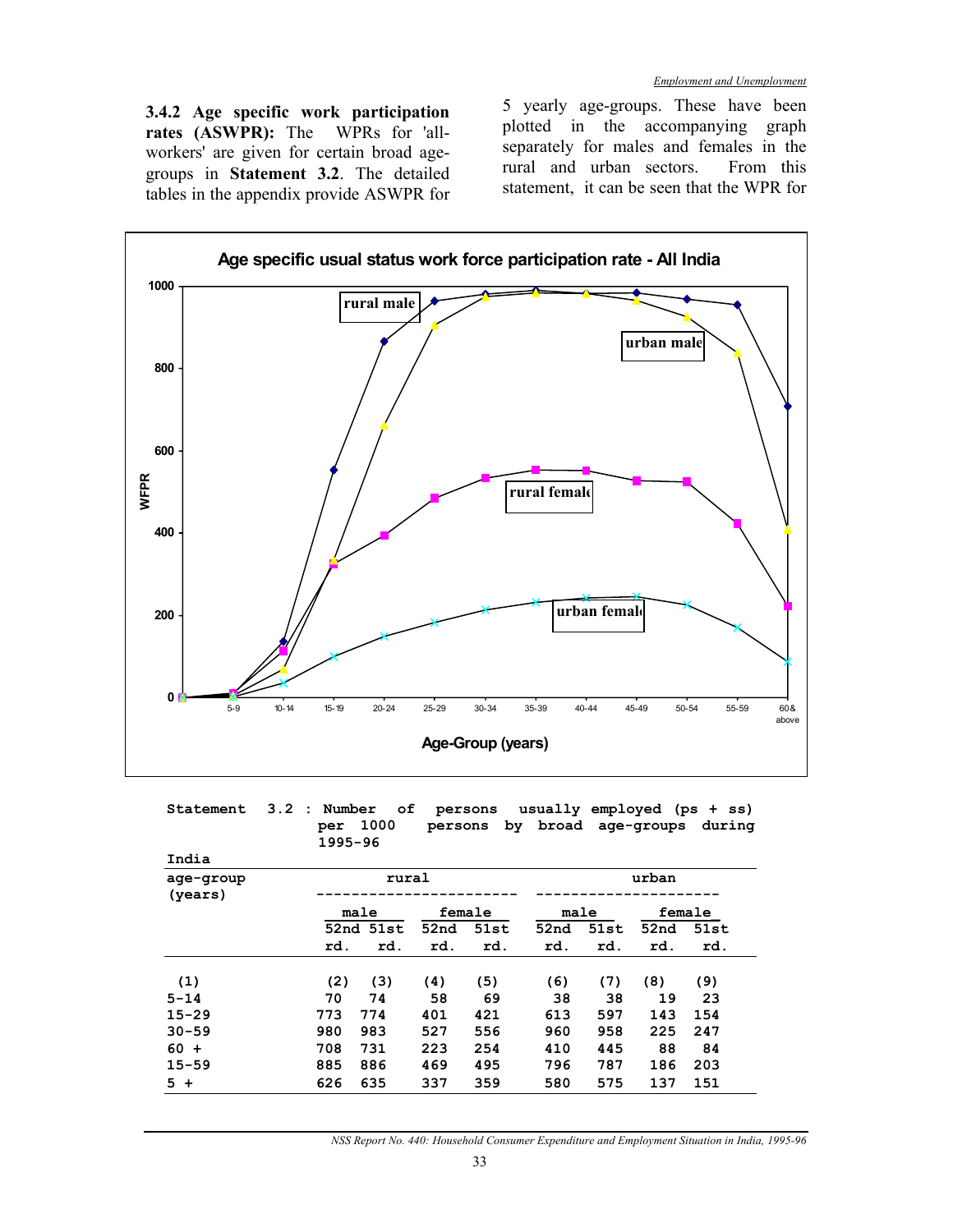**3.4.2 Age specific work participation rates (ASWPR):** The WPRs for 'all-workers' are given for certain broad age-groups in **Statement 3.2**. The detailed tables in the appendix provide ASWPR for 5 yearly age-groups. These have been plotted in the accompanying graph separately for males and females in the rural and urban sectors. From this statement, it can be seen that the WPR for

**Age specific usual status work force participation rate - All India**

**Statement 3.2 : Number of persons usually employed (ps + ss) per 1000 persons by broad age-groups during 1995-96**

India

| age-group (years) | rural | | | | urban | | | |
|---|---|---|---|---|---|---|---|---|
| | male | | female | | male | | female | |
| | 52nd rd. | 51st rd. | 52nd rd. | 51st rd. | 52nd rd. | 51st rd. | 52nd rd. | 51st rd. |
| (1) | (2) | (3) | (4) | (5) | (6) | (7) | (8) | (9) |
| 5-14 | 70 | 74 | 58 | 69 | 38 | 38 | 19 | 23 |
| 15-29 | 773 | 774 | 401 | 421 | 613 | 597 | 143 | 154 |
| 30-59 | 980 | 983 | 527 | 556 | 960 | 958 | 225 | 247 |
| 60 + | 708 | 731 | 223 | 254 | 410 | 445 | 88 | 84 |
| 15-59 | 885 | 886 | 469 | 495 | 796 | 787 | 186 | 203 |
| 5 + | 626 | 635 | 337 | 359 | 580 | 575 | 137 | 151 |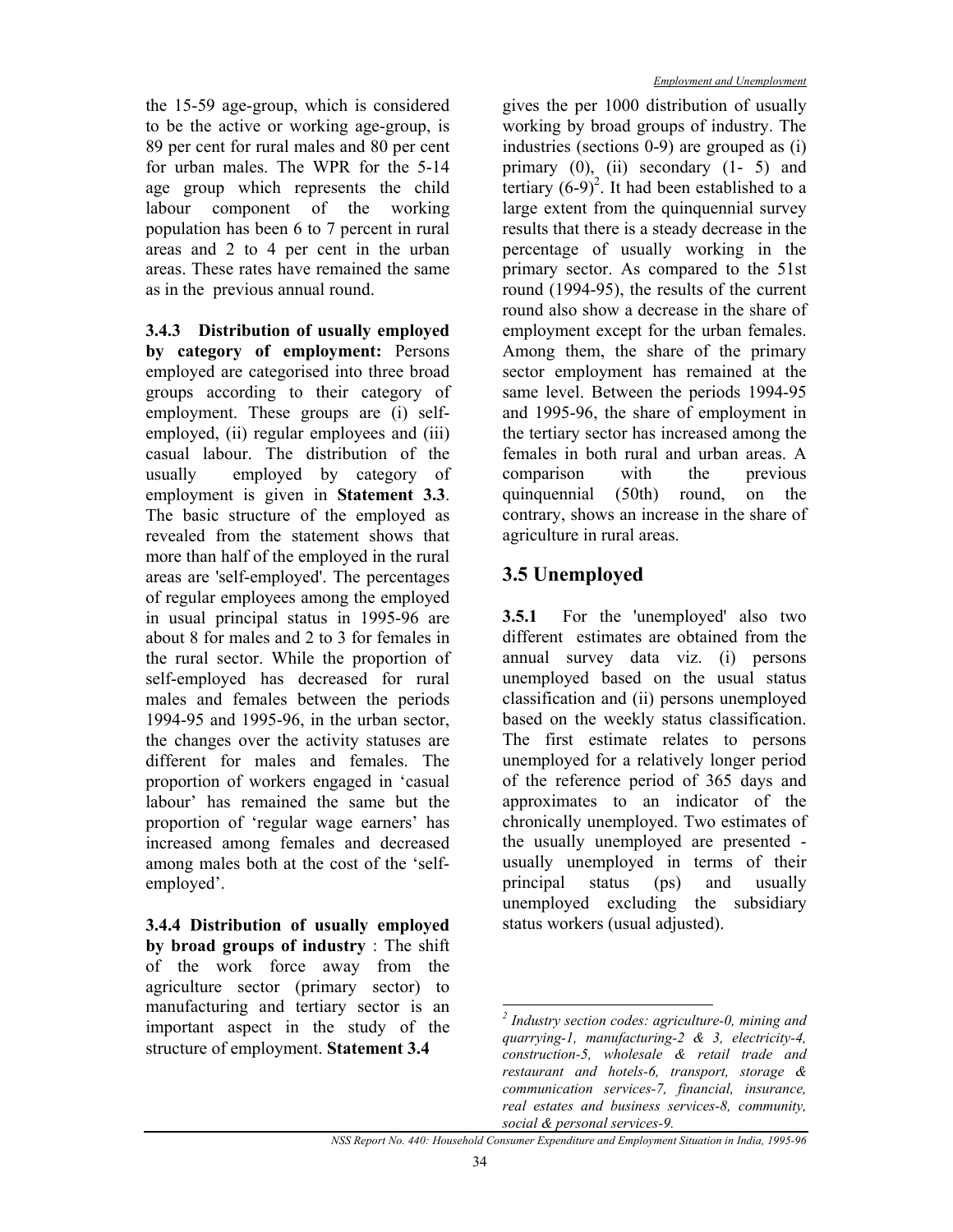the 15-59 age-group, which is considered to be the active or working age-group, is 89 per cent for rural males and 80 per cent for urban males. The WPR for the 5-14 age group which represents the child labour component of the working population has been 6 to 7 percent in rural areas and 2 to 4 per cent in the urban areas. These rates have remained the same as in the previous annual round.

**3.4.3 Distribution of usually employed by category of employment:** Persons employed are categorised into three broad groups according to their category of employment. These groups are (i) self-employed, (ii) regular employees and (iii) casual labour. The distribution of the usually employed by category of employment is given in **Statement 3.3**. The basic structure of the employed as revealed from the statement shows that more than half of the employed in the rural areas are 'self-employed'. The percentages of regular employees among the employed in usual principal status in 1995-96 are about 8 for males and 2 to 3 for females in the rural sector. While the proportion of self-employed has decreased for rural males and females between the periods 1994-95 and 1995-96, in the urban sector, the changes over the activity statuses are different for males and females. The proportion of workers engaged in 'casual labour' has remained the same but the proportion of 'regular wage earners' has increased among females and decreased among males both at the cost of the 'self-employed'.

**3.4.4 Distribution of usually employed by broad groups of industry** : The shift of the work force away from the agriculture sector (primary sector) to manufacturing and tertiary sector is an important aspect in the study of the structure of employment. **Statement 3.4** gives the per 1000 distribution of usually working by broad groups of industry. The industries (sections 0-9) are grouped as (i) primary (0), (ii) secondary (1- 5) and tertiary (6-9)[2]. It had been established to a large extent from the quinquennial survey results that there is a steady decrease in the percentage of usually working in the primary sector. As compared to the 51st round (1994-95), the results of the current round also show a decrease in the share of employment except for the urban females. Among them, the share of the primary sector employment has remained at the same level. Between the periods 1994-95 and 1995-96, the share of employment in the tertiary sector has increased among the females in both rural and urban areas. A comparison with the previous quinquennial (50th) round, on the contrary, shows an increase in the share of agriculture in rural areas.

## 3.5 Unemployed

**3.5.1** For the 'unemployed' also two different estimates are obtained from the annual survey data viz. (i) persons unemployed based on the usual status classification and (ii) persons unemployed based on the weekly status classification. The first estimate relates to persons unemployed for a relatively longer period of the reference period of 365 days and approximates to an indicator of the chronically unemployed. Two estimates of the usually unemployed are presented - usually unemployed in terms of their principal status (ps) and usually unemployed excluding the subsidiary status workers (usual adjusted).

---

[2] *Industry section codes: agriculture-0, mining and quarrying-1, manufacturing-2 & 3, electricity-4, construction-5, wholesale & retail trade and restaurant and hotels-6, transport, storage & communication services-7, financial, insurance, real estates and business services-8, community, social & personal services-9.*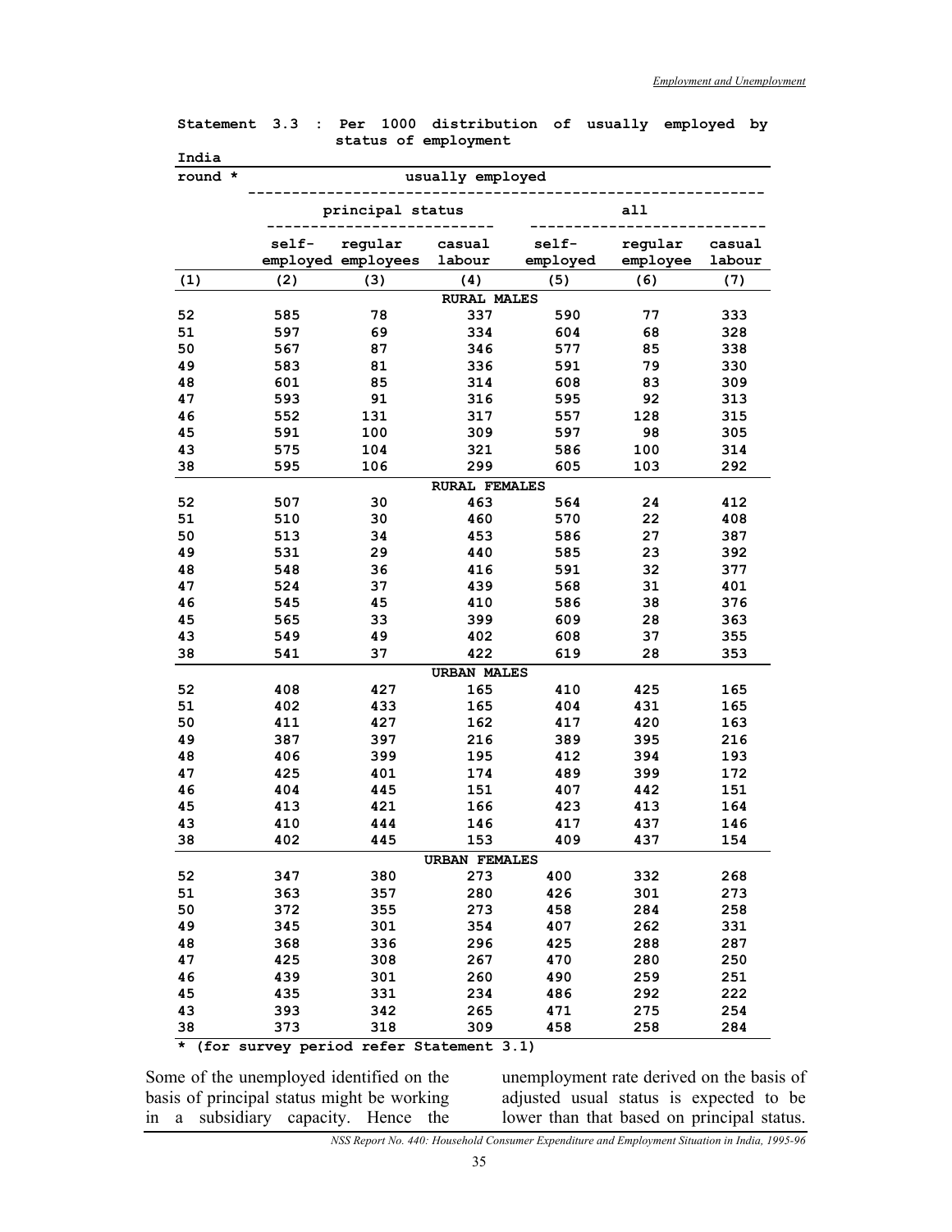**Statement 3.3 : Per 1000 distribution of usually employed by status of employment**

India

| round * | usually employed | | | | | |
|---|---|---|---|---|---|---|
| | principal status | | | all | | |
| | self-employed | regular employees | casual labour | self-employed | regular employee | casual labour |
| (1) | (2) | (3) | (4) | (5) | (6) | (7) |
| | | | RURAL MALES | | | |
| 52 | 585 | 78 | 337 | 590 | 77 | 333 |
| 51 | 597 | 69 | 334 | 604 | 68 | 328 |
| 50 | 567 | 87 | 346 | 577 | 85 | 338 |
| 49 | 583 | 81 | 336 | 591 | 79 | 330 |
| 48 | 601 | 85 | 314 | 608 | 83 | 309 |
| 47 | 593 | 91 | 316 | 595 | 92 | 313 |
| 46 | 552 | 131 | 317 | 557 | 128 | 315 |
| 45 | 591 | 100 | 309 | 597 | 98 | 305 |
| 43 | 575 | 104 | 321 | 586 | 100 | 314 |
| 38 | 595 | 106 | 299 | 605 | 103 | 292 |
| | | | RURAL FEMALES | | | |
| 52 | 507 | 30 | 463 | 564 | 24 | 412 |
| 51 | 510 | 30 | 460 | 570 | 22 | 408 |
| 50 | 513 | 34 | 453 | 586 | 27 | 387 |
| 49 | 531 | 29 | 440 | 585 | 23 | 392 |
| 48 | 548 | 36 | 416 | 591 | 32 | 377 |
| 47 | 524 | 37 | 439 | 568 | 31 | 401 |
| 46 | 545 | 45 | 410 | 586 | 38 | 376 |
| 45 | 565 | 33 | 399 | 609 | 28 | 363 |
| 43 | 549 | 49 | 402 | 608 | 37 | 355 |
| 38 | 541 | 37 | 422 | 619 | 28 | 353 |
| | | | URBAN MALES | | | |
| 52 | 408 | 427 | 165 | 410 | 425 | 165 |
| 51 | 402 | 433 | 165 | 404 | 431 | 165 |
| 50 | 411 | 427 | 162 | 417 | 420 | 163 |
| 49 | 387 | 397 | 216 | 389 | 395 | 216 |
| 48 | 406 | 399 | 195 | 412 | 394 | 193 |
| 47 | 425 | 401 | 174 | 489 | 399 | 172 |
| 46 | 404 | 445 | 151 | 407 | 442 | 151 |
| 45 | 413 | 421 | 166 | 423 | 413 | 164 |
| 43 | 410 | 444 | 146 | 417 | 437 | 146 |
| 38 | 402 | 445 | 153 | 409 | 437 | 154 |
| | | | URBAN FEMALES | | | |
| 52 | 347 | 380 | 273 | 400 | 332 | 268 |
| 51 | 363 | 357 | 280 | 426 | 301 | 273 |
| 50 | 372 | 355 | 273 | 458 | 284 | 258 |
| 49 | 345 | 301 | 354 | 407 | 262 | 331 |
| 48 | 368 | 336 | 296 | 425 | 288 | 287 |
| 47 | 425 | 308 | 267 | 470 | 280 | 250 |
| 46 | 439 | 301 | 260 | 490 | 259 | 251 |
| 45 | 435 | 331 | 234 | 486 | 292 | 222 |
| 43 | 393 | 342 | 265 | 471 | 275 | 254 |
| 38 | 373 | 318 | 309 | 458 | 258 | 284 |

* (for survey period refer Statement 3.1)

Some of the unemployed identified on the basis of principal status might be working in a subsidiary capacity. Hence the unemployment rate derived on the basis of adjusted usual status is expected to be lower than that based on principal status.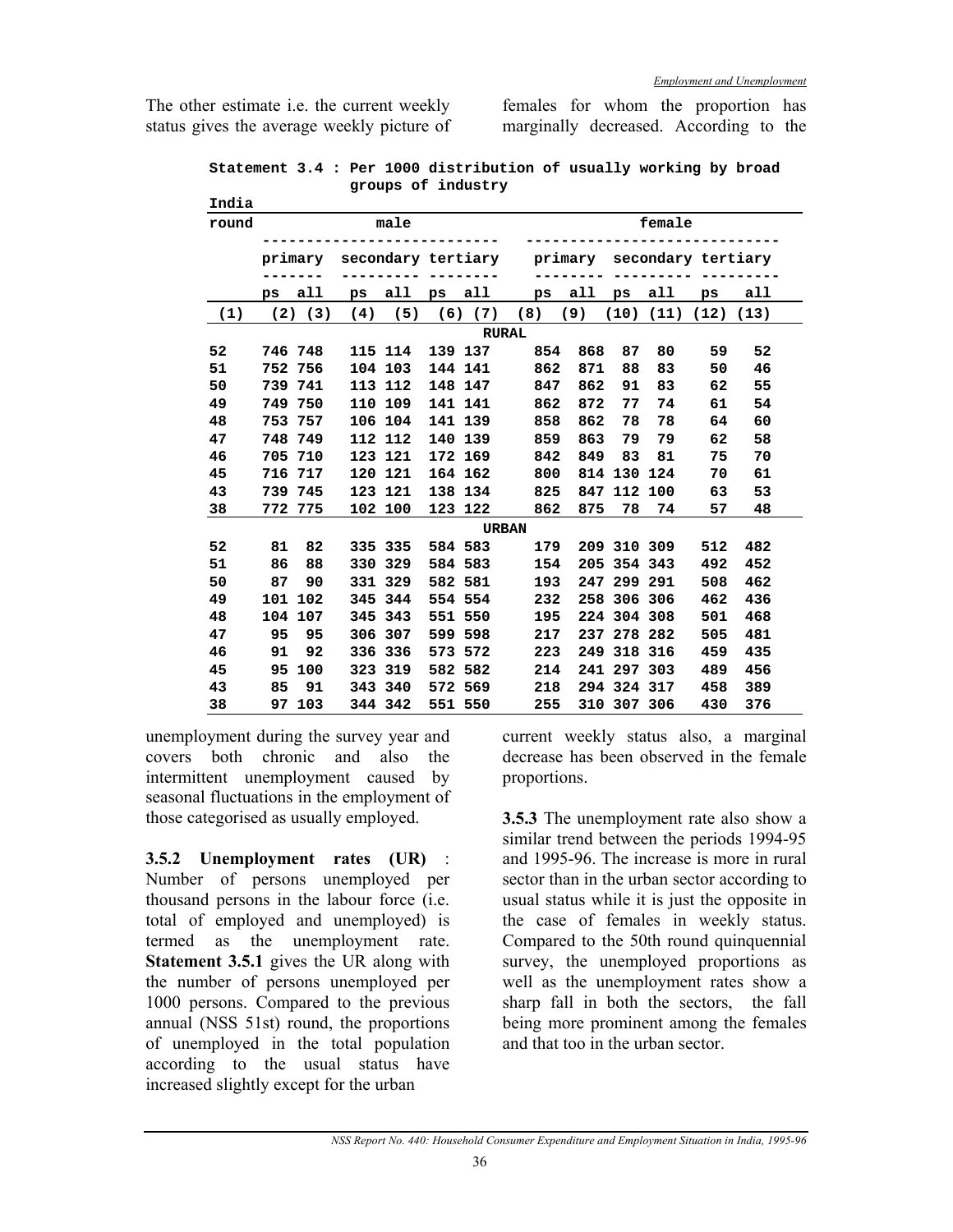The other estimate i.e. the current weekly status gives the average weekly picture of unemployment during the survey year and covers both chronic and also the intermittent unemployment caused by seasonal fluctuations in the employment of those categorised as usually employed.

**Statement 3.4 : Per 1000 distribution of usually working by broad groups of industry**

India

| round | male | | | | | | female | | | | | |
|---|---|---|---|---|---|---|---|---|---|---|---|---|
| | primary | | secondary | | tertiary | | primary | | secondary | | tertiary | |
| | ps | all | ps | all | ps | all | ps | all | ps | all | ps | all |
| (1) | (2) | (3) | (4) | (5) | (6) | (7) | (8) | (9) | (10) | (11) | (12) | (13) |
| **RURAL** | | | | | | | | | | | | |
| 52 | 746 | 748 | 115 | 114 | 139 | 137 | 854 | 868 | 87 | 80 | 59 | 52 |
| 51 | 752 | 756 | 104 | 103 | 144 | 141 | 862 | 871 | 88 | 83 | 50 | 46 |
| 50 | 739 | 741 | 113 | 112 | 148 | 147 | 847 | 862 | 91 | 83 | 62 | 55 |
| 49 | 749 | 750 | 110 | 109 | 141 | 141 | 862 | 872 | 77 | 74 | 61 | 54 |
| 48 | 753 | 757 | 106 | 104 | 141 | 139 | 858 | 862 | 78 | 78 | 64 | 60 |
| 47 | 748 | 749 | 112 | 112 | 140 | 139 | 859 | 863 | 79 | 79 | 62 | 58 |
| 46 | 705 | 710 | 123 | 121 | 172 | 169 | 842 | 849 | 83 | 81 | 75 | 70 |
| 45 | 716 | 717 | 120 | 121 | 164 | 162 | 800 | 814 | 130 | 124 | 70 | 61 |
| 43 | 739 | 745 | 123 | 121 | 138 | 134 | 825 | 847 | 112 | 100 | 63 | 53 |
| 38 | 772 | 775 | 102 | 100 | 123 | 122 | 862 | 875 | 78 | 74 | 57 | 48 |
| **URBAN** | | | | | | | | | | | | |
| 52 | 81 | 82 | 335 | 335 | 584 | 583 | 179 | 209 | 310 | 309 | 512 | 482 |
| 51 | 86 | 88 | 330 | 329 | 584 | 583 | 154 | 205 | 354 | 343 | 492 | 452 |
| 50 | 87 | 90 | 331 | 329 | 582 | 581 | 193 | 247 | 299 | 291 | 508 | 462 |
| 49 | 101 | 102 | 345 | 344 | 554 | 554 | 232 | 258 | 306 | 306 | 462 | 436 |
| 48 | 104 | 107 | 345 | 343 | 551 | 550 | 195 | 224 | 304 | 308 | 501 | 468 |
| 47 | 95 | 95 | 306 | 307 | 599 | 598 | 217 | 237 | 278 | 282 | 505 | 481 |
| 46 | 91 | 92 | 336 | 336 | 573 | 572 | 223 | 249 | 318 | 316 | 459 | 435 |
| 45 | 95 | 100 | 323 | 319 | 582 | 582 | 214 | 241 | 297 | 303 | 489 | 456 |
| 43 | 85 | 91 | 343 | 340 | 572 | 569 | 218 | 294 | 324 | 317 | 458 | 389 |
| 38 | 97 | 103 | 344 | 342 | 551 | 550 | 255 | 310 | 307 | 306 | 430 | 376 |

**3.5.2 Unemployment rates (UR)** : Number of persons unemployed per thousand persons in the labour force (i.e. total of employed and unemployed) is termed as the unemployment rate. **Statement 3.5.1** gives the UR along with the number of persons unemployed per 1000 persons. Compared to the previous annual (NSS 51st) round, the proportions of unemployed in the total population according to the usual status have increased slightly except for the urban females for whom the proportion has marginally decreased. According to the current weekly status also, a marginal decrease has been observed in the female proportions.

**3.5.3** The unemployment rate also show a similar trend between the periods 1994-95 and 1995-96. The increase is more in rural sector than in the urban sector according to usual status while it is just the opposite in the case of females in weekly status. Compared to the 50th round quinquennial survey, the unemployed proportions as well as the unemployment rates show a sharp fall in both the sectors, the fall being more prominent among the females and that too in the urban sector.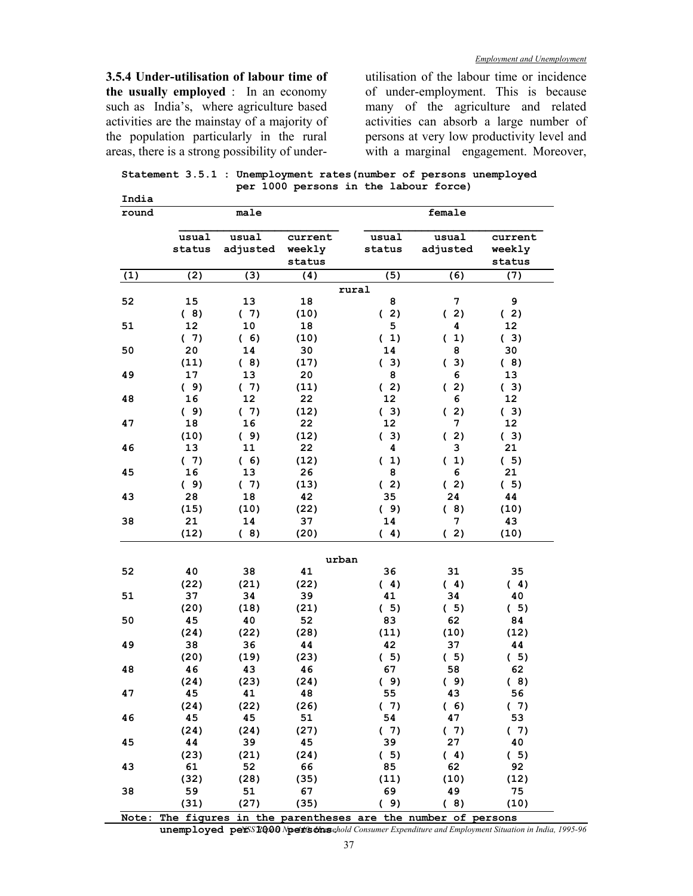**3.5.4 Under-utilisation of labour time of the usually employed** : In an economy such as India's, where agriculture based activities are the mainstay of a majority of the population particularly in the rural areas, there is a strong possibility of under-utilisation of the labour time or incidence of under-employment. This is because many of the agriculture and related activities can absorb a large number of persons at very low productivity level and with a marginal engagement. Moreover,

**Statement 3.5.1 : Unemployment rates(number of persons unemployed per 1000 persons in the labour force)**

India

| round | male | | | female | | |
|---|---|---|---|---|---|---|
| | usual status | usual adjusted | current weekly status | usual status | usual adjusted | current weekly status |
| (1) | (2) | (3) | (4) | (5) | (6) | (7) |
| | | | rural | | | |
| 52 | 15 | 13 | 18 | 8 | 7 | 9 |
| | ( 8) | ( 7) | (10) | ( 2) | ( 2) | ( 2) |
| 51 | 12 | 10 | 18 | 5 | 4 | 12 |
| | ( 7) | ( 6) | (10) | ( 1) | ( 1) | ( 3) |
| 50 | 20 | 14 | 30 | 14 | 8 | 30 |
| | (11) | ( 8) | (17) | ( 3) | ( 3) | ( 8) |
| 49 | 17 | 13 | 20 | 8 | 6 | 13 |
| | ( 9) | ( 7) | (11) | ( 2) | ( 2) | ( 3) |
| 48 | 16 | 12 | 22 | 12 | 6 | 12 |
| | ( 9) | ( 7) | (12) | ( 3) | ( 2) | ( 3) |
| 47 | 18 | 16 | 22 | 12 | 7 | 12 |
| | (10) | ( 9) | (12) | ( 3) | ( 2) | ( 3) |
| 46 | 13 | 11 | 22 | 4 | 3 | 21 |
| | ( 7) | ( 6) | (12) | ( 1) | ( 1) | ( 5) |
| 45 | 16 | 13 | 26 | 8 | 6 | 21 |
| | ( 9) | ( 7) | (13) | ( 2) | ( 2) | ( 5) |
| 43 | 28 | 18 | 42 | 35 | 24 | 44 |
| | (15) | (10) | (22) | ( 9) | ( 8) | (10) |
| 38 | 21 | 14 | 37 | 14 | 7 | 43 |
| | (12) | ( 8) | (20) | ( 4) | ( 2) | (10) |
| | | | urban | | | |
| 52 | 40 | 38 | 41 | 36 | 31 | 35 |
| | (22) | (21) | (22) | ( 4) | ( 4) | ( 4) |
| 51 | 37 | 34 | 39 | 41 | 34 | 40 |
| | (20) | (18) | (21) | ( 5) | ( 5) | ( 5) |
| 50 | 45 | 40 | 52 | 83 | 62 | 84 |
| | (24) | (22) | (28) | (11) | (10) | (12) |
| 49 | 38 | 36 | 44 | 42 | 37 | 44 |
| | (20) | (19) | (23) | ( 5) | ( 5) | ( 5) |
| 48 | 46 | 43 | 46 | 67 | 58 | 62 |
| | (24) | (23) | (24) | ( 9) | ( 9) | ( 8) |
| 47 | 45 | 41 | 48 | 55 | 43 | 56 |
| | (24) | (22) | (26) | ( 7) | ( 6) | ( 7) |
| 46 | 45 | 45 | 51 | 54 | 47 | 53 |
| | (24) | (24) | (27) | ( 7) | ( 7) | ( 7) |
| 45 | 44 | 39 | 45 | 39 | 27 | 40 |
| | (23) | (21) | (24) | ( 5) | ( 4) | ( 5) |
| 43 | 61 | 52 | 66 | 85 | 62 | 92 |
| | (32) | (28) | (35) | (11) | (10) | (12) |
| 38 | 59 | 51 | 67 | 69 | 49 | 75 |
| | (31) | (27) | (35) | ( 9) | ( 8) | (10) |

Note: The figures in the parentheses are the number of persons unemployed per 1000 persons.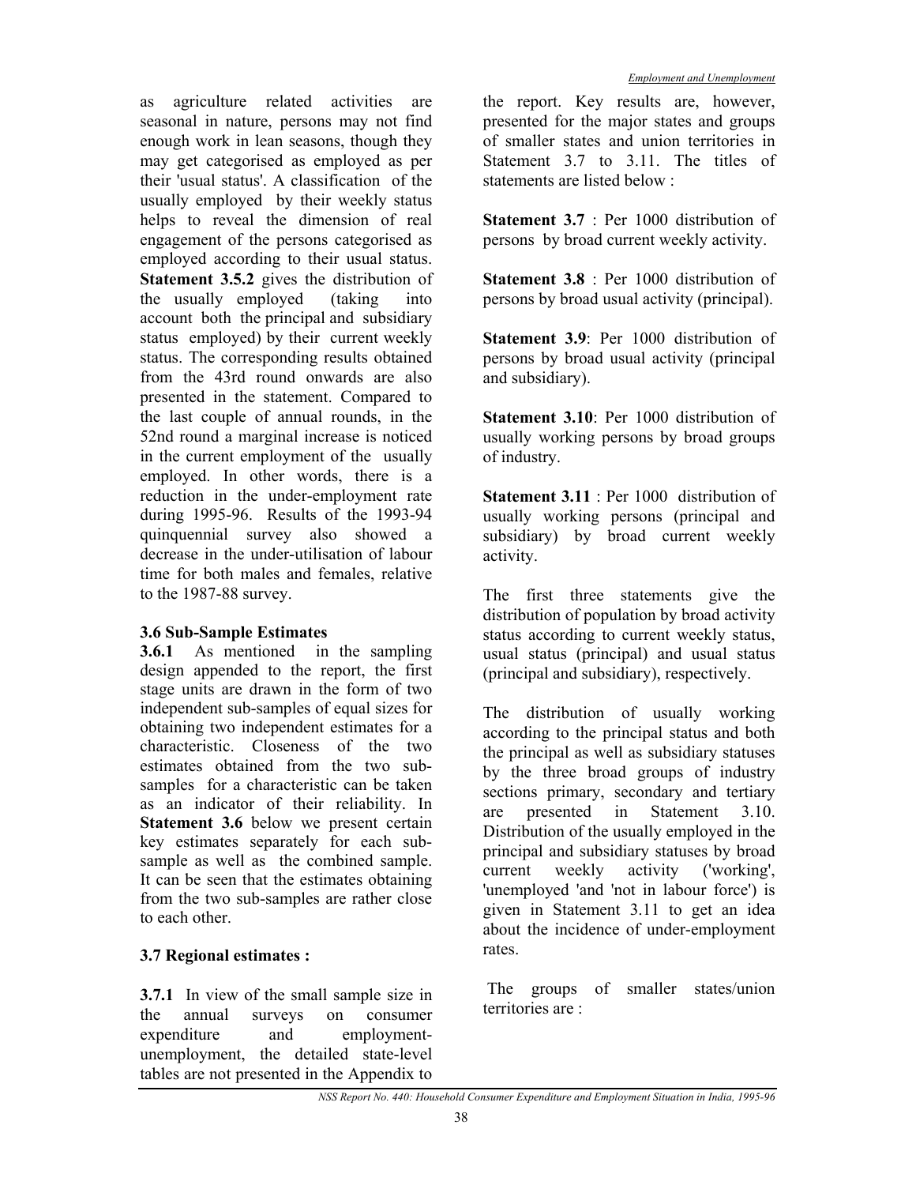as agriculture related activities are seasonal in nature, persons may not find enough work in lean seasons, though they may get categorised as employed as per their 'usual status'. A classification of the usually employed by their weekly status helps to reveal the dimension of real engagement of the persons categorised as employed according to their usual status. **Statement 3.5.2** gives the distribution of the usually employed (taking into account both the principal and subsidiary status employed) by their current weekly status. The corresponding results obtained from the 43rd round onwards are also presented in the statement. Compared to the last couple of annual rounds, in the 52nd round a marginal increase is noticed in the current employment of the usually employed. In other words, there is a reduction in the under-employment rate during 1995-96. Results of the 1993-94 quinquennial survey also showed a decrease in the under-utilisation of labour time for both males and females, relative to the 1987-88 survey.

### 3.6 Sub-Sample Estimates

**3.6.1** As mentioned in the sampling design appended to the report, the first stage units are drawn in the form of two independent sub-samples of equal sizes for obtaining two independent estimates for a characteristic. Closeness of the two estimates obtained from the two sub-samples for a characteristic can be taken as an indicator of their reliability. In **Statement 3.6** below we present certain key estimates separately for each sub-sample as well as the combined sample. It can be seen that the estimates obtaining from the two sub-samples are rather close to each other.

### 3.7 Regional estimates :

**3.7.1** In view of the small sample size in the annual surveys on consumer expenditure and employment-unemployment, the detailed state-level tables are not presented in the Appendix to the report. Key results are, however, presented for the major states and groups of smaller states and union territories in Statement 3.7 to 3.11. The titles of statements are listed below :

**Statement 3.7** : Per 1000 distribution of persons by broad current weekly activity.

**Statement 3.8** : Per 1000 distribution of persons by broad usual activity (principal).

**Statement 3.9**: Per 1000 distribution of persons by broad usual activity (principal and subsidiary).

**Statement 3.10**: Per 1000 distribution of usually working persons by broad groups of industry.

**Statement 3.11** : Per 1000 distribution of usually working persons (principal and subsidiary) by broad current weekly activity.

The first three statements give the distribution of population by broad activity status according to current weekly status, usual status (principal) and usual status (principal and subsidiary), respectively.

The distribution of usually working according to the principal status and both the principal as well as subsidiary statuses by the three broad groups of industry sections primary, secondary and tertiary are presented in Statement 3.10. Distribution of the usually employed in the principal and subsidiary statuses by broad current weekly activity ('working', 'unemployed 'and 'not in labour force') is given in Statement 3.11 to get an idea about the incidence of under-employment rates.

The groups of smaller states/union territories are :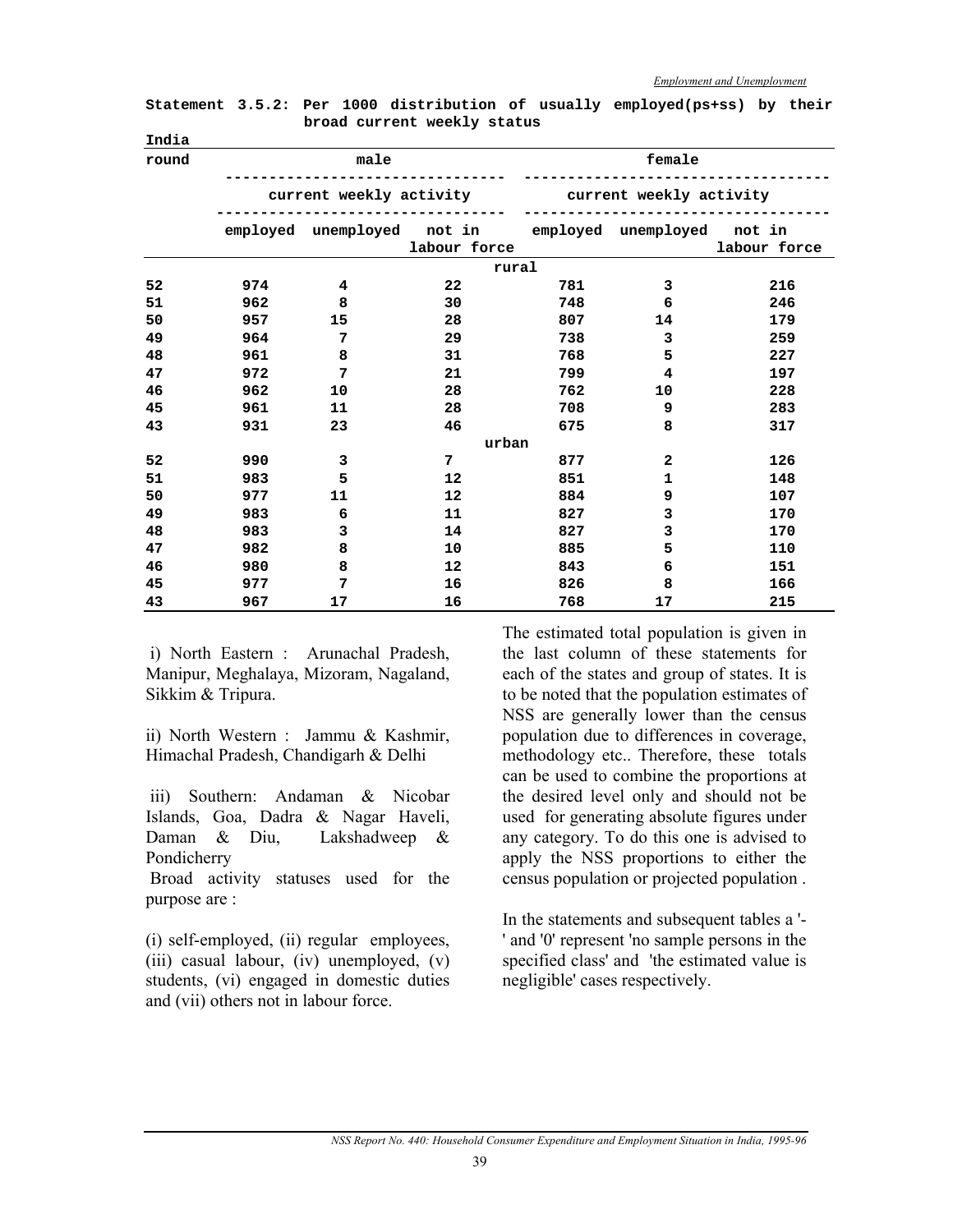**Statement 3.5.2: Per 1000 distribution of usually employed(ps+ss) by their broad current weekly status**

India

| round | male | | | female | | |
|---|---|---|---|---|---|---|
| | current weekly activity | | | current weekly activity | | |
| | employed | unemployed | not in labour force | employed | unemployed | not in labour force |
| | | | rural | | | |
| 52 | 974 | 4 | 22 | 781 | 3 | 216 |
| 51 | 962 | 8 | 30 | 748 | 6 | 246 |
| 50 | 957 | 15 | 28 | 807 | 14 | 179 |
| 49 | 964 | 7 | 29 | 738 | 3 | 259 |
| 48 | 961 | 8 | 31 | 768 | 5 | 227 |
| 47 | 972 | 7 | 21 | 799 | 4 | 197 |
| 46 | 962 | 10 | 28 | 762 | 10 | 228 |
| 45 | 961 | 11 | 28 | 708 | 9 | 283 |
| 43 | 931 | 23 | 46 | 675 | 8 | 317 |
| | | | urban | | | |
| 52 | 990 | 3 | 7 | 877 | 2 | 126 |
| 51 | 983 | 5 | 12 | 851 | 1 | 148 |
| 50 | 977 | 11 | 12 | 884 | 9 | 107 |
| 49 | 983 | 6 | 11 | 827 | 3 | 170 |
| 48 | 983 | 3 | 14 | 827 | 3 | 170 |
| 47 | 982 | 8 | 10 | 885 | 5 | 110 |
| 46 | 980 | 8 | 12 | 843 | 6 | 151 |
| 45 | 977 | 7 | 16 | 826 | 8 | 166 |
| 43 | 967 | 17 | 16 | 768 | 17 | 215 |

i) North Eastern : Arunachal Pradesh, Manipur, Meghalaya, Mizoram, Nagaland, Sikkim & Tripura.

ii) North Western : Jammu & Kashmir, Himachal Pradesh, Chandigarh & Delhi

iii) Southern: Andaman & Nicobar Islands, Goa, Dadra & Nagar Haveli, Daman & Diu, Lakshadweep & Pondicherry

Broad activity statuses used for the purpose are :

(i) self-employed, (ii) regular employees, (iii) casual labour, (iv) unemployed, (v) students, (vi) engaged in domestic duties and (vii) others not in labour force.

The estimated total population is given in the last column of these statements for each of the states and group of states. It is to be noted that the population estimates of NSS are generally lower than the census population due to differences in coverage, methodology etc.. Therefore, these totals can be used to combine the proportions at the desired level only and should not be used for generating absolute figures under any category. To do this one is advised to apply the NSS proportions to either the census population or projected population .

In the statements and subsequent tables a '-' and '0' represent 'no sample persons in the specified class' and 'the estimated value is negligible' cases respectively.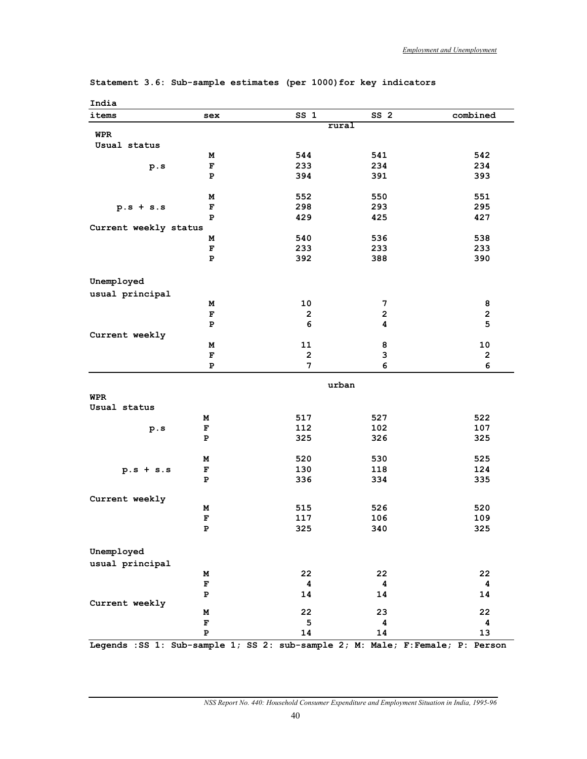**Statement 3.6: Sub-sample estimates (per 1000) for key indicators**

India

| items | | sex | SS 1 | SS 2 | combined |
|---|---|---|---|---|---|
| | | | rural | | |
| WPR | | | | | |
| Usual status | | | | | |
| | p.s | M | 544 | 541 | 542 |
| | | F | 233 | 234 | 234 |
| | | P | 394 | 391 | 393 |
| | p.s + s.s | M | 552 | 550 | 551 |
| | | F | 298 | 293 | 295 |
| | | P | 429 | 425 | 427 |
| Current weekly status | | M | 540 | 536 | 538 |
| | | F | 233 | 233 | 233 |
| | | P | 392 | 388 | 390 |
| Unemployed | | | | | |
| usual principal | | M | 10 | 7 | 8 |
| | | F | 2 | 2 | 2 |
| | | P | 6 | 4 | 5 |
| Current weekly | | M | 11 | 8 | 10 |
| | | F | 2 | 3 | 2 |
| | | P | 7 | 6 | 6 |
| | | | urban | | |
| WPR | | | | | |
| Usual status | | | | | |
| | p.s | M | 517 | 527 | 522 |
| | | F | 112 | 102 | 107 |
| | | P | 325 | 326 | 325 |
| | p.s + s.s | M | 520 | 530 | 525 |
| | | F | 130 | 118 | 124 |
| | | P | 336 | 334 | 335 |
| Current weekly | | M | 515 | 526 | 520 |
| | | F | 117 | 106 | 109 |
| | | P | 325 | 340 | 325 |
| Unemployed | | | | | |
| usual principal | | M | 22 | 22 | 22 |
| | | F | 4 | 4 | 4 |
| | | P | 14 | 14 | 14 |
| Current weekly | | M | 22 | 23 | 22 |
| | | F | 5 | 4 | 4 |
| | | P | 14 | 14 | 13 |

Legends : SS 1: Sub-sample 1; SS 2: sub-sample 2; M: Male; F: Female; P: Person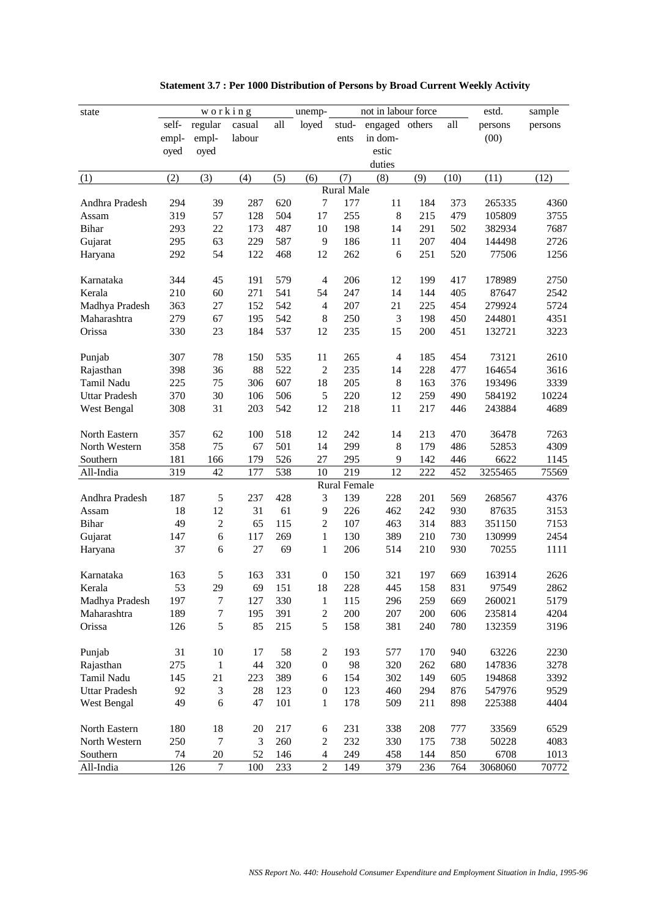**Statement 3.7 : Per 1000 Distribution of Persons by Broad Current Weekly Activity**

| state | working | | | | unemp-loyed | not in labour force | | | | estd. persons (00) | sample persons |
|---|---|---|---|---|---|---|---|---|---|---|---|
| | self-employed | regular employed | casual labour | all | | students | engaged in domestic duties | others | all | | |
| (1) | (2) | (3) | (4) | (5) | (6) | (7) | (8) | (9) | (10) | (11) | (12) |
| **Rural Male** | | | | | | | | | | | |
| Andhra Pradesh | 294 | 39 | 287 | 620 | 7 | 177 | 11 | 184 | 373 | 265335 | 4360 |
| Assam | 319 | 57 | 128 | 504 | 17 | 255 | 8 | 215 | 479 | 105809 | 3755 |
| Bihar | 293 | 22 | 173 | 487 | 10 | 198 | 14 | 291 | 502 | 382934 | 7687 |
| Gujarat | 295 | 63 | 229 | 587 | 9 | 186 | 11 | 207 | 404 | 144498 | 2726 |
| Haryana | 292 | 54 | 122 | 468 | 12 | 262 | 6 | 251 | 520 | 77506 | 1256 |
| Karnataka | 344 | 45 | 191 | 579 | 4 | 206 | 12 | 199 | 417 | 178989 | 2750 |
| Kerala | 210 | 60 | 271 | 541 | 54 | 247 | 14 | 144 | 405 | 87647 | 2542 |
| Madhya Pradesh | 363 | 27 | 152 | 542 | 4 | 207 | 21 | 225 | 454 | 279924 | 5724 |
| Maharashtra | 279 | 67 | 195 | 542 | 8 | 250 | 3 | 198 | 450 | 244801 | 4351 |
| Orissa | 330 | 23 | 184 | 537 | 12 | 235 | 15 | 200 | 451 | 132721 | 3223 |
| Punjab | 307 | 78 | 150 | 535 | 11 | 265 | 4 | 185 | 454 | 73121 | 2610 |
| Rajasthan | 398 | 36 | 88 | 522 | 2 | 235 | 14 | 228 | 477 | 164654 | 3616 |
| Tamil Nadu | 225 | 75 | 306 | 607 | 18 | 205 | 8 | 163 | 376 | 193496 | 3339 |
| Uttar Pradesh | 370 | 30 | 106 | 506 | 5 | 220 | 12 | 259 | 490 | 584192 | 10224 |
| West Bengal | 308 | 31 | 203 | 542 | 12 | 218 | 11 | 217 | 446 | 243884 | 4689 |
| North Eastern | 357 | 62 | 100 | 518 | 12 | 242 | 14 | 213 | 470 | 36478 | 7263 |
| North Western | 358 | 75 | 67 | 501 | 14 | 299 | 8 | 179 | 486 | 52853 | 4309 |
| Southern | 181 | 166 | 179 | 526 | 27 | 295 | 9 | 142 | 446 | 6622 | 1145 |
| All-India | 319 | 42 | 177 | 538 | 10 | 219 | 12 | 222 | 452 | 3255465 | 75569 |
| **Rural Female** | | | | | | | | | | | |
| Andhra Pradesh | 187 | 5 | 237 | 428 | 3 | 139 | 228 | 201 | 569 | 268567 | 4376 |
| Assam | 18 | 12 | 31 | 61 | 9 | 226 | 462 | 242 | 930 | 87635 | 3153 |
| Bihar | 49 | 2 | 65 | 115 | 2 | 107 | 463 | 314 | 883 | 351150 | 7153 |
| Gujarat | 147 | 6 | 117 | 269 | 1 | 130 | 389 | 210 | 730 | 130999 | 2454 |
| Haryana | 37 | 6 | 27 | 69 | 1 | 206 | 514 | 210 | 930 | 70255 | 1111 |
| Karnataka | 163 | 5 | 163 | 331 | 0 | 150 | 321 | 197 | 669 | 163914 | 2626 |
| Kerala | 53 | 29 | 69 | 151 | 18 | 228 | 445 | 158 | 831 | 97549 | 2862 |
| Madhya Pradesh | 197 | 7 | 127 | 330 | 1 | 115 | 296 | 259 | 669 | 260021 | 5179 |
| Maharashtra | 189 | 7 | 195 | 391 | 2 | 200 | 207 | 200 | 606 | 235814 | 4204 |
| Orissa | 126 | 5 | 85 | 215 | 5 | 158 | 381 | 240 | 780 | 132359 | 3196 |
| Punjab | 31 | 10 | 17 | 58 | 2 | 193 | 577 | 170 | 940 | 63226 | 2230 |
| Rajasthan | 275 | 1 | 44 | 320 | 0 | 98 | 320 | 262 | 680 | 147836 | 3278 |
| Tamil Nadu | 145 | 21 | 223 | 389 | 6 | 154 | 302 | 149 | 605 | 194868 | 3392 |
| Uttar Pradesh | 92 | 3 | 28 | 123 | 0 | 123 | 460 | 294 | 876 | 547976 | 9529 |
| West Bengal | 49 | 6 | 47 | 101 | 1 | 178 | 509 | 211 | 898 | 225388 | 4404 |
| North Eastern | 180 | 18 | 20 | 217 | 6 | 231 | 338 | 208 | 777 | 33569 | 6529 |
| North Western | 250 | 7 | 3 | 260 | 2 | 232 | 330 | 175 | 738 | 50228 | 4083 |
| Southern | 74 | 20 | 52 | 146 | 4 | 249 | 458 | 144 | 850 | 6708 | 1013 |
| All-India | 126 | 7 | 100 | 233 | 2 | 149 | 379 | 236 | 764 | 3068060 | 70772 |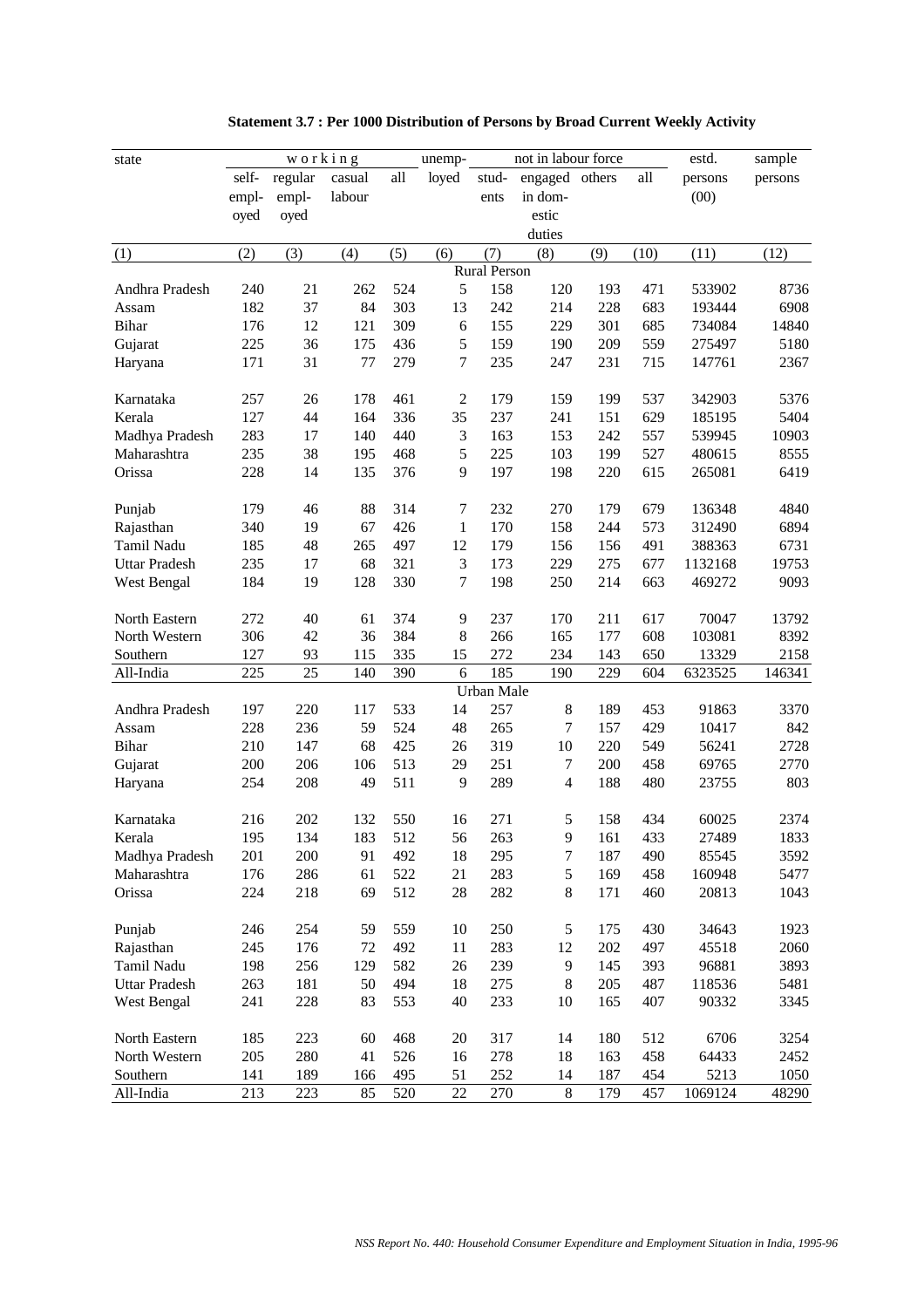**Statement 3.7 : Per 1000 Distribution of Persons by Broad Current Weekly Activity**

| state | working | | | | unemp-loyed | not in labour force | | | | estd. persons (00) | sample persons |
|---|---|---|---|---|---|---|---|---|---|---|---|
| | self-employed | regular employed | casual labour | all | | students | engaged in domestic duties | others | all | | |
| (1) | (2) | (3) | (4) | (5) | (6) | (7) | (8) | (9) | (10) | (11) | (12) |
| **Rural Person** | | | | | | | | | | | |
| Andhra Pradesh | 240 | 21 | 262 | 524 | 5 | 158 | 120 | 193 | 471 | 533902 | 8736 |
| Assam | 182 | 37 | 84 | 303 | 13 | 242 | 214 | 228 | 683 | 193444 | 6908 |
| Bihar | 176 | 12 | 121 | 309 | 6 | 155 | 229 | 301 | 685 | 734084 | 14840 |
| Gujarat | 225 | 36 | 175 | 436 | 5 | 159 | 190 | 209 | 559 | 275497 | 5180 |
| Haryana | 171 | 31 | 77 | 279 | 7 | 235 | 247 | 231 | 715 | 147761 | 2367 |
| Karnataka | 257 | 26 | 178 | 461 | 2 | 179 | 159 | 199 | 537 | 342903 | 5376 |
| Kerala | 127 | 44 | 164 | 336 | 35 | 237 | 241 | 151 | 629 | 185195 | 5404 |
| Madhya Pradesh | 283 | 17 | 140 | 440 | 3 | 163 | 153 | 242 | 557 | 539945 | 10903 |
| Maharashtra | 235 | 38 | 195 | 468 | 5 | 225 | 103 | 199 | 527 | 480615 | 8555 |
| Orissa | 228 | 14 | 135 | 376 | 9 | 197 | 198 | 220 | 615 | 265081 | 6419 |
| Punjab | 179 | 46 | 88 | 314 | 7 | 232 | 270 | 179 | 679 | 136348 | 4840 |
| Rajasthan | 340 | 19 | 67 | 426 | 1 | 170 | 158 | 244 | 573 | 312490 | 6894 |
| Tamil Nadu | 185 | 48 | 265 | 497 | 12 | 179 | 156 | 156 | 491 | 388363 | 6731 |
| Uttar Pradesh | 235 | 17 | 68 | 321 | 3 | 173 | 229 | 275 | 677 | 1132168 | 19753 |
| West Bengal | 184 | 19 | 128 | 330 | 7 | 198 | 250 | 214 | 663 | 469272 | 9093 |
| North Eastern | 272 | 40 | 61 | 374 | 9 | 237 | 170 | 211 | 617 | 70047 | 13792 |
| North Western | 306 | 42 | 36 | 384 | 8 | 266 | 165 | 177 | 608 | 103081 | 8392 |
| Southern | 127 | 93 | 115 | 335 | 15 | 272 | 234 | 143 | 650 | 13329 | 2158 |
| All-India | 225 | 25 | 140 | 390 | 6 | 185 | 190 | 229 | 604 | 6323525 | 146341 |
| **Urban Male** | | | | | | | | | | | |
| Andhra Pradesh | 197 | 220 | 117 | 533 | 14 | 257 | 8 | 189 | 453 | 91863 | 3370 |
| Assam | 228 | 236 | 59 | 524 | 48 | 265 | 7 | 157 | 429 | 10417 | 842 |
| Bihar | 210 | 147 | 68 | 425 | 26 | 319 | 10 | 220 | 549 | 56241 | 2728 |
| Gujarat | 200 | 206 | 106 | 513 | 29 | 251 | 7 | 200 | 458 | 69765 | 2770 |
| Haryana | 254 | 208 | 49 | 511 | 9 | 289 | 4 | 188 | 480 | 23755 | 803 |
| Karnataka | 216 | 202 | 132 | 550 | 16 | 271 | 5 | 158 | 434 | 60025 | 2374 |
| Kerala | 195 | 134 | 183 | 512 | 56 | 263 | 9 | 161 | 433 | 27489 | 1833 |
| Madhya Pradesh | 201 | 200 | 91 | 492 | 18 | 295 | 7 | 187 | 490 | 85545 | 3592 |
| Maharashtra | 176 | 286 | 61 | 522 | 21 | 283 | 5 | 169 | 458 | 160948 | 5477 |
| Orissa | 224 | 218 | 69 | 512 | 28 | 282 | 8 | 171 | 460 | 20813 | 1043 |
| Punjab | 246 | 254 | 59 | 559 | 10 | 250 | 5 | 175 | 430 | 34643 | 1923 |
| Rajasthan | 245 | 176 | 72 | 492 | 11 | 283 | 12 | 202 | 497 | 45518 | 2060 |
| Tamil Nadu | 198 | 256 | 129 | 582 | 26 | 239 | 9 | 145 | 393 | 96881 | 3893 |
| Uttar Pradesh | 263 | 181 | 50 | 494 | 18 | 275 | 8 | 205 | 487 | 118536 | 5481 |
| West Bengal | 241 | 228 | 83 | 553 | 40 | 233 | 10 | 165 | 407 | 90332 | 3345 |
| North Eastern | 185 | 223 | 60 | 468 | 20 | 317 | 14 | 180 | 512 | 6706 | 3254 |
| North Western | 205 | 280 | 41 | 526 | 16 | 278 | 18 | 163 | 458 | 64433 | 2452 |
| Southern | 141 | 189 | 166 | 495 | 51 | 252 | 14 | 187 | 454 | 5213 | 1050 |
| All-India | 213 | 223 | 85 | 520 | 22 | 270 | 8 | 179 | 457 | 1069124 | 48290 |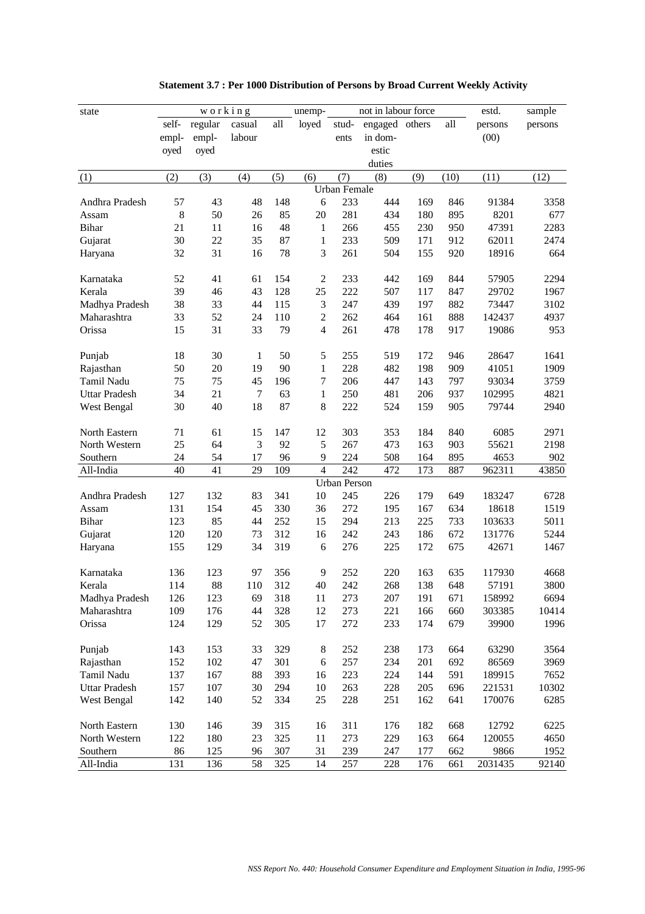**Statement 3.7 : Per 1000 Distribution of Persons by Broad Current Weekly Activity**

| state | working | | | | unemp-loyed | not in labour force | | | | estd. persons (00) | sample persons |
|---|---|---|---|---|---|---|---|---|---|---|---|
| | self-employed | regular employed | casual labour | all | | students | engaged in domestic duties | others | all | | |
| (1) | (2) | (3) | (4) | (5) | (6) | (7) | (8) | (9) | (10) | (11) | (12) |
| | | | | | | Urban Female | | | | | |
| Andhra Pradesh | 57 | 43 | 48 | 148 | 6 | 233 | 444 | 169 | 846 | 91384 | 3358 |
| Assam | 8 | 50 | 26 | 85 | 20 | 281 | 434 | 180 | 895 | 8201 | 677 |
| Bihar | 21 | 11 | 16 | 48 | 1 | 266 | 455 | 230 | 950 | 47391 | 2283 |
| Gujarat | 30 | 22 | 35 | 87 | 1 | 233 | 509 | 171 | 912 | 62011 | 2474 |
| Haryana | 32 | 31 | 16 | 78 | 3 | 261 | 504 | 155 | 920 | 18916 | 664 |
| Karnataka | 52 | 41 | 61 | 154 | 2 | 233 | 442 | 169 | 844 | 57905 | 2294 |
| Kerala | 39 | 46 | 43 | 128 | 25 | 222 | 507 | 117 | 847 | 29702 | 1967 |
| Madhya Pradesh | 38 | 33 | 44 | 115 | 3 | 247 | 439 | 197 | 882 | 73447 | 3102 |
| Maharashtra | 33 | 52 | 24 | 110 | 2 | 262 | 464 | 161 | 888 | 142437 | 4937 |
| Orissa | 15 | 31 | 33 | 79 | 4 | 261 | 478 | 178 | 917 | 19086 | 953 |
| Punjab | 18 | 30 | 1 | 50 | 5 | 255 | 519 | 172 | 946 | 28647 | 1641 |
| Rajasthan | 50 | 20 | 19 | 90 | 1 | 228 | 482 | 198 | 909 | 41051 | 1909 |
| Tamil Nadu | 75 | 75 | 45 | 196 | 7 | 206 | 447 | 143 | 797 | 93034 | 3759 |
| Uttar Pradesh | 34 | 21 | 7 | 63 | 1 | 250 | 481 | 206 | 937 | 102995 | 4821 |
| West Bengal | 30 | 40 | 18 | 87 | 8 | 222 | 524 | 159 | 905 | 79744 | 2940 |
| North Eastern | 71 | 61 | 15 | 147 | 12 | 303 | 353 | 184 | 840 | 6085 | 2971 |
| North Western | 25 | 64 | 3 | 92 | 5 | 267 | 473 | 163 | 903 | 55621 | 2198 |
| Southern | 24 | 54 | 17 | 96 | 9 | 224 | 508 | 164 | 895 | 4653 | 902 |
| All-India | 40 | 41 | 29 | 109 | 4 | 242 | 472 | 173 | 887 | 962311 | 43850 |
| | | | | | | Urban Person | | | | | |
| Andhra Pradesh | 127 | 132 | 83 | 341 | 10 | 245 | 226 | 179 | 649 | 183247 | 6728 |
| Assam | 131 | 154 | 45 | 330 | 36 | 272 | 195 | 167 | 634 | 18618 | 1519 |
| Bihar | 123 | 85 | 44 | 252 | 15 | 294 | 213 | 225 | 733 | 103633 | 5011 |
| Gujarat | 120 | 120 | 73 | 312 | 16 | 242 | 243 | 186 | 672 | 131776 | 5244 |
| Haryana | 155 | 129 | 34 | 319 | 6 | 276 | 225 | 172 | 675 | 42671 | 1467 |
| Karnataka | 136 | 123 | 97 | 356 | 9 | 252 | 220 | 163 | 635 | 117930 | 4668 |
| Kerala | 114 | 88 | 110 | 312 | 40 | 242 | 268 | 138 | 648 | 57191 | 3800 |
| Madhya Pradesh | 126 | 123 | 69 | 318 | 11 | 273 | 207 | 191 | 671 | 158992 | 6694 |
| Maharashtra | 109 | 176 | 44 | 328 | 12 | 273 | 221 | 166 | 660 | 303385 | 10414 |
| Orissa | 124 | 129 | 52 | 305 | 17 | 272 | 233 | 174 | 679 | 39900 | 1996 |
| Punjab | 143 | 153 | 33 | 329 | 8 | 252 | 238 | 173 | 664 | 63290 | 3564 |
| Rajasthan | 152 | 102 | 47 | 301 | 6 | 257 | 234 | 201 | 692 | 86569 | 3969 |
| Tamil Nadu | 137 | 167 | 88 | 393 | 16 | 223 | 224 | 144 | 591 | 189915 | 7652 |
| Uttar Pradesh | 157 | 107 | 30 | 294 | 10 | 263 | 228 | 205 | 696 | 221531 | 10302 |
| West Bengal | 142 | 140 | 52 | 334 | 25 | 228 | 251 | 162 | 641 | 170076 | 6285 |
| North Eastern | 130 | 146 | 39 | 315 | 16 | 311 | 176 | 182 | 668 | 12792 | 6225 |
| North Western | 122 | 180 | 23 | 325 | 11 | 273 | 229 | 163 | 664 | 120055 | 4650 |
| Southern | 86 | 125 | 96 | 307 | 31 | 239 | 247 | 177 | 662 | 9866 | 1952 |
| All-India | 131 | 136 | 58 | 325 | 14 | 257 | 228 | 176 | 661 | 2031435 | 92140 |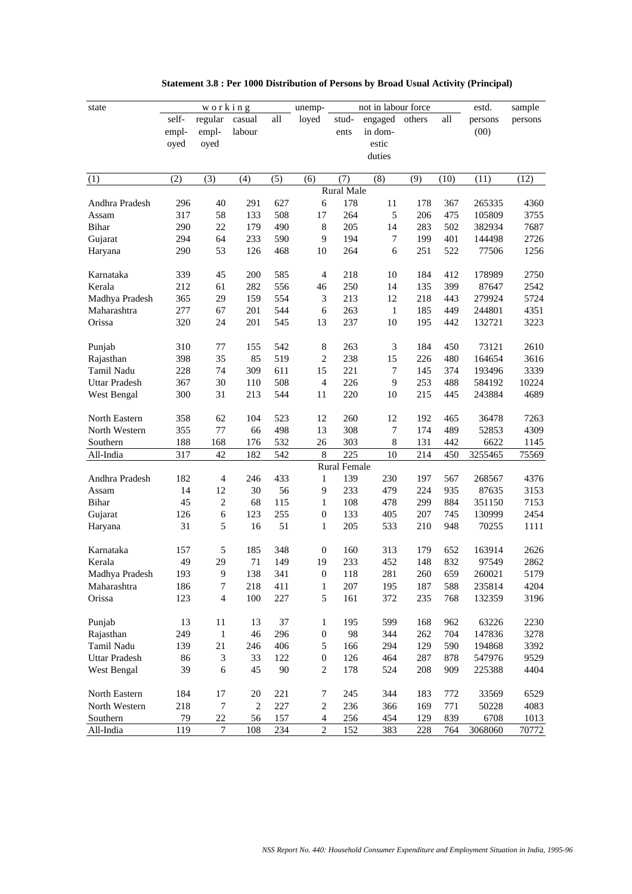**Statement 3.8 : Per 1000 Distribution of Persons by Broad Usual Activity (Principal)**

| state | working | | | | unemp-loyed | not in labour force | | | | estd. persons (00) | sample persons |
|---|---|---|---|---|---|---|---|---|---|---|---|
| | self-employed | regular employed | casual labour | all | | students | engaged in domestic duties | others | all | | |
| (1) | (2) | (3) | (4) | (5) | (6) | (7) | (8) | (9) | (10) | (11) | (12) |
| **Rural Male** | | | | | | | | | | | |
| Andhra Pradesh | 296 | 40 | 291 | 627 | 6 | 178 | 11 | 178 | 367 | 265335 | 4360 |
| Assam | 317 | 58 | 133 | 508 | 17 | 264 | 5 | 206 | 475 | 105809 | 3755 |
| Bihar | 290 | 22 | 179 | 490 | 8 | 205 | 14 | 283 | 502 | 382934 | 7687 |
| Gujarat | 294 | 64 | 233 | 590 | 9 | 194 | 7 | 199 | 401 | 144498 | 2726 |
| Haryana | 290 | 53 | 126 | 468 | 10 | 264 | 6 | 251 | 522 | 77506 | 1256 |
| Karnataka | 339 | 45 | 200 | 585 | 4 | 218 | 10 | 184 | 412 | 178989 | 2750 |
| Kerala | 212 | 61 | 282 | 556 | 46 | 250 | 14 | 135 | 399 | 87647 | 2542 |
| Madhya Pradesh | 365 | 29 | 159 | 554 | 3 | 213 | 12 | 218 | 443 | 279924 | 5724 |
| Maharashtra | 277 | 67 | 201 | 544 | 6 | 263 | 1 | 185 | 449 | 244801 | 4351 |
| Orissa | 320 | 24 | 201 | 545 | 13 | 237 | 10 | 195 | 442 | 132721 | 3223 |
| Punjab | 310 | 77 | 155 | 542 | 8 | 263 | 3 | 184 | 450 | 73121 | 2610 |
| Rajasthan | 398 | 35 | 85 | 519 | 2 | 238 | 15 | 226 | 480 | 164654 | 3616 |
| Tamil Nadu | 228 | 74 | 309 | 611 | 15 | 221 | 7 | 145 | 374 | 193496 | 3339 |
| Uttar Pradesh | 367 | 30 | 110 | 508 | 4 | 226 | 9 | 253 | 488 | 584192 | 10224 |
| West Bengal | 300 | 31 | 213 | 544 | 11 | 220 | 10 | 215 | 445 | 243884 | 4689 |
| North Eastern | 358 | 62 | 104 | 523 | 12 | 260 | 12 | 192 | 465 | 36478 | 7263 |
| North Western | 355 | 77 | 66 | 498 | 13 | 308 | 7 | 174 | 489 | 52853 | 4309 |
| Southern | 188 | 168 | 176 | 532 | 26 | 303 | 8 | 131 | 442 | 6622 | 1145 |
| All-India | 317 | 42 | 182 | 542 | 8 | 225 | 10 | 214 | 450 | 3255465 | 75569 |
| **Rural Female** | | | | | | | | | | | |
| Andhra Pradesh | 182 | 4 | 246 | 433 | 1 | 139 | 230 | 197 | 567 | 268567 | 4376 |
| Assam | 14 | 12 | 30 | 56 | 9 | 233 | 479 | 224 | 935 | 87635 | 3153 |
| Bihar | 45 | 2 | 68 | 115 | 1 | 108 | 478 | 299 | 884 | 351150 | 7153 |
| Gujarat | 126 | 6 | 123 | 255 | 0 | 133 | 405 | 207 | 745 | 130999 | 2454 |
| Haryana | 31 | 5 | 16 | 51 | 1 | 205 | 533 | 210 | 948 | 70255 | 1111 |
| Karnataka | 157 | 5 | 185 | 348 | 0 | 160 | 313 | 179 | 652 | 163914 | 2626 |
| Kerala | 49 | 29 | 71 | 149 | 19 | 233 | 452 | 148 | 832 | 97549 | 2862 |
| Madhya Pradesh | 193 | 9 | 138 | 341 | 0 | 118 | 281 | 260 | 659 | 260021 | 5179 |
| Maharashtra | 186 | 7 | 218 | 411 | 1 | 207 | 195 | 187 | 588 | 235814 | 4204 |
| Orissa | 123 | 4 | 100 | 227 | 5 | 161 | 372 | 235 | 768 | 132359 | 3196 |
| Punjab | 13 | 11 | 13 | 37 | 1 | 195 | 599 | 168 | 962 | 63226 | 2230 |
| Rajasthan | 249 | 1 | 46 | 296 | 0 | 98 | 344 | 262 | 704 | 147836 | 3278 |
| Tamil Nadu | 139 | 21 | 246 | 406 | 5 | 166 | 294 | 129 | 590 | 194868 | 3392 |
| Uttar Pradesh | 86 | 3 | 33 | 122 | 0 | 126 | 464 | 287 | 878 | 547976 | 9529 |
| West Bengal | 39 | 6 | 45 | 90 | 2 | 178 | 524 | 208 | 909 | 225388 | 4404 |
| North Eastern | 184 | 17 | 20 | 221 | 7 | 245 | 344 | 183 | 772 | 33569 | 6529 |
| North Western | 218 | 7 | 2 | 227 | 2 | 236 | 366 | 169 | 771 | 50228 | 4083 |
| Southern | 79 | 22 | 56 | 157 | 4 | 256 | 454 | 129 | 839 | 6708 | 1013 |
| All-India | 119 | 7 | 108 | 234 | 2 | 152 | 383 | 228 | 764 | 3068060 | 70772 |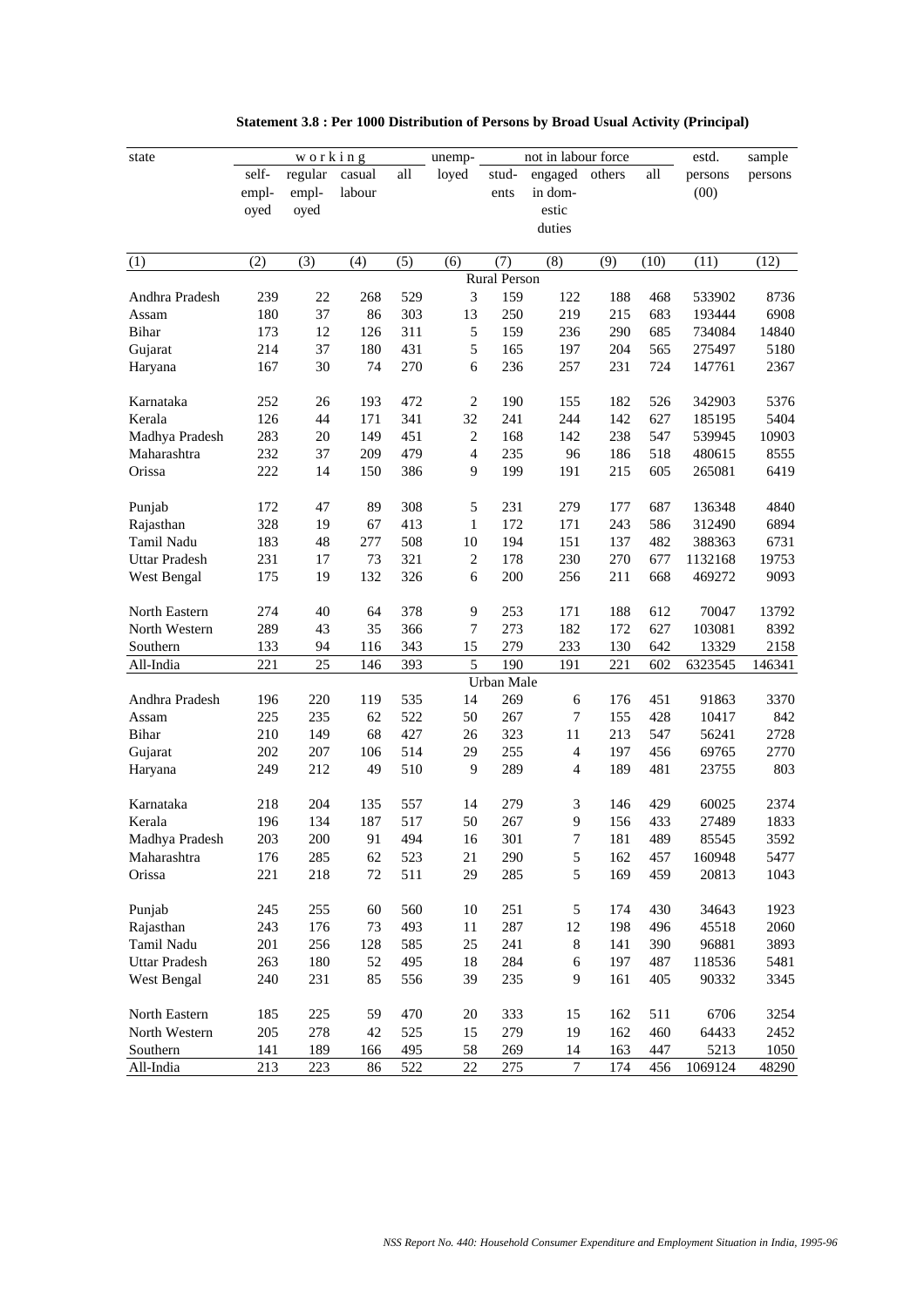**Statement 3.8 : Per 1000 Distribution of Persons by Broad Usual Activity (Principal)**

| state | working | | | | unemp-loyed | not in labour force | | | | estd. persons (00) | sample persons |
|---|---|---|---|---|---|---|---|---|---|---|---|
| | self-employed | regular employed | casual labour | all | | students | engaged in domestic duties | others | all | | |
| (1) | (2) | (3) | (4) | (5) | (6) | (7) | (8) | (9) | (10) | (11) | (12) |
| | | | | | | Rural Person | | | | | |
| Andhra Pradesh | 239 | 22 | 268 | 529 | 3 | 159 | 122 | 188 | 468 | 533902 | 8736 |
| Assam | 180 | 37 | 86 | 303 | 13 | 250 | 219 | 215 | 683 | 193444 | 6908 |
| Bihar | 173 | 12 | 126 | 311 | 5 | 159 | 236 | 290 | 685 | 734084 | 14840 |
| Gujarat | 214 | 37 | 180 | 431 | 5 | 165 | 197 | 204 | 565 | 275497 | 5180 |
| Haryana | 167 | 30 | 74 | 270 | 6 | 236 | 257 | 231 | 724 | 147761 | 2367 |
| Karnataka | 252 | 26 | 193 | 472 | 2 | 190 | 155 | 182 | 526 | 342903 | 5376 |
| Kerala | 126 | 44 | 171 | 341 | 32 | 241 | 244 | 142 | 627 | 185195 | 5404 |
| Madhya Pradesh | 283 | 20 | 149 | 451 | 2 | 168 | 142 | 238 | 547 | 539945 | 10903 |
| Maharashtra | 232 | 37 | 209 | 479 | 4 | 235 | 96 | 186 | 518 | 480615 | 8555 |
| Orissa | 222 | 14 | 150 | 386 | 9 | 199 | 191 | 215 | 605 | 265081 | 6419 |
| Punjab | 172 | 47 | 89 | 308 | 5 | 231 | 279 | 177 | 687 | 136348 | 4840 |
| Rajasthan | 328 | 19 | 67 | 413 | 1 | 172 | 171 | 243 | 586 | 312490 | 6894 |
| Tamil Nadu | 183 | 48 | 277 | 508 | 10 | 194 | 151 | 137 | 482 | 388363 | 6731 |
| Uttar Pradesh | 231 | 17 | 73 | 321 | 2 | 178 | 230 | 270 | 677 | 1132168 | 19753 |
| West Bengal | 175 | 19 | 132 | 326 | 6 | 200 | 256 | 211 | 668 | 469272 | 9093 |
| North Eastern | 274 | 40 | 64 | 378 | 9 | 253 | 171 | 188 | 612 | 70047 | 13792 |
| North Western | 289 | 43 | 35 | 366 | 7 | 273 | 182 | 172 | 627 | 103081 | 8392 |
| Southern | 133 | 94 | 116 | 343 | 15 | 279 | 233 | 130 | 642 | 13329 | 2158 |
| All-India | 221 | 25 | 146 | 393 | 5 | 190 | 191 | 221 | 602 | 6323545 | 146341 |
| | | | | | | Urban Male | | | | | |
| Andhra Pradesh | 196 | 220 | 119 | 535 | 14 | 269 | 6 | 176 | 451 | 91863 | 3370 |
| Assam | 225 | 235 | 62 | 522 | 50 | 267 | 7 | 155 | 428 | 10417 | 842 |
| Bihar | 210 | 149 | 68 | 427 | 26 | 323 | 11 | 213 | 547 | 56241 | 2728 |
| Gujarat | 202 | 207 | 106 | 514 | 29 | 255 | 4 | 197 | 456 | 69765 | 2770 |
| Haryana | 249 | 212 | 49 | 510 | 9 | 289 | 4 | 189 | 481 | 23755 | 803 |
| Karnataka | 218 | 204 | 135 | 557 | 14 | 279 | 3 | 146 | 429 | 60025 | 2374 |
| Kerala | 196 | 134 | 187 | 517 | 50 | 267 | 9 | 156 | 433 | 27489 | 1833 |
| Madhya Pradesh | 203 | 200 | 91 | 494 | 16 | 301 | 7 | 181 | 489 | 85545 | 3592 |
| Maharashtra | 176 | 285 | 62 | 523 | 21 | 290 | 5 | 162 | 457 | 160948 | 5477 |
| Orissa | 221 | 218 | 72 | 511 | 29 | 285 | 5 | 169 | 459 | 20813 | 1043 |
| Punjab | 245 | 255 | 60 | 560 | 10 | 251 | 5 | 174 | 430 | 34643 | 1923 |
| Rajasthan | 243 | 176 | 73 | 493 | 11 | 287 | 12 | 198 | 496 | 45518 | 2060 |
| Tamil Nadu | 201 | 256 | 128 | 585 | 25 | 241 | 8 | 141 | 390 | 96881 | 3893 |
| Uttar Pradesh | 263 | 180 | 52 | 495 | 18 | 284 | 6 | 197 | 487 | 118536 | 5481 |
| West Bengal | 240 | 231 | 85 | 556 | 39 | 235 | 9 | 161 | 405 | 90332 | 3345 |
| North Eastern | 185 | 225 | 59 | 470 | 20 | 333 | 15 | 162 | 511 | 6706 | 3254 |
| North Western | 205 | 278 | 42 | 525 | 15 | 279 | 19 | 162 | 460 | 64433 | 2452 |
| Southern | 141 | 189 | 166 | 495 | 58 | 269 | 14 | 163 | 447 | 5213 | 1050 |
| All-India | 213 | 223 | 86 | 522 | 22 | 275 | 7 | 174 | 456 | 1069124 | 48290 |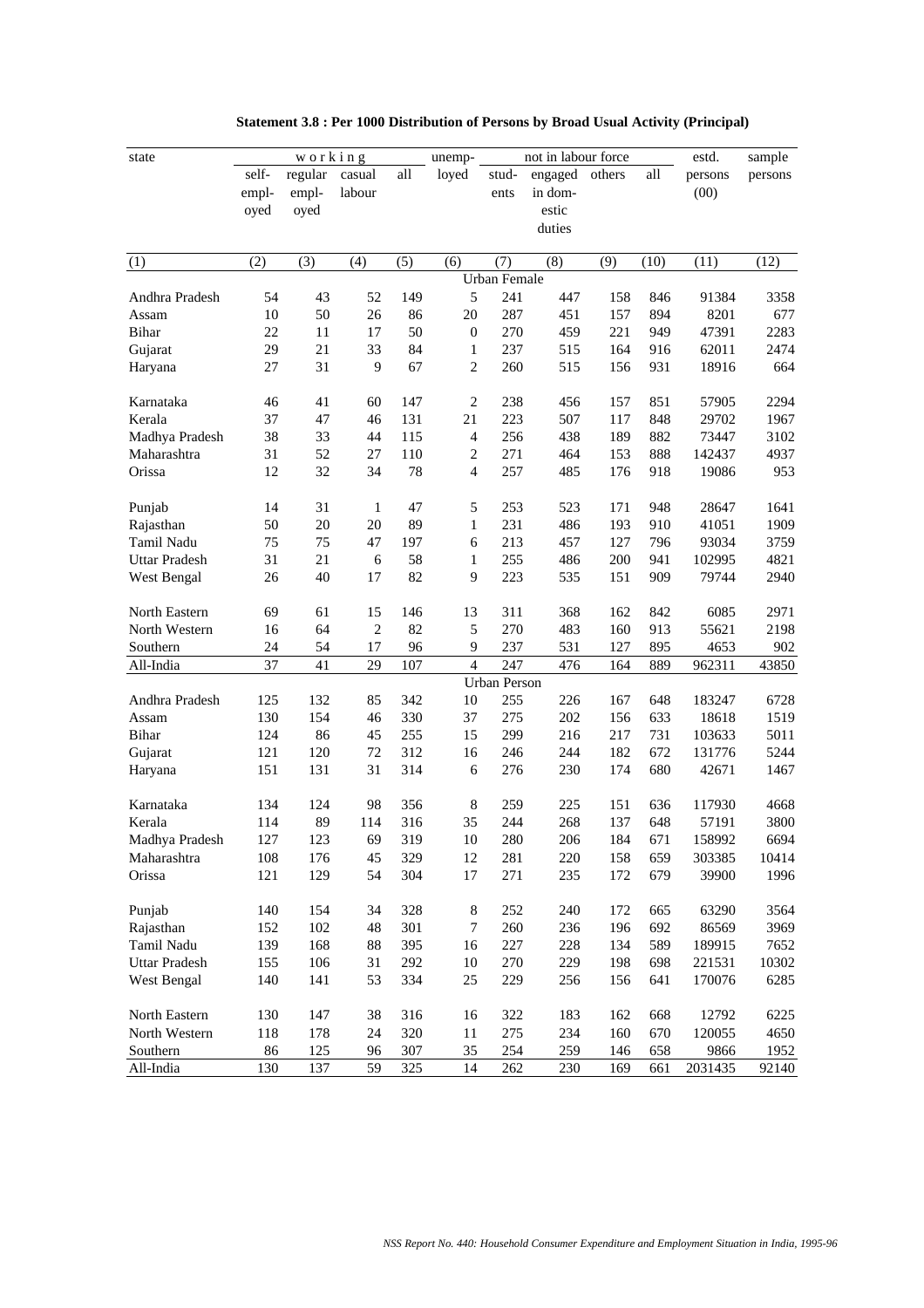**Statement 3.8 : Per 1000 Distribution of Persons by Broad Usual Activity (Principal)**

| state | working | | | | unemp-loyed | not in labour force | | | | estd. persons (00) | sample persons |
|---|---|---|---|---|---|---|---|---|---|---|---|
| | self-employed | regular employed | casual labour | all | | students | engaged in domestic duties | others | all | | |
| (1) | (2) | (3) | (4) | (5) | (6) | (7) | (8) | (9) | (10) | (11) | (12) |
| | | | | | | Urban Female | | | | | |
| Andhra Pradesh | 54 | 43 | 52 | 149 | 5 | 241 | 447 | 158 | 846 | 91384 | 3358 |
| Assam | 10 | 50 | 26 | 86 | 20 | 287 | 451 | 157 | 894 | 8201 | 677 |
| Bihar | 22 | 11 | 17 | 50 | 0 | 270 | 459 | 221 | 949 | 47391 | 2283 |
| Gujarat | 29 | 21 | 33 | 84 | 1 | 237 | 515 | 164 | 916 | 62011 | 2474 |
| Haryana | 27 | 31 | 9 | 67 | 2 | 260 | 515 | 156 | 931 | 18916 | 664 |
| Karnataka | 46 | 41 | 60 | 147 | 2 | 238 | 456 | 157 | 851 | 57905 | 2294 |
| Kerala | 37 | 47 | 46 | 131 | 21 | 223 | 507 | 117 | 848 | 29702 | 1967 |
| Madhya Pradesh | 38 | 33 | 44 | 115 | 4 | 256 | 438 | 189 | 882 | 73447 | 3102 |
| Maharashtra | 31 | 52 | 27 | 110 | 2 | 271 | 464 | 153 | 888 | 142437 | 4937 |
| Orissa | 12 | 32 | 34 | 78 | 4 | 257 | 485 | 176 | 918 | 19086 | 953 |
| Punjab | 14 | 31 | 1 | 47 | 5 | 253 | 523 | 171 | 948 | 28647 | 1641 |
| Rajasthan | 50 | 20 | 20 | 89 | 1 | 231 | 486 | 193 | 910 | 41051 | 1909 |
| Tamil Nadu | 75 | 75 | 47 | 197 | 6 | 213 | 457 | 127 | 796 | 93034 | 3759 |
| Uttar Pradesh | 31 | 21 | 6 | 58 | 1 | 255 | 486 | 200 | 941 | 102995 | 4821 |
| West Bengal | 26 | 40 | 17 | 82 | 9 | 223 | 535 | 151 | 909 | 79744 | 2940 |
| North Eastern | 69 | 61 | 15 | 146 | 13 | 311 | 368 | 162 | 842 | 6085 | 2971 |
| North Western | 16 | 64 | 2 | 82 | 5 | 270 | 483 | 160 | 913 | 55621 | 2198 |
| Southern | 24 | 54 | 17 | 96 | 9 | 237 | 531 | 127 | 895 | 4653 | 902 |
| All-India | 37 | 41 | 29 | 107 | 4 | 247 | 476 | 164 | 889 | 962311 | 43850 |
| | | | | | | Urban Person | | | | | |
| Andhra Pradesh | 125 | 132 | 85 | 342 | 10 | 255 | 226 | 167 | 648 | 183247 | 6728 |
| Assam | 130 | 154 | 46 | 330 | 37 | 275 | 202 | 156 | 633 | 18618 | 1519 |
| Bihar | 124 | 86 | 45 | 255 | 15 | 299 | 216 | 217 | 731 | 103633 | 5011 |
| Gujarat | 121 | 120 | 72 | 312 | 16 | 246 | 244 | 182 | 672 | 131776 | 5244 |
| Haryana | 151 | 131 | 31 | 314 | 6 | 276 | 230 | 174 | 680 | 42671 | 1467 |
| Karnataka | 134 | 124 | 98 | 356 | 8 | 259 | 225 | 151 | 636 | 117930 | 4668 |
| Kerala | 114 | 89 | 114 | 316 | 35 | 244 | 268 | 137 | 648 | 57191 | 3800 |
| Madhya Pradesh | 127 | 123 | 69 | 319 | 10 | 280 | 206 | 184 | 671 | 158992 | 6694 |
| Maharashtra | 108 | 176 | 45 | 329 | 12 | 281 | 220 | 158 | 659 | 303385 | 10414 |
| Orissa | 121 | 129 | 54 | 304 | 17 | 271 | 235 | 172 | 679 | 39900 | 1996 |
| Punjab | 140 | 154 | 34 | 328 | 8 | 252 | 240 | 172 | 665 | 63290 | 3564 |
| Rajasthan | 152 | 102 | 48 | 301 | 7 | 260 | 236 | 196 | 692 | 86569 | 3969 |
| Tamil Nadu | 139 | 168 | 88 | 395 | 16 | 227 | 228 | 134 | 589 | 189915 | 7652 |
| Uttar Pradesh | 155 | 106 | 31 | 292 | 10 | 270 | 229 | 198 | 698 | 221531 | 10302 |
| West Bengal | 140 | 141 | 53 | 334 | 25 | 229 | 256 | 156 | 641 | 170076 | 6285 |
| North Eastern | 130 | 147 | 38 | 316 | 16 | 322 | 183 | 162 | 668 | 12792 | 6225 |
| North Western | 118 | 178 | 24 | 320 | 11 | 275 | 234 | 160 | 670 | 120055 | 4650 |
| Southern | 86 | 125 | 96 | 307 | 35 | 254 | 259 | 146 | 658 | 9866 | 1952 |
| All-India | 130 | 137 | 59 | 325 | 14 | 262 | 230 | 169 | 661 | 2031435 | 92140 |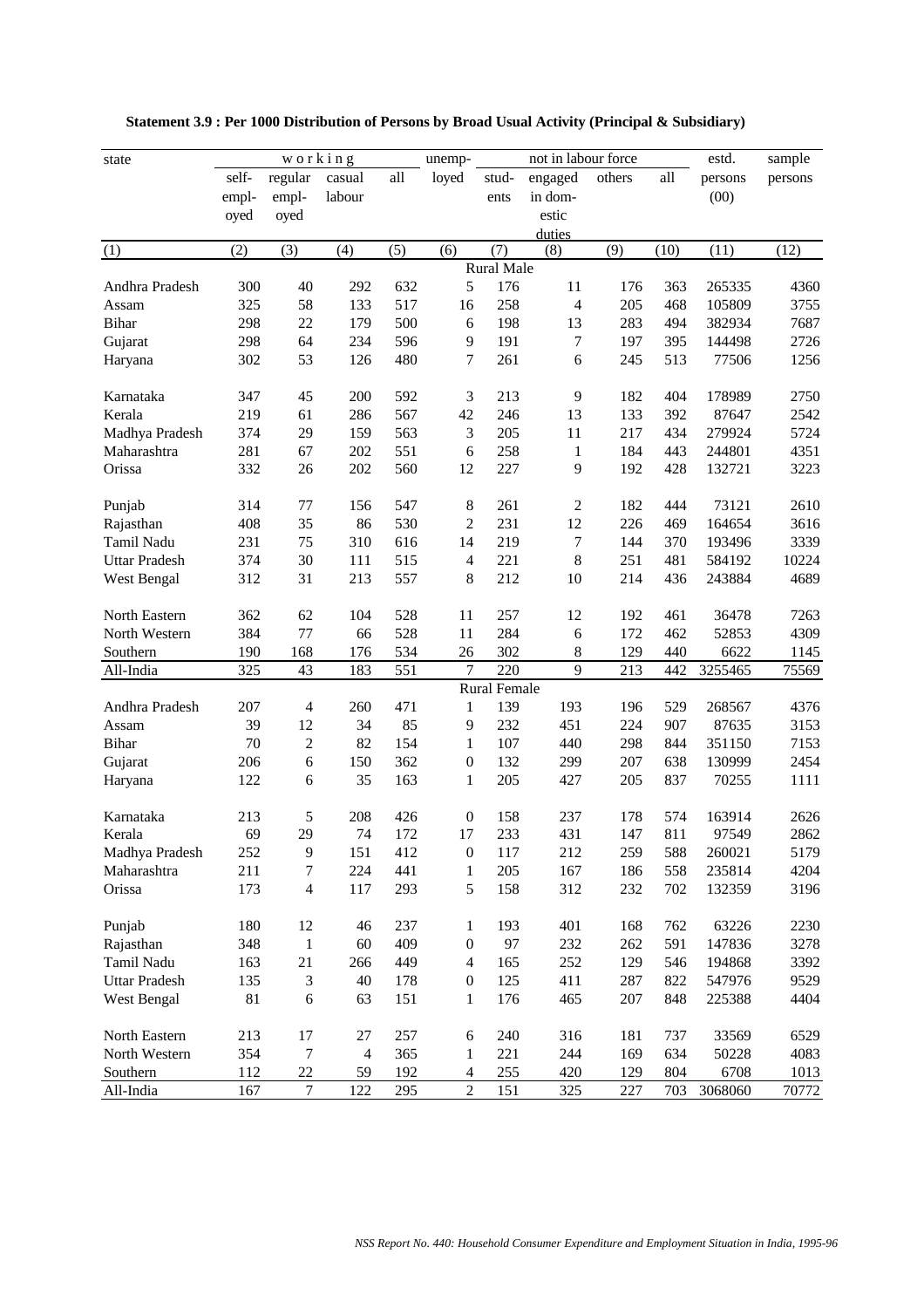**Statement 3.9 : Per 1000 Distribution of Persons by Broad Usual Activity (Principal & Subsidiary)**

| state | working | | | | unemp-loyed | not in labour force | | | | estd. persons (00) | sample persons |
|---|---|---|---|---|---|---|---|---|---|---|---|
| | self-employed | regular employed | casual labour | all | | students | engaged in domestic duties | others | all | | |
| (1) | (2) | (3) | (4) | (5) | (6) | (7) | (8) | (9) | (10) | (11) | (12) |
| | | | | | | **Rural Male** | | | | | |
| Andhra Pradesh | 300 | 40 | 292 | 632 | 5 | 176 | 11 | 176 | 363 | 265335 | 4360 |
| Assam | 325 | 58 | 133 | 517 | 16 | 258 | 4 | 205 | 468 | 105809 | 3755 |
| Bihar | 298 | 22 | 179 | 500 | 6 | 198 | 13 | 283 | 494 | 382934 | 7687 |
| Gujarat | 298 | 64 | 234 | 596 | 9 | 191 | 7 | 197 | 395 | 144498 | 2726 |
| Haryana | 302 | 53 | 126 | 480 | 7 | 261 | 6 | 245 | 513 | 77506 | 1256 |
| Karnataka | 347 | 45 | 200 | 592 | 3 | 213 | 9 | 182 | 404 | 178989 | 2750 |
| Kerala | 219 | 61 | 286 | 567 | 42 | 246 | 13 | 133 | 392 | 87647 | 2542 |
| Madhya Pradesh | 374 | 29 | 159 | 563 | 3 | 205 | 11 | 217 | 434 | 279924 | 5724 |
| Maharashtra | 281 | 67 | 202 | 551 | 6 | 258 | 1 | 184 | 443 | 244801 | 4351 |
| Orissa | 332 | 26 | 202 | 560 | 12 | 227 | 9 | 192 | 428 | 132721 | 3223 |
| Punjab | 314 | 77 | 156 | 547 | 8 | 261 | 2 | 182 | 444 | 73121 | 2610 |
| Rajasthan | 408 | 35 | 86 | 530 | 2 | 231 | 12 | 226 | 469 | 164654 | 3616 |
| Tamil Nadu | 231 | 75 | 310 | 616 | 14 | 219 | 7 | 144 | 370 | 193496 | 3339 |
| Uttar Pradesh | 374 | 30 | 111 | 515 | 4 | 221 | 8 | 251 | 481 | 584192 | 10224 |
| West Bengal | 312 | 31 | 213 | 557 | 8 | 212 | 10 | 214 | 436 | 243884 | 4689 |
| North Eastern | 362 | 62 | 104 | 528 | 11 | 257 | 12 | 192 | 461 | 36478 | 7263 |
| North Western | 384 | 77 | 66 | 528 | 11 | 284 | 6 | 172 | 462 | 52853 | 4309 |
| Southern | 190 | 168 | 176 | 534 | 26 | 302 | 8 | 129 | 440 | 6622 | 1145 |
| All-India | 325 | 43 | 183 | 551 | 7 | 220 | 9 | 213 | 442 | 3255465 | 75569 |
| | | | | | | **Rural Female** | | | | | |
| Andhra Pradesh | 207 | 4 | 260 | 471 | 1 | 139 | 193 | 196 | 529 | 268567 | 4376 |
| Assam | 39 | 12 | 34 | 85 | 9 | 232 | 451 | 224 | 907 | 87635 | 3153 |
| Bihar | 70 | 2 | 82 | 154 | 1 | 107 | 440 | 298 | 844 | 351150 | 7153 |
| Gujarat | 206 | 6 | 150 | 362 | 0 | 132 | 299 | 207 | 638 | 130999 | 2454 |
| Haryana | 122 | 6 | 35 | 163 | 1 | 205 | 427 | 205 | 837 | 70255 | 1111 |
| Karnataka | 213 | 5 | 208 | 426 | 0 | 158 | 237 | 178 | 574 | 163914 | 2626 |
| Kerala | 69 | 29 | 74 | 172 | 17 | 233 | 431 | 147 | 811 | 97549 | 2862 |
| Madhya Pradesh | 252 | 9 | 151 | 412 | 0 | 117 | 212 | 259 | 588 | 260021 | 5179 |
| Maharashtra | 211 | 7 | 224 | 441 | 1 | 205 | 167 | 186 | 558 | 235814 | 4204 |
| Orissa | 173 | 4 | 117 | 293 | 5 | 158 | 312 | 232 | 702 | 132359 | 3196 |
| Punjab | 180 | 12 | 46 | 237 | 1 | 193 | 401 | 168 | 762 | 63226 | 2230 |
| Rajasthan | 348 | 1 | 60 | 409 | 0 | 97 | 232 | 262 | 591 | 147836 | 3278 |
| Tamil Nadu | 163 | 21 | 266 | 449 | 4 | 165 | 252 | 129 | 546 | 194868 | 3392 |
| Uttar Pradesh | 135 | 3 | 40 | 178 | 0 | 125 | 411 | 287 | 822 | 547976 | 9529 |
| West Bengal | 81 | 6 | 63 | 151 | 1 | 176 | 465 | 207 | 848 | 225388 | 4404 |
| North Eastern | 213 | 17 | 27 | 257 | 6 | 240 | 316 | 181 | 737 | 33569 | 6529 |
| North Western | 354 | 7 | 4 | 365 | 1 | 221 | 244 | 169 | 634 | 50228 | 4083 |
| Southern | 112 | 22 | 59 | 192 | 4 | 255 | 420 | 129 | 804 | 6708 | 1013 |
| All-India | 167 | 7 | 122 | 295 | 2 | 151 | 325 | 227 | 703 | 3068060 | 70772 |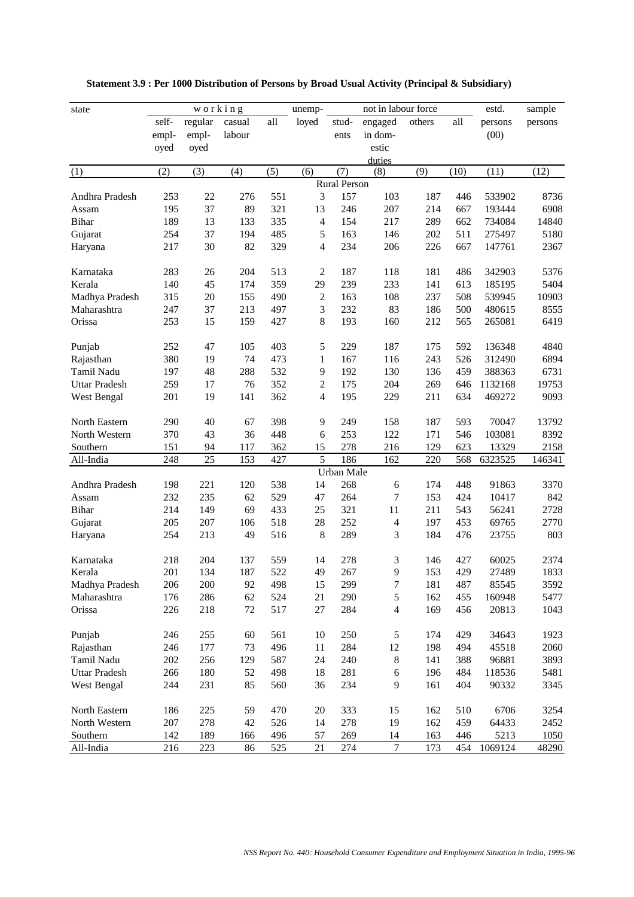**Statement 3.9 : Per 1000 Distribution of Persons by Broad Usual Activity (Principal & Subsidiary)**

| state | working | | | | unemp-loyed | not in labour force | | | | estd. persons (00) | sample persons |
|---|---|---|---|---|---|---|---|---|---|---|---|
| | self-employed | regular employed | casual labour | all | | students | engaged in domestic duties | others | all | | |
| (1) | (2) | (3) | (4) | (5) | (6) | (7) | (8) | (9) | (10) | (11) | (12) |
| **Rural Person** | | | | | | | | | | | |
| Andhra Pradesh | 253 | 22 | 276 | 551 | 3 | 157 | 103 | 187 | 446 | 533902 | 8736 |
| Assam | 195 | 37 | 89 | 321 | 13 | 246 | 207 | 214 | 667 | 193444 | 6908 |
| Bihar | 189 | 13 | 133 | 335 | 4 | 154 | 217 | 289 | 662 | 734084 | 14840 |
| Gujarat | 254 | 37 | 194 | 485 | 5 | 163 | 146 | 202 | 511 | 275497 | 5180 |
| Haryana | 217 | 30 | 82 | 329 | 4 | 234 | 206 | 226 | 667 | 147761 | 2367 |
| Karnataka | 283 | 26 | 204 | 513 | 2 | 187 | 118 | 181 | 486 | 342903 | 5376 |
| Kerala | 140 | 45 | 174 | 359 | 29 | 239 | 233 | 141 | 613 | 185195 | 5404 |
| Madhya Pradesh | 315 | 20 | 155 | 490 | 2 | 163 | 108 | 237 | 508 | 539945 | 10903 |
| Maharashtra | 247 | 37 | 213 | 497 | 3 | 232 | 83 | 186 | 500 | 480615 | 8555 |
| Orissa | 253 | 15 | 159 | 427 | 8 | 193 | 160 | 212 | 565 | 265081 | 6419 |
| Punjab | 252 | 47 | 105 | 403 | 5 | 229 | 187 | 175 | 592 | 136348 | 4840 |
| Rajasthan | 380 | 19 | 74 | 473 | 1 | 167 | 116 | 243 | 526 | 312490 | 6894 |
| Tamil Nadu | 197 | 48 | 288 | 532 | 9 | 192 | 130 | 136 | 459 | 388363 | 6731 |
| Uttar Pradesh | 259 | 17 | 76 | 352 | 2 | 175 | 204 | 269 | 646 | 1132168 | 19753 |
| West Bengal | 201 | 19 | 141 | 362 | 4 | 195 | 229 | 211 | 634 | 469272 | 9093 |
| North Eastern | 290 | 40 | 67 | 398 | 9 | 249 | 158 | 187 | 593 | 70047 | 13792 |
| North Western | 370 | 43 | 36 | 448 | 6 | 253 | 122 | 171 | 546 | 103081 | 8392 |
| Southern | 151 | 94 | 117 | 362 | 15 | 278 | 216 | 129 | 623 | 13329 | 2158 |
| All-India | 248 | 25 | 153 | 427 | 5 | 186 | 162 | 220 | 568 | 6323525 | 146341 |
| **Urban Male** | | | | | | | | | | | |
| Andhra Pradesh | 198 | 221 | 120 | 538 | 14 | 268 | 6 | 174 | 448 | 91863 | 3370 |
| Assam | 232 | 235 | 62 | 529 | 47 | 264 | 7 | 153 | 424 | 10417 | 842 |
| Bihar | 214 | 149 | 69 | 433 | 25 | 321 | 11 | 211 | 543 | 56241 | 2728 |
| Gujarat | 205 | 207 | 106 | 518 | 28 | 252 | 4 | 197 | 453 | 69765 | 2770 |
| Haryana | 254 | 213 | 49 | 516 | 8 | 289 | 3 | 184 | 476 | 23755 | 803 |
| Karnataka | 218 | 204 | 137 | 559 | 14 | 278 | 3 | 146 | 427 | 60025 | 2374 |
| Kerala | 201 | 134 | 187 | 522 | 49 | 267 | 9 | 153 | 429 | 27489 | 1833 |
| Madhya Pradesh | 206 | 200 | 92 | 498 | 15 | 299 | 7 | 181 | 487 | 85545 | 3592 |
| Maharashtra | 176 | 286 | 62 | 524 | 21 | 290 | 5 | 162 | 455 | 160948 | 5477 |
| Orissa | 226 | 218 | 72 | 517 | 27 | 284 | 4 | 169 | 456 | 20813 | 1043 |
| Punjab | 246 | 255 | 60 | 561 | 10 | 250 | 5 | 174 | 429 | 34643 | 1923 |
| Rajasthan | 246 | 177 | 73 | 496 | 11 | 284 | 12 | 198 | 494 | 45518 | 2060 |
| Tamil Nadu | 202 | 256 | 129 | 587 | 24 | 240 | 8 | 141 | 388 | 96881 | 3893 |
| Uttar Pradesh | 266 | 180 | 52 | 498 | 18 | 281 | 6 | 196 | 484 | 118536 | 5481 |
| West Bengal | 244 | 231 | 85 | 560 | 36 | 234 | 9 | 161 | 404 | 90332 | 3345 |
| North Eastern | 186 | 225 | 59 | 470 | 20 | 333 | 15 | 162 | 510 | 6706 | 3254 |
| North Western | 207 | 278 | 42 | 526 | 14 | 278 | 19 | 162 | 459 | 64433 | 2452 |
| Southern | 142 | 189 | 166 | 496 | 57 | 269 | 14 | 163 | 446 | 5213 | 1050 |
| All-India | 216 | 223 | 86 | 525 | 21 | 274 | 7 | 173 | 454 | 1069124 | 48290 |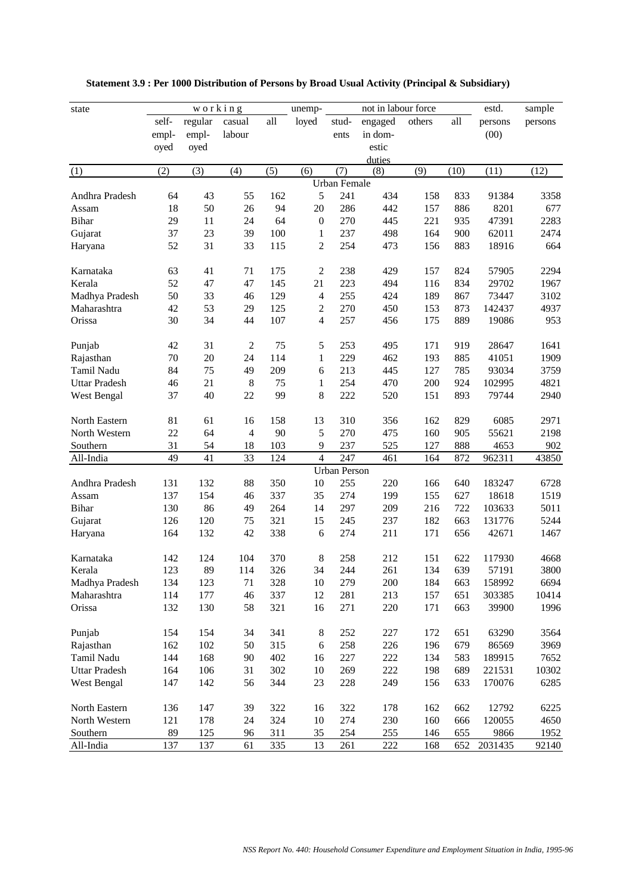**Statement 3.9 : Per 1000 Distribution of Persons by Broad Usual Activity (Principal & Subsidiary)**

| state | working | | | | unemp-loyed | not in labour force | | | | estd. persons (00) | sample persons |
|---|---|---|---|---|---|---|---|---|---|---|---|
| | self-employed | regular employed | casual labour | all | | students | engaged in domestic duties | others | all | | |
| (1) | (2) | (3) | (4) | (5) | (6) | (7) | (8) | (9) | (10) | (11) | (12) |
| **Urban Female** | | | | | | | | | | | |
| Andhra Pradesh | 64 | 43 | 55 | 162 | 5 | 241 | 434 | 158 | 833 | 91384 | 3358 |
| Assam | 18 | 50 | 26 | 94 | 20 | 286 | 442 | 157 | 886 | 8201 | 677 |
| Bihar | 29 | 11 | 24 | 64 | 0 | 270 | 445 | 221 | 935 | 47391 | 2283 |
| Gujarat | 37 | 23 | 39 | 100 | 1 | 237 | 498 | 164 | 900 | 62011 | 2474 |
| Haryana | 52 | 31 | 33 | 115 | 2 | 254 | 473 | 156 | 883 | 18916 | 664 |
| Karnataka | 63 | 41 | 71 | 175 | 2 | 238 | 429 | 157 | 824 | 57905 | 2294 |
| Kerala | 52 | 47 | 47 | 145 | 21 | 223 | 494 | 116 | 834 | 29702 | 1967 |
| Madhya Pradesh | 50 | 33 | 46 | 129 | 4 | 255 | 424 | 189 | 867 | 73447 | 3102 |
| Maharashtra | 42 | 53 | 29 | 125 | 2 | 270 | 450 | 153 | 873 | 142437 | 4937 |
| Orissa | 30 | 34 | 44 | 107 | 4 | 257 | 456 | 175 | 889 | 19086 | 953 |
| Punjab | 42 | 31 | 2 | 75 | 5 | 253 | 495 | 171 | 919 | 28647 | 1641 |
| Rajasthan | 70 | 20 | 24 | 114 | 1 | 229 | 462 | 193 | 885 | 41051 | 1909 |
| Tamil Nadu | 84 | 75 | 49 | 209 | 6 | 213 | 445 | 127 | 785 | 93034 | 3759 |
| Uttar Pradesh | 46 | 21 | 8 | 75 | 1 | 254 | 470 | 200 | 924 | 102995 | 4821 |
| West Bengal | 37 | 40 | 22 | 99 | 8 | 222 | 520 | 151 | 893 | 79744 | 2940 |
| North Eastern | 81 | 61 | 16 | 158 | 13 | 310 | 356 | 162 | 829 | 6085 | 2971 |
| North Western | 22 | 64 | 4 | 90 | 5 | 270 | 475 | 160 | 905 | 55621 | 2198 |
| Southern | 31 | 54 | 18 | 103 | 9 | 237 | 525 | 127 | 888 | 4653 | 902 |
| All-India | 49 | 41 | 33 | 124 | 4 | 247 | 461 | 164 | 872 | 962311 | 43850 |
| **Urban Person** | | | | | | | | | | | |
| Andhra Pradesh | 131 | 132 | 88 | 350 | 10 | 255 | 220 | 166 | 640 | 183247 | 6728 |
| Assam | 137 | 154 | 46 | 337 | 35 | 274 | 199 | 155 | 627 | 18618 | 1519 |
| Bihar | 130 | 86 | 49 | 264 | 14 | 297 | 209 | 216 | 722 | 103633 | 5011 |
| Gujarat | 126 | 120 | 75 | 321 | 15 | 245 | 237 | 182 | 663 | 131776 | 5244 |
| Haryana | 164 | 132 | 42 | 338 | 6 | 274 | 211 | 171 | 656 | 42671 | 1467 |
| Karnataka | 142 | 124 | 104 | 370 | 8 | 258 | 212 | 151 | 622 | 117930 | 4668 |
| Kerala | 123 | 89 | 114 | 326 | 34 | 244 | 261 | 134 | 639 | 57191 | 3800 |
| Madhya Pradesh | 134 | 123 | 71 | 328 | 10 | 279 | 200 | 184 | 663 | 158992 | 6694 |
| Maharashtra | 114 | 177 | 46 | 337 | 12 | 281 | 213 | 157 | 651 | 303385 | 10414 |
| Orissa | 132 | 130 | 58 | 321 | 16 | 271 | 220 | 171 | 663 | 39900 | 1996 |
| Punjab | 154 | 154 | 34 | 341 | 8 | 252 | 227 | 172 | 651 | 63290 | 3564 |
| Rajasthan | 162 | 102 | 50 | 315 | 6 | 258 | 226 | 196 | 679 | 86569 | 3969 |
| Tamil Nadu | 144 | 168 | 90 | 402 | 16 | 227 | 222 | 134 | 583 | 189915 | 7652 |
| Uttar Pradesh | 164 | 106 | 31 | 302 | 10 | 269 | 222 | 198 | 689 | 221531 | 10302 |
| West Bengal | 147 | 142 | 56 | 344 | 23 | 228 | 249 | 156 | 633 | 170076 | 6285 |
| North Eastern | 136 | 147 | 39 | 322 | 16 | 322 | 178 | 162 | 662 | 12792 | 6225 |
| North Western | 121 | 178 | 24 | 324 | 10 | 274 | 230 | 160 | 666 | 120055 | 4650 |
| Southern | 89 | 125 | 96 | 311 | 35 | 254 | 255 | 146 | 655 | 9866 | 1952 |
| All-India | 137 | 137 | 61 | 335 | 13 | 261 | 222 | 168 | 652 | 2031435 | 92140 |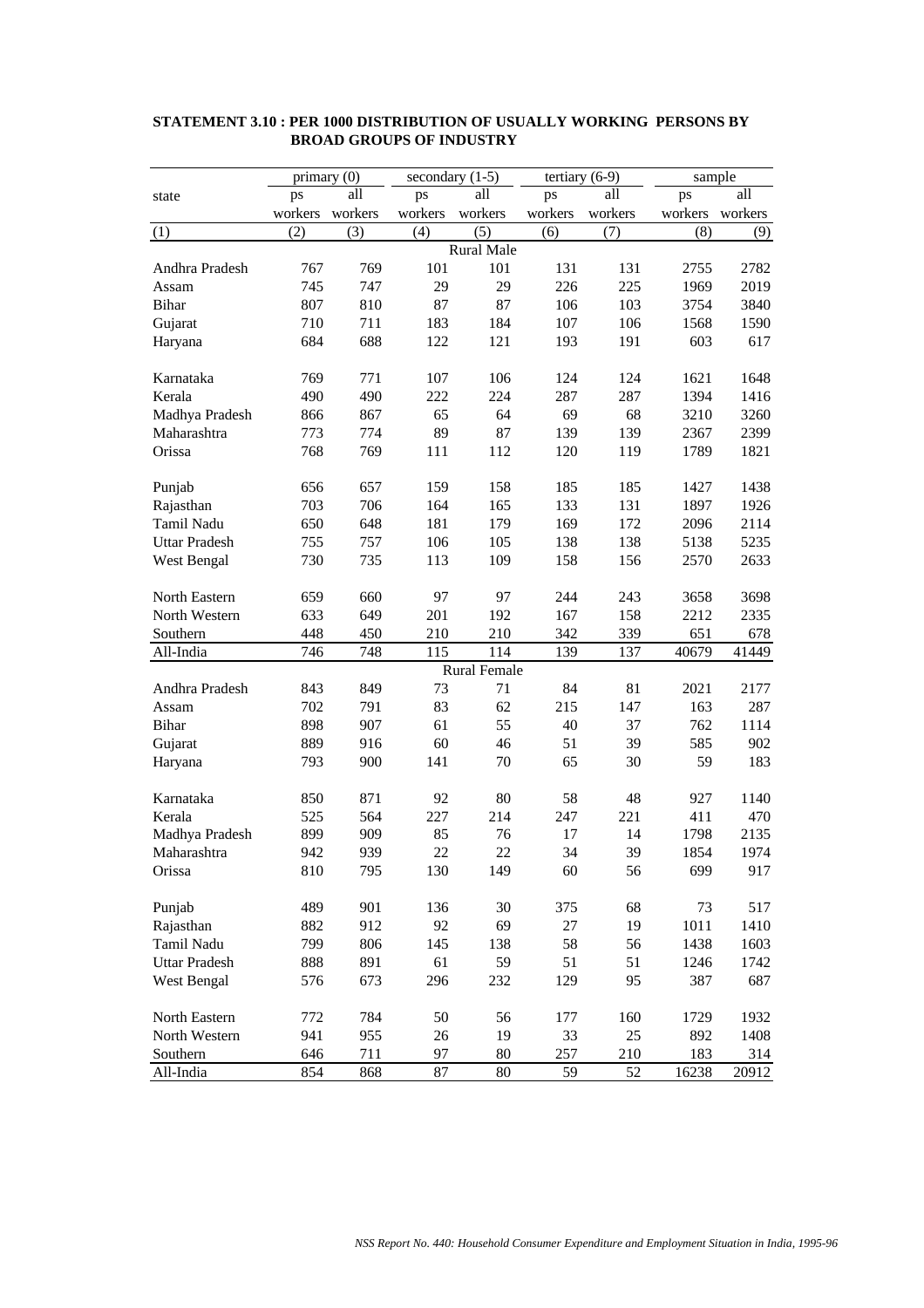**STATEMENT 3.10 : PER 1000 DISTRIBUTION OF USUALLY WORKING PERSONS BY BROAD GROUPS OF INDUSTRY**

| state | primary (0) | | secondary (1-5) | | tertiary (6-9) | | sample | |
|---|---|---|---|---|---|---|---|---|
| | ps workers | all workers | ps workers | all workers | ps workers | all workers | ps workers | all workers |
| (1) | (2) | (3) | (4) | (5) | (6) | (7) | (8) | (9) |
| | | | | Rural Male | | | | |
| Andhra Pradesh | 767 | 769 | 101 | 101 | 131 | 131 | 2755 | 2782 |
| Assam | 745 | 747 | 29 | 29 | 226 | 225 | 1969 | 2019 |
| Bihar | 807 | 810 | 87 | 87 | 106 | 103 | 3754 | 3840 |
| Gujarat | 710 | 711 | 183 | 184 | 107 | 106 | 1568 | 1590 |
| Haryana | 684 | 688 | 122 | 121 | 193 | 191 | 603 | 617 |
| Karnataka | 769 | 771 | 107 | 106 | 124 | 124 | 1621 | 1648 |
| Kerala | 490 | 490 | 222 | 224 | 287 | 287 | 1394 | 1416 |
| Madhya Pradesh | 866 | 867 | 65 | 64 | 69 | 68 | 3210 | 3260 |
| Maharashtra | 773 | 774 | 89 | 87 | 139 | 139 | 2367 | 2399 |
| Orissa | 768 | 769 | 111 | 112 | 120 | 119 | 1789 | 1821 |
| Punjab | 656 | 657 | 159 | 158 | 185 | 185 | 1427 | 1438 |
| Rajasthan | 703 | 706 | 164 | 165 | 133 | 131 | 1897 | 1926 |
| Tamil Nadu | 650 | 648 | 181 | 179 | 169 | 172 | 2096 | 2114 |
| Uttar Pradesh | 755 | 757 | 106 | 105 | 138 | 138 | 5138 | 5235 |
| West Bengal | 730 | 735 | 113 | 109 | 158 | 156 | 2570 | 2633 |
| North Eastern | 659 | 660 | 97 | 97 | 244 | 243 | 3658 | 3698 |
| North Western | 633 | 649 | 201 | 192 | 167 | 158 | 2212 | 2335 |
| Southern | 448 | 450 | 210 | 210 | 342 | 339 | 651 | 678 |
| All-India | 746 | 748 | 115 | 114 | 139 | 137 | 40679 | 41449 |
| | | | | Rural Female | | | | |
| Andhra Pradesh | 843 | 849 | 73 | 71 | 84 | 81 | 2021 | 2177 |
| Assam | 702 | 791 | 83 | 62 | 215 | 147 | 163 | 287 |
| Bihar | 898 | 907 | 61 | 55 | 40 | 37 | 762 | 1114 |
| Gujarat | 889 | 916 | 60 | 46 | 51 | 39 | 585 | 902 |
| Haryana | 793 | 900 | 141 | 70 | 65 | 30 | 59 | 183 |
| Karnataka | 850 | 871 | 92 | 80 | 58 | 48 | 927 | 1140 |
| Kerala | 525 | 564 | 227 | 214 | 247 | 221 | 411 | 470 |
| Madhya Pradesh | 899 | 909 | 85 | 76 | 17 | 14 | 1798 | 2135 |
| Maharashtra | 942 | 939 | 22 | 22 | 34 | 39 | 1854 | 1974 |
| Orissa | 810 | 795 | 130 | 149 | 60 | 56 | 699 | 917 |
| Punjab | 489 | 901 | 136 | 30 | 375 | 68 | 73 | 517 |
| Rajasthan | 882 | 912 | 92 | 69 | 27 | 19 | 1011 | 1410 |
| Tamil Nadu | 799 | 806 | 145 | 138 | 58 | 56 | 1438 | 1603 |
| Uttar Pradesh | 888 | 891 | 61 | 59 | 51 | 51 | 1246 | 1742 |
| West Bengal | 576 | 673 | 296 | 232 | 129 | 95 | 387 | 687 |
| North Eastern | 772 | 784 | 50 | 56 | 177 | 160 | 1729 | 1932 |
| North Western | 941 | 955 | 26 | 19 | 33 | 25 | 892 | 1408 |
| Southern | 646 | 711 | 97 | 80 | 257 | 210 | 183 | 314 |
| All-India | 854 | 868 | 87 | 80 | 59 | 52 | 16238 | 20912 |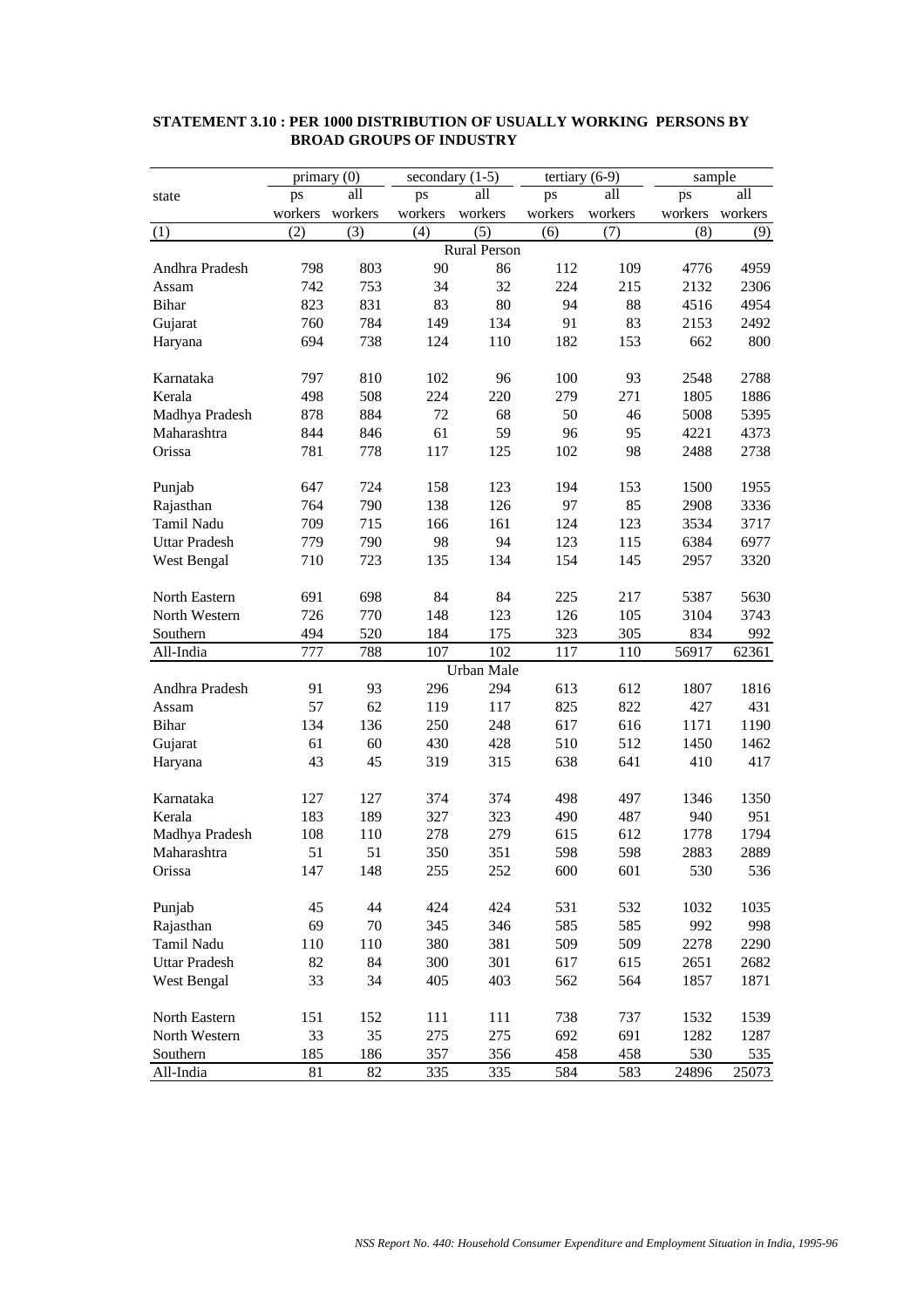**STATEMENT 3.10 : PER 1000 DISTRIBUTION OF USUALLY WORKING PERSONS BY BROAD GROUPS OF INDUSTRY**

| state | primary (0) | | secondary (1-5) | | tertiary (6-9) | | sample | |
|---|---|---|---|---|---|---|---|---|
| | ps workers | all workers | ps workers | all workers | ps workers | all workers | ps workers | all workers |
| (1) | (2) | (3) | (4) | (5) | (6) | (7) | (8) | (9) |
| **Rural Person** | | | | | | | | |
| Andhra Pradesh | 798 | 803 | 90 | 86 | 112 | 109 | 4776 | 4959 |
| Assam | 742 | 753 | 34 | 32 | 224 | 215 | 2132 | 2306 |
| Bihar | 823 | 831 | 83 | 80 | 94 | 88 | 4516 | 4954 |
| Gujarat | 760 | 784 | 149 | 134 | 91 | 83 | 2153 | 2492 |
| Haryana | 694 | 738 | 124 | 110 | 182 | 153 | 662 | 800 |
| Karnataka | 797 | 810 | 102 | 96 | 100 | 93 | 2548 | 2788 |
| Kerala | 498 | 508 | 224 | 220 | 279 | 271 | 1805 | 1886 |
| Madhya Pradesh | 878 | 884 | 72 | 68 | 50 | 46 | 5008 | 5395 |
| Maharashtra | 844 | 846 | 61 | 59 | 96 | 95 | 4221 | 4373 |
| Orissa | 781 | 778 | 117 | 125 | 102 | 98 | 2488 | 2738 |
| Punjab | 647 | 724 | 158 | 123 | 194 | 153 | 1500 | 1955 |
| Rajasthan | 764 | 790 | 138 | 126 | 97 | 85 | 2908 | 3336 |
| Tamil Nadu | 709 | 715 | 166 | 161 | 124 | 123 | 3534 | 3717 |
| Uttar Pradesh | 779 | 790 | 98 | 94 | 123 | 115 | 6384 | 6977 |
| West Bengal | 710 | 723 | 135 | 134 | 154 | 145 | 2957 | 3320 |
| North Eastern | 691 | 698 | 84 | 84 | 225 | 217 | 5387 | 5630 |
| North Western | 726 | 770 | 148 | 123 | 126 | 105 | 3104 | 3743 |
| Southern | 494 | 520 | 184 | 175 | 323 | 305 | 834 | 992 |
| All-India | 777 | 788 | 107 | 102 | 117 | 110 | 56917 | 62361 |
| **Urban Male** | | | | | | | | |
| Andhra Pradesh | 91 | 93 | 296 | 294 | 613 | 612 | 1807 | 1816 |
| Assam | 57 | 62 | 119 | 117 | 825 | 822 | 427 | 431 |
| Bihar | 134 | 136 | 250 | 248 | 617 | 616 | 1171 | 1190 |
| Gujarat | 61 | 60 | 430 | 428 | 510 | 512 | 1450 | 1462 |
| Haryana | 43 | 45 | 319 | 315 | 638 | 641 | 410 | 417 |
| Karnataka | 127 | 127 | 374 | 374 | 498 | 497 | 1346 | 1350 |
| Kerala | 183 | 189 | 327 | 323 | 490 | 487 | 940 | 951 |
| Madhya Pradesh | 108 | 110 | 278 | 279 | 615 | 612 | 1778 | 1794 |
| Maharashtra | 51 | 51 | 350 | 351 | 598 | 598 | 2883 | 2889 |
| Orissa | 147 | 148 | 255 | 252 | 600 | 601 | 530 | 536 |
| Punjab | 45 | 44 | 424 | 424 | 531 | 532 | 1032 | 1035 |
| Rajasthan | 69 | 70 | 345 | 346 | 585 | 585 | 992 | 998 |
| Tamil Nadu | 110 | 110 | 380 | 381 | 509 | 509 | 2278 | 2290 |
| Uttar Pradesh | 82 | 84 | 300 | 301 | 617 | 615 | 2651 | 2682 |
| West Bengal | 33 | 34 | 405 | 403 | 562 | 564 | 1857 | 1871 |
| North Eastern | 151 | 152 | 111 | 111 | 738 | 737 | 1532 | 1539 |
| North Western | 33 | 35 | 275 | 275 | 692 | 691 | 1282 | 1287 |
| Southern | 185 | 186 | 357 | 356 | 458 | 458 | 530 | 535 |
| All-India | 81 | 82 | 335 | 335 | 584 | 583 | 24896 | 25073 |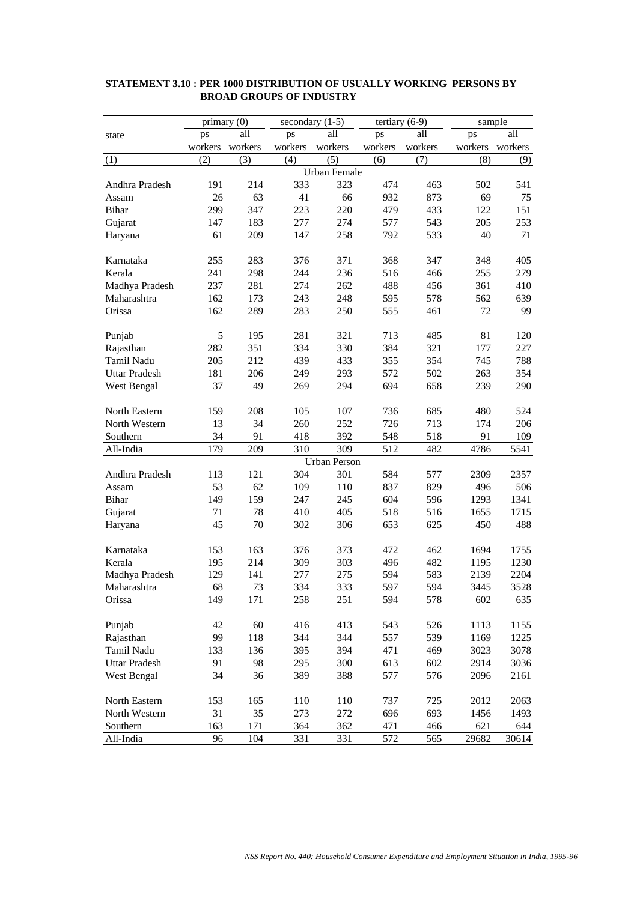**STATEMENT 3.10 : PER 1000 DISTRIBUTION OF USUALLY WORKING PERSONS BY BROAD GROUPS OF INDUSTRY**

| state | primary (0) | | secondary (1-5) | | tertiary (6-9) | | sample | |
|---|---|---|---|---|---|---|---|---|
| | ps workers | all workers | ps workers | all workers | ps workers | all workers | ps workers | all workers |
| (1) | (2) | (3) | (4) | (5) | (6) | (7) | (8) | (9) |
| **Urban Female** | | | | | | | | |
| Andhra Pradesh | 191 | 214 | 333 | 323 | 474 | 463 | 502 | 541 |
| Assam | 26 | 63 | 41 | 66 | 932 | 873 | 69 | 75 |
| Bihar | 299 | 347 | 223 | 220 | 479 | 433 | 122 | 151 |
| Gujarat | 147 | 183 | 277 | 274 | 577 | 543 | 205 | 253 |
| Haryana | 61 | 209 | 147 | 258 | 792 | 533 | 40 | 71 |
| Karnataka | 255 | 283 | 376 | 371 | 368 | 347 | 348 | 405 |
| Kerala | 241 | 298 | 244 | 236 | 516 | 466 | 255 | 279 |
| Madhya Pradesh | 237 | 281 | 274 | 262 | 488 | 456 | 361 | 410 |
| Maharashtra | 162 | 173 | 243 | 248 | 595 | 578 | 562 | 639 |
| Orissa | 162 | 289 | 283 | 250 | 555 | 461 | 72 | 99 |
| Punjab | 5 | 195 | 281 | 321 | 713 | 485 | 81 | 120 |
| Rajasthan | 282 | 351 | 334 | 330 | 384 | 321 | 177 | 227 |
| Tamil Nadu | 205 | 212 | 439 | 433 | 355 | 354 | 745 | 788 |
| Uttar Pradesh | 181 | 206 | 249 | 293 | 572 | 502 | 263 | 354 |
| West Bengal | 37 | 49 | 269 | 294 | 694 | 658 | 239 | 290 |
| North Eastern | 159 | 208 | 105 | 107 | 736 | 685 | 480 | 524 |
| North Western | 13 | 34 | 260 | 252 | 726 | 713 | 174 | 206 |
| Southern | 34 | 91 | 418 | 392 | 548 | 518 | 91 | 109 |
| All-India | 179 | 209 | 310 | 309 | 512 | 482 | 4786 | 5541 |
| **Urban Person** | | | | | | | | |
| Andhra Pradesh | 113 | 121 | 304 | 301 | 584 | 577 | 2309 | 2357 |
| Assam | 53 | 62 | 109 | 110 | 837 | 829 | 496 | 506 |
| Bihar | 149 | 159 | 247 | 245 | 604 | 596 | 1293 | 1341 |
| Gujarat | 71 | 78 | 410 | 405 | 518 | 516 | 1655 | 1715 |
| Haryana | 45 | 70 | 302 | 306 | 653 | 625 | 450 | 488 |
| Karnataka | 153 | 163 | 376 | 373 | 472 | 462 | 1694 | 1755 |
| Kerala | 195 | 214 | 309 | 303 | 496 | 482 | 1195 | 1230 |
| Madhya Pradesh | 129 | 141 | 277 | 275 | 594 | 583 | 2139 | 2204 |
| Maharashtra | 68 | 73 | 334 | 333 | 597 | 594 | 3445 | 3528 |
| Orissa | 149 | 171 | 258 | 251 | 594 | 578 | 602 | 635 |
| Punjab | 42 | 60 | 416 | 413 | 543 | 526 | 1113 | 1155 |
| Rajasthan | 99 | 118 | 344 | 344 | 557 | 539 | 1169 | 1225 |
| Tamil Nadu | 133 | 136 | 395 | 394 | 471 | 469 | 3023 | 3078 |
| Uttar Pradesh | 91 | 98 | 295 | 300 | 613 | 602 | 2914 | 3036 |
| West Bengal | 34 | 36 | 389 | 388 | 577 | 576 | 2096 | 2161 |
| North Eastern | 153 | 165 | 110 | 110 | 737 | 725 | 2012 | 2063 |
| North Western | 31 | 35 | 273 | 272 | 696 | 693 | 1456 | 1493 |
| Southern | 163 | 171 | 364 | 362 | 471 | 466 | 621 | 644 |
| All-India | 96 | 104 | 331 | 331 | 572 | 565 | 29682 | 30614 |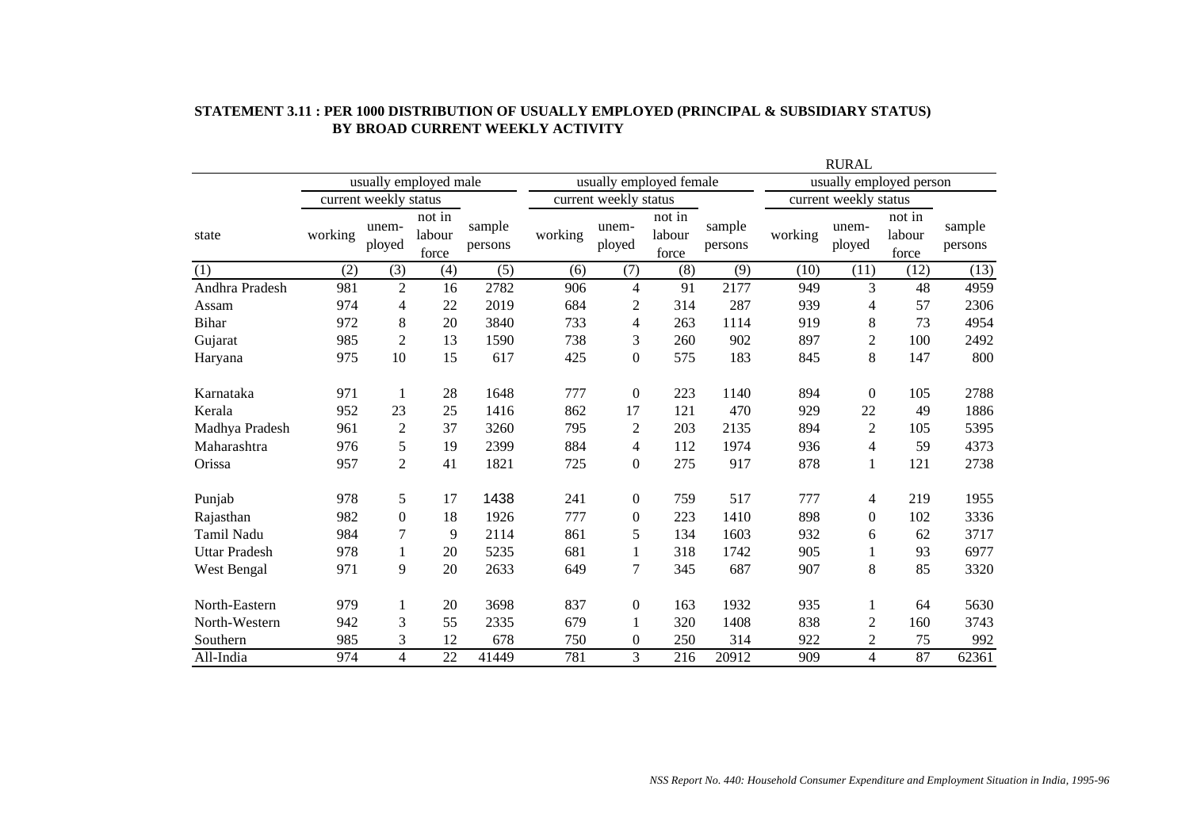## STATEMENT 3.11 : PER 1000 DISTRIBUTION OF USUALLY EMPLOYED (PRINCIPAL & SUBSIDIARY STATUS) BY BROAD CURRENT WEEKLY ACTIVITY

RURAL

| state | usually employed male | | | | usually employed female | | | | usually employed person | | | |
|---|---|---|---|---|---|---|---|---|---|---|---|---|
| | current weekly status | | | | current weekly status | | | | current weekly status | | | |
| | working | unem-ployed | not in labour force | sample persons | working | unem-ployed | not in labour force | sample persons | working | unem-ployed | not in labour force | sample persons |
| (1) | (2) | (3) | (4) | (5) | (6) | (7) | (8) | (9) | (10) | (11) | (12) | (13) |
| Andhra Pradesh | 981 | 2 | 16 | 2782 | 906 | 4 | 91 | 2177 | 949 | 3 | 48 | 4959 |
| Assam | 974 | 4 | 22 | 2019 | 684 | 2 | 314 | 287 | 939 | 4 | 57 | 2306 |
| Bihar | 972 | 8 | 20 | 3840 | 733 | 4 | 263 | 1114 | 919 | 8 | 73 | 4954 |
| Gujarat | 985 | 2 | 13 | 1590 | 738 | 3 | 260 | 902 | 897 | 2 | 100 | 2492 |
| Haryana | 975 | 10 | 15 | 617 | 425 | 0 | 575 | 183 | 845 | 8 | 147 | 800 |
| Karnataka | 971 | 1 | 28 | 1648 | 777 | 0 | 223 | 1140 | 894 | 0 | 105 | 2788 |
| Kerala | 952 | 23 | 25 | 1416 | 862 | 17 | 121 | 470 | 929 | 22 | 49 | 1886 |
| Madhya Pradesh | 961 | 2 | 37 | 3260 | 795 | 2 | 203 | 2135 | 894 | 2 | 105 | 5395 |
| Maharashtra | 976 | 5 | 19 | 2399 | 884 | 4 | 112 | 1974 | 936 | 4 | 59 | 4373 |
| Orissa | 957 | 2 | 41 | 1821 | 725 | 0 | 275 | 917 | 878 | 1 | 121 | 2738 |
| Punjab | 978 | 5 | 17 | 1438 | 241 | 0 | 759 | 517 | 777 | 4 | 219 | 1955 |
| Rajasthan | 982 | 0 | 18 | 1926 | 777 | 0 | 223 | 1410 | 898 | 0 | 102 | 3336 |
| Tamil Nadu | 984 | 7 | 9 | 2114 | 861 | 5 | 134 | 1603 | 932 | 6 | 62 | 3717 |
| Uttar Pradesh | 978 | 1 | 20 | 5235 | 681 | 1 | 318 | 1742 | 905 | 1 | 93 | 6977 |
| West Bengal | 971 | 9 | 20 | 2633 | 649 | 7 | 345 | 687 | 907 | 8 | 85 | 3320 |
| North-Eastern | 979 | 1 | 20 | 3698 | 837 | 0 | 163 | 1932 | 935 | 1 | 64 | 5630 |
| North-Western | 942 | 3 | 55 | 2335 | 679 | 1 | 320 | 1408 | 838 | 2 | 160 | 3743 |
| Southern | 985 | 3 | 12 | 678 | 750 | 0 | 250 | 314 | 922 | 2 | 75 | 992 |
| All-India | 974 | 4 | 22 | 41449 | 781 | 3 | 216 | 20912 | 909 | 4 | 87 | 62361 |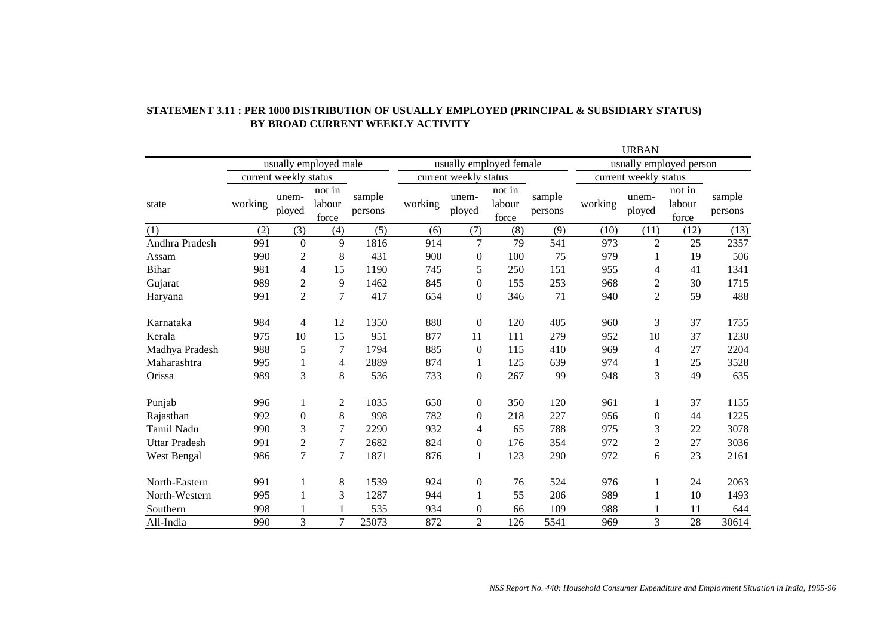**STATEMENT 3.11 : PER 1000 DISTRIBUTION OF USUALLY EMPLOYED (PRINCIPAL & SUBSIDIARY STATUS) BY BROAD CURRENT WEEKLY ACTIVITY**

URBAN

| state | usually employed male | | | | usually employed female | | | | usually employed person | | | |
|---|---|---|---|---|---|---|---|---|---|---|---|---|
| | current weekly status | | | sample persons | current weekly status | | | sample persons | current weekly status | | | sample persons |
| | working | unem-ployed | not in labour force | | working | unem-ployed | not in labour force | | working | unem-ployed | not in labour force | |
| (1) | (2) | (3) | (4) | (5) | (6) | (7) | (8) | (9) | (10) | (11) | (12) | (13) |
| Andhra Pradesh | 991 | 0 | 9 | 1816 | 914 | 7 | 79 | 541 | 973 | 2 | 25 | 2357 |
| Assam | 990 | 2 | 8 | 431 | 900 | 0 | 100 | 75 | 979 | 1 | 19 | 506 |
| Bihar | 981 | 4 | 15 | 1190 | 745 | 5 | 250 | 151 | 955 | 4 | 41 | 1341 |
| Gujarat | 989 | 2 | 9 | 1462 | 845 | 0 | 155 | 253 | 968 | 2 | 30 | 1715 |
| Haryana | 991 | 2 | 7 | 417 | 654 | 0 | 346 | 71 | 940 | 2 | 59 | 488 |
| Karnataka | 984 | 4 | 12 | 1350 | 880 | 0 | 120 | 405 | 960 | 3 | 37 | 1755 |
| Kerala | 975 | 10 | 15 | 951 | 877 | 11 | 111 | 279 | 952 | 10 | 37 | 1230 |
| Madhya Pradesh | 988 | 5 | 7 | 1794 | 885 | 0 | 115 | 410 | 969 | 4 | 27 | 2204 |
| Maharashtra | 995 | 1 | 4 | 2889 | 874 | 1 | 125 | 639 | 974 | 1 | 25 | 3528 |
| Orissa | 989 | 3 | 8 | 536 | 733 | 0 | 267 | 99 | 948 | 3 | 49 | 635 |
| Punjab | 996 | 1 | 2 | 1035 | 650 | 0 | 350 | 120 | 961 | 1 | 37 | 1155 |
| Rajasthan | 992 | 0 | 8 | 998 | 782 | 0 | 218 | 227 | 956 | 0 | 44 | 1225 |
| Tamil Nadu | 990 | 3 | 7 | 2290 | 932 | 4 | 65 | 788 | 975 | 3 | 22 | 3078 |
| Uttar Pradesh | 991 | 2 | 7 | 2682 | 824 | 0 | 176 | 354 | 972 | 2 | 27 | 3036 |
| West Bengal | 986 | 7 | 7 | 1871 | 876 | 1 | 123 | 290 | 972 | 6 | 23 | 2161 |
| North-Eastern | 991 | 1 | 8 | 1539 | 924 | 0 | 76 | 524 | 976 | 1 | 24 | 2063 |
| North-Western | 995 | 1 | 3 | 1287 | 944 | 1 | 55 | 206 | 989 | 1 | 10 | 1493 |
| Southern | 998 | 1 | 1 | 535 | 934 | 0 | 66 | 109 | 988 | 1 | 11 | 644 |
| All-India | 990 | 3 | 7 | 25073 | 872 | 2 | 126 | 5541 | 969 | 3 | 28 | 30614 |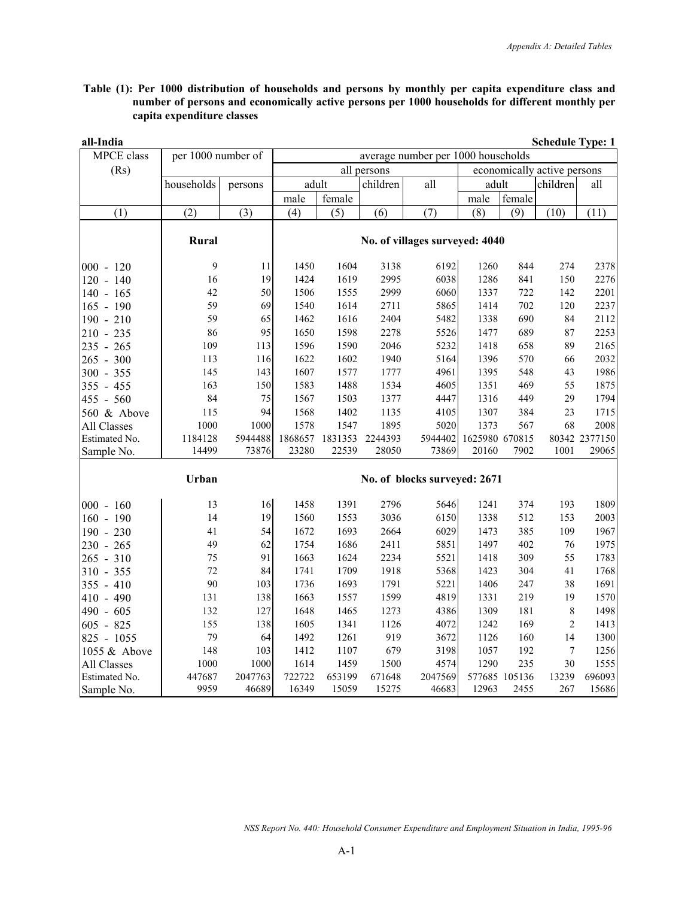**Table (1): Per 1000 distribution of households and persons by monthly per capita expenditure class and number of persons and economically active persons per 1000 households for different monthly per capita expenditure classes**

**all-India** **Schedule Type: 1**

| MPCE class (Rs) | per 1000 number of | | average number per 1000 households | | | | | | | |
|---|---|---|---|---|---|---|---|---|---|---|
| | | | all persons | | | | economically active persons | | | |
| | households | persons | adult | | children | all | adult | | children | all |
| | | | male | female | | | male | female | | |
| (1) | (2) | (3) | (4) | (5) | (6) | (7) | (8) | (9) | (10) | (11) |
| | **Rural** | | **No. of villages surveyed: 4040** | | | | | | | |
| 000 - 120 | 9 | 11 | 1450 | 1604 | 3138 | 6192 | 1260 | 844 | 274 | 2378 |
| 120 - 140 | 16 | 19 | 1424 | 1619 | 2995 | 6038 | 1286 | 841 | 150 | 2276 |
| 140 - 165 | 42 | 50 | 1506 | 1555 | 2999 | 6060 | 1337 | 722 | 142 | 2201 |
| 165 - 190 | 59 | 69 | 1540 | 1614 | 2711 | 5865 | 1414 | 702 | 120 | 2237 |
| 190 - 210 | 59 | 65 | 1462 | 1616 | 2404 | 5482 | 1338 | 690 | 84 | 2112 |
| 210 - 235 | 86 | 95 | 1650 | 1598 | 2278 | 5526 | 1477 | 689 | 87 | 2253 |
| 235 - 265 | 109 | 113 | 1596 | 1590 | 2046 | 5232 | 1418 | 658 | 89 | 2165 |
| 265 - 300 | 113 | 116 | 1622 | 1602 | 1940 | 5164 | 1396 | 570 | 66 | 2032 |
| 300 - 355 | 145 | 143 | 1607 | 1577 | 1777 | 4961 | 1395 | 548 | 43 | 1986 |
| 355 - 455 | 163 | 150 | 1583 | 1488 | 1534 | 4605 | 1351 | 469 | 55 | 1875 |
| 455 - 560 | 84 | 75 | 1567 | 1503 | 1377 | 4447 | 1316 | 449 | 29 | 1794 |
| 560 & Above | 115 | 94 | 1568 | 1402 | 1135 | 4105 | 1307 | 384 | 23 | 1715 |
| All Classes | 1000 | 1000 | 1578 | 1547 | 1895 | 5020 | 1373 | 567 | 68 | 2008 |
| Estimated No. | 1184128 | 5944488 | 1868657 | 1831353 | 2244393 | 5944402 | 1625980 | 670815 | 80342 | 2377150 |
| Sample No. | 14499 | 73876 | 23280 | 22539 | 28050 | 73869 | 20160 | 7902 | 1001 | 29065 |
| | **Urban** | | **No. of blocks surveyed: 2671** | | | | | | | |
| 000 - 160 | 13 | 16 | 1458 | 1391 | 2796 | 5646 | 1241 | 374 | 193 | 1809 |
| 160 - 190 | 14 | 19 | 1560 | 1553 | 3036 | 6150 | 1338 | 512 | 153 | 2003 |
| 190 - 230 | 41 | 54 | 1672 | 1693 | 2664 | 6029 | 1473 | 385 | 109 | 1967 |
| 230 - 265 | 49 | 62 | 1754 | 1686 | 2411 | 5851 | 1497 | 402 | 76 | 1975 |
| 265 - 310 | 75 | 91 | 1663 | 1624 | 2234 | 5521 | 1418 | 309 | 55 | 1783 |
| 310 - 355 | 72 | 84 | 1741 | 1709 | 1918 | 5368 | 1423 | 304 | 41 | 1768 |
| 355 - 410 | 90 | 103 | 1736 | 1693 | 1791 | 5221 | 1406 | 247 | 38 | 1691 |
| 410 - 490 | 131 | 138 | 1663 | 1557 | 1599 | 4819 | 1331 | 219 | 19 | 1570 |
| 490 - 605 | 132 | 127 | 1648 | 1465 | 1273 | 4386 | 1309 | 181 | 8 | 1498 |
| 605 - 825 | 155 | 138 | 1605 | 1341 | 1126 | 4072 | 1242 | 169 | 2 | 1413 |
| 825 - 1055 | 79 | 64 | 1492 | 1261 | 919 | 3672 | 1126 | 160 | 14 | 1300 |
| 1055 & Above | 148 | 103 | 1412 | 1107 | 679 | 3198 | 1057 | 192 | 7 | 1256 |
| All Classes | 1000 | 1000 | 1614 | 1459 | 1500 | 4574 | 1290 | 235 | 30 | 1555 |
| Estimated No. | 447687 | 2047763 | 722722 | 653199 | 671648 | 2047569 | 577685 | 105136 | 13239 | 696093 |
| Sample No. | 9959 | 46689 | 16349 | 15059 | 15275 | 46683 | 12963 | 2455 | 267 | 15686 |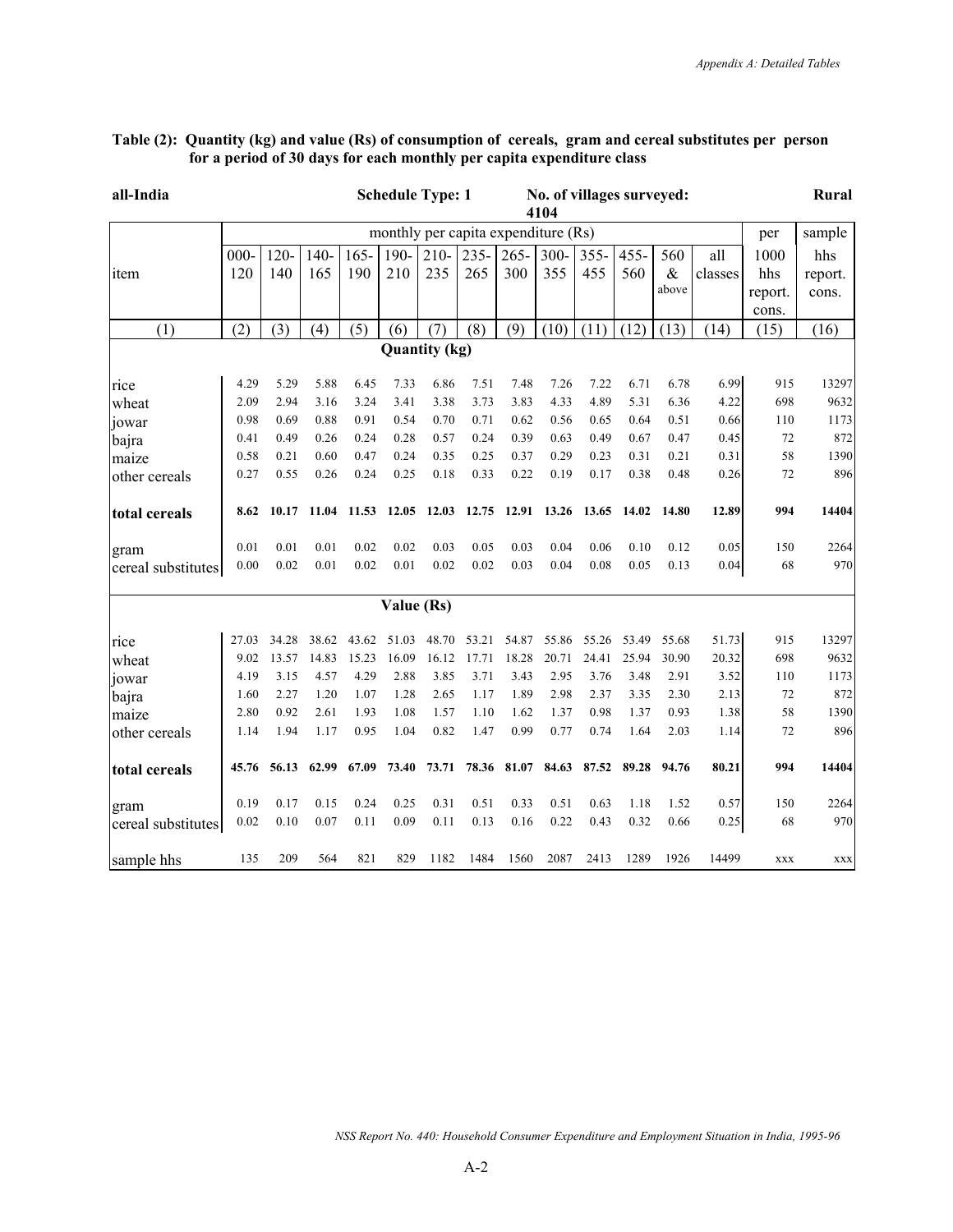**Table (2): Quantity (kg) and value (Rs) of consumption of cereals, gram and cereal substitutes per person for a period of 30 days for each monthly per capita expenditure class**

**all-India** | **Schedule Type: 1** | **No. of villages surveyed: 4104** | **Rural**

| item | monthly per capita expenditure (Rs) | | | | | | | | | | | | | per | sample |
|---|---|---|---|---|---|---|---|---|---|---|---|---|---|---|---|
| | 000-120 | 120-140 | 140-165 | 165-190 | 190-210 | 210-235 | 235-265 | 265-300 | 300-355 | 355-455 | 455-560 | 560 & above | all classes | 1000 hhs report. cons. | hhs report. cons. |
| (1) | (2) | (3) | (4) | (5) | (6) | (7) | (8) | (9) | (10) | (11) | (12) | (13) | (14) | (15) | (16) |
| **Quantity (kg)** | | | | | | | | | | | | | | | |
| rice | 4.29 | 5.29 | 5.88 | 6.45 | 7.33 | 6.86 | 7.51 | 7.48 | 7.26 | 7.22 | 6.71 | 6.78 | 6.99 | 915 | 13297 |
| wheat | 2.09 | 2.94 | 3.16 | 3.24 | 3.41 | 3.38 | 3.73 | 3.83 | 4.33 | 4.89 | 5.31 | 6.36 | 4.22 | 698 | 9632 |
| jowar | 0.98 | 0.69 | 0.88 | 0.91 | 0.54 | 0.70 | 0.71 | 0.62 | 0.56 | 0.65 | 0.64 | 0.51 | 0.66 | 110 | 1173 |
| bajra | 0.41 | 0.49 | 0.26 | 0.24 | 0.28 | 0.57 | 0.24 | 0.39 | 0.63 | 0.49 | 0.67 | 0.47 | 0.45 | 72 | 872 |
| maize | 0.58 | 0.21 | 0.60 | 0.47 | 0.24 | 0.35 | 0.25 | 0.37 | 0.29 | 0.23 | 0.31 | 0.21 | 0.31 | 58 | 1390 |
| other cereals | 0.27 | 0.55 | 0.26 | 0.24 | 0.25 | 0.18 | 0.33 | 0.22 | 0.19 | 0.17 | 0.38 | 0.48 | 0.26 | 72 | 896 |
| **total cereals** | **8.62** | **10.17** | **11.04** | **11.53** | **12.05** | **12.03** | **12.75** | **12.91** | **13.26** | **13.65** | **14.02** | **14.80** | **12.89** | **994** | **14404** |
| gram | 0.01 | 0.01 | 0.01 | 0.02 | 0.02 | 0.03 | 0.05 | 0.03 | 0.04 | 0.06 | 0.10 | 0.12 | 0.05 | 150 | 2264 |
| cereal substitutes | 0.00 | 0.02 | 0.01 | 0.02 | 0.01 | 0.02 | 0.02 | 0.03 | 0.04 | 0.08 | 0.05 | 0.13 | 0.04 | 68 | 970 |
| **Value (Rs)** | | | | | | | | | | | | | | | |
| rice | 27.03 | 34.28 | 38.62 | 43.62 | 51.03 | 48.70 | 53.21 | 54.87 | 55.86 | 55.26 | 53.49 | 55.68 | 51.73 | 915 | 13297 |
| wheat | 9.02 | 13.57 | 14.83 | 15.23 | 16.09 | 16.12 | 17.71 | 18.28 | 20.71 | 24.41 | 25.94 | 30.90 | 20.32 | 698 | 9632 |
| jowar | 4.19 | 3.15 | 4.57 | 4.29 | 2.88 | 3.85 | 3.71 | 3.43 | 2.95 | 3.76 | 3.48 | 2.91 | 3.52 | 110 | 1173 |
| bajra | 1.60 | 2.27 | 1.20 | 1.07 | 1.28 | 2.65 | 1.17 | 1.89 | 2.98 | 2.37 | 3.35 | 2.30 | 2.13 | 72 | 872 |
| maize | 2.80 | 0.92 | 2.61 | 1.93 | 1.08 | 1.57 | 1.10 | 1.62 | 1.37 | 0.98 | 1.37 | 0.93 | 1.38 | 58 | 1390 |
| other cereals | 1.14 | 1.94 | 1.17 | 0.95 | 1.04 | 0.82 | 1.47 | 0.99 | 0.77 | 0.74 | 1.64 | 2.03 | 1.14 | 72 | 896 |
| **total cereals** | **45.76** | **56.13** | **62.99** | **67.09** | **73.40** | **73.71** | **78.36** | **81.07** | **84.63** | **87.52** | **89.28** | **94.76** | **80.21** | **994** | **14404** |
| gram | 0.19 | 0.17 | 0.15 | 0.24 | 0.25 | 0.31 | 0.51 | 0.33 | 0.51 | 0.63 | 1.18 | 1.52 | 0.57 | 150 | 2264 |
| cereal substitutes | 0.02 | 0.10 | 0.07 | 0.11 | 0.09 | 0.11 | 0.13 | 0.16 | 0.22 | 0.43 | 0.32 | 0.66 | 0.25 | 68 | 970 |
| sample hhs | 135 | 209 | 564 | 821 | 829 | 1182 | 1484 | 1560 | 2087 | 2413 | 1289 | 1926 | 14499 | xxx | xxx |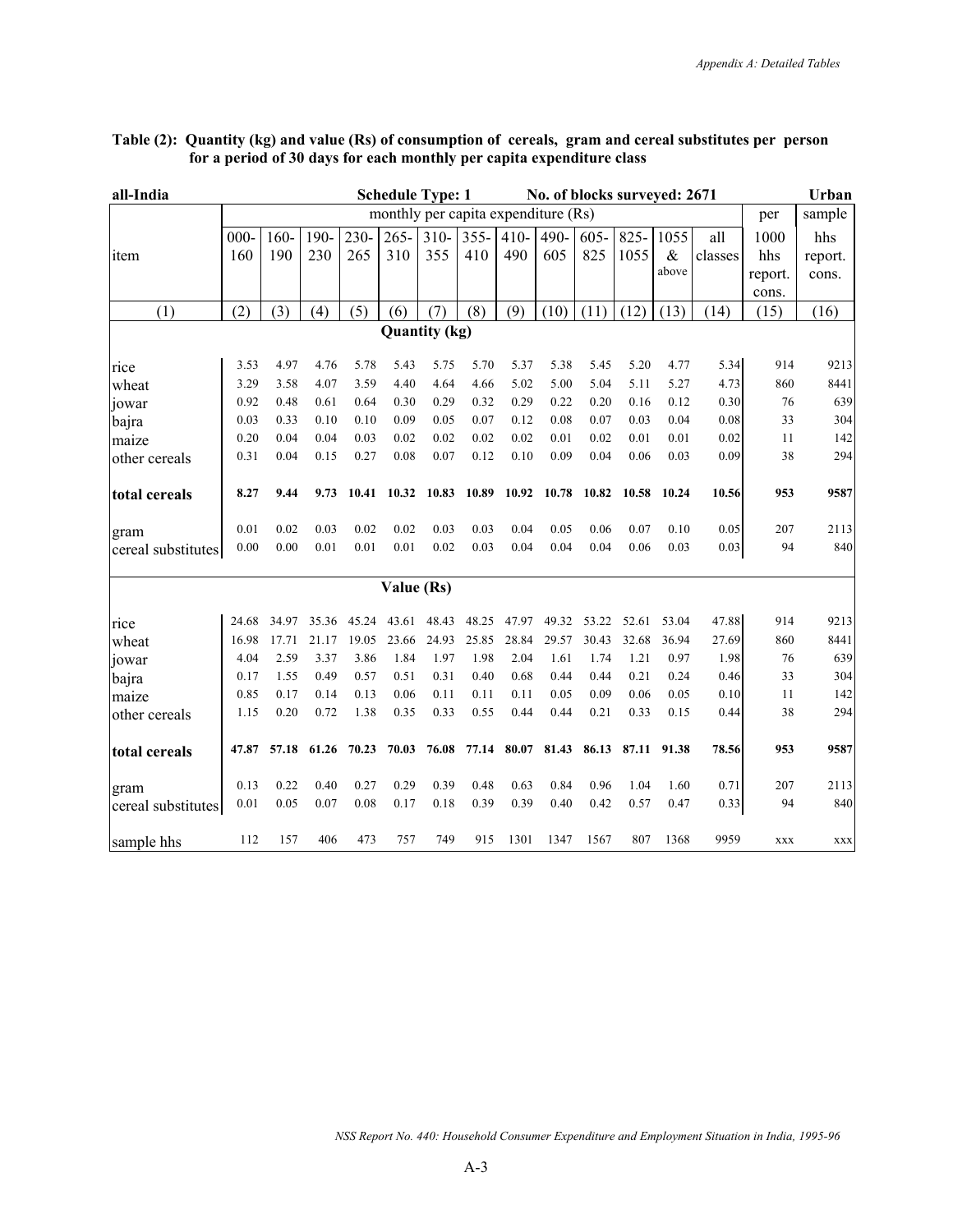**Table (2): Quantity (kg) and value (Rs) of consumption of cereals, gram and cereal substitutes per person for a period of 30 days for each monthly per capita expenditure class**

all-India | Schedule Type: 1 | No. of blocks surveyed: 2671 | Urban

| item | monthly per capita expenditure (Rs) | | | | | | | | | | | | | per 1000 hhs report. cons. | sample hhs report. cons. |
|---|---|---|---|---|---|---|---|---|---|---|---|---|---|---|---|
| | 000-160 | 160-190 | 190-230 | 230-265 | 265-310 | 310-355 | 355-410 | 410-490 | 490-605 | 605-825 | 825-1055 | 1055 & above | all classes | | |
| (1) | (2) | (3) | (4) | (5) | (6) | (7) | (8) | (9) | (10) | (11) | (12) | (13) | (14) | (15) | (16) |
| **Quantity (kg)** | | | | | | | | | | | | | | | |
| rice | 3.53 | 4.97 | 4.76 | 5.78 | 5.43 | 5.75 | 5.70 | 5.37 | 5.38 | 5.45 | 5.20 | 4.77 | 5.34 | 914 | 9213 |
| wheat | 3.29 | 3.58 | 4.07 | 3.59 | 4.40 | 4.64 | 4.66 | 5.02 | 5.00 | 5.04 | 5.11 | 5.27 | 4.73 | 860 | 8441 |
| jowar | 0.92 | 0.48 | 0.61 | 0.64 | 0.30 | 0.29 | 0.32 | 0.29 | 0.22 | 0.20 | 0.16 | 0.12 | 0.30 | 76 | 639 |
| bajra | 0.03 | 0.33 | 0.10 | 0.10 | 0.09 | 0.05 | 0.07 | 0.12 | 0.08 | 0.07 | 0.03 | 0.04 | 0.08 | 33 | 304 |
| maize | 0.20 | 0.04 | 0.04 | 0.03 | 0.02 | 0.02 | 0.02 | 0.02 | 0.01 | 0.02 | 0.01 | 0.01 | 0.02 | 11 | 142 |
| other cereals | 0.31 | 0.04 | 0.15 | 0.27 | 0.08 | 0.07 | 0.12 | 0.10 | 0.09 | 0.04 | 0.06 | 0.03 | 0.09 | 38 | 294 |
| **total cereals** | **8.27** | **9.44** | **9.73** | **10.41** | **10.32** | **10.83** | **10.89** | **10.92** | **10.78** | **10.82** | **10.58** | **10.24** | **10.56** | **953** | **9587** |
| gram | 0.01 | 0.02 | 0.03 | 0.02 | 0.02 | 0.03 | 0.03 | 0.04 | 0.05 | 0.06 | 0.07 | 0.10 | 0.05 | 207 | 2113 |
| cereal substitutes | 0.00 | 0.00 | 0.01 | 0.01 | 0.01 | 0.02 | 0.03 | 0.04 | 0.04 | 0.04 | 0.06 | 0.03 | 0.03 | 94 | 840 |
| **Value (Rs)** | | | | | | | | | | | | | | | |
| rice | 24.68 | 34.97 | 35.36 | 45.24 | 43.61 | 48.43 | 48.25 | 47.97 | 49.32 | 53.22 | 52.61 | 53.04 | 47.88 | 914 | 9213 |
| wheat | 16.98 | 17.71 | 21.17 | 19.05 | 23.66 | 24.93 | 25.85 | 28.84 | 29.57 | 30.43 | 32.68 | 36.94 | 27.69 | 860 | 8441 |
| jowar | 4.04 | 2.59 | 3.37 | 3.86 | 1.84 | 1.97 | 1.98 | 2.04 | 1.61 | 1.74 | 1.21 | 0.97 | 1.98 | 76 | 639 |
| bajra | 0.17 | 1.55 | 0.49 | 0.57 | 0.51 | 0.31 | 0.40 | 0.68 | 0.44 | 0.44 | 0.21 | 0.24 | 0.46 | 33 | 304 |
| maize | 0.85 | 0.17 | 0.14 | 0.13 | 0.06 | 0.11 | 0.11 | 0.11 | 0.05 | 0.09 | 0.06 | 0.05 | 0.10 | 11 | 142 |
| other cereals | 1.15 | 0.20 | 0.72 | 1.38 | 0.35 | 0.33 | 0.55 | 0.44 | 0.44 | 0.21 | 0.33 | 0.15 | 0.44 | 38 | 294 |
| **total cereals** | **47.87** | **57.18** | **61.26** | **70.23** | **70.03** | **76.08** | **77.14** | **80.07** | **81.43** | **86.13** | **87.11** | **91.38** | **78.56** | **953** | **9587** |
| gram | 0.13 | 0.22 | 0.40 | 0.27 | 0.29 | 0.39 | 0.48 | 0.63 | 0.84 | 0.96 | 1.04 | 1.60 | 0.71 | 207 | 2113 |
| cereal substitutes | 0.01 | 0.05 | 0.07 | 0.08 | 0.17 | 0.18 | 0.39 | 0.39 | 0.40 | 0.42 | 0.57 | 0.47 | 0.33 | 94 | 840 |
| sample hhs | 112 | 157 | 406 | 473 | 757 | 749 | 915 | 1301 | 1347 | 1567 | 807 | 1368 | 9959 | xxx | xxx |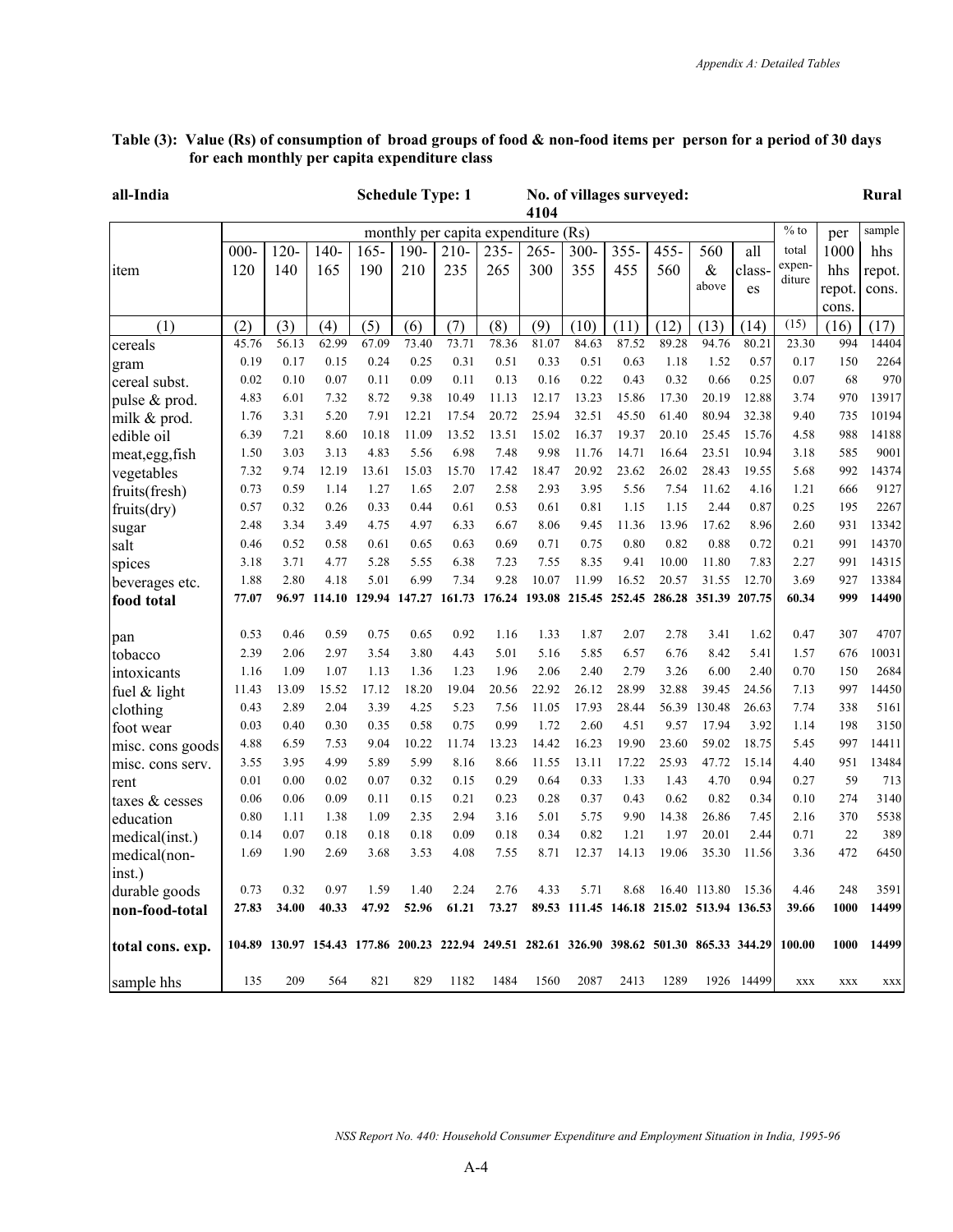**Table (3): Value (Rs) of consumption of broad groups of food & non-food items per person for a period of 30 days for each monthly per capita expenditure class**

**all-India** | **Schedule Type: 1** | **No. of villages surveyed: 4104** | **Rural**

| item | monthly per capita expenditure (Rs) | | | | | | | | | | | | | % to total expen-diture | per 1000 hhs repot. cons. | sample hhs repot. cons. |
|---|---|---|---|---|---|---|---|---|---|---|---|---|---|---|---|---|
| | 000-120 | 120-140 | 140-165 | 165-190 | 190-210 | 210-235 | 235-265 | 265-300 | 300-355 | 355-455 | 455-560 | 560 & above | all class-es | | | |
| (1) | (2) | (3) | (4) | (5) | (6) | (7) | (8) | (9) | (10) | (11) | (12) | (13) | (14) | (15) | (16) | (17) |
| cereals | 45.76 | 56.13 | 62.99 | 67.09 | 73.40 | 73.71 | 78.36 | 81.07 | 84.63 | 87.52 | 89.28 | 94.76 | 80.21 | 23.30 | 994 | 14404 |
| gram | 0.19 | 0.17 | 0.15 | 0.24 | 0.25 | 0.31 | 0.51 | 0.33 | 0.51 | 0.63 | 1.18 | 1.52 | 0.57 | 0.17 | 150 | 2264 |
| cereal subst. | 0.02 | 0.10 | 0.07 | 0.11 | 0.09 | 0.11 | 0.13 | 0.16 | 0.22 | 0.43 | 0.32 | 0.66 | 0.25 | 0.07 | 68 | 970 |
| pulse & prod. | 4.83 | 6.01 | 7.32 | 8.72 | 9.38 | 10.49 | 11.13 | 12.17 | 13.23 | 15.86 | 17.30 | 20.19 | 12.88 | 3.74 | 970 | 13917 |
| milk & prod. | 1.76 | 3.31 | 5.20 | 7.91 | 12.21 | 17.54 | 20.72 | 25.94 | 32.51 | 45.50 | 61.40 | 80.94 | 32.38 | 9.40 | 735 | 10194 |
| edible oil | 6.39 | 7.21 | 8.60 | 10.18 | 11.09 | 13.52 | 13.51 | 15.02 | 16.37 | 19.37 | 20.10 | 25.45 | 15.76 | 4.58 | 988 | 14188 |
| meat,egg,fish | 1.50 | 3.03 | 3.13 | 4.83 | 5.56 | 6.98 | 7.48 | 9.98 | 11.76 | 14.71 | 16.64 | 23.51 | 10.94 | 3.18 | 585 | 9001 |
| vegetables | 7.32 | 9.74 | 12.19 | 13.61 | 15.03 | 15.70 | 17.42 | 18.47 | 20.92 | 23.62 | 26.02 | 28.43 | 19.55 | 5.68 | 992 | 14374 |
| fruits(fresh) | 0.73 | 0.59 | 1.14 | 1.27 | 1.65 | 2.07 | 2.58 | 2.93 | 3.95 | 5.56 | 7.54 | 11.62 | 4.16 | 1.21 | 666 | 9127 |
| fruits(dry) | 0.57 | 0.32 | 0.26 | 0.33 | 0.44 | 0.61 | 0.53 | 0.61 | 0.81 | 1.15 | 1.15 | 2.44 | 0.87 | 0.25 | 195 | 2267 |
| sugar | 2.48 | 3.34 | 3.49 | 4.75 | 4.97 | 6.33 | 6.67 | 8.06 | 9.45 | 11.36 | 13.96 | 17.62 | 8.96 | 2.60 | 931 | 13342 |
| salt | 0.46 | 0.52 | 0.58 | 0.61 | 0.65 | 0.63 | 0.69 | 0.71 | 0.75 | 0.80 | 0.82 | 0.88 | 0.72 | 0.21 | 991 | 14370 |
| spices | 3.18 | 3.71 | 4.77 | 5.28 | 5.55 | 6.38 | 7.23 | 7.55 | 8.35 | 9.41 | 10.00 | 11.80 | 7.83 | 2.27 | 991 | 14315 |
| beverages etc. | 1.88 | 2.80 | 4.18 | 5.01 | 6.99 | 7.34 | 9.28 | 10.07 | 11.99 | 16.52 | 20.57 | 31.55 | 12.70 | 3.69 | 927 | 13384 |
| **food total** | **77.07** | **96.97** | **114.10** | **129.94** | **147.27** | **161.73** | **176.24** | **193.08** | **215.45** | **252.45** | **286.28** | **351.39** | **207.75** | **60.34** | **999** | **14490** |
| pan | 0.53 | 0.46 | 0.59 | 0.75 | 0.65 | 0.92 | 1.16 | 1.33 | 1.87 | 2.07 | 2.78 | 3.41 | 1.62 | 0.47 | 307 | 4707 |
| tobacco | 2.39 | 2.06 | 2.97 | 3.54 | 3.80 | 4.43 | 5.01 | 5.16 | 5.85 | 6.57 | 6.76 | 8.42 | 5.41 | 1.57 | 676 | 10031 |
| intoxicants | 1.16 | 1.09 | 1.07 | 1.13 | 1.36 | 1.23 | 1.96 | 2.06 | 2.40 | 2.79 | 3.26 | 6.00 | 2.40 | 0.70 | 150 | 2684 |
| fuel & light | 11.43 | 13.09 | 15.52 | 17.12 | 18.20 | 19.04 | 20.56 | 22.92 | 26.12 | 28.99 | 32.88 | 39.45 | 24.56 | 7.13 | 997 | 14450 |
| clothing | 0.43 | 2.89 | 2.04 | 3.39 | 4.25 | 5.23 | 7.56 | 11.05 | 17.93 | 28.44 | 56.39 | 130.48 | 26.63 | 7.74 | 338 | 5161 |
| foot wear | 0.03 | 0.40 | 0.30 | 0.35 | 0.58 | 0.75 | 0.99 | 1.72 | 2.60 | 4.51 | 9.57 | 17.94 | 3.92 | 1.14 | 198 | 3150 |
| misc. cons goods | 4.88 | 6.59 | 7.53 | 9.04 | 10.22 | 11.74 | 13.23 | 14.42 | 16.23 | 19.90 | 23.60 | 59.02 | 18.75 | 5.45 | 997 | 14411 |
| misc. cons serv. | 3.55 | 3.95 | 4.99 | 5.89 | 5.99 | 8.16 | 8.66 | 11.55 | 13.11 | 17.22 | 25.93 | 47.72 | 15.14 | 4.40 | 951 | 13484 |
| rent | 0.01 | 0.00 | 0.02 | 0.07 | 0.32 | 0.15 | 0.29 | 0.64 | 0.33 | 1.33 | 1.43 | 4.70 | 0.94 | 0.27 | 59 | 713 |
| taxes & cesses | 0.06 | 0.06 | 0.09 | 0.11 | 0.15 | 0.21 | 0.23 | 0.28 | 0.37 | 0.43 | 0.62 | 0.82 | 0.34 | 0.10 | 274 | 3140 |
| education | 0.80 | 1.11 | 1.38 | 1.09 | 2.35 | 2.94 | 3.16 | 5.01 | 5.75 | 9.90 | 14.38 | 26.86 | 7.45 | 2.16 | 370 | 5538 |
| medical(inst.) | 0.14 | 0.07 | 0.18 | 0.18 | 0.18 | 0.09 | 0.18 | 0.34 | 0.82 | 1.21 | 1.97 | 20.01 | 2.44 | 0.71 | 22 | 389 |
| medical(non-inst.) | 1.69 | 1.90 | 2.69 | 3.68 | 3.53 | 4.08 | 7.55 | 8.71 | 12.37 | 14.13 | 19.06 | 35.30 | 11.56 | 3.36 | 472 | 6450 |
| durable goods | 0.73 | 0.32 | 0.97 | 1.59 | 1.40 | 2.24 | 2.76 | 4.33 | 5.71 | 8.68 | 16.40 | 113.80 | 15.36 | 4.46 | 248 | 3591 |
| **non-food-total** | **27.83** | **34.00** | **40.33** | **47.92** | **52.96** | **61.21** | **73.27** | **89.53** | **111.45** | **146.18** | **215.02** | **513.94** | **136.53** | **39.66** | **1000** | **14499** |
| **total cons. exp.** | **104.89** | **130.97** | **154.43** | **177.86** | **200.23** | **222.94** | **249.51** | **282.61** | **326.90** | **398.62** | **501.30** | **865.33** | **344.29** | **100.00** | **1000** | **14499** |
| sample hhs | 135 | 209 | 564 | 821 | 829 | 1182 | 1484 | 1560 | 2087 | 2413 | 1289 | 1926 | 14499 | xxx | xxx | xxx |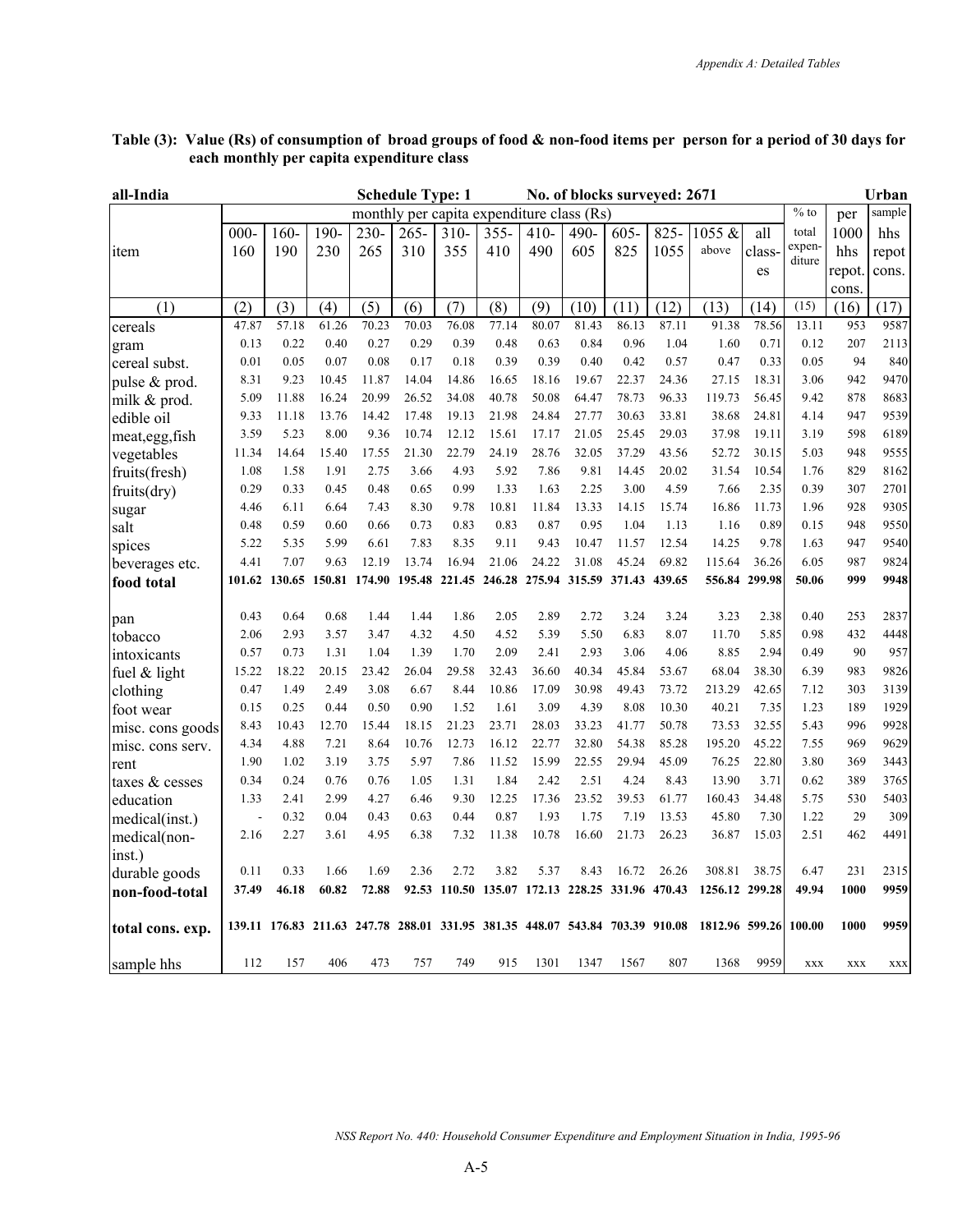**Table (3): Value (Rs) of consumption of broad groups of food & non-food items per person for a period of 30 days for each monthly per capita expenditure class**

| all-India | | | | Schedule Type: 1 | | | | No. of blocks surveyed: 2671 | | | | | | | | Urban |
|---|---|---|---|---|---|---|---|---|---|---|---|---|---|---|---|---|
| | monthly per capita expenditure class (Rs) | | | | | | | | | | | | | % to | per | sample |
| item | 000-160 | 160-190 | 190-230 | 230-265 | 265-310 | 310-355 | 355-410 | 410-490 | 490-605 | 605-825 | 825-1055 | 1055 & above | all classes | total expenditure | 1000 hhs repot. cons. | hhs repot cons. |
| (1) | (2) | (3) | (4) | (5) | (6) | (7) | (8) | (9) | (10) | (11) | (12) | (13) | (14) | (15) | (16) | (17) |
| cereals | 47.87 | 57.18 | 61.26 | 70.23 | 70.03 | 76.08 | 77.14 | 80.07 | 81.43 | 86.13 | 87.11 | 91.38 | 78.56 | 13.11 | 953 | 9587 |
| gram | 0.13 | 0.22 | 0.40 | 0.27 | 0.29 | 0.39 | 0.48 | 0.63 | 0.84 | 0.96 | 1.04 | 1.60 | 0.71 | 0.12 | 207 | 2113 |
| cereal subst. | 0.01 | 0.05 | 0.07 | 0.08 | 0.17 | 0.18 | 0.39 | 0.39 | 0.40 | 0.42 | 0.57 | 0.47 | 0.33 | 0.05 | 94 | 840 |
| pulse & prod. | 8.31 | 9.23 | 10.45 | 11.87 | 14.04 | 14.86 | 16.65 | 18.16 | 19.67 | 22.37 | 24.36 | 27.15 | 18.31 | 3.06 | 942 | 9470 |
| milk & prod. | 5.09 | 11.88 | 16.24 | 20.99 | 26.52 | 34.08 | 40.78 | 50.08 | 64.47 | 78.73 | 96.33 | 119.73 | 56.45 | 9.42 | 878 | 8683 |
| edible oil | 9.33 | 11.18 | 13.76 | 14.42 | 17.48 | 19.13 | 21.98 | 24.84 | 27.77 | 30.63 | 33.81 | 38.68 | 24.81 | 4.14 | 947 | 9539 |
| meat,egg,fish | 3.59 | 5.23 | 8.00 | 9.36 | 10.74 | 12.12 | 15.61 | 17.17 | 21.05 | 25.45 | 29.03 | 37.98 | 19.11 | 3.19 | 598 | 6189 |
| vegetables | 11.34 | 14.64 | 15.40 | 17.55 | 21.30 | 22.79 | 24.19 | 28.76 | 32.05 | 37.29 | 43.56 | 52.72 | 30.15 | 5.03 | 948 | 9555 |
| fruits(fresh) | 1.08 | 1.58 | 1.91 | 2.75 | 3.66 | 4.93 | 5.92 | 7.86 | 9.81 | 14.45 | 20.02 | 31.54 | 10.54 | 1.76 | 829 | 8162 |
| fruits(dry) | 0.29 | 0.33 | 0.45 | 0.48 | 0.65 | 0.99 | 1.33 | 1.63 | 2.25 | 3.00 | 4.59 | 7.66 | 2.35 | 0.39 | 307 | 2701 |
| sugar | 4.46 | 6.11 | 6.64 | 7.43 | 8.30 | 9.78 | 10.81 | 11.84 | 13.33 | 14.15 | 15.74 | 16.86 | 11.73 | 1.96 | 928 | 9305 |
| salt | 0.48 | 0.59 | 0.60 | 0.66 | 0.73 | 0.83 | 0.83 | 0.87 | 0.95 | 1.04 | 1.13 | 1.16 | 0.89 | 0.15 | 948 | 9550 |
| spices | 5.22 | 5.35 | 5.99 | 6.61 | 7.83 | 8.35 | 9.11 | 9.43 | 10.47 | 11.57 | 12.54 | 14.25 | 9.78 | 1.63 | 947 | 9540 |
| beverages etc. | 4.41 | 7.07 | 9.63 | 12.19 | 13.74 | 16.94 | 21.06 | 24.22 | 31.08 | 45.24 | 69.82 | 115.64 | 36.26 | 6.05 | 987 | 9824 |
| **food total** | **101.62** | **130.65** | **150.81** | **174.90** | **195.48** | **221.45** | **246.28** | **275.94** | **315.59** | **371.43** | **439.65** | **556.84** | **299.98** | **50.06** | **999** | **9948** |
| pan | 0.43 | 0.64 | 0.68 | 1.44 | 1.44 | 1.86 | 2.05 | 2.89 | 2.72 | 3.24 | 3.24 | 3.23 | 2.38 | 0.40 | 253 | 2837 |
| tobacco | 2.06 | 2.93 | 3.57 | 3.47 | 4.32 | 4.50 | 4.52 | 5.39 | 5.50 | 6.83 | 8.07 | 11.70 | 5.85 | 0.98 | 432 | 4448 |
| intoxicants | 0.57 | 0.73 | 1.31 | 1.04 | 1.39 | 1.70 | 2.09 | 2.41 | 2.93 | 3.06 | 4.06 | 8.85 | 2.94 | 0.49 | 90 | 957 |
| fuel & light | 15.22 | 18.22 | 20.15 | 23.42 | 26.04 | 29.58 | 32.43 | 36.60 | 40.34 | 45.84 | 53.67 | 68.04 | 38.30 | 6.39 | 983 | 9826 |
| clothing | 0.47 | 1.49 | 2.49 | 3.08 | 6.67 | 8.44 | 10.86 | 17.09 | 30.98 | 49.43 | 73.72 | 213.29 | 42.65 | 7.12 | 303 | 3139 |
| foot wear | 0.15 | 0.25 | 0.44 | 0.50 | 0.90 | 1.52 | 1.61 | 3.09 | 4.39 | 8.08 | 10.30 | 40.21 | 7.35 | 1.23 | 189 | 1929 |
| misc. cons goods | 8.43 | 10.43 | 12.70 | 15.44 | 18.15 | 21.23 | 23.71 | 28.03 | 33.23 | 41.77 | 50.78 | 73.53 | 32.55 | 5.43 | 996 | 9928 |
| misc. cons serv. | 4.34 | 4.88 | 7.21 | 8.64 | 10.76 | 12.73 | 16.12 | 22.77 | 32.80 | 54.38 | 85.28 | 195.20 | 45.22 | 7.55 | 969 | 9629 |
| rent | 1.90 | 1.02 | 3.19 | 3.75 | 5.97 | 7.86 | 11.52 | 15.99 | 22.55 | 29.94 | 45.09 | 76.25 | 22.80 | 3.80 | 369 | 3443 |
| taxes & cesses | 0.34 | 0.24 | 0.76 | 0.76 | 1.05 | 1.31 | 1.84 | 2.42 | 2.51 | 4.24 | 8.43 | 13.90 | 3.71 | 0.62 | 389 | 3765 |
| education | 1.33 | 2.41 | 2.99 | 4.27 | 6.46 | 9.30 | 12.25 | 17.36 | 23.52 | 39.53 | 61.77 | 160.43 | 34.48 | 5.75 | 530 | 5403 |
| medical(inst.) | - | 0.32 | 0.04 | 0.43 | 0.63 | 0.44 | 0.87 | 1.93 | 1.75 | 7.19 | 13.53 | 45.80 | 7.30 | 1.22 | 29 | 309 |
| medical(non-inst.) | 2.16 | 2.27 | 3.61 | 4.95 | 6.38 | 7.32 | 11.38 | 10.78 | 16.60 | 21.73 | 26.23 | 36.87 | 15.03 | 2.51 | 462 | 4491 |
| durable goods | 0.11 | 0.33 | 1.66 | 1.69 | 2.36 | 2.72 | 3.82 | 5.37 | 8.43 | 16.72 | 26.26 | 308.81 | 38.75 | 6.47 | 231 | 2315 |
| **non-food-total** | **37.49** | **46.18** | **60.82** | **72.88** | **92.53** | **110.50** | **135.07** | **172.13** | **228.25** | **331.96** | **470.43** | **1256.12** | **299.28** | **49.94** | **1000** | **9959** |
| **total cons. exp.** | **139.11** | **176.83** | **211.63** | **247.78** | **288.01** | **331.95** | **381.35** | **448.07** | **543.84** | **703.39** | **910.08** | **1812.96** | **599.26** | **100.00** | **1000** | **9959** |
| sample hhs | 112 | 157 | 406 | 473 | 757 | 749 | 915 | 1301 | 1347 | 1567 | 807 | 1368 | 9959 | xxx | xxx | xxx |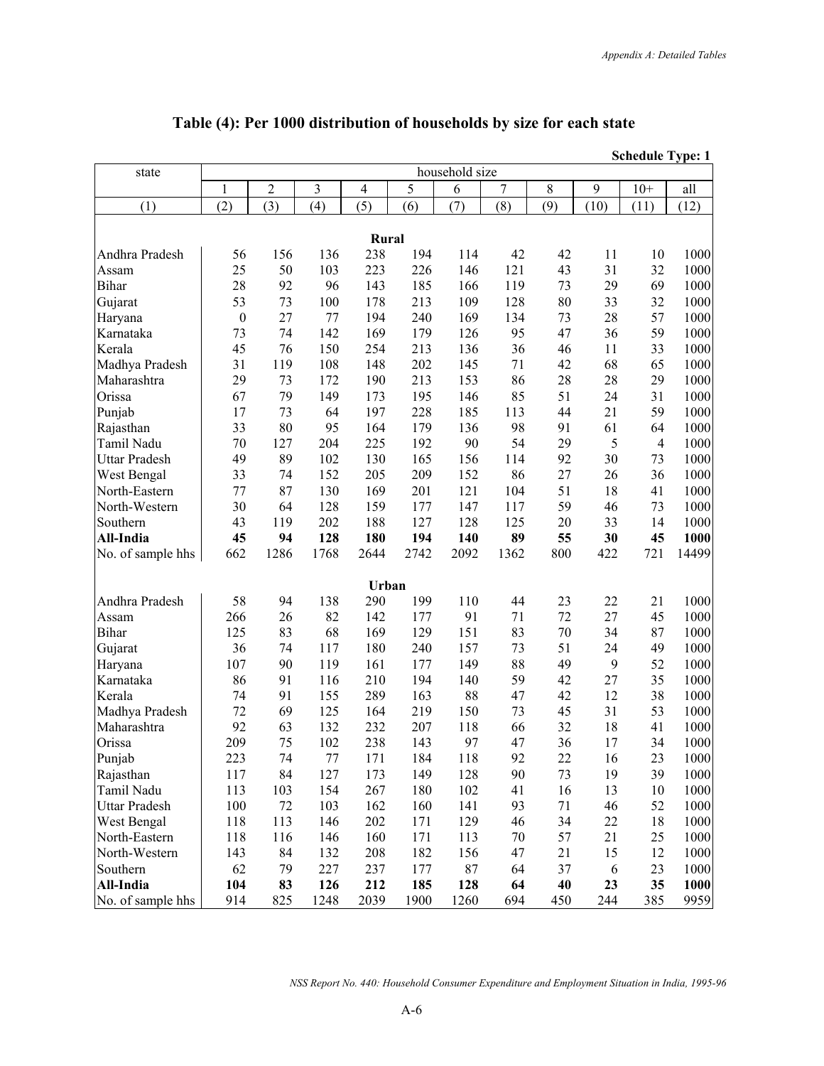## Table (4): Per 1000 distribution of households by size for each state

**Schedule Type: 1**

| state | household size | | | | | | | | | | |
|---|---|---|---|---|---|---|---|---|---|---|---|
| | 1 | 2 | 3 | 4 | 5 | 6 | 7 | 8 | 9 | 10+ | all |
| (1) | (2) | (3) | (4) | (5) | (6) | (7) | (8) | (9) | (10) | (11) | (12) |
| | | | | | **Rural** | | | | | | |
| Andhra Pradesh | 56 | 156 | 136 | 238 | 194 | 114 | 42 | 42 | 11 | 10 | 1000 |
| Assam | 25 | 50 | 103 | 223 | 226 | 146 | 121 | 43 | 31 | 32 | 1000 |
| Bihar | 28 | 92 | 96 | 143 | 185 | 166 | 119 | 73 | 29 | 69 | 1000 |
| Gujarat | 53 | 73 | 100 | 178 | 213 | 109 | 128 | 80 | 33 | 32 | 1000 |
| Haryana | 0 | 27 | 77 | 194 | 240 | 169 | 134 | 73 | 28 | 57 | 1000 |
| Karnataka | 73 | 74 | 142 | 169 | 179 | 126 | 95 | 47 | 36 | 59 | 1000 |
| Kerala | 45 | 76 | 150 | 254 | 213 | 136 | 36 | 46 | 11 | 33 | 1000 |
| Madhya Pradesh | 31 | 119 | 108 | 148 | 202 | 145 | 71 | 42 | 68 | 65 | 1000 |
| Maharashtra | 29 | 73 | 172 | 190 | 213 | 153 | 86 | 28 | 28 | 29 | 1000 |
| Orissa | 67 | 79 | 149 | 173 | 195 | 146 | 85 | 51 | 24 | 31 | 1000 |
| Punjab | 17 | 73 | 64 | 197 | 228 | 185 | 113 | 44 | 21 | 59 | 1000 |
| Rajasthan | 33 | 80 | 95 | 164 | 179 | 136 | 98 | 91 | 61 | 64 | 1000 |
| Tamil Nadu | 70 | 127 | 204 | 225 | 192 | 90 | 54 | 29 | 5 | 4 | 1000 |
| Uttar Pradesh | 49 | 89 | 102 | 130 | 165 | 156 | 114 | 92 | 30 | 73 | 1000 |
| West Bengal | 33 | 74 | 152 | 205 | 209 | 152 | 86 | 27 | 26 | 36 | 1000 |
| North-Eastern | 77 | 87 | 130 | 169 | 201 | 121 | 104 | 51 | 18 | 41 | 1000 |
| North-Western | 30 | 64 | 128 | 159 | 177 | 147 | 117 | 59 | 46 | 73 | 1000 |
| Southern | 43 | 119 | 202 | 188 | 127 | 128 | 125 | 20 | 33 | 14 | 1000 |
| **All-India** | **45** | **94** | **128** | **180** | **194** | **140** | **89** | **55** | **30** | **45** | **1000** |
| No. of sample hhs | 662 | 1286 | 1768 | 2644 | 2742 | 2092 | 1362 | 800 | 422 | 721 | 14499 |
| | | | | | **Urban** | | | | | | |
| Andhra Pradesh | 58 | 94 | 138 | 290 | 199 | 110 | 44 | 23 | 22 | 21 | 1000 |
| Assam | 266 | 26 | 82 | 142 | 177 | 91 | 71 | 72 | 27 | 45 | 1000 |
| Bihar | 125 | 83 | 68 | 169 | 129 | 151 | 83 | 70 | 34 | 87 | 1000 |
| Gujarat | 36 | 74 | 117 | 180 | 240 | 157 | 73 | 51 | 24 | 49 | 1000 |
| Haryana | 107 | 90 | 119 | 161 | 177 | 149 | 88 | 49 | 9 | 52 | 1000 |
| Karnataka | 86 | 91 | 116 | 210 | 194 | 140 | 59 | 42 | 27 | 35 | 1000 |
| Kerala | 74 | 91 | 155 | 289 | 163 | 88 | 47 | 42 | 12 | 38 | 1000 |
| Madhya Pradesh | 72 | 69 | 125 | 164 | 219 | 150 | 73 | 45 | 31 | 53 | 1000 |
| Maharashtra | 92 | 63 | 132 | 232 | 207 | 118 | 66 | 32 | 18 | 41 | 1000 |
| Orissa | 209 | 75 | 102 | 238 | 143 | 97 | 47 | 36 | 17 | 34 | 1000 |
| Punjab | 223 | 74 | 77 | 171 | 184 | 118 | 92 | 22 | 16 | 23 | 1000 |
| Rajasthan | 117 | 84 | 127 | 173 | 149 | 128 | 90 | 73 | 19 | 39 | 1000 |
| Tamil Nadu | 113 | 103 | 154 | 267 | 180 | 102 | 41 | 16 | 13 | 10 | 1000 |
| Uttar Pradesh | 100 | 72 | 103 | 162 | 160 | 141 | 93 | 71 | 46 | 52 | 1000 |
| West Bengal | 118 | 113 | 146 | 202 | 171 | 129 | 46 | 34 | 22 | 18 | 1000 |
| North-Eastern | 118 | 116 | 146 | 160 | 171 | 113 | 70 | 57 | 21 | 25 | 1000 |
| North-Western | 143 | 84 | 132 | 208 | 182 | 156 | 47 | 21 | 15 | 12 | 1000 |
| Southern | 62 | 79 | 227 | 237 | 177 | 87 | 64 | 37 | 6 | 23 | 1000 |
| **All-India** | **104** | **83** | **126** | **212** | **185** | **128** | **64** | **40** | **23** | **35** | **1000** |
| No. of sample hhs | 914 | 825 | 1248 | 2039 | 1900 | 1260 | 694 | 450 | 244 | 385 | 9959 |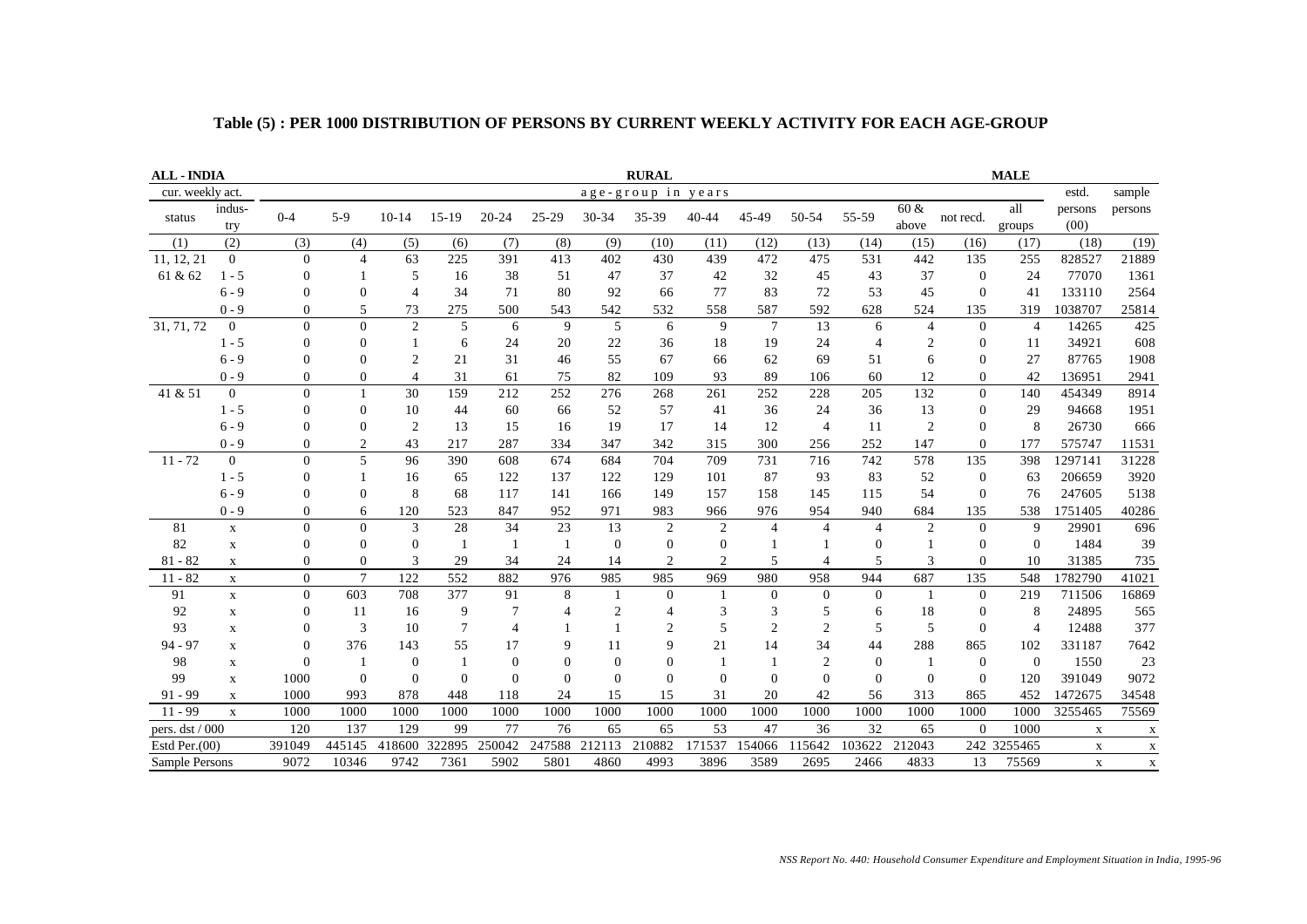# Table (5) : PER 1000 DISTRIBUTION OF PERSONS BY CURRENT WEEKLY ACTIVITY FOR EACH AGE-GROUP

**ALL - INDIA** &nbsp;&nbsp;&nbsp;&nbsp; **RURAL** &nbsp;&nbsp;&nbsp;&nbsp; **MALE**

| cur. weekly act. | | age-group in years | | | | | | | | | | | | | | | estd. | sample |
|---|---|---|---|---|---|---|---|---|---|---|---|---|---|---|---|---|---|---|
| status | indus-try | 0-4 | 5-9 | 10-14 | 15-19 | 20-24 | 25-29 | 30-34 | 35-39 | 40-44 | 45-49 | 50-54 | 55-59 | 60 & above | not recd. | all groups | persons (00) | persons |
| (1) | (2) | (3) | (4) | (5) | (6) | (7) | (8) | (9) | (10) | (11) | (12) | (13) | (14) | (15) | (16) | (17) | (18) | (19) |
| 11, 12, 21 | 0 | 0 | 4 | 63 | 225 | 391 | 413 | 402 | 430 | 439 | 472 | 475 | 531 | 442 | 135 | 255 | 828527 | 21889 |
| 61 & 62 | 1 - 5 | 0 | 1 | 5 | 16 | 38 | 51 | 47 | 37 | 42 | 32 | 45 | 43 | 37 | 0 | 24 | 77070 | 1361 |
| | 6 - 9 | 0 | 0 | 4 | 34 | 71 | 80 | 92 | 66 | 77 | 83 | 72 | 53 | 45 | 0 | 41 | 133110 | 2564 |
| | 0 - 9 | 0 | 5 | 73 | 275 | 500 | 543 | 542 | 532 | 558 | 587 | 592 | 628 | 524 | 135 | 319 | 1038707 | 25814 |
| 31, 71, 72 | 0 | 0 | 0 | 2 | 5 | 6 | 9 | 5 | 6 | 9 | 7 | 13 | 6 | 4 | 0 | 4 | 14265 | 425 |
| | 1 - 5 | 0 | 0 | 1 | 6 | 24 | 20 | 22 | 36 | 18 | 19 | 24 | 4 | 2 | 0 | 11 | 34921 | 608 |
| | 6 - 9 | 0 | 0 | 2 | 21 | 31 | 46 | 55 | 67 | 66 | 62 | 69 | 51 | 6 | 0 | 27 | 87765 | 1908 |
| | 0 - 9 | 0 | 0 | 4 | 31 | 61 | 75 | 82 | 109 | 93 | 89 | 106 | 60 | 12 | 0 | 42 | 136951 | 2941 |
| 41 & 51 | 0 | 0 | 1 | 30 | 159 | 212 | 252 | 276 | 268 | 261 | 252 | 228 | 205 | 132 | 0 | 140 | 454349 | 8914 |
| | 1 - 5 | 0 | 0 | 10 | 44 | 60 | 66 | 52 | 57 | 41 | 36 | 24 | 36 | 13 | 0 | 29 | 94668 | 1951 |
| | 6 - 9 | 0 | 0 | 2 | 13 | 15 | 16 | 19 | 17 | 14 | 12 | 4 | 11 | 2 | 0 | 8 | 26730 | 666 |
| | 0 - 9 | 0 | 2 | 43 | 217 | 287 | 334 | 347 | 342 | 315 | 300 | 256 | 252 | 147 | 0 | 177 | 575747 | 11531 |
| 11 - 72 | 0 | 0 | 5 | 96 | 390 | 608 | 674 | 684 | 704 | 709 | 731 | 716 | 742 | 578 | 135 | 398 | 1297141 | 31228 |
| | 1 - 5 | 0 | 1 | 16 | 65 | 122 | 137 | 122 | 129 | 101 | 87 | 93 | 83 | 52 | 0 | 63 | 206659 | 3920 |
| | 6 - 9 | 0 | 0 | 8 | 68 | 117 | 141 | 166 | 149 | 157 | 158 | 145 | 115 | 54 | 0 | 76 | 247605 | 5138 |
| | 0 - 9 | 0 | 6 | 120 | 523 | 847 | 952 | 971 | 983 | 966 | 976 | 954 | 940 | 684 | 135 | 538 | 1751405 | 40286 |
| 81 | x | 0 | 0 | 3 | 28 | 34 | 23 | 13 | 2 | 2 | 4 | 4 | 4 | 2 | 0 | 9 | 29901 | 696 |
| 82 | x | 0 | 0 | 0 | 1 | 1 | 1 | 0 | 0 | 0 | 1 | 1 | 0 | 1 | 0 | 0 | 1484 | 39 |
| 81 - 82 | x | 0 | 0 | 3 | 29 | 34 | 24 | 14 | 2 | 2 | 5 | 4 | 5 | 3 | 0 | 10 | 31385 | 735 |
| 11 - 82 | x | 0 | 7 | 122 | 552 | 882 | 976 | 985 | 985 | 969 | 980 | 958 | 944 | 687 | 135 | 548 | 1782790 | 41021 |
| 91 | x | 0 | 603 | 708 | 377 | 91 | 8 | 1 | 0 | 1 | 0 | 0 | 0 | 1 | 0 | 219 | 711506 | 16869 |
| 92 | x | 0 | 11 | 16 | 9 | 7 | 4 | 2 | 4 | 3 | 3 | 5 | 6 | 18 | 0 | 8 | 24895 | 565 |
| 93 | x | 0 | 3 | 10 | 7 | 4 | 1 | 1 | 2 | 5 | 2 | 2 | 5 | 5 | 0 | 4 | 12488 | 377 |
| 94 - 97 | x | 0 | 376 | 143 | 55 | 17 | 9 | 11 | 9 | 21 | 14 | 34 | 44 | 288 | 865 | 102 | 331187 | 7642 |
| 98 | x | 0 | 1 | 0 | 1 | 0 | 0 | 0 | 0 | 1 | 1 | 2 | 0 | 1 | 0 | 0 | 1550 | 23 |
| 99 | x | 1000 | 0 | 0 | 0 | 0 | 0 | 0 | 0 | 0 | 0 | 0 | 0 | 0 | 0 | 120 | 391049 | 9072 |
| 91 - 99 | x | 1000 | 993 | 878 | 448 | 118 | 24 | 15 | 15 | 31 | 20 | 42 | 56 | 313 | 865 | 452 | 1472675 | 34548 |
| 11 - 99 | x | 1000 | 1000 | 1000 | 1000 | 1000 | 1000 | 1000 | 1000 | 1000 | 1000 | 1000 | 1000 | 1000 | 1000 | 1000 | 3255465 | 75569 |
| pers. dst / 000 | | 120 | 137 | 129 | 99 | 77 | 76 | 65 | 65 | 53 | 47 | 36 | 32 | 65 | 0 | 1000 | x | x |
| Estd Per.(00) | | 391049 | 445145 | 418600 | 322895 | 250042 | 247588 | 212113 | 210882 | 171537 | 154066 | 115642 | 103622 | 212043 | 242 | 3255465 | x | x |
| Sample Persons | | 9072 | 10346 | 9742 | 7361 | 5902 | 5801 | 4860 | 4993 | 3896 | 3589 | 2695 | 2466 | 4833 | 13 | 75569 | x | x |

*NSS Report No. 440: Household Consumer Expenditure and Employment Situation in India, 1995-96*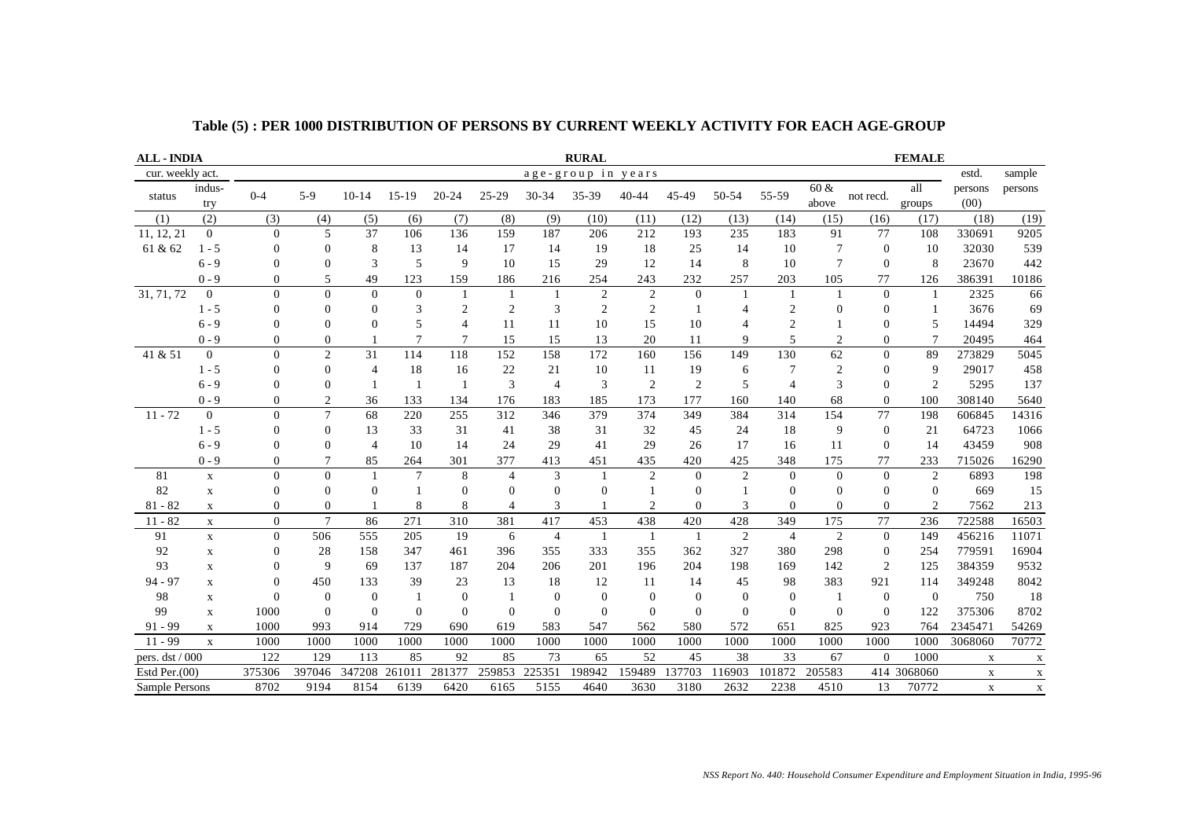## Table (5) : PER 1000 DISTRIBUTION OF PERSONS BY CURRENT WEEKLY ACTIVITY FOR EACH AGE-GROUP

**ALL - INDIA** | **RURAL** | **FEMALE**

| cur. weekly act. | | age-group in years | | | | | | | | | | | | | | | estd. | sample |
|---|---|---|---|---|---|---|---|---|---|---|---|---|---|---|---|---|---|---|
| status | indus-try | 0-4 | 5-9 | 10-14 | 15-19 | 20-24 | 25-29 | 30-34 | 35-39 | 40-44 | 45-49 | 50-54 | 55-59 | 60 & above | not recd. | all groups | persons (00) | persons |
| (1) | (2) | (3) | (4) | (5) | (6) | (7) | (8) | (9) | (10) | (11) | (12) | (13) | (14) | (15) | (16) | (17) | (18) | (19) |
| 11, 12, 21 | 0 | 0 | 5 | 37 | 106 | 136 | 159 | 187 | 206 | 212 | 193 | 235 | 183 | 91 | 77 | 108 | 330691 | 9205 |
| 61 & 62 | 1 - 5 | 0 | 0 | 8 | 13 | 14 | 17 | 14 | 19 | 18 | 25 | 14 | 10 | 7 | 0 | 10 | 32030 | 539 |
| | 6 - 9 | 0 | 0 | 3 | 5 | 9 | 10 | 15 | 29 | 12 | 14 | 8 | 10 | 7 | 0 | 8 | 23670 | 442 |
| | 0 - 9 | 0 | 5 | 49 | 123 | 159 | 186 | 216 | 254 | 243 | 232 | 257 | 203 | 105 | 77 | 126 | 386391 | 10186 |
| 31, 71, 72 | 0 | 0 | 0 | 0 | 0 | 1 | 1 | 1 | 2 | 2 | 0 | 1 | 1 | 1 | 0 | 1 | 2325 | 66 |
| | 1 - 5 | 0 | 0 | 0 | 3 | 2 | 2 | 3 | 2 | 2 | 1 | 4 | 2 | 0 | 0 | 1 | 3676 | 69 |
| | 6 - 9 | 0 | 0 | 0 | 5 | 4 | 11 | 11 | 10 | 15 | 10 | 4 | 2 | 1 | 0 | 5 | 14494 | 329 |
| | 0 - 9 | 0 | 0 | 1 | 7 | 7 | 15 | 15 | 13 | 20 | 11 | 9 | 5 | 2 | 0 | 7 | 20495 | 464 |
| 41 & 51 | 0 | 0 | 2 | 31 | 114 | 118 | 152 | 158 | 172 | 160 | 156 | 149 | 130 | 62 | 0 | 89 | 273829 | 5045 |
| | 1 - 5 | 0 | 0 | 4 | 18 | 16 | 22 | 21 | 10 | 11 | 19 | 6 | 7 | 2 | 0 | 9 | 29017 | 458 |
| | 6 - 9 | 0 | 0 | 1 | 1 | 1 | 3 | 4 | 3 | 2 | 2 | 5 | 4 | 3 | 0 | 2 | 5295 | 137 |
| | 0 - 9 | 0 | 2 | 36 | 133 | 134 | 176 | 183 | 185 | 173 | 177 | 160 | 140 | 68 | 0 | 100 | 308140 | 5640 |
| 11 - 72 | 0 | 0 | 7 | 68 | 220 | 255 | 312 | 346 | 379 | 374 | 349 | 384 | 314 | 154 | 77 | 198 | 606845 | 14316 |
| | 1 - 5 | 0 | 0 | 13 | 33 | 31 | 41 | 38 | 31 | 32 | 45 | 24 | 18 | 9 | 0 | 21 | 64723 | 1066 |
| | 6 - 9 | 0 | 0 | 4 | 14 | 14 | 24 | 29 | 41 | 29 | 26 | 17 | 16 | 11 | 0 | 14 | 43459 | 908 |
| | 0 - 9 | 0 | 7 | 85 | 264 | 301 | 377 | 413 | 451 | 435 | 420 | 425 | 348 | 175 | 77 | 233 | 715026 | 16290 |
| 81 | x | 0 | 0 | 1 | 7 | 8 | 4 | 3 | 1 | 2 | 0 | 2 | 0 | 0 | 0 | 2 | 6893 | 198 |
| 82 | x | 0 | 0 | 0 | 1 | 0 | 0 | 0 | 0 | 1 | 0 | 1 | 0 | 0 | 0 | 0 | 669 | 15 |
| 81 - 82 | x | 0 | 0 | 1 | 8 | 8 | 4 | 3 | 1 | 2 | 0 | 3 | 0 | 0 | 0 | 2 | 7562 | 213 |
| 11 - 82 | x | 0 | 7 | 86 | 271 | 310 | 381 | 417 | 453 | 438 | 420 | 428 | 349 | 175 | 77 | 236 | 722588 | 16503 |
| 91 | x | 0 | 506 | 555 | 205 | 19 | 6 | 4 | 1 | 1 | 1 | 2 | 4 | 2 | 0 | 149 | 456216 | 11071 |
| 92 | x | 0 | 28 | 158 | 347 | 461 | 396 | 355 | 333 | 355 | 362 | 327 | 380 | 298 | 0 | 254 | 779591 | 16904 |
| 93 | x | 0 | 9 | 69 | 137 | 187 | 204 | 206 | 201 | 196 | 204 | 198 | 169 | 142 | 2 | 125 | 384359 | 9532 |
| 94 - 97 | x | 0 | 450 | 133 | 39 | 23 | 13 | 18 | 12 | 11 | 14 | 45 | 98 | 383 | 921 | 114 | 349248 | 8042 |
| 98 | x | 0 | 0 | 0 | 1 | 0 | 1 | 0 | 0 | 0 | 0 | 0 | 0 | 1 | 0 | 0 | 750 | 18 |
| 99 | x | 1000 | 0 | 0 | 0 | 0 | 0 | 0 | 0 | 0 | 0 | 0 | 0 | 0 | 0 | 122 | 375306 | 8702 |
| 91 - 99 | x | 1000 | 993 | 914 | 729 | 690 | 619 | 583 | 547 | 562 | 580 | 572 | 651 | 825 | 923 | 764 | 2345471 | 54269 |
| 11 - 99 | x | 1000 | 1000 | 1000 | 1000 | 1000 | 1000 | 1000 | 1000 | 1000 | 1000 | 1000 | 1000 | 1000 | 1000 | 1000 | 3068060 | 70772 |
| pers. dst / 000 | | 122 | 129 | 113 | 85 | 92 | 85 | 73 | 65 | 52 | 45 | 38 | 33 | 67 | 0 | 1000 | x | x |
| Estd Per.(00) | | 375306 | 397046 | 347208 | 261011 | 281377 | 259853 | 225351 | 198942 | 159489 | 137703 | 116903 | 101872 | 205583 | 414 | 3068060 | x | x |
| Sample Persons | | 8702 | 9194 | 8154 | 6139 | 6420 | 6165 | 5155 | 4640 | 3630 | 3180 | 2632 | 2238 | 4510 | 13 | 70772 | x | x |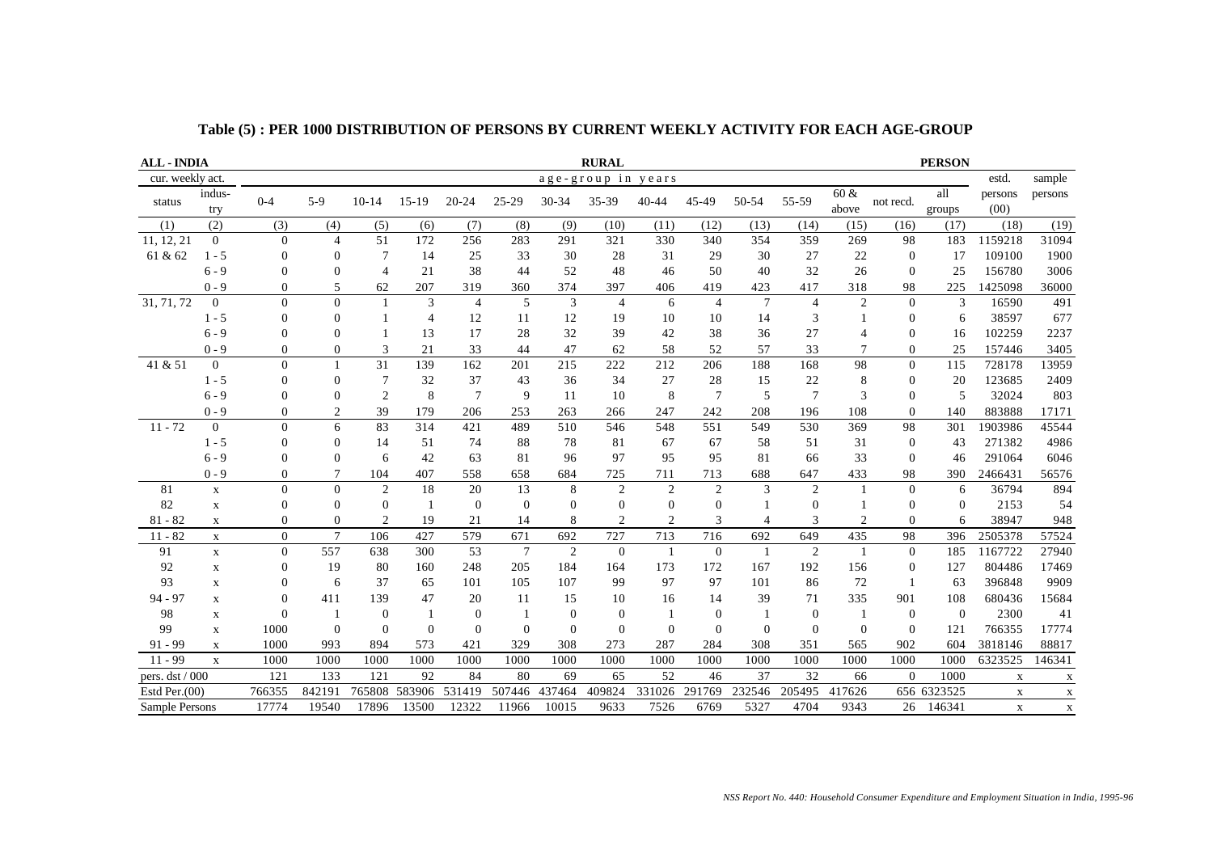## Table (5) : PER 1000 DISTRIBUTION OF PERSONS BY CURRENT WEEKLY ACTIVITY FOR EACH AGE-GROUP

**ALL - INDIA** | **RURAL** | **PERSON**

| cur. weekly act. | | age-group in years | | | | | | | | | | | | | | | estd. | sample |
|---|---|---|---|---|---|---|---|---|---|---|---|---|---|---|---|---|---|---|
| status | indus-try | 0-4 | 5-9 | 10-14 | 15-19 | 20-24 | 25-29 | 30-34 | 35-39 | 40-44 | 45-49 | 50-54 | 55-59 | 60 & above | not recd. | all groups | persons (00) | persons |
| (1) | (2) | (3) | (4) | (5) | (6) | (7) | (8) | (9) | (10) | (11) | (12) | (13) | (14) | (15) | (16) | (17) | (18) | (19) |
| 11, 12, 21 | 0 | 0 | 4 | 51 | 172 | 256 | 283 | 291 | 321 | 330 | 340 | 354 | 359 | 269 | 98 | 183 | 1159218 | 31094 |
| 61 & 62 | 1 - 5 | 0 | 0 | 7 | 14 | 25 | 33 | 30 | 28 | 31 | 29 | 30 | 27 | 22 | 0 | 17 | 109100 | 1900 |
| | 6 - 9 | 0 | 0 | 4 | 21 | 38 | 44 | 52 | 48 | 46 | 50 | 40 | 32 | 26 | 0 | 25 | 156780 | 3006 |
| | 0 - 9 | 0 | 5 | 62 | 207 | 319 | 360 | 374 | 397 | 406 | 419 | 423 | 417 | 318 | 98 | 225 | 1425098 | 36000 |
| 31, 71, 72 | 0 | 0 | 0 | 1 | 3 | 4 | 5 | 3 | 4 | 6 | 4 | 7 | 4 | 2 | 0 | 3 | 16590 | 491 |
| | 1 - 5 | 0 | 0 | 1 | 4 | 12 | 11 | 12 | 19 | 10 | 10 | 14 | 3 | 1 | 0 | 6 | 38597 | 677 |
| | 6 - 9 | 0 | 0 | 1 | 13 | 17 | 28 | 32 | 39 | 42 | 38 | 36 | 27 | 4 | 0 | 16 | 102259 | 2237 |
| | 0 - 9 | 0 | 0 | 3 | 21 | 33 | 44 | 47 | 62 | 58 | 52 | 57 | 33 | 7 | 0 | 25 | 157446 | 3405 |
| 41 & 51 | 0 | 0 | 1 | 31 | 139 | 162 | 201 | 215 | 222 | 212 | 206 | 188 | 168 | 98 | 0 | 115 | 728178 | 13959 |
| | 1 - 5 | 0 | 0 | 7 | 32 | 37 | 43 | 36 | 34 | 27 | 28 | 15 | 22 | 8 | 0 | 20 | 123685 | 2409 |
| | 6 - 9 | 0 | 0 | 2 | 8 | 7 | 9 | 11 | 10 | 8 | 7 | 5 | 7 | 3 | 0 | 5 | 32024 | 803 |
| | 0 - 9 | 0 | 2 | 39 | 179 | 206 | 253 | 263 | 266 | 247 | 242 | 208 | 196 | 108 | 0 | 140 | 883888 | 17171 |
| 11 - 72 | 0 | 0 | 6 | 83 | 314 | 421 | 489 | 510 | 546 | 548 | 551 | 549 | 530 | 369 | 98 | 301 | 1903986 | 45544 |
| | 1 - 5 | 0 | 0 | 14 | 51 | 74 | 88 | 78 | 81 | 67 | 67 | 58 | 51 | 31 | 0 | 43 | 271382 | 4986 |
| | 6 - 9 | 0 | 0 | 6 | 42 | 63 | 81 | 96 | 97 | 95 | 95 | 81 | 66 | 33 | 0 | 46 | 291064 | 6046 |
| | 0 - 9 | 0 | 7 | 104 | 407 | 558 | 658 | 684 | 725 | 711 | 713 | 688 | 647 | 433 | 98 | 390 | 2466431 | 56576 |
| 81 | x | 0 | 0 | 2 | 18 | 20 | 13 | 8 | 2 | 2 | 2 | 3 | 2 | 1 | 0 | 6 | 36794 | 894 |
| 82 | x | 0 | 0 | 0 | 1 | 0 | 0 | 0 | 0 | 0 | 0 | 1 | 0 | 1 | 0 | 0 | 2153 | 54 |
| 81 - 82 | x | 0 | 0 | 2 | 19 | 21 | 14 | 8 | 2 | 2 | 3 | 4 | 3 | 2 | 0 | 6 | 38947 | 948 |
| 11 - 82 | x | 0 | 7 | 106 | 427 | 579 | 671 | 692 | 727 | 713 | 716 | 692 | 649 | 435 | 98 | 396 | 2505378 | 57524 |
| 91 | x | 0 | 557 | 638 | 300 | 53 | 7 | 2 | 0 | 1 | 0 | 1 | 2 | 1 | 0 | 185 | 1167722 | 27940 |
| 92 | x | 0 | 19 | 80 | 160 | 248 | 205 | 184 | 164 | 173 | 172 | 167 | 192 | 156 | 0 | 127 | 804486 | 17469 |
| 93 | x | 0 | 6 | 37 | 65 | 101 | 105 | 107 | 99 | 97 | 97 | 101 | 86 | 72 | 1 | 63 | 396848 | 9909 |
| 94 - 97 | x | 0 | 411 | 139 | 47 | 20 | 11 | 15 | 10 | 16 | 14 | 39 | 71 | 335 | 901 | 108 | 680436 | 15684 |
| 98 | x | 0 | 1 | 0 | 1 | 0 | 1 | 0 | 0 | 1 | 0 | 1 | 0 | 1 | 0 | 0 | 2300 | 41 |
| 99 | x | 1000 | 0 | 0 | 0 | 0 | 0 | 0 | 0 | 0 | 0 | 0 | 0 | 0 | 0 | 121 | 766355 | 17774 |
| 91 - 99 | x | 1000 | 993 | 894 | 573 | 421 | 329 | 308 | 273 | 287 | 284 | 308 | 351 | 565 | 902 | 604 | 3818146 | 88817 |
| 11 - 99 | x | 1000 | 1000 | 1000 | 1000 | 1000 | 1000 | 1000 | 1000 | 1000 | 1000 | 1000 | 1000 | 1000 | 1000 | 1000 | 6323525 | 146341 |
| pers. dst / 000 | | 121 | 133 | 121 | 92 | 84 | 80 | 69 | 65 | 52 | 46 | 37 | 32 | 66 | 0 | 1000 | x | x |
| Estd Per.(00) | | 766355 | 842191 | 765808 | 583906 | 531419 | 507446 | 437464 | 409824 | 331026 | 291769 | 232546 | 205495 | 417626 | 656 | 6323525 | x | x |
| Sample Persons | | 17774 | 19540 | 17896 | 13500 | 12322 | 11966 | 10015 | 9633 | 7526 | 6769 | 5327 | 4704 | 9343 | 26 | 146341 | x | x |

*NSS Report No. 440: Household Consumer Expenditure and Employment Situation in India, 1995-96*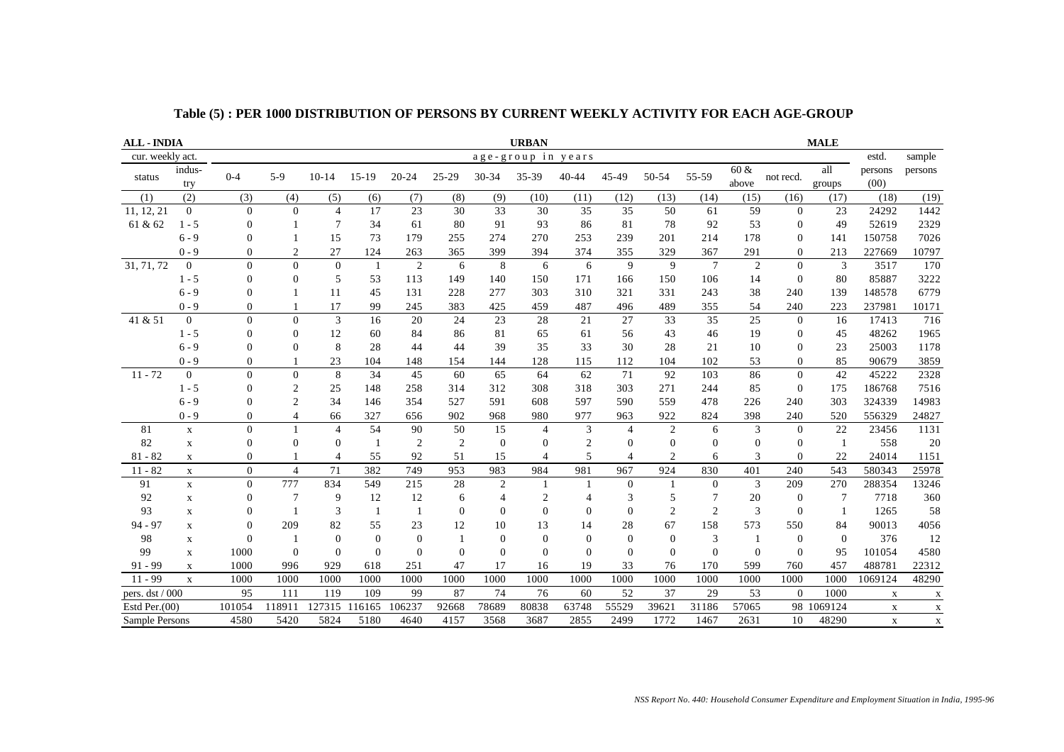# Table (5) : PER 1000 DISTRIBUTION OF PERSONS BY CURRENT WEEKLY ACTIVITY FOR EACH AGE-GROUP

**ALL - INDIA** | **URBAN** | **MALE**

| cur. weekly act. | | age-group in years | | | | | | | | | | | | | | | estd. | sample |
|---|---|---|---|---|---|---|---|---|---|---|---|---|---|---|---|---|---|---|
| status | indus-try | 0-4 | 5-9 | 10-14 | 15-19 | 20-24 | 25-29 | 30-34 | 35-39 | 40-44 | 45-49 | 50-54 | 55-59 | 60 & above | not recd. | all groups | persons (00) | persons |
| (1) | (2) | (3) | (4) | (5) | (6) | (7) | (8) | (9) | (10) | (11) | (12) | (13) | (14) | (15) | (16) | (17) | (18) | (19) |
| 11, 12, 21 | 0 | 0 | 0 | 4 | 17 | 23 | 30 | 33 | 30 | 35 | 35 | 50 | 61 | 59 | 0 | 23 | 24292 | 1442 |
| 61 & 62 | 1 - 5 | 0 | 1 | 7 | 34 | 61 | 80 | 91 | 93 | 86 | 81 | 78 | 92 | 53 | 0 | 49 | 52619 | 2329 |
| | 6 - 9 | 0 | 1 | 15 | 73 | 179 | 255 | 274 | 270 | 253 | 239 | 201 | 214 | 178 | 0 | 141 | 150758 | 7026 |
| | 0 - 9 | 0 | 2 | 27 | 124 | 263 | 365 | 399 | 394 | 374 | 355 | 329 | 367 | 291 | 0 | 213 | 227669 | 10797 |
| 31, 71, 72 | 0 | 0 | 0 | 0 | 1 | 2 | 6 | 8 | 6 | 6 | 9 | 9 | 7 | 2 | 0 | 3 | 3517 | 170 |
| | 1 - 5 | 0 | 0 | 5 | 53 | 113 | 149 | 140 | 150 | 171 | 166 | 150 | 106 | 14 | 0 | 80 | 85887 | 3222 |
| | 6 - 9 | 0 | 1 | 11 | 45 | 131 | 228 | 277 | 303 | 310 | 321 | 331 | 243 | 38 | 240 | 139 | 148578 | 6779 |
| | 0 - 9 | 0 | 1 | 17 | 99 | 245 | 383 | 425 | 459 | 487 | 496 | 489 | 355 | 54 | 240 | 223 | 237981 | 10171 |
| 41 & 51 | 0 | 0 | 0 | 3 | 16 | 20 | 24 | 23 | 28 | 21 | 27 | 33 | 35 | 25 | 0 | 16 | 17413 | 716 |
| | 1 - 5 | 0 | 0 | 12 | 60 | 84 | 86 | 81 | 65 | 61 | 56 | 43 | 46 | 19 | 0 | 45 | 48262 | 1965 |
| | 6 - 9 | 0 | 0 | 8 | 28 | 44 | 44 | 39 | 35 | 33 | 30 | 28 | 21 | 10 | 0 | 23 | 25003 | 1178 |
| | 0 - 9 | 0 | 1 | 23 | 104 | 148 | 154 | 144 | 128 | 115 | 112 | 104 | 102 | 53 | 0 | 85 | 90679 | 3859 |
| 11 - 72 | 0 | 0 | 0 | 8 | 34 | 45 | 60 | 65 | 64 | 62 | 71 | 92 | 103 | 86 | 0 | 42 | 45222 | 2328 |
| | 1 - 5 | 0 | 2 | 25 | 148 | 258 | 314 | 312 | 308 | 318 | 303 | 271 | 244 | 85 | 0 | 175 | 186768 | 7516 |
| | 6 - 9 | 0 | 2 | 34 | 146 | 354 | 527 | 591 | 608 | 597 | 590 | 559 | 478 | 226 | 240 | 303 | 324339 | 14983 |
| | 0 - 9 | 0 | 4 | 66 | 327 | 656 | 902 | 968 | 980 | 977 | 963 | 922 | 824 | 398 | 240 | 520 | 556329 | 24827 |
| 81 | x | 0 | 1 | 4 | 54 | 90 | 50 | 15 | 4 | 3 | 4 | 2 | 6 | 3 | 0 | 22 | 23456 | 1131 |
| 82 | x | 0 | 0 | 0 | 1 | 2 | 2 | 0 | 0 | 2 | 0 | 0 | 0 | 0 | 0 | 1 | 558 | 20 |
| 81 - 82 | x | 0 | 1 | 4 | 55 | 92 | 51 | 15 | 4 | 5 | 4 | 2 | 6 | 3 | 0 | 22 | 24014 | 1151 |
| 11 - 82 | x | 0 | 4 | 71 | 382 | 749 | 953 | 983 | 984 | 981 | 967 | 924 | 830 | 401 | 240 | 543 | 580343 | 25978 |
| 91 | x | 0 | 777 | 834 | 549 | 215 | 28 | 2 | 1 | 1 | 0 | 1 | 0 | 3 | 209 | 270 | 288354 | 13246 |
| 92 | x | 0 | 7 | 9 | 12 | 12 | 6 | 4 | 2 | 4 | 3 | 5 | 7 | 20 | 0 | 7 | 7718 | 360 |
| 93 | x | 0 | 1 | 3 | 1 | 1 | 0 | 0 | 0 | 0 | 0 | 2 | 2 | 3 | 0 | 1 | 1265 | 58 |
| 94 - 97 | x | 0 | 209 | 82 | 55 | 23 | 12 | 10 | 13 | 14 | 28 | 67 | 158 | 573 | 550 | 84 | 90013 | 4056 |
| 98 | x | 0 | 1 | 0 | 0 | 0 | 1 | 0 | 0 | 0 | 0 | 0 | 3 | 1 | 0 | 0 | 376 | 12 |
| 99 | x | 1000 | 0 | 0 | 0 | 0 | 0 | 0 | 0 | 0 | 0 | 0 | 0 | 0 | 0 | 95 | 101054 | 4580 |
| 91 - 99 | x | 1000 | 996 | 929 | 618 | 251 | 47 | 17 | 16 | 19 | 33 | 76 | 170 | 599 | 760 | 457 | 488781 | 22312 |
| 11 - 99 | x | 1000 | 1000 | 1000 | 1000 | 1000 | 1000 | 1000 | 1000 | 1000 | 1000 | 1000 | 1000 | 1000 | 1000 | 1000 | 1069124 | 48290 |
| pers. dst / 000 | | 95 | 111 | 119 | 109 | 99 | 87 | 74 | 76 | 60 | 52 | 37 | 29 | 53 | 0 | 1000 | x | x |
| Estd Per.(00) | | 101054 | 118911 | 127315 | 116165 | 106237 | 92668 | 78689 | 80838 | 63748 | 55529 | 39621 | 31186 | 57065 | 98 | 1069124 | x | x |
| Sample Persons | | 4580 | 5420 | 5824 | 5180 | 4640 | 4157 | 3568 | 3687 | 2855 | 2499 | 1772 | 1467 | 2631 | 10 | 48290 | x | x |

*NSS Report No. 440: Household Consumer Expenditure and Employment Situation in India, 1995-96*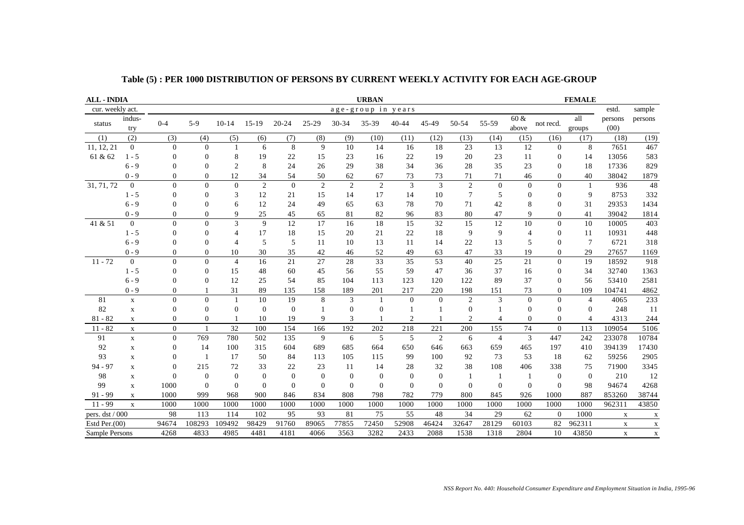## Table (5) : PER 1000 DISTRIBUTION OF PERSONS BY CURRENT WEEKLY ACTIVITY FOR EACH AGE-GROUP

**ALL - INDIA** | **URBAN** | **FEMALE**

| cur. weekly act. | | age-group in years | | | | | | | | | | | | | | | estd. | sample |
|---|---|---|---|---|---|---|---|---|---|---|---|---|---|---|---|---|---|---|
| status | indus-try | 0-4 | 5-9 | 10-14 | 15-19 | 20-24 | 25-29 | 30-34 | 35-39 | 40-44 | 45-49 | 50-54 | 55-59 | 60 & above | not recd. | all groups | persons (00) | persons |
| (1) | (2) | (3) | (4) | (5) | (6) | (7) | (8) | (9) | (10) | (11) | (12) | (13) | (14) | (15) | (16) | (17) | (18) | (19) |
| 11, 12, 21 | 0 | 0 | 0 | 1 | 6 | 8 | 9 | 10 | 14 | 16 | 18 | 23 | 13 | 12 | 0 | 8 | 7651 | 467 |
| 61 & 62 | 1 - 5 | 0 | 0 | 8 | 19 | 22 | 15 | 23 | 16 | 22 | 19 | 20 | 23 | 11 | 0 | 14 | 13056 | 583 |
| | 6 - 9 | 0 | 0 | 2 | 8 | 24 | 26 | 29 | 38 | 34 | 36 | 28 | 35 | 23 | 0 | 18 | 17336 | 829 |
| | 0 - 9 | 0 | 0 | 12 | 34 | 54 | 50 | 62 | 67 | 73 | 73 | 71 | 71 | 46 | 0 | 40 | 38042 | 1879 |
| 31, 71, 72 | 0 | 0 | 0 | 0 | 2 | 0 | 2 | 2 | 2 | 3 | 3 | 2 | 0 | 0 | 0 | 1 | 936 | 48 |
| | 1 - 5 | 0 | 0 | 3 | 12 | 21 | 15 | 14 | 17 | 14 | 10 | 7 | 5 | 0 | 0 | 9 | 8753 | 332 |
| | 6 - 9 | 0 | 0 | 6 | 12 | 24 | 49 | 65 | 63 | 78 | 70 | 71 | 42 | 8 | 0 | 31 | 29353 | 1434 |
| | 0 - 9 | 0 | 0 | 9 | 25 | 45 | 65 | 81 | 82 | 96 | 83 | 80 | 47 | 9 | 0 | 41 | 39042 | 1814 |
| 41 & 51 | 0 | 0 | 0 | 3 | 9 | 12 | 17 | 16 | 18 | 15 | 32 | 15 | 12 | 10 | 0 | 10 | 10005 | 403 |
| | 1 - 5 | 0 | 0 | 4 | 17 | 18 | 15 | 20 | 21 | 22 | 18 | 9 | 9 | 4 | 0 | 11 | 10931 | 448 |
| | 6 - 9 | 0 | 0 | 4 | 5 | 5 | 11 | 10 | 13 | 11 | 14 | 22 | 13 | 5 | 0 | 7 | 6721 | 318 |
| | 0 - 9 | 0 | 0 | 10 | 30 | 35 | 42 | 46 | 52 | 49 | 63 | 47 | 33 | 19 | 0 | 29 | 27657 | 1169 |
| 11 - 72 | 0 | 0 | 0 | 4 | 16 | 21 | 27 | 28 | 33 | 35 | 53 | 40 | 25 | 21 | 0 | 19 | 18592 | 918 |
| | 1 - 5 | 0 | 0 | 15 | 48 | 60 | 45 | 56 | 55 | 59 | 47 | 36 | 37 | 16 | 0 | 34 | 32740 | 1363 |
| | 6 - 9 | 0 | 0 | 12 | 25 | 54 | 85 | 104 | 113 | 123 | 120 | 122 | 89 | 37 | 0 | 56 | 53410 | 2581 |
| | 0 - 9 | 0 | 1 | 31 | 89 | 135 | 158 | 189 | 201 | 217 | 220 | 198 | 151 | 73 | 0 | 109 | 104741 | 4862 |
| 81 | x | 0 | 0 | 1 | 10 | 19 | 8 | 3 | 1 | 0 | 0 | 2 | 3 | 0 | 0 | 4 | 4065 | 233 |
| 82 | x | 0 | 0 | 0 | 0 | 0 | 1 | 0 | 0 | 1 | 1 | 0 | 1 | 0 | 0 | 0 | 248 | 11 |
| 81 - 82 | x | 0 | 0 | 1 | 10 | 19 | 9 | 3 | 1 | 2 | 1 | 2 | 4 | 0 | 0 | 4 | 4313 | 244 |
| 11 - 82 | x | 0 | 1 | 32 | 100 | 154 | 166 | 192 | 202 | 218 | 221 | 200 | 155 | 74 | 0 | 113 | 109054 | 5106 |
| 91 | x | 0 | 769 | 780 | 502 | 135 | 9 | 6 | 5 | 5 | 2 | 6 | 4 | 3 | 447 | 242 | 233078 | 10784 |
| 92 | x | 0 | 14 | 100 | 315 | 604 | 689 | 685 | 664 | 650 | 646 | 663 | 659 | 465 | 197 | 410 | 394139 | 17430 |
| 93 | x | 0 | 1 | 17 | 50 | 84 | 113 | 105 | 115 | 99 | 100 | 92 | 73 | 53 | 18 | 62 | 59256 | 2905 |
| 94 - 97 | x | 0 | 215 | 72 | 33 | 22 | 23 | 11 | 14 | 28 | 32 | 38 | 108 | 406 | 338 | 75 | 71900 | 3345 |
| 98 | x | 0 | 0 | 0 | 0 | 0 | 0 | 0 | 0 | 0 | 0 | 1 | 1 | 1 | 0 | 0 | 210 | 12 |
| 99 | x | 1000 | 0 | 0 | 0 | 0 | 0 | 0 | 0 | 0 | 0 | 0 | 0 | 0 | 0 | 98 | 94674 | 4268 |
| 91 - 99 | x | 1000 | 999 | 968 | 900 | 846 | 834 | 808 | 798 | 782 | 779 | 800 | 845 | 926 | 1000 | 887 | 853260 | 38744 |
| 11 - 99 | x | 1000 | 1000 | 1000 | 1000 | 1000 | 1000 | 1000 | 1000 | 1000 | 1000 | 1000 | 1000 | 1000 | 1000 | 1000 | 962311 | 43850 |
| pers. dst / 000 | | 98 | 113 | 114 | 102 | 95 | 93 | 81 | 75 | 55 | 48 | 34 | 29 | 62 | 0 | 1000 | x | x |
| Estd Per.(00) | | 94674 | 108293 | 109492 | 98429 | 91760 | 89065 | 77855 | 72450 | 52908 | 46424 | 32647 | 28129 | 60103 | 82 | 962311 | x | x |
| Sample Persons | | 4268 | 4833 | 4985 | 4481 | 4181 | 4066 | 3563 | 3282 | 2433 | 2088 | 1538 | 1318 | 2804 | 10 | 43850 | x | x |

*NSS Report No. 440: Household Consumer Expenditure and Employment Situation in India, 1995-96*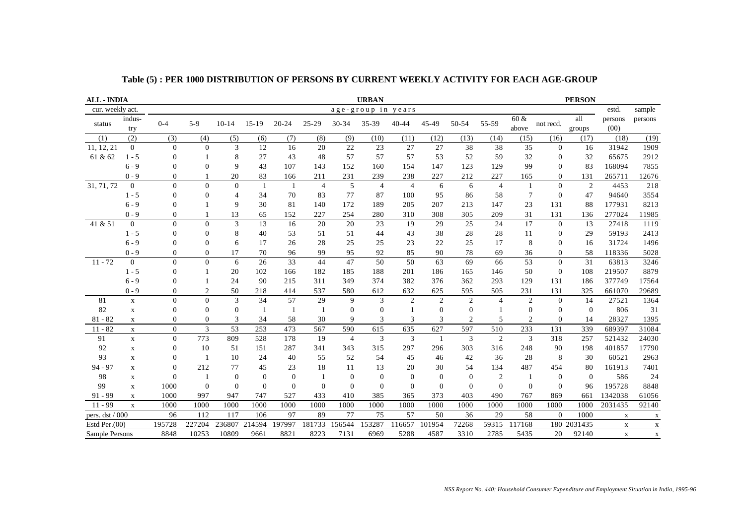## Table (5) : PER 1000 DISTRIBUTION OF PERSONS BY CURRENT WEEKLY ACTIVITY FOR EACH AGE-GROUP

**ALL - INDIA** — **URBAN** — **PERSON**

| cur. weekly act. | | age-group in years | | | | | | | | | | | | | | | estd. | sample |
|---|---|---|---|---|---|---|---|---|---|---|---|---|---|---|---|---|---|---|
| status | indus-try | 0-4 | 5-9 | 10-14 | 15-19 | 20-24 | 25-29 | 30-34 | 35-39 | 40-44 | 45-49 | 50-54 | 55-59 | 60 & above | not recd. | all groups | persons (00) | persons |
| (1) | (2) | (3) | (4) | (5) | (6) | (7) | (8) | (9) | (10) | (11) | (12) | (13) | (14) | (15) | (16) | (17) | (18) | (19) |
| 11, 12, 21 | 0 | 0 | 0 | 3 | 12 | 16 | 20 | 22 | 23 | 27 | 27 | 38 | 38 | 35 | 0 | 16 | 31942 | 1909 |
| 61 & 62 | 1 - 5 | 0 | 1 | 8 | 27 | 43 | 48 | 57 | 57 | 57 | 53 | 52 | 59 | 32 | 0 | 32 | 65675 | 2912 |
| | 6 - 9 | 0 | 0 | 9 | 43 | 107 | 143 | 152 | 160 | 154 | 147 | 123 | 129 | 99 | 0 | 83 | 168094 | 7855 |
| | 0 - 9 | 0 | 1 | 20 | 83 | 166 | 211 | 231 | 239 | 238 | 227 | 212 | 227 | 165 | 0 | 131 | 265711 | 12676 |
| 31, 71, 72 | 0 | 0 | 0 | 0 | 1 | 1 | 4 | 5 | 4 | 4 | 6 | 6 | 4 | 1 | 0 | 2 | 4453 | 218 |
| | 1 - 5 | 0 | 0 | 4 | 34 | 70 | 83 | 77 | 87 | 100 | 95 | 86 | 58 | 7 | 0 | 47 | 94640 | 3554 |
| | 6 - 9 | 0 | 1 | 9 | 30 | 81 | 140 | 172 | 189 | 205 | 207 | 213 | 147 | 23 | 131 | 88 | 177931 | 8213 |
| | 0 - 9 | 0 | 1 | 13 | 65 | 152 | 227 | 254 | 280 | 310 | 308 | 305 | 209 | 31 | 131 | 136 | 277024 | 11985 |
| 41 & 51 | 0 | 0 | 0 | 3 | 13 | 16 | 20 | 20 | 23 | 19 | 29 | 25 | 24 | 17 | 0 | 13 | 27418 | 1119 |
| | 1 - 5 | 0 | 0 | 8 | 40 | 53 | 51 | 51 | 44 | 43 | 38 | 28 | 28 | 11 | 0 | 29 | 59193 | 2413 |
| | 6 - 9 | 0 | 0 | 6 | 17 | 26 | 28 | 25 | 25 | 23 | 22 | 25 | 17 | 8 | 0 | 16 | 31724 | 1496 |
| | 0 - 9 | 0 | 0 | 17 | 70 | 96 | 99 | 95 | 92 | 85 | 90 | 78 | 69 | 36 | 0 | 58 | 118336 | 5028 |
| 11 - 72 | 0 | 0 | 0 | 6 | 26 | 33 | 44 | 47 | 50 | 50 | 63 | 69 | 66 | 53 | 0 | 31 | 63813 | 3246 |
| | 1 - 5 | 0 | 1 | 20 | 102 | 166 | 182 | 185 | 188 | 201 | 186 | 165 | 146 | 50 | 0 | 108 | 219507 | 8879 |
| | 6 - 9 | 0 | 1 | 24 | 90 | 215 | 311 | 349 | 374 | 382 | 376 | 362 | 293 | 129 | 131 | 186 | 377749 | 17564 |
| | 0 - 9 | 0 | 2 | 50 | 218 | 414 | 537 | 580 | 612 | 632 | 625 | 595 | 505 | 231 | 131 | 325 | 661070 | 29689 |
| 81 | x | 0 | 0 | 3 | 34 | 57 | 29 | 9 | 3 | 2 | 2 | 2 | 4 | 2 | 0 | 14 | 27521 | 1364 |
| 82 | x | 0 | 0 | 0 | 1 | 1 | 1 | 0 | 0 | 1 | 0 | 0 | 1 | 0 | 0 | 0 | 806 | 31 |
| 81 - 82 | x | 0 | 0 | 3 | 34 | 58 | 30 | 9 | 3 | 3 | 3 | 2 | 5 | 2 | 0 | 14 | 28327 | 1395 |
| 11 - 82 | x | 0 | 3 | 53 | 253 | 473 | 567 | 590 | 615 | 635 | 627 | 597 | 510 | 233 | 131 | 339 | 689397 | 31084 |
| 91 | x | 0 | 773 | 809 | 528 | 178 | 19 | 4 | 3 | 3 | 1 | 3 | 2 | 3 | 318 | 257 | 521432 | 24030 |
| 92 | x | 0 | 10 | 51 | 151 | 287 | 341 | 343 | 315 | 297 | 296 | 303 | 316 | 248 | 90 | 198 | 401857 | 17790 |
| 93 | x | 0 | 1 | 10 | 24 | 40 | 55 | 52 | 54 | 45 | 46 | 42 | 36 | 28 | 8 | 30 | 60521 | 2963 |
| 94 - 97 | x | 0 | 212 | 77 | 45 | 23 | 18 | 11 | 13 | 20 | 30 | 54 | 134 | 487 | 454 | 80 | 161913 | 7401 |
| 98 | x | 0 | 1 | 0 | 0 | 0 | 1 | 0 | 0 | 0 | 0 | 0 | 2 | 1 | 0 | 0 | 586 | 24 |
| 99 | x | 1000 | 0 | 0 | 0 | 0 | 0 | 0 | 0 | 0 | 0 | 0 | 0 | 0 | 0 | 96 | 195728 | 8848 |
| 91 - 99 | x | 1000 | 997 | 947 | 747 | 527 | 433 | 410 | 385 | 365 | 373 | 403 | 490 | 767 | 869 | 661 | 1342038 | 61056 |
| 11 - 99 | x | 1000 | 1000 | 1000 | 1000 | 1000 | 1000 | 1000 | 1000 | 1000 | 1000 | 1000 | 1000 | 1000 | 1000 | 1000 | 2031435 | 92140 |
| pers. dst / 000 | | 96 | 112 | 117 | 106 | 97 | 89 | 77 | 75 | 57 | 50 | 36 | 29 | 58 | 0 | 1000 | x | x |
| Estd Per.(00) | | 195728 | 227204 | 236807 | 214594 | 197997 | 181733 | 156544 | 153287 | 116657 | 101954 | 72268 | 59315 | 117168 | 180 | 2031435 | x | x |
| Sample Persons | | 8848 | 10253 | 10809 | 9661 | 8821 | 8223 | 7131 | 6969 | 5288 | 4587 | 3310 | 2785 | 5435 | 20 | 92140 | x | x |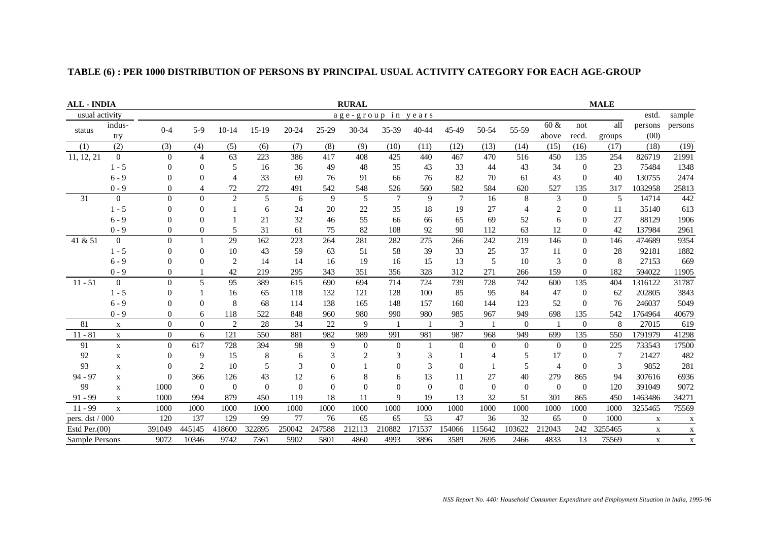## TABLE (6) : PER 1000 DISTRIBUTION OF PERSONS BY PRINCIPAL USUAL ACTIVITY CATEGORY FOR EACH AGE-GROUP

**ALL - INDIA** | **RURAL** | **MALE**

| usual activity status | indus-try | age-group in years | | | | | | | | | | | | | | | estd. persons (00) | sample persons |
|---|---|---|---|---|---|---|---|---|---|---|---|---|---|---|---|---|---|---|
| | | 0-4 | 5-9 | 10-14 | 15-19 | 20-24 | 25-29 | 30-34 | 35-39 | 40-44 | 45-49 | 50-54 | 55-59 | 60 & above | not recd. | all groups | | |
| (1) | (2) | (3) | (4) | (5) | (6) | (7) | (8) | (9) | (10) | (11) | (12) | (13) | (14) | (15) | (16) | (17) | (18) | (19) |
| 11, 12, 21 | 0 | 0 | 4 | 63 | 223 | 386 | 417 | 408 | 425 | 440 | 467 | 470 | 516 | 450 | 135 | 254 | 826719 | 21991 |
| | 1 - 5 | 0 | 0 | 5 | 16 | 36 | 49 | 48 | 35 | 43 | 33 | 44 | 43 | 34 | 0 | 23 | 75484 | 1348 |
| | 6 - 9 | 0 | 0 | 4 | 33 | 69 | 76 | 91 | 66 | 76 | 82 | 70 | 61 | 43 | 0 | 40 | 130755 | 2474 |
| | 0 - 9 | 0 | 4 | 72 | 272 | 491 | 542 | 548 | 526 | 560 | 582 | 584 | 620 | 527 | 135 | 317 | 1032958 | 25813 |
| 31 | 0 | 0 | 0 | 2 | 5 | 6 | 9 | 5 | 7 | 9 | 7 | 16 | 8 | 3 | 0 | 5 | 14714 | 442 |
| | 1 - 5 | 0 | 0 | 1 | 6 | 24 | 20 | 22 | 35 | 18 | 19 | 27 | 4 | 2 | 0 | 11 | 35140 | 613 |
| | 6 - 9 | 0 | 0 | 1 | 21 | 32 | 46 | 55 | 66 | 66 | 65 | 69 | 52 | 6 | 0 | 27 | 88129 | 1906 |
| | 0 - 9 | 0 | 0 | 5 | 31 | 61 | 75 | 82 | 108 | 92 | 90 | 112 | 63 | 12 | 0 | 42 | 137984 | 2961 |
| 41 & 51 | 0 | 0 | 1 | 29 | 162 | 223 | 264 | 281 | 282 | 275 | 266 | 242 | 219 | 146 | 0 | 146 | 474689 | 9354 |
| | 1 - 5 | 0 | 0 | 10 | 43 | 59 | 63 | 51 | 58 | 39 | 33 | 25 | 37 | 11 | 0 | 28 | 92181 | 1882 |
| | 6 - 9 | 0 | 0 | 2 | 14 | 14 | 16 | 19 | 16 | 15 | 13 | 5 | 10 | 3 | 0 | 8 | 27153 | 669 |
| | 0 - 9 | 0 | 1 | 42 | 219 | 295 | 343 | 351 | 356 | 328 | 312 | 271 | 266 | 159 | 0 | 182 | 594022 | 11905 |
| 11 - 51 | 0 | 0 | 5 | 95 | 389 | 615 | 690 | 694 | 714 | 724 | 739 | 728 | 742 | 600 | 135 | 404 | 1316122 | 31787 |
| | 1 - 5 | 0 | 1 | 16 | 65 | 118 | 132 | 121 | 128 | 100 | 85 | 95 | 84 | 47 | 0 | 62 | 202805 | 3843 |
| | 6 - 9 | 0 | 0 | 8 | 68 | 114 | 138 | 165 | 148 | 157 | 160 | 144 | 123 | 52 | 0 | 76 | 246037 | 5049 |
| | 0 - 9 | 0 | 6 | 118 | 522 | 848 | 960 | 980 | 990 | 980 | 985 | 967 | 949 | 698 | 135 | 542 | 1764964 | 40679 |
| 81 | x | 0 | 0 | 2 | 28 | 34 | 22 | 9 | 1 | 1 | 3 | 1 | 0 | 1 | 0 | 8 | 27015 | 619 |
| 11 - 81 | x | 0 | 6 | 121 | 550 | 881 | 982 | 989 | 991 | 981 | 987 | 968 | 949 | 699 | 135 | 550 | 1791979 | 41298 |
| 91 | x | 0 | 617 | 728 | 394 | 98 | 9 | 0 | 0 | 1 | 0 | 0 | 0 | 0 | 0 | 225 | 733543 | 17500 |
| 92 | x | 0 | 9 | 15 | 8 | 6 | 3 | 2 | 3 | 3 | 1 | 4 | 5 | 17 | 0 | 7 | 21427 | 482 |
| 93 | x | 0 | 2 | 10 | 5 | 3 | 0 | 1 | 0 | 3 | 0 | 1 | 5 | 4 | 0 | 3 | 9852 | 281 |
| 94 - 97 | x | 0 | 366 | 126 | 43 | 12 | 6 | 8 | 6 | 13 | 11 | 27 | 40 | 279 | 865 | 94 | 307616 | 6936 |
| 99 | x | 1000 | 0 | 0 | 0 | 0 | 0 | 0 | 0 | 0 | 0 | 0 | 0 | 0 | 0 | 120 | 391049 | 9072 |
| 91 - 99 | x | 1000 | 994 | 879 | 450 | 119 | 18 | 11 | 9 | 19 | 13 | 32 | 51 | 301 | 865 | 450 | 1463486 | 34271 |
| 11 - 99 | x | 1000 | 1000 | 1000 | 1000 | 1000 | 1000 | 1000 | 1000 | 1000 | 1000 | 1000 | 1000 | 1000 | 1000 | 1000 | 3255465 | 75569 |
| pers. dst / 000 | | 120 | 137 | 129 | 99 | 77 | 76 | 65 | 65 | 53 | 47 | 36 | 32 | 65 | 0 | 1000 | x | x |
| Estd Per.(00) | | 391049 | 445145 | 418600 | 322895 | 250042 | 247588 | 212113 | 210882 | 171537 | 154066 | 115642 | 103622 | 212043 | 242 | 3255465 | x | x |
| Sample Persons | | 9072 | 10346 | 9742 | 7361 | 5902 | 5801 | 4860 | 4993 | 3896 | 3589 | 2695 | 2466 | 4833 | 13 | 75569 | x | x |

*NSS Report No. 440: Household Consumer Expenditure and Employment Situation in India, 1995-96*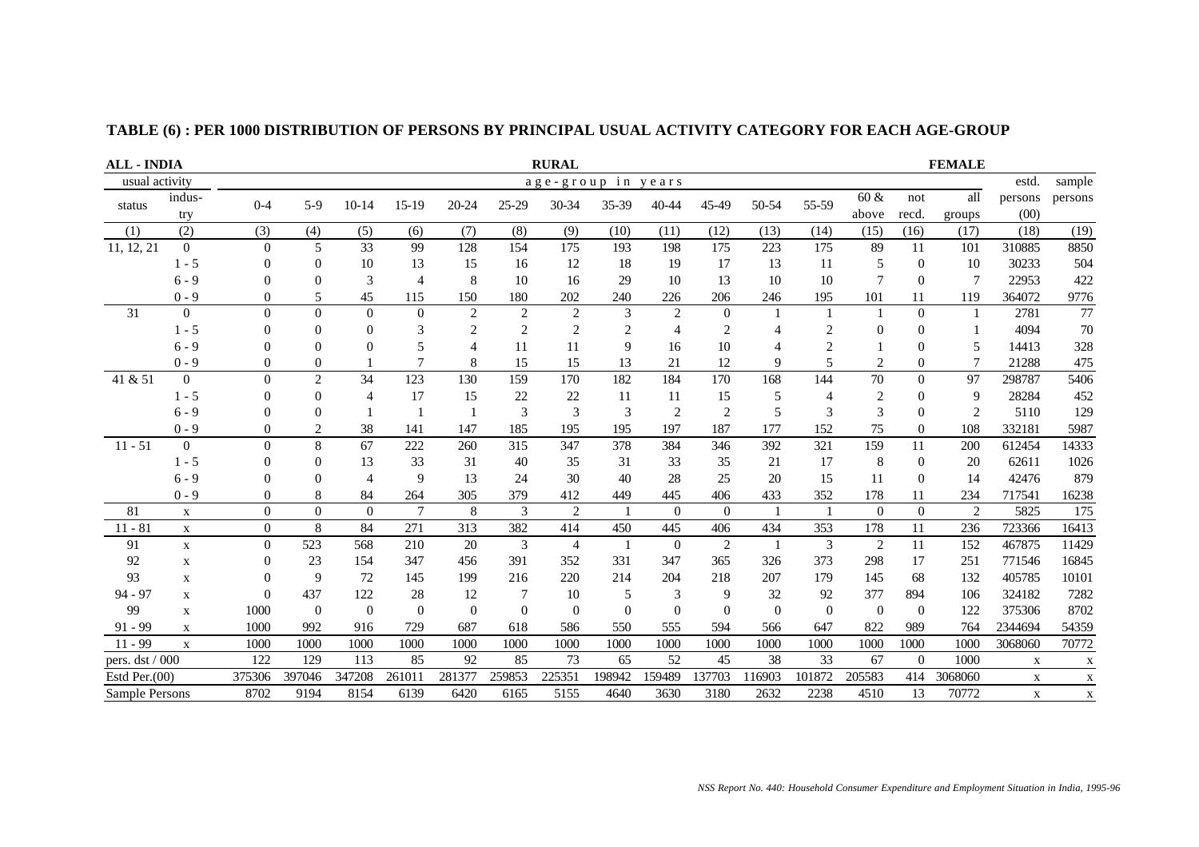## TABLE (6) : PER 1000 DISTRIBUTION OF PERSONS BY PRINCIPAL USUAL ACTIVITY CATEGORY FOR EACH AGE-GROUP

**ALL - INDIA** **RURAL** **FEMALE**

| usual activity | | age-group in years | | | | | | | | | | | | | | | estd. | sample |
|---|---|---|---|---|---|---|---|---|---|---|---|---|---|---|---|---|---|---|
| status | indus- try | 0-4 | 5-9 | 10-14 | 15-19 | 20-24 | 25-29 | 30-34 | 35-39 | 40-44 | 45-49 | 50-54 | 55-59 | 60 & above | not recd. | all groups | persons (00) | persons |
| (1) | (2) | (3) | (4) | (5) | (6) | (7) | (8) | (9) | (10) | (11) | (12) | (13) | (14) | (15) | (16) | (17) | (18) | (19) |
| 11, 12, 21 | 0 | 0 | 5 | 33 | 99 | 128 | 154 | 175 | 193 | 198 | 175 | 223 | 175 | 89 | 11 | 101 | 310885 | 8850 |
| | 1 - 5 | 0 | 0 | 10 | 13 | 15 | 16 | 12 | 18 | 19 | 17 | 13 | 11 | 5 | 0 | 10 | 30233 | 504 |
| | 6 - 9 | 0 | 0 | 3 | 4 | 8 | 10 | 16 | 29 | 10 | 13 | 10 | 10 | 7 | 0 | 7 | 22953 | 422 |
| | 0 - 9 | 0 | 5 | 45 | 115 | 150 | 180 | 202 | 240 | 226 | 206 | 246 | 195 | 101 | 11 | 119 | 364072 | 9776 |
| 31 | 0 | 0 | 0 | 0 | 0 | 2 | 2 | 2 | 3 | 2 | 0 | 1 | 1 | 1 | 0 | 1 | 2781 | 77 |
| | 1 - 5 | 0 | 0 | 0 | 3 | 2 | 2 | 2 | 2 | 4 | 2 | 4 | 2 | 0 | 0 | 1 | 4094 | 70 |
| | 6 - 9 | 0 | 0 | 0 | 5 | 4 | 11 | 11 | 9 | 16 | 10 | 4 | 2 | 1 | 0 | 5 | 14413 | 328 |
| | 0 - 9 | 0 | 0 | 1 | 7 | 8 | 15 | 15 | 13 | 21 | 12 | 9 | 5 | 2 | 0 | 7 | 21288 | 475 |
| 41 & 51 | 0 | 0 | 2 | 34 | 123 | 130 | 159 | 170 | 182 | 184 | 170 | 168 | 144 | 70 | 0 | 97 | 298787 | 5406 |
| | 1 - 5 | 0 | 0 | 4 | 17 | 15 | 22 | 22 | 11 | 11 | 15 | 5 | 4 | 2 | 0 | 9 | 28284 | 452 |
| | 6 - 9 | 0 | 0 | 1 | 1 | 1 | 3 | 3 | 3 | 2 | 2 | 5 | 3 | 3 | 0 | 2 | 5110 | 129 |
| | 0 - 9 | 0 | 2 | 38 | 141 | 147 | 185 | 195 | 195 | 197 | 187 | 177 | 152 | 75 | 0 | 108 | 332181 | 5987 |
| 11 - 51 | 0 | 0 | 8 | 67 | 222 | 260 | 315 | 347 | 378 | 384 | 346 | 392 | 321 | 159 | 11 | 200 | 612454 | 14333 |
| | 1 - 5 | 0 | 0 | 13 | 33 | 31 | 40 | 35 | 31 | 33 | 35 | 21 | 17 | 8 | 0 | 20 | 62611 | 1026 |
| | 6 - 9 | 0 | 0 | 4 | 9 | 13 | 24 | 30 | 40 | 28 | 25 | 20 | 15 | 11 | 0 | 14 | 42476 | 879 |
| | 0 - 9 | 0 | 8 | 84 | 264 | 305 | 379 | 412 | 449 | 445 | 406 | 433 | 352 | 178 | 11 | 234 | 717541 | 16238 |
| 81 | x | 0 | 0 | 0 | 7 | 8 | 3 | 2 | 1 | 0 | 0 | 1 | 1 | 0 | 0 | 2 | 5825 | 175 |
| 11 - 81 | x | 0 | 8 | 84 | 271 | 313 | 382 | 414 | 450 | 445 | 406 | 434 | 353 | 178 | 11 | 236 | 723366 | 16413 |
| 91 | x | 0 | 523 | 568 | 210 | 20 | 3 | 4 | 1 | 0 | 2 | 1 | 3 | 2 | 11 | 152 | 467875 | 11429 |
| 92 | x | 0 | 23 | 154 | 347 | 456 | 391 | 352 | 331 | 347 | 365 | 326 | 373 | 298 | 17 | 251 | 771546 | 16845 |
| 93 | x | 0 | 9 | 72 | 145 | 199 | 216 | 220 | 214 | 204 | 218 | 207 | 179 | 145 | 68 | 132 | 405785 | 10101 |
| 94 - 97 | x | 0 | 437 | 122 | 28 | 12 | 7 | 10 | 5 | 3 | 9 | 32 | 92 | 377 | 894 | 106 | 324182 | 7282 |
| 99 | x | 1000 | 0 | 0 | 0 | 0 | 0 | 0 | 0 | 0 | 0 | 0 | 0 | 0 | 0 | 122 | 375306 | 8702 |
| 91 - 99 | x | 1000 | 992 | 916 | 729 | 687 | 618 | 586 | 550 | 555 | 594 | 566 | 647 | 822 | 989 | 764 | 2344694 | 54359 |
| 11 - 99 | x | 1000 | 1000 | 1000 | 1000 | 1000 | 1000 | 1000 | 1000 | 1000 | 1000 | 1000 | 1000 | 1000 | 1000 | 1000 | 3068060 | 70772 |
| pers. dst / 000 | | 122 | 129 | 113 | 85 | 92 | 85 | 73 | 65 | 52 | 45 | 38 | 33 | 67 | 0 | 1000 | x | x |
| Estd Per.(00) | | 375306 | 397046 | 347208 | 261011 | 281377 | 259853 | 225351 | 198942 | 159489 | 137703 | 116903 | 101872 | 205583 | 414 | 3068060 | x | x |
| Sample Persons | | 8702 | 9194 | 8154 | 6139 | 6420 | 6165 | 5155 | 4640 | 3630 | 3180 | 2632 | 2238 | 4510 | 13 | 70772 | x | x |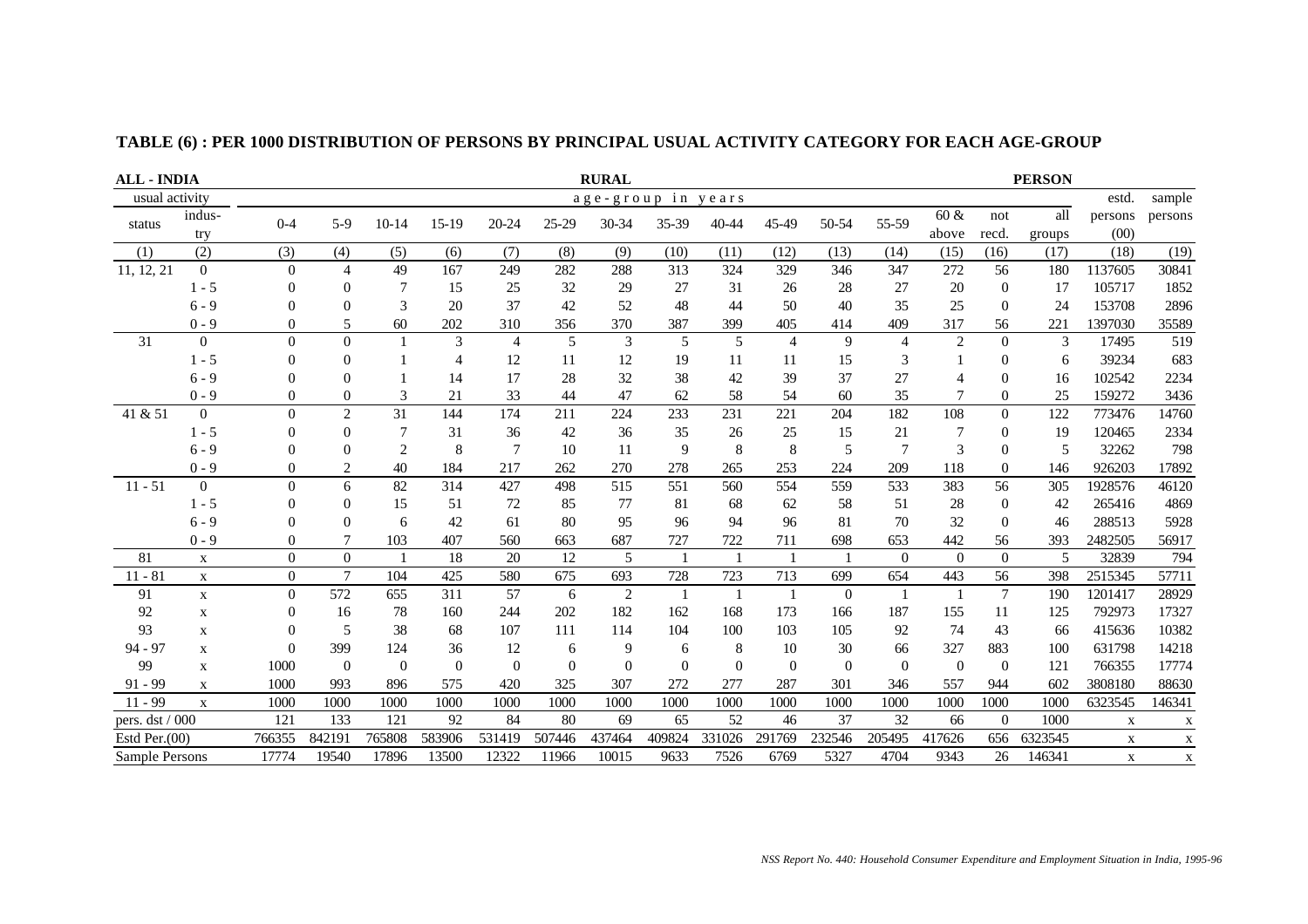## TABLE (6) : PER 1000 DISTRIBUTION OF PERSONS BY PRINCIPAL USUAL ACTIVITY CATEGORY FOR EACH AGE-GROUP

**ALL - INDIA** | **RURAL** | **PERSON**

| usual activity | | age-group in years | | | | | | | | | | | | | | | estd. | sample |
|---|---|---|---|---|---|---|---|---|---|---|---|---|---|---|---|---|---|---|
| status | indus-try | 0-4 | 5-9 | 10-14 | 15-19 | 20-24 | 25-29 | 30-34 | 35-39 | 40-44 | 45-49 | 50-54 | 55-59 | 60 & above | not recd. | all groups | persons (00) | persons |
| (1) | (2) | (3) | (4) | (5) | (6) | (7) | (8) | (9) | (10) | (11) | (12) | (13) | (14) | (15) | (16) | (17) | (18) | (19) |
| 11, 12, 21 | 0 | 0 | 4 | 49 | 167 | 249 | 282 | 288 | 313 | 324 | 329 | 346 | 347 | 272 | 56 | 180 | 1137605 | 30841 |
| | 1 - 5 | 0 | 0 | 7 | 15 | 25 | 32 | 29 | 27 | 31 | 26 | 28 | 27 | 20 | 0 | 17 | 105717 | 1852 |
| | 6 - 9 | 0 | 0 | 3 | 20 | 37 | 42 | 52 | 48 | 44 | 50 | 40 | 35 | 25 | 0 | 24 | 153708 | 2896 |
| | 0 - 9 | 0 | 5 | 60 | 202 | 310 | 356 | 370 | 387 | 399 | 405 | 414 | 409 | 317 | 56 | 221 | 1397030 | 35589 |
| 31 | 0 | 0 | 0 | 1 | 3 | 4 | 5 | 3 | 5 | 5 | 4 | 9 | 4 | 2 | 0 | 3 | 17495 | 519 |
| | 1 - 5 | 0 | 0 | 1 | 4 | 12 | 11 | 12 | 19 | 11 | 11 | 15 | 3 | 1 | 0 | 6 | 39234 | 683 |
| | 6 - 9 | 0 | 0 | 1 | 14 | 17 | 28 | 32 | 38 | 42 | 39 | 37 | 27 | 4 | 0 | 16 | 102542 | 2234 |
| | 0 - 9 | 0 | 0 | 3 | 21 | 33 | 44 | 47 | 62 | 58 | 54 | 60 | 35 | 7 | 0 | 25 | 159272 | 3436 |
| 41 & 51 | 0 | 0 | 2 | 31 | 144 | 174 | 211 | 224 | 233 | 231 | 221 | 204 | 182 | 108 | 0 | 122 | 773476 | 14760 |
| | 1 - 5 | 0 | 0 | 7 | 31 | 36 | 42 | 36 | 35 | 26 | 25 | 15 | 21 | 7 | 0 | 19 | 120465 | 2334 |
| | 6 - 9 | 0 | 0 | 2 | 8 | 7 | 10 | 11 | 9 | 8 | 8 | 5 | 7 | 3 | 0 | 5 | 32262 | 798 |
| | 0 - 9 | 0 | 2 | 40 | 184 | 217 | 262 | 270 | 278 | 265 | 253 | 224 | 209 | 118 | 0 | 146 | 926203 | 17892 |
| 11 - 51 | 0 | 0 | 6 | 82 | 314 | 427 | 498 | 515 | 551 | 560 | 554 | 559 | 533 | 383 | 56 | 305 | 1928576 | 46120 |
| | 1 - 5 | 0 | 0 | 15 | 51 | 72 | 85 | 77 | 81 | 68 | 62 | 58 | 51 | 28 | 0 | 42 | 265416 | 4869 |
| | 6 - 9 | 0 | 0 | 6 | 42 | 61 | 80 | 95 | 96 | 94 | 96 | 81 | 70 | 32 | 0 | 46 | 288513 | 5928 |
| | 0 - 9 | 0 | 7 | 103 | 407 | 560 | 663 | 687 | 727 | 722 | 711 | 698 | 653 | 442 | 56 | 393 | 2482505 | 56917 |
| 81 | x | 0 | 0 | 1 | 18 | 20 | 12 | 5 | 1 | 1 | 1 | 1 | 0 | 0 | 0 | 5 | 32839 | 794 |
| 11 - 81 | x | 0 | 7 | 104 | 425 | 580 | 675 | 693 | 728 | 723 | 713 | 699 | 654 | 443 | 56 | 398 | 2515345 | 57711 |
| 91 | x | 0 | 572 | 655 | 311 | 57 | 6 | 2 | 1 | 1 | 1 | 0 | 1 | 1 | 7 | 190 | 1201417 | 28929 |
| 92 | x | 0 | 16 | 78 | 160 | 244 | 202 | 182 | 162 | 168 | 173 | 166 | 187 | 155 | 11 | 125 | 792973 | 17327 |
| 93 | x | 0 | 5 | 38 | 68 | 107 | 111 | 114 | 104 | 100 | 103 | 105 | 92 | 74 | 43 | 66 | 415636 | 10382 |
| 94 - 97 | x | 0 | 399 | 124 | 36 | 12 | 6 | 9 | 6 | 8 | 10 | 30 | 66 | 327 | 883 | 100 | 631798 | 14218 |
| 99 | x | 1000 | 0 | 0 | 0 | 0 | 0 | 0 | 0 | 0 | 0 | 0 | 0 | 0 | 0 | 121 | 766355 | 17774 |
| 91 - 99 | x | 1000 | 993 | 896 | 575 | 420 | 325 | 307 | 272 | 277 | 287 | 301 | 346 | 557 | 944 | 602 | 3808180 | 88630 |
| 11 - 99 | x | 1000 | 1000 | 1000 | 1000 | 1000 | 1000 | 1000 | 1000 | 1000 | 1000 | 1000 | 1000 | 1000 | 1000 | 1000 | 6323545 | 146341 |
| pers. dst / 000 | | 121 | 133 | 121 | 92 | 84 | 80 | 69 | 65 | 52 | 46 | 37 | 32 | 66 | 0 | 1000 | x | x |
| Estd Per.(00) | | 766355 | 842191 | 765808 | 583906 | 531419 | 507446 | 437464 | 409824 | 331026 | 291769 | 232546 | 205495 | 417626 | 656 | 6323545 | x | x |
| Sample Persons | | 17774 | 19540 | 17896 | 13500 | 12322 | 11966 | 10015 | 9633 | 7526 | 6769 | 5327 | 4704 | 9343 | 26 | 146341 | x | x |

*NSS Report No. 440: Household Consumer Expenditure and Employment Situation in India, 1995-96*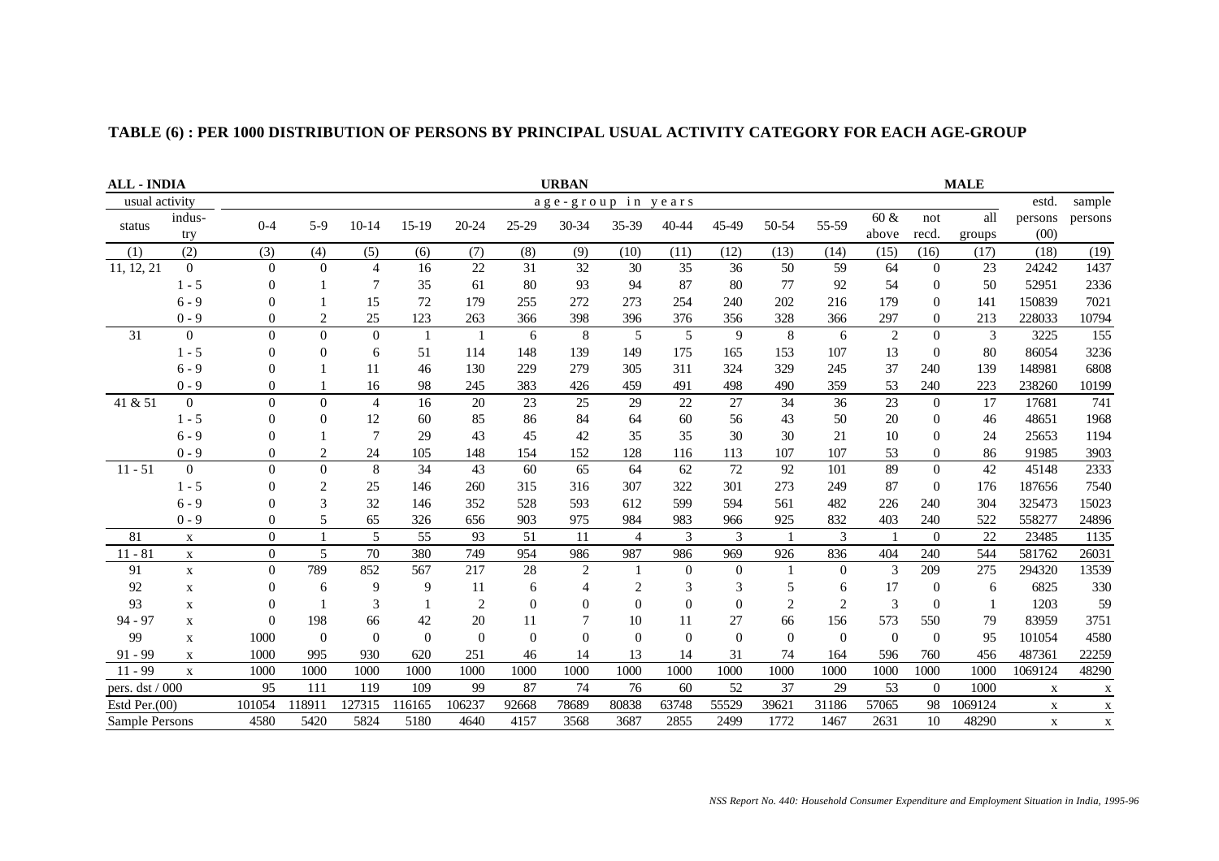**TABLE (6) : PER 1000 DISTRIBUTION OF PERSONS BY PRINCIPAL USUAL ACTIVITY CATEGORY FOR EACH AGE-GROUP**

**ALL - INDIA** | **URBAN** | **MALE**

| usual activity | | age-group in years | | | | | | | | | | | | | | | estd. | sample |
|---|---|---|---|---|---|---|---|---|---|---|---|---|---|---|---|---|---|---|
| status | indus-try | 0-4 | 5-9 | 10-14 | 15-19 | 20-24 | 25-29 | 30-34 | 35-39 | 40-44 | 45-49 | 50-54 | 55-59 | 60 & above | not recd. | all groups | persons (00) | persons |
| (1) | (2) | (3) | (4) | (5) | (6) | (7) | (8) | (9) | (10) | (11) | (12) | (13) | (14) | (15) | (16) | (17) | (18) | (19) |
| 11, 12, 21 | 0 | 0 | 0 | 4 | 16 | 22 | 31 | 32 | 30 | 35 | 36 | 50 | 59 | 64 | 0 | 23 | 24242 | 1437 |
| | 1 - 5 | 0 | 1 | 7 | 35 | 61 | 80 | 93 | 94 | 87 | 80 | 77 | 92 | 54 | 0 | 50 | 52951 | 2336 |
| | 6 - 9 | 0 | 1 | 15 | 72 | 179 | 255 | 272 | 273 | 254 | 240 | 202 | 216 | 179 | 0 | 141 | 150839 | 7021 |
| | 0 - 9 | 0 | 2 | 25 | 123 | 263 | 366 | 398 | 396 | 376 | 356 | 328 | 366 | 297 | 0 | 213 | 228033 | 10794 |
| 31 | 0 | 0 | 0 | 0 | 1 | 1 | 6 | 8 | 5 | 5 | 9 | 8 | 6 | 2 | 0 | 3 | 3225 | 155 |
| | 1 - 5 | 0 | 0 | 6 | 51 | 114 | 148 | 139 | 149 | 175 | 165 | 153 | 107 | 13 | 0 | 80 | 86054 | 3236 |
| | 6 - 9 | 0 | 1 | 11 | 46 | 130 | 229 | 279 | 305 | 311 | 324 | 329 | 245 | 37 | 240 | 139 | 148981 | 6808 |
| | 0 - 9 | 0 | 1 | 16 | 98 | 245 | 383 | 426 | 459 | 491 | 498 | 490 | 359 | 53 | 240 | 223 | 238260 | 10199 |
| 41 & 51 | 0 | 0 | 0 | 4 | 16 | 20 | 23 | 25 | 29 | 22 | 27 | 34 | 36 | 23 | 0 | 17 | 17681 | 741 |
| | 1 - 5 | 0 | 0 | 12 | 60 | 85 | 86 | 84 | 64 | 60 | 56 | 43 | 50 | 20 | 0 | 46 | 48651 | 1968 |
| | 6 - 9 | 0 | 1 | 7 | 29 | 43 | 45 | 42 | 35 | 35 | 30 | 30 | 21 | 10 | 0 | 24 | 25653 | 1194 |
| | 0 - 9 | 0 | 2 | 24 | 105 | 148 | 154 | 152 | 128 | 116 | 113 | 107 | 107 | 53 | 0 | 86 | 91985 | 3903 |
| 11 - 51 | 0 | 0 | 0 | 8 | 34 | 43 | 60 | 65 | 64 | 62 | 72 | 92 | 101 | 89 | 0 | 42 | 45148 | 2333 |
| | 1 - 5 | 0 | 2 | 25 | 146 | 260 | 315 | 316 | 307 | 322 | 301 | 273 | 249 | 87 | 0 | 176 | 187656 | 7540 |
| | 6 - 9 | 0 | 3 | 32 | 146 | 352 | 528 | 593 | 612 | 599 | 594 | 561 | 482 | 226 | 240 | 304 | 325473 | 15023 |
| | 0 - 9 | 0 | 5 | 65 | 326 | 656 | 903 | 975 | 984 | 983 | 966 | 925 | 832 | 403 | 240 | 522 | 558277 | 24896 |
| 81 | x | 0 | 1 | 5 | 55 | 93 | 51 | 11 | 4 | 3 | 3 | 1 | 3 | 1 | 0 | 22 | 23485 | 1135 |
| 11 - 81 | x | 0 | 5 | 70 | 380 | 749 | 954 | 986 | 987 | 986 | 969 | 926 | 836 | 404 | 240 | 544 | 581762 | 26031 |
| 91 | x | 0 | 789 | 852 | 567 | 217 | 28 | 2 | 1 | 0 | 0 | 1 | 0 | 3 | 209 | 275 | 294320 | 13539 |
| 92 | x | 0 | 6 | 9 | 9 | 11 | 6 | 4 | 2 | 3 | 3 | 5 | 6 | 17 | 0 | 6 | 6825 | 330 |
| 93 | x | 0 | 1 | 3 | 1 | 2 | 0 | 0 | 0 | 0 | 0 | 2 | 2 | 3 | 0 | 1 | 1203 | 59 |
| 94 - 97 | x | 0 | 198 | 66 | 42 | 20 | 11 | 7 | 10 | 11 | 27 | 66 | 156 | 573 | 550 | 79 | 83959 | 3751 |
| 99 | x | 1000 | 0 | 0 | 0 | 0 | 0 | 0 | 0 | 0 | 0 | 0 | 0 | 0 | 0 | 95 | 101054 | 4580 |
| 91 - 99 | x | 1000 | 995 | 930 | 620 | 251 | 46 | 14 | 13 | 14 | 31 | 74 | 164 | 596 | 760 | 456 | 487361 | 22259 |
| 11 - 99 | x | 1000 | 1000 | 1000 | 1000 | 1000 | 1000 | 1000 | 1000 | 1000 | 1000 | 1000 | 1000 | 1000 | 1000 | 1000 | 1069124 | 48290 |
| pers. dst / 000 | | 95 | 111 | 119 | 109 | 99 | 87 | 74 | 76 | 60 | 52 | 37 | 29 | 53 | 0 | 1000 | x | x |
| Estd Per.(00) | | 101054 | 118911 | 127315 | 116165 | 106237 | 92668 | 78689 | 80838 | 63748 | 55529 | 39621 | 31186 | 57065 | 98 | 1069124 | x | x |
| Sample Persons | | 4580 | 5420 | 5824 | 5180 | 4640 | 4157 | 3568 | 3687 | 2855 | 2499 | 1772 | 1467 | 2631 | 10 | 48290 | x | x |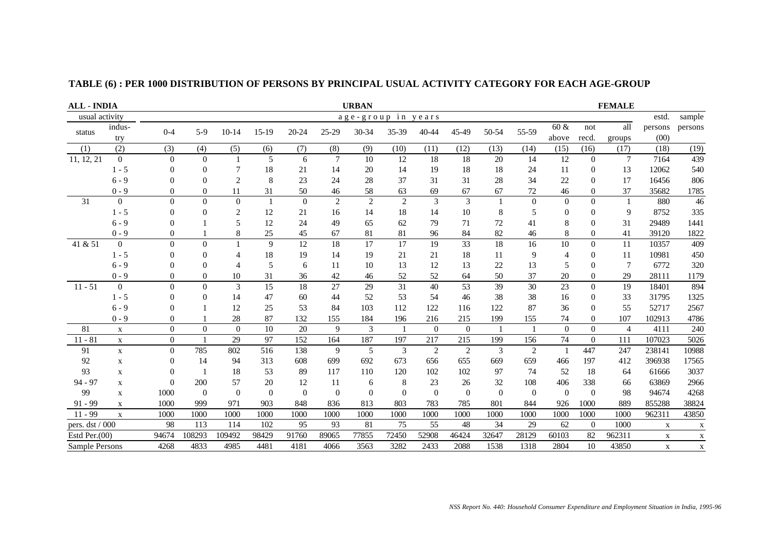## TABLE (6) : PER 1000 DISTRIBUTION OF PERSONS BY PRINCIPAL USUAL ACTIVITY CATEGORY FOR EACH AGE-GROUP

**ALL - INDIA** **URBAN** **FEMALE**

| usual activity status | indus-try | 0-4 | 5-9 | 10-14 | 15-19 | 20-24 | 25-29 | 30-34 | 35-39 | 40-44 | 45-49 | 50-54 | 55-59 | 60 & above | not recd. | all groups | estd. persons (00) | sample persons |
|---|---|---|---|---|---|---|---|---|---|---|---|---|---|---|---|---|---|---|
| | | age-group in years | | | | | | | | | | | | | | | | |
| (1) | (2) | (3) | (4) | (5) | (6) | (7) | (8) | (9) | (10) | (11) | (12) | (13) | (14) | (15) | (16) | (17) | (18) | (19) |
| 11, 12, 21 | 0 | 0 | 0 | 1 | 5 | 6 | 7 | 10 | 12 | 18 | 18 | 20 | 14 | 12 | 0 | 7 | 7164 | 439 |
| | 1 - 5 | 0 | 0 | 7 | 18 | 21 | 14 | 20 | 14 | 19 | 18 | 18 | 24 | 11 | 0 | 13 | 12062 | 540 |
| | 6 - 9 | 0 | 0 | 2 | 8 | 23 | 24 | 28 | 37 | 31 | 31 | 28 | 34 | 22 | 0 | 17 | 16456 | 806 |
| | 0 - 9 | 0 | 0 | 11 | 31 | 50 | 46 | 58 | 63 | 69 | 67 | 67 | 72 | 46 | 0 | 37 | 35682 | 1785 |
| 31 | 0 | 0 | 0 | 0 | 1 | 0 | 2 | 2 | 2 | 3 | 3 | 1 | 0 | 0 | 0 | 1 | 880 | 46 |
| | 1 - 5 | 0 | 0 | 2 | 12 | 21 | 16 | 14 | 18 | 14 | 10 | 8 | 5 | 0 | 0 | 9 | 8752 | 335 |
| | 6 - 9 | 0 | 1 | 5 | 12 | 24 | 49 | 65 | 62 | 79 | 71 | 72 | 41 | 8 | 0 | 31 | 29489 | 1441 |
| | 0 - 9 | 0 | 1 | 8 | 25 | 45 | 67 | 81 | 81 | 96 | 84 | 82 | 46 | 8 | 0 | 41 | 39120 | 1822 |
| 41 & 51 | 0 | 0 | 0 | 1 | 9 | 12 | 18 | 17 | 17 | 19 | 33 | 18 | 16 | 10 | 0 | 11 | 10357 | 409 |
| | 1 - 5 | 0 | 0 | 4 | 18 | 19 | 14 | 19 | 21 | 21 | 18 | 11 | 9 | 4 | 0 | 11 | 10981 | 450 |
| | 6 - 9 | 0 | 0 | 4 | 5 | 6 | 11 | 10 | 13 | 12 | 13 | 22 | 13 | 5 | 0 | 7 | 6772 | 320 |
| | 0 - 9 | 0 | 0 | 10 | 31 | 36 | 42 | 46 | 52 | 52 | 64 | 50 | 37 | 20 | 0 | 29 | 28111 | 1179 |
| 11 - 51 | 0 | 0 | 0 | 3 | 15 | 18 | 27 | 29 | 31 | 40 | 53 | 39 | 30 | 23 | 0 | 19 | 18401 | 894 |
| | 1 - 5 | 0 | 0 | 14 | 47 | 60 | 44 | 52 | 53 | 54 | 46 | 38 | 38 | 16 | 0 | 33 | 31795 | 1325 |
| | 6 - 9 | 0 | 1 | 12 | 25 | 53 | 84 | 103 | 112 | 122 | 116 | 122 | 87 | 36 | 0 | 55 | 52717 | 2567 |
| | 0 - 9 | 0 | 1 | 28 | 87 | 132 | 155 | 184 | 196 | 216 | 215 | 199 | 155 | 74 | 0 | 107 | 102913 | 4786 |
| 81 | x | 0 | 0 | 0 | 10 | 20 | 9 | 3 | 1 | 0 | 0 | 1 | 1 | 0 | 0 | 4 | 4111 | 240 |
| 11 - 81 | x | 0 | 1 | 29 | 97 | 152 | 164 | 187 | 197 | 217 | 215 | 199 | 156 | 74 | 0 | 111 | 107023 | 5026 |
| 91 | x | 0 | 785 | 802 | 516 | 138 | 9 | 5 | 3 | 2 | 2 | 3 | 2 | 1 | 447 | 247 | 238141 | 10988 |
| 92 | x | 0 | 14 | 94 | 313 | 608 | 699 | 692 | 673 | 656 | 655 | 669 | 659 | 466 | 197 | 412 | 396938 | 17565 |
| 93 | x | 0 | 1 | 18 | 53 | 89 | 117 | 110 | 120 | 102 | 102 | 97 | 74 | 52 | 18 | 64 | 61666 | 3037 |
| 94 - 97 | x | 0 | 200 | 57 | 20 | 12 | 11 | 6 | 8 | 23 | 26 | 32 | 108 | 406 | 338 | 66 | 63869 | 2966 |
| 99 | x | 1000 | 0 | 0 | 0 | 0 | 0 | 0 | 0 | 0 | 0 | 0 | 0 | 0 | 0 | 98 | 94674 | 4268 |
| 91 - 99 | x | 1000 | 999 | 971 | 903 | 848 | 836 | 813 | 803 | 783 | 785 | 801 | 844 | 926 | 1000 | 889 | 855288 | 38824 |
| 11 - 99 | x | 1000 | 1000 | 1000 | 1000 | 1000 | 1000 | 1000 | 1000 | 1000 | 1000 | 1000 | 1000 | 1000 | 1000 | 1000 | 962311 | 43850 |
| pers. dst / 000 | | 98 | 113 | 114 | 102 | 95 | 93 | 81 | 75 | 55 | 48 | 34 | 29 | 62 | 0 | 1000 | x | x |
| Estd Per.(00) | | 94674 | 108293 | 109492 | 98429 | 91760 | 89065 | 77855 | 72450 | 52908 | 46424 | 32647 | 28129 | 60103 | 82 | 962311 | x | x |
| Sample Persons | | 4268 | 4833 | 4985 | 4481 | 4181 | 4066 | 3563 | 3282 | 2433 | 2088 | 1538 | 1318 | 2804 | 10 | 43850 | x | x |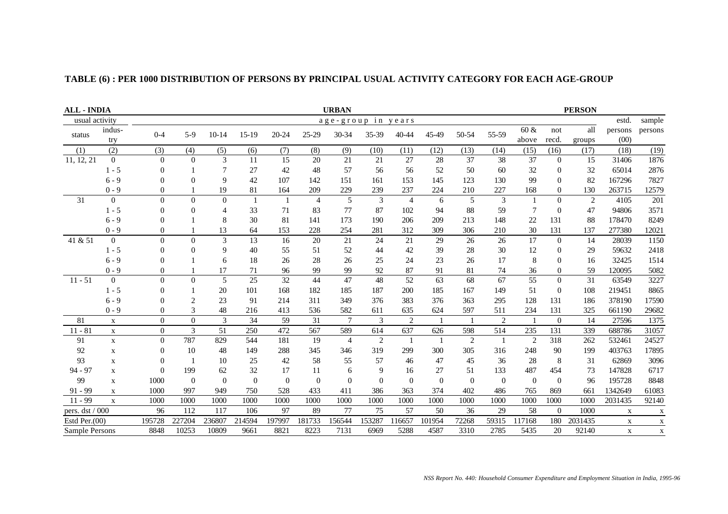## TABLE (6) : PER 1000 DISTRIBUTION OF PERSONS BY PRINCIPAL USUAL ACTIVITY CATEGORY FOR EACH AGE-GROUP

**ALL - INDIA** **URBAN** **PERSON**

| usual activity | | age-group in years | | | | | | | | | | | | | | | estd. | sample |
|---|---|---|---|---|---|---|---|---|---|---|---|---|---|---|---|---|---|---|
| status | indus-try | 0-4 | 5-9 | 10-14 | 15-19 | 20-24 | 25-29 | 30-34 | 35-39 | 40-44 | 45-49 | 50-54 | 55-59 | 60 & above | not recd. | all groups | persons (00) | persons |
| (1) | (2) | (3) | (4) | (5) | (6) | (7) | (8) | (9) | (10) | (11) | (12) | (13) | (14) | (15) | (16) | (17) | (18) | (19) |
| 11, 12, 21 | 0 | 0 | 0 | 3 | 11 | 15 | 20 | 21 | 21 | 27 | 28 | 37 | 38 | 37 | 0 | 15 | 31406 | 1876 |
| | 1 - 5 | 0 | 1 | 7 | 27 | 42 | 48 | 57 | 56 | 56 | 52 | 50 | 60 | 32 | 0 | 32 | 65014 | 2876 |
| | 6 - 9 | 0 | 0 | 9 | 42 | 107 | 142 | 151 | 161 | 153 | 145 | 123 | 130 | 99 | 0 | 82 | 167296 | 7827 |
| | 0 - 9 | 0 | 1 | 19 | 81 | 164 | 209 | 229 | 239 | 237 | 224 | 210 | 227 | 168 | 0 | 130 | 263715 | 12579 |
| 31 | 0 | 0 | 0 | 0 | 1 | 1 | 4 | 5 | 3 | 4 | 6 | 5 | 3 | 1 | 0 | 2 | 4105 | 201 |
| | 1 - 5 | 0 | 0 | 4 | 33 | 71 | 83 | 77 | 87 | 102 | 94 | 88 | 59 | 7 | 0 | 47 | 94806 | 3571 |
| | 6 - 9 | 0 | 1 | 8 | 30 | 81 | 141 | 173 | 190 | 206 | 209 | 213 | 148 | 22 | 131 | 88 | 178470 | 8249 |
| | 0 - 9 | 0 | 1 | 13 | 64 | 153 | 228 | 254 | 281 | 312 | 309 | 306 | 210 | 30 | 131 | 137 | 277380 | 12021 |
| 41 & 51 | 0 | 0 | 0 | 3 | 13 | 16 | 20 | 21 | 24 | 21 | 29 | 26 | 26 | 17 | 0 | 14 | 28039 | 1150 |
| | 1 - 5 | 0 | 0 | 9 | 40 | 55 | 51 | 52 | 44 | 42 | 39 | 28 | 30 | 12 | 0 | 29 | 59632 | 2418 |
| | 6 - 9 | 0 | 1 | 6 | 18 | 26 | 28 | 26 | 25 | 24 | 23 | 26 | 17 | 8 | 0 | 16 | 32425 | 1514 |
| | 0 - 9 | 0 | 1 | 17 | 71 | 96 | 99 | 99 | 92 | 87 | 91 | 81 | 74 | 36 | 0 | 59 | 120095 | 5082 |
| 11 - 51 | 0 | 0 | 0 | 5 | 25 | 32 | 44 | 47 | 48 | 52 | 63 | 68 | 67 | 55 | 0 | 31 | 63549 | 3227 |
| | 1 - 5 | 0 | 1 | 20 | 101 | 168 | 182 | 185 | 187 | 200 | 185 | 167 | 149 | 51 | 0 | 108 | 219451 | 8865 |
| | 6 - 9 | 0 | 2 | 23 | 91 | 214 | 311 | 349 | 376 | 383 | 376 | 363 | 295 | 128 | 131 | 186 | 378190 | 17590 |
| | 0 - 9 | 0 | 3 | 48 | 216 | 413 | 536 | 582 | 611 | 635 | 624 | 597 | 511 | 234 | 131 | 325 | 661190 | 29682 |
| 81 | x | 0 | 0 | 3 | 34 | 59 | 31 | 7 | 3 | 2 | 1 | 1 | 2 | 1 | 0 | 14 | 27596 | 1375 |
| 11 - 81 | x | 0 | 3 | 51 | 250 | 472 | 567 | 589 | 614 | 637 | 626 | 598 | 514 | 235 | 131 | 339 | 688786 | 31057 |
| 91 | x | 0 | 787 | 829 | 544 | 181 | 19 | 4 | 2 | 1 | 1 | 2 | 1 | 2 | 318 | 262 | 532461 | 24527 |
| 92 | x | 0 | 10 | 48 | 149 | 288 | 345 | 346 | 319 | 299 | 300 | 305 | 316 | 248 | 90 | 199 | 403763 | 17895 |
| 93 | x | 0 | 1 | 10 | 25 | 42 | 58 | 55 | 57 | 46 | 47 | 45 | 36 | 28 | 8 | 31 | 62869 | 3096 |
| 94 - 97 | x | 0 | 199 | 62 | 32 | 17 | 11 | 6 | 9 | 16 | 27 | 51 | 133 | 487 | 454 | 73 | 147828 | 6717 |
| 99 | x | 1000 | 0 | 0 | 0 | 0 | 0 | 0 | 0 | 0 | 0 | 0 | 0 | 0 | 0 | 96 | 195728 | 8848 |
| 91 - 99 | x | 1000 | 997 | 949 | 750 | 528 | 433 | 411 | 386 | 363 | 374 | 402 | 486 | 765 | 869 | 661 | 1342649 | 61083 |
| 11 - 99 | x | 1000 | 1000 | 1000 | 1000 | 1000 | 1000 | 1000 | 1000 | 1000 | 1000 | 1000 | 1000 | 1000 | 1000 | 1000 | 2031435 | 92140 |
| pers. dst / 000 | | 96 | 112 | 117 | 106 | 97 | 89 | 77 | 75 | 57 | 50 | 36 | 29 | 58 | 0 | 1000 | x | x |
| Estd Per.(00) | | 195728 | 227204 | 236807 | 214594 | 197997 | 181733 | 156544 | 153287 | 116657 | 101954 | 72268 | 59315 | 117168 | 180 | 2031435 | x | x |
| Sample Persons | | 8848 | 10253 | 10809 | 9661 | 8821 | 8223 | 7131 | 6969 | 5288 | 4587 | 3310 | 2785 | 5435 | 20 | 92140 | x | x |

*NSS Report No. 440: Household Consumer Expenditure and Employment Situation in India, 1995-96*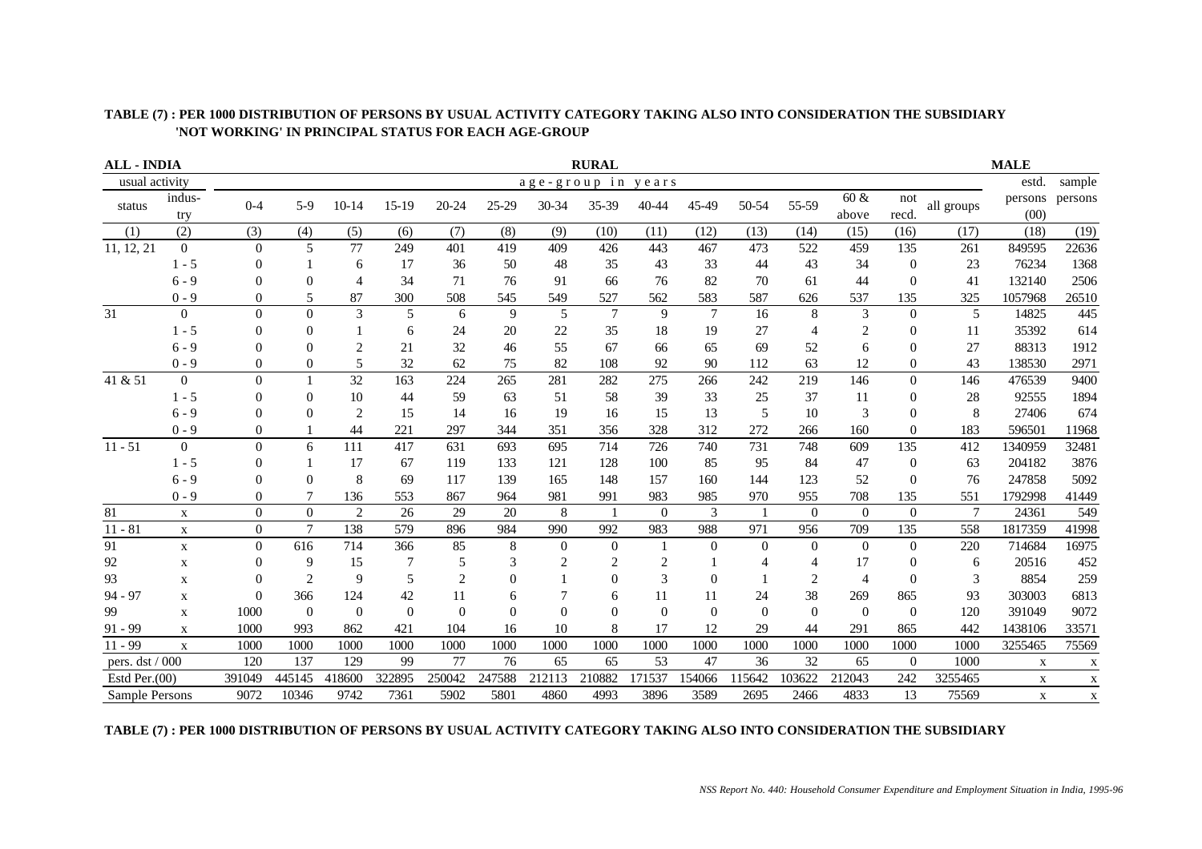**TABLE (7) : PER 1000 DISTRIBUTION OF PERSONS BY USUAL ACTIVITY CATEGORY TAKING ALSO INTO CONSIDERATION THE SUBSIDIARY 'NOT WORKING' IN PRINCIPAL STATUS FOR EACH AGE-GROUP**

**ALL - INDIA** | **RURAL** | **MALE**

| usual activity | | age-group in years | | | | | | | | | | | | | | | estd. | sample |
|---|---|---|---|---|---|---|---|---|---|---|---|---|---|---|---|---|---|---|
| status | indus-try | 0-4 | 5-9 | 10-14 | 15-19 | 20-24 | 25-29 | 30-34 | 35-39 | 40-44 | 45-49 | 50-54 | 55-59 | 60 & above | not recd. | all groups | persons (00) | persons |
| (1) | (2) | (3) | (4) | (5) | (6) | (7) | (8) | (9) | (10) | (11) | (12) | (13) | (14) | (15) | (16) | (17) | (18) | (19) |
| 11, 12, 21 | 0 | 0 | 5 | 77 | 249 | 401 | 419 | 409 | 426 | 443 | 467 | 473 | 522 | 459 | 135 | 261 | 849595 | 22636 |
| | 1 - 5 | 0 | 1 | 6 | 17 | 36 | 50 | 48 | 35 | 43 | 33 | 44 | 43 | 34 | 0 | 23 | 76234 | 1368 |
| | 6 - 9 | 0 | 0 | 4 | 34 | 71 | 76 | 91 | 66 | 76 | 82 | 70 | 61 | 44 | 0 | 41 | 132140 | 2506 |
| | 0 - 9 | 0 | 5 | 87 | 300 | 508 | 545 | 549 | 527 | 562 | 583 | 587 | 626 | 537 | 135 | 325 | 1057968 | 26510 |
| 31 | 0 | 0 | 0 | 3 | 5 | 6 | 9 | 5 | 7 | 9 | 7 | 16 | 8 | 3 | 0 | 5 | 14825 | 445 |
| | 1 - 5 | 0 | 0 | 1 | 6 | 24 | 20 | 22 | 35 | 18 | 19 | 27 | 4 | 2 | 0 | 11 | 35392 | 614 |
| | 6 - 9 | 0 | 0 | 2 | 21 | 32 | 46 | 55 | 67 | 66 | 65 | 69 | 52 | 6 | 0 | 27 | 88313 | 1912 |
| | 0 - 9 | 0 | 0 | 5 | 32 | 62 | 75 | 82 | 108 | 92 | 90 | 112 | 63 | 12 | 0 | 43 | 138530 | 2971 |
| 41 & 51 | 0 | 0 | 1 | 32 | 163 | 224 | 265 | 281 | 282 | 275 | 266 | 242 | 219 | 146 | 0 | 146 | 476539 | 9400 |
| | 1 - 5 | 0 | 0 | 10 | 44 | 59 | 63 | 51 | 58 | 39 | 33 | 25 | 37 | 11 | 0 | 28 | 92555 | 1894 |
| | 6 - 9 | 0 | 0 | 2 | 15 | 14 | 16 | 19 | 16 | 15 | 13 | 5 | 10 | 3 | 0 | 8 | 27406 | 674 |
| | 0 - 9 | 0 | 1 | 44 | 221 | 297 | 344 | 351 | 356 | 328 | 312 | 272 | 266 | 160 | 0 | 183 | 596501 | 11968 |
| 11 - 51 | 0 | 0 | 6 | 111 | 417 | 631 | 693 | 695 | 714 | 726 | 740 | 731 | 748 | 609 | 135 | 412 | 1340959 | 32481 |
| | 1 - 5 | 0 | 1 | 17 | 67 | 119 | 133 | 121 | 128 | 100 | 85 | 95 | 84 | 47 | 0 | 63 | 204182 | 3876 |
| | 6 - 9 | 0 | 0 | 8 | 69 | 117 | 139 | 165 | 148 | 157 | 160 | 144 | 123 | 52 | 0 | 76 | 247858 | 5092 |
| | 0 - 9 | 0 | 7 | 136 | 553 | 867 | 964 | 981 | 991 | 983 | 985 | 970 | 955 | 708 | 135 | 551 | 1792998 | 41449 |
| 81 | x | 0 | 0 | 2 | 26 | 29 | 20 | 8 | 1 | 0 | 3 | 1 | 0 | 0 | 0 | 7 | 24361 | 549 |
| 11 - 81 | x | 0 | 7 | 138 | 579 | 896 | 984 | 990 | 992 | 983 | 988 | 971 | 956 | 709 | 135 | 558 | 1817359 | 41998 |
| 91 | x | 0 | 616 | 714 | 366 | 85 | 8 | 0 | 0 | 1 | 0 | 0 | 0 | 0 | 0 | 220 | 714684 | 16975 |
| 92 | x | 0 | 9 | 15 | 7 | 5 | 3 | 2 | 2 | 2 | 1 | 4 | 4 | 17 | 0 | 6 | 20516 | 452 |
| 93 | x | 0 | 2 | 9 | 5 | 2 | 0 | 1 | 0 | 3 | 0 | 1 | 2 | 4 | 0 | 3 | 8854 | 259 |
| 94 - 97 | x | 0 | 366 | 124 | 42 | 11 | 6 | 7 | 6 | 11 | 11 | 24 | 38 | 269 | 865 | 93 | 303003 | 6813 |
| 99 | x | 1000 | 0 | 0 | 0 | 0 | 0 | 0 | 0 | 0 | 0 | 0 | 0 | 0 | 0 | 120 | 391049 | 9072 |
| 91 - 99 | x | 1000 | 993 | 862 | 421 | 104 | 16 | 10 | 8 | 17 | 12 | 29 | 44 | 291 | 865 | 442 | 1438106 | 33571 |
| 11 - 99 | x | 1000 | 1000 | 1000 | 1000 | 1000 | 1000 | 1000 | 1000 | 1000 | 1000 | 1000 | 1000 | 1000 | 1000 | 1000 | 3255465 | 75569 |
| pers. dst / 000 | | 120 | 137 | 129 | 99 | 77 | 76 | 65 | 65 | 53 | 47 | 36 | 32 | 65 | 0 | 1000 | x | x |
| Estd Per.(00) | | 391049 | 445145 | 418600 | 322895 | 250042 | 247588 | 212113 | 210882 | 171537 | 154066 | 115642 | 103622 | 212043 | 242 | 3255465 | x | x |
| Sample Persons | | 9072 | 10346 | 9742 | 7361 | 5902 | 5801 | 4860 | 4993 | 3896 | 3589 | 2695 | 2466 | 4833 | 13 | 75569 | x | x |

**TABLE (7) : PER 1000 DISTRIBUTION OF PERSONS BY USUAL ACTIVITY CATEGORY TAKING ALSO INTO CONSIDERATION THE SUBSIDIARY**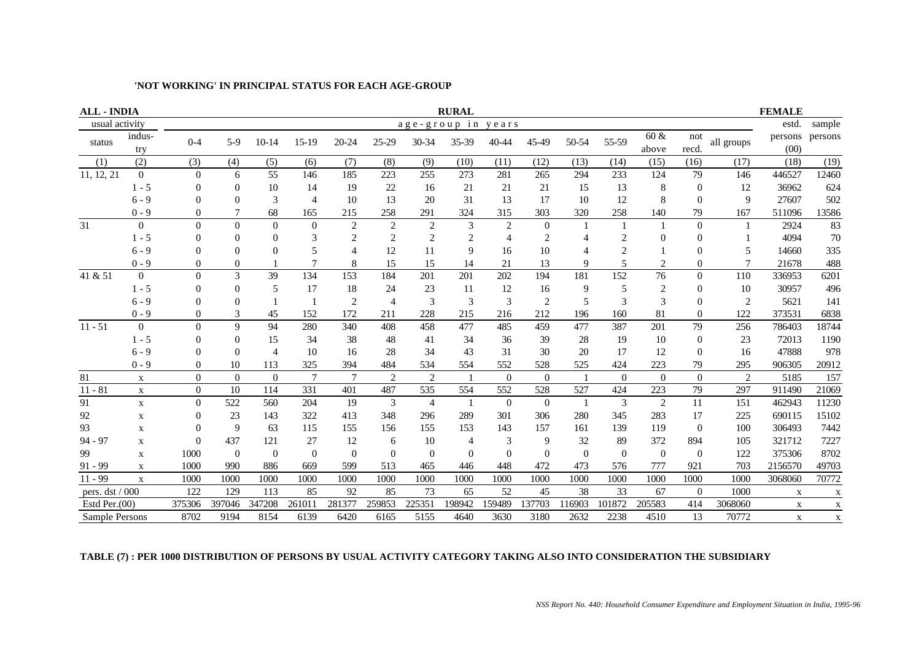**'NOT WORKING' IN PRINCIPAL STATUS FOR EACH AGE-GROUP**

| ALL - INDIA | | | | | | | | RURAL | | | | | | | | | FEMALE | |
|---|---|---|---|---|---|---|---|---|---|---|---|---|---|---|---|---|---|---|
| usual activity | | age-group in years | | | | | | | | | | | | | | | estd. | sample |
| status | indus- try | 0-4 | 5-9 | 10-14 | 15-19 | 20-24 | 25-29 | 30-34 | 35-39 | 40-44 | 45-49 | 50-54 | 55-59 | 60 & above | not recd. | all groups | persons (00) | persons |
| (1) | (2) | (3) | (4) | (5) | (6) | (7) | (8) | (9) | (10) | (11) | (12) | (13) | (14) | (15) | (16) | (17) | (18) | (19) |
| 11, 12, 21 | 0 | 0 | 6 | 55 | 146 | 185 | 223 | 255 | 273 | 281 | 265 | 294 | 233 | 124 | 79 | 146 | 446527 | 12460 |
| | 1 - 5 | 0 | 0 | 10 | 14 | 19 | 22 | 16 | 21 | 21 | 21 | 15 | 13 | 8 | 0 | 12 | 36962 | 624 |
| | 6 - 9 | 0 | 0 | 3 | 4 | 10 | 13 | 20 | 31 | 13 | 17 | 10 | 12 | 8 | 0 | 9 | 27607 | 502 |
| | 0 - 9 | 0 | 7 | 68 | 165 | 215 | 258 | 291 | 324 | 315 | 303 | 320 | 258 | 140 | 79 | 167 | 511096 | 13586 |
| 31 | 0 | 0 | 0 | 0 | 0 | 2 | 2 | 2 | 3 | 2 | 0 | 1 | 1 | 1 | 0 | 1 | 2924 | 83 |
| | 1 - 5 | 0 | 0 | 0 | 3 | 2 | 2 | 2 | 2 | 4 | 2 | 4 | 2 | 0 | 0 | 1 | 4094 | 70 |
| | 6 - 9 | 0 | 0 | 0 | 5 | 4 | 12 | 11 | 9 | 16 | 10 | 4 | 2 | 1 | 0 | 5 | 14660 | 335 |
| | 0 - 9 | 0 | 0 | 1 | 7 | 8 | 15 | 15 | 14 | 21 | 13 | 9 | 5 | 2 | 0 | 7 | 21678 | 488 |
| 41 & 51 | 0 | 0 | 3 | 39 | 134 | 153 | 184 | 201 | 201 | 202 | 194 | 181 | 152 | 76 | 0 | 110 | 336953 | 6201 |
| | 1 - 5 | 0 | 0 | 5 | 17 | 18 | 24 | 23 | 11 | 12 | 16 | 9 | 5 | 2 | 0 | 10 | 30957 | 496 |
| | 6 - 9 | 0 | 0 | 1 | 1 | 2 | 4 | 3 | 3 | 3 | 2 | 5 | 3 | 3 | 0 | 2 | 5621 | 141 |
| | 0 - 9 | 0 | 3 | 45 | 152 | 172 | 211 | 228 | 215 | 216 | 212 | 196 | 160 | 81 | 0 | 122 | 373531 | 6838 |
| 11 - 51 | 0 | 0 | 9 | 94 | 280 | 340 | 408 | 458 | 477 | 485 | 459 | 477 | 387 | 201 | 79 | 256 | 786403 | 18744 |
| | 1 - 5 | 0 | 0 | 15 | 34 | 38 | 48 | 41 | 34 | 36 | 39 | 28 | 19 | 10 | 0 | 23 | 72013 | 1190 |
| | 6 - 9 | 0 | 0 | 4 | 10 | 16 | 28 | 34 | 43 | 31 | 30 | 20 | 17 | 12 | 0 | 16 | 47888 | 978 |
| | 0 - 9 | 0 | 10 | 113 | 325 | 394 | 484 | 534 | 554 | 552 | 528 | 525 | 424 | 223 | 79 | 295 | 906305 | 20912 |
| 81 | x | 0 | 0 | 0 | 7 | 7 | 2 | 2 | 1 | 0 | 0 | 1 | 0 | 0 | 0 | 2 | 5185 | 157 |
| 11 - 81 | x | 0 | 10 | 114 | 331 | 401 | 487 | 535 | 554 | 552 | 528 | 527 | 424 | 223 | 79 | 297 | 911490 | 21069 |
| 91 | x | 0 | 522 | 560 | 204 | 19 | 3 | 4 | 1 | 0 | 0 | 1 | 3 | 2 | 11 | 151 | 462943 | 11230 |
| 92 | x | 0 | 23 | 143 | 322 | 413 | 348 | 296 | 289 | 301 | 306 | 280 | 345 | 283 | 17 | 225 | 690115 | 15102 |
| 93 | x | 0 | 9 | 63 | 115 | 155 | 156 | 155 | 153 | 143 | 157 | 161 | 139 | 119 | 0 | 100 | 306493 | 7442 |
| 94 - 97 | x | 0 | 437 | 121 | 27 | 12 | 6 | 10 | 4 | 3 | 9 | 32 | 89 | 372 | 894 | 105 | 321712 | 7227 |
| 99 | x | 1000 | 0 | 0 | 0 | 0 | 0 | 0 | 0 | 0 | 0 | 0 | 0 | 0 | 0 | 122 | 375306 | 8702 |
| 91 - 99 | x | 1000 | 990 | 886 | 669 | 599 | 513 | 465 | 446 | 448 | 472 | 473 | 576 | 777 | 921 | 703 | 2156570 | 49703 |
| 11 - 99 | x | 1000 | 1000 | 1000 | 1000 | 1000 | 1000 | 1000 | 1000 | 1000 | 1000 | 1000 | 1000 | 1000 | 1000 | 1000 | 3068060 | 70772 |
| pers. dst / 000 | | 122 | 129 | 113 | 85 | 92 | 85 | 73 | 65 | 52 | 45 | 38 | 33 | 67 | 0 | 1000 | x | x |
| Estd Per.(00) | | 375306 | 397046 | 347208 | 261011 | 281377 | 259853 | 225351 | 198942 | 159489 | 137703 | 116903 | 101872 | 205583 | 414 | 3068060 | x | x |
| Sample Persons | | 8702 | 9194 | 8154 | 6139 | 6420 | 6165 | 5155 | 4640 | 3630 | 3180 | 2632 | 2238 | 4510 | 13 | 70772 | x | x |

**TABLE (7) : PER 1000 DISTRIBUTION OF PERSONS BY USUAL ACTIVITY CATEGORY TAKING ALSO INTO CONSIDERATION THE SUBSIDIARY**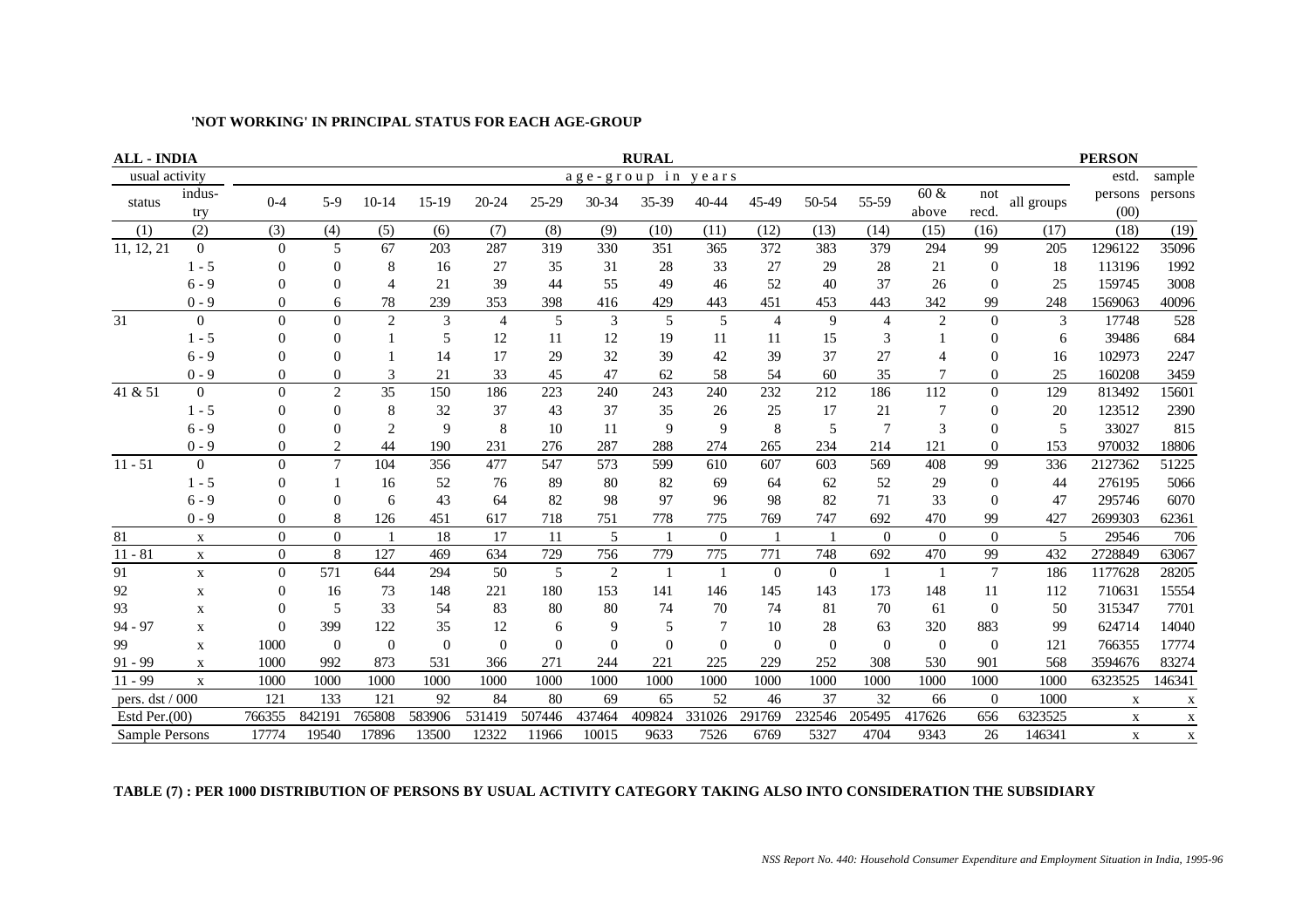**'NOT WORKING' IN PRINCIPAL STATUS FOR EACH AGE-GROUP**

| ALL - INDIA | | | | | | | | | RURAL | | | | | | | | PERSON | |
|---|---|---|---|---|---|---|---|---|---|---|---|---|---|---|---|---|---|---|
| usual activity | | age-group in years | | | | | | | | | | | | | | | estd. | sample |
| status | indus-try | 0-4 | 5-9 | 10-14 | 15-19 | 20-24 | 25-29 | 30-34 | 35-39 | 40-44 | 45-49 | 50-54 | 55-59 | 60 & above | not recd. | all groups | persons (00) | persons |
| (1) | (2) | (3) | (4) | (5) | (6) | (7) | (8) | (9) | (10) | (11) | (12) | (13) | (14) | (15) | (16) | (17) | (18) | (19) |
| 11, 12, 21 | 0 | 0 | 5 | 67 | 203 | 287 | 319 | 330 | 351 | 365 | 372 | 383 | 379 | 294 | 99 | 205 | 1296122 | 35096 |
| | 1 - 5 | 0 | 0 | 8 | 16 | 27 | 35 | 31 | 28 | 33 | 27 | 29 | 28 | 21 | 0 | 18 | 113196 | 1992 |
| | 6 - 9 | 0 | 0 | 4 | 21 | 39 | 44 | 55 | 49 | 46 | 52 | 40 | 37 | 26 | 0 | 25 | 159745 | 3008 |
| | 0 - 9 | 0 | 6 | 78 | 239 | 353 | 398 | 416 | 429 | 443 | 451 | 453 | 443 | 342 | 99 | 248 | 1569063 | 40096 |
| 31 | 0 | 0 | 0 | 2 | 3 | 4 | 5 | 3 | 5 | 5 | 4 | 9 | 4 | 2 | 0 | 3 | 17748 | 528 |
| | 1 - 5 | 0 | 0 | 1 | 5 | 12 | 11 | 12 | 19 | 11 | 11 | 15 | 3 | 1 | 0 | 6 | 39486 | 684 |
| | 6 - 9 | 0 | 0 | 1 | 14 | 17 | 29 | 32 | 39 | 42 | 39 | 37 | 27 | 4 | 0 | 16 | 102973 | 2247 |
| | 0 - 9 | 0 | 0 | 3 | 21 | 33 | 45 | 47 | 62 | 58 | 54 | 60 | 35 | 7 | 0 | 25 | 160208 | 3459 |
| 41 & 51 | 0 | 0 | 2 | 35 | 150 | 186 | 223 | 240 | 243 | 240 | 232 | 212 | 186 | 112 | 0 | 129 | 813492 | 15601 |
| | 1 - 5 | 0 | 0 | 8 | 32 | 37 | 43 | 37 | 35 | 26 | 25 | 17 | 21 | 7 | 0 | 20 | 123512 | 2390 |
| | 6 - 9 | 0 | 0 | 2 | 9 | 8 | 10 | 11 | 9 | 9 | 8 | 5 | 7 | 3 | 0 | 5 | 33027 | 815 |
| | 0 - 9 | 0 | 2 | 44 | 190 | 231 | 276 | 287 | 288 | 274 | 265 | 234 | 214 | 121 | 0 | 153 | 970032 | 18806 |
| 11 - 51 | 0 | 0 | 7 | 104 | 356 | 477 | 547 | 573 | 599 | 610 | 607 | 603 | 569 | 408 | 99 | 336 | 2127362 | 51225 |
| | 1 - 5 | 0 | 1 | 16 | 52 | 76 | 89 | 80 | 82 | 69 | 64 | 62 | 52 | 29 | 0 | 44 | 276195 | 5066 |
| | 6 - 9 | 0 | 0 | 6 | 43 | 64 | 82 | 98 | 97 | 96 | 98 | 82 | 71 | 33 | 0 | 47 | 295746 | 6070 |
| | 0 - 9 | 0 | 8 | 126 | 451 | 617 | 718 | 751 | 778 | 775 | 769 | 747 | 692 | 470 | 99 | 427 | 2699303 | 62361 |
| 81 | x | 0 | 0 | 1 | 18 | 17 | 11 | 5 | 1 | 0 | 1 | 1 | 0 | 0 | 0 | 5 | 29546 | 706 |
| 11 - 81 | x | 0 | 8 | 127 | 469 | 634 | 729 | 756 | 779 | 775 | 771 | 748 | 692 | 470 | 99 | 432 | 2728849 | 63067 |
| 91 | x | 0 | 571 | 644 | 294 | 50 | 5 | 2 | 1 | 1 | 0 | 0 | 1 | 1 | 7 | 186 | 1177628 | 28205 |
| 92 | x | 0 | 16 | 73 | 148 | 221 | 180 | 153 | 141 | 146 | 145 | 143 | 173 | 148 | 11 | 112 | 710631 | 15554 |
| 93 | x | 0 | 5 | 33 | 54 | 83 | 80 | 80 | 74 | 70 | 74 | 81 | 70 | 61 | 0 | 50 | 315347 | 7701 |
| 94 - 97 | x | 0 | 399 | 122 | 35 | 12 | 6 | 9 | 5 | 7 | 10 | 28 | 63 | 320 | 883 | 99 | 624714 | 14040 |
| 99 | x | 1000 | 0 | 0 | 0 | 0 | 0 | 0 | 0 | 0 | 0 | 0 | 0 | 0 | 0 | 121 | 766355 | 17774 |
| 91 - 99 | x | 1000 | 992 | 873 | 531 | 366 | 271 | 244 | 221 | 225 | 229 | 252 | 308 | 530 | 901 | 568 | 3594676 | 83274 |
| 11 - 99 | x | 1000 | 1000 | 1000 | 1000 | 1000 | 1000 | 1000 | 1000 | 1000 | 1000 | 1000 | 1000 | 1000 | 1000 | 1000 | 6323525 | 146341 |
| pers. dst / 000 | | 121 | 133 | 121 | 92 | 84 | 80 | 69 | 65 | 52 | 46 | 37 | 32 | 66 | 0 | 1000 | x | x |
| Estd Per.(00) | | 766355 | 842191 | 765808 | 583906 | 531419 | 507446 | 437464 | 409824 | 331026 | 291769 | 232546 | 205495 | 417626 | 656 | 6323525 | x | x |
| Sample Persons | | 17774 | 19540 | 17896 | 13500 | 12322 | 11966 | 10015 | 9633 | 7526 | 6769 | 5327 | 4704 | 9343 | 26 | 146341 | x | x |

**TABLE (7) : PER 1000 DISTRIBUTION OF PERSONS BY USUAL ACTIVITY CATEGORY TAKING ALSO INTO CONSIDERATION THE SUBSIDIARY**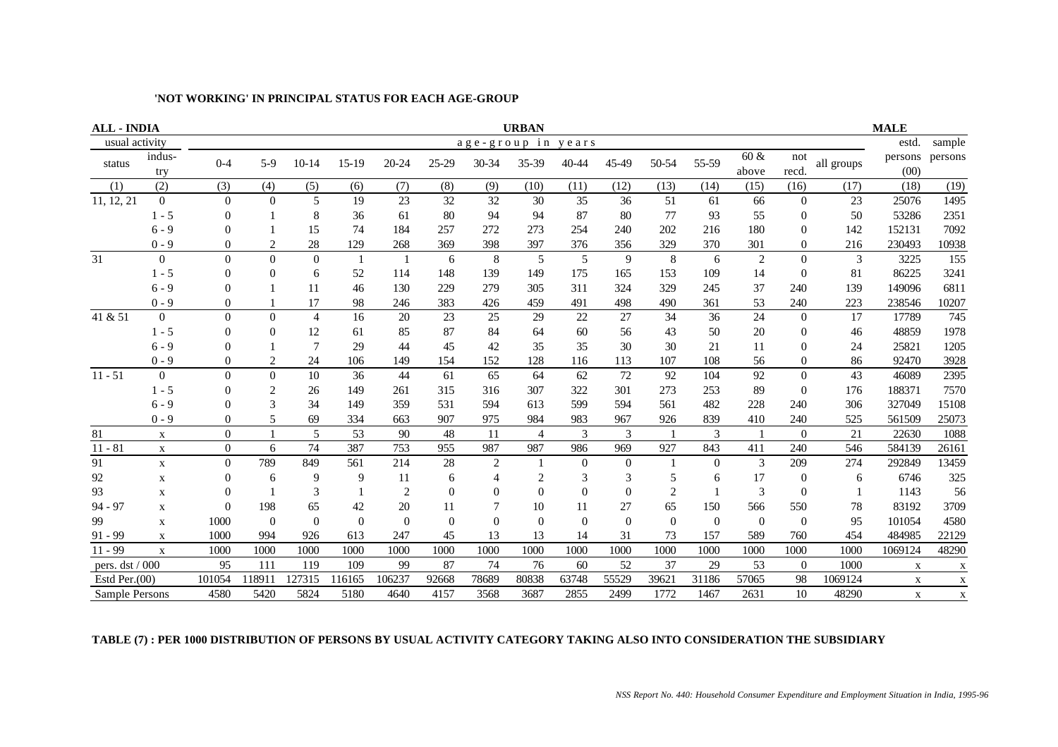**'NOT WORKING' IN PRINCIPAL STATUS FOR EACH AGE-GROUP**

**ALL - INDIA** | **URBAN** | **MALE**

| usual activity | | age-group in years | | | | | | | | | | | | | | | estd. | sample |
|---|---|---|---|---|---|---|---|---|---|---|---|---|---|---|---|---|---|---|
| status | indus-try | 0-4 | 5-9 | 10-14 | 15-19 | 20-24 | 25-29 | 30-34 | 35-39 | 40-44 | 45-49 | 50-54 | 55-59 | 60 & above | not recd. | all groups | persons (00) | persons |
| (1) | (2) | (3) | (4) | (5) | (6) | (7) | (8) | (9) | (10) | (11) | (12) | (13) | (14) | (15) | (16) | (17) | (18) | (19) |
| 11, 12, 21 | 0 | 0 | 0 | 5 | 19 | 23 | 32 | 32 | 30 | 35 | 36 | 51 | 61 | 66 | 0 | 23 | 25076 | 1495 |
| | 1 - 5 | 0 | 1 | 8 | 36 | 61 | 80 | 94 | 94 | 87 | 80 | 77 | 93 | 55 | 0 | 50 | 53286 | 2351 |
| | 6 - 9 | 0 | 1 | 15 | 74 | 184 | 257 | 272 | 273 | 254 | 240 | 202 | 216 | 180 | 0 | 142 | 152131 | 7092 |
| | 0 - 9 | 0 | 2 | 28 | 129 | 268 | 369 | 398 | 397 | 376 | 356 | 329 | 370 | 301 | 0 | 216 | 230493 | 10938 |
| 31 | 0 | 0 | 0 | 0 | 1 | 1 | 6 | 8 | 5 | 5 | 9 | 8 | 6 | 2 | 0 | 3 | 3225 | 155 |
| | 1 - 5 | 0 | 0 | 6 | 52 | 114 | 148 | 139 | 149 | 175 | 165 | 153 | 109 | 14 | 0 | 81 | 86225 | 3241 |
| | 6 - 9 | 0 | 1 | 11 | 46 | 130 | 229 | 279 | 305 | 311 | 324 | 329 | 245 | 37 | 240 | 139 | 149096 | 6811 |
| | 0 - 9 | 0 | 1 | 17 | 98 | 246 | 383 | 426 | 459 | 491 | 498 | 490 | 361 | 53 | 240 | 223 | 238546 | 10207 |
| 41 & 51 | 0 | 0 | 0 | 4 | 16 | 20 | 23 | 25 | 29 | 22 | 27 | 34 | 36 | 24 | 0 | 17 | 17789 | 745 |
| | 1 - 5 | 0 | 0 | 12 | 61 | 85 | 87 | 84 | 64 | 60 | 56 | 43 | 50 | 20 | 0 | 46 | 48859 | 1978 |
| | 6 - 9 | 0 | 1 | 7 | 29 | 44 | 45 | 42 | 35 | 35 | 30 | 30 | 21 | 11 | 0 | 24 | 25821 | 1205 |
| | 0 - 9 | 0 | 2 | 24 | 106 | 149 | 154 | 152 | 128 | 116 | 113 | 107 | 108 | 56 | 0 | 86 | 92470 | 3928 |
| 11 - 51 | 0 | 0 | 0 | 10 | 36 | 44 | 61 | 65 | 64 | 62 | 72 | 92 | 104 | 92 | 0 | 43 | 46089 | 2395 |
| | 1 - 5 | 0 | 2 | 26 | 149 | 261 | 315 | 316 | 307 | 322 | 301 | 273 | 253 | 89 | 0 | 176 | 188371 | 7570 |
| | 6 - 9 | 0 | 3 | 34 | 149 | 359 | 531 | 594 | 613 | 599 | 594 | 561 | 482 | 228 | 240 | 306 | 327049 | 15108 |
| | 0 - 9 | 0 | 5 | 69 | 334 | 663 | 907 | 975 | 984 | 983 | 967 | 926 | 839 | 410 | 240 | 525 | 561509 | 25073 |
| 81 | x | 0 | 1 | 5 | 53 | 90 | 48 | 11 | 4 | 3 | 3 | 1 | 3 | 1 | 0 | 21 | 22630 | 1088 |
| 11 - 81 | x | 0 | 6 | 74 | 387 | 753 | 955 | 987 | 987 | 986 | 969 | 927 | 843 | 411 | 240 | 546 | 584139 | 26161 |
| 91 | x | 0 | 789 | 849 | 561 | 214 | 28 | 2 | 1 | 0 | 0 | 1 | 0 | 3 | 209 | 274 | 292849 | 13459 |
| 92 | x | 0 | 6 | 9 | 9 | 11 | 6 | 4 | 2 | 3 | 3 | 5 | 6 | 17 | 0 | 6 | 6746 | 325 |
| 93 | x | 0 | 1 | 3 | 1 | 2 | 0 | 0 | 0 | 0 | 0 | 2 | 1 | 3 | 0 | 1 | 1143 | 56 |
| 94 - 97 | x | 0 | 198 | 65 | 42 | 20 | 11 | 7 | 10 | 11 | 27 | 65 | 150 | 566 | 550 | 78 | 83192 | 3709 |
| 99 | x | 1000 | 0 | 0 | 0 | 0 | 0 | 0 | 0 | 0 | 0 | 0 | 0 | 0 | 0 | 95 | 101054 | 4580 |
| 91 - 99 | x | 1000 | 994 | 926 | 613 | 247 | 45 | 13 | 13 | 14 | 31 | 73 | 157 | 589 | 760 | 454 | 484985 | 22129 |
| 11 - 99 | x | 1000 | 1000 | 1000 | 1000 | 1000 | 1000 | 1000 | 1000 | 1000 | 1000 | 1000 | 1000 | 1000 | 1000 | 1000 | 1069124 | 48290 |
| pers. dst / 000 | | 95 | 111 | 119 | 109 | 99 | 87 | 74 | 76 | 60 | 52 | 37 | 29 | 53 | 0 | 1000 | x | x |
| Estd Per.(00) | | 101054 | 118911 | 127315 | 116165 | 106237 | 92668 | 78689 | 80838 | 63748 | 55529 | 39621 | 31186 | 57065 | 98 | 1069124 | x | x |
| Sample Persons | | 4580 | 5420 | 5824 | 5180 | 4640 | 4157 | 3568 | 3687 | 2855 | 2499 | 1772 | 1467 | 2631 | 10 | 48290 | x | x |

**TABLE (7) : PER 1000 DISTRIBUTION OF PERSONS BY USUAL ACTIVITY CATEGORY TAKING ALSO INTO CONSIDERATION THE SUBSIDIARY**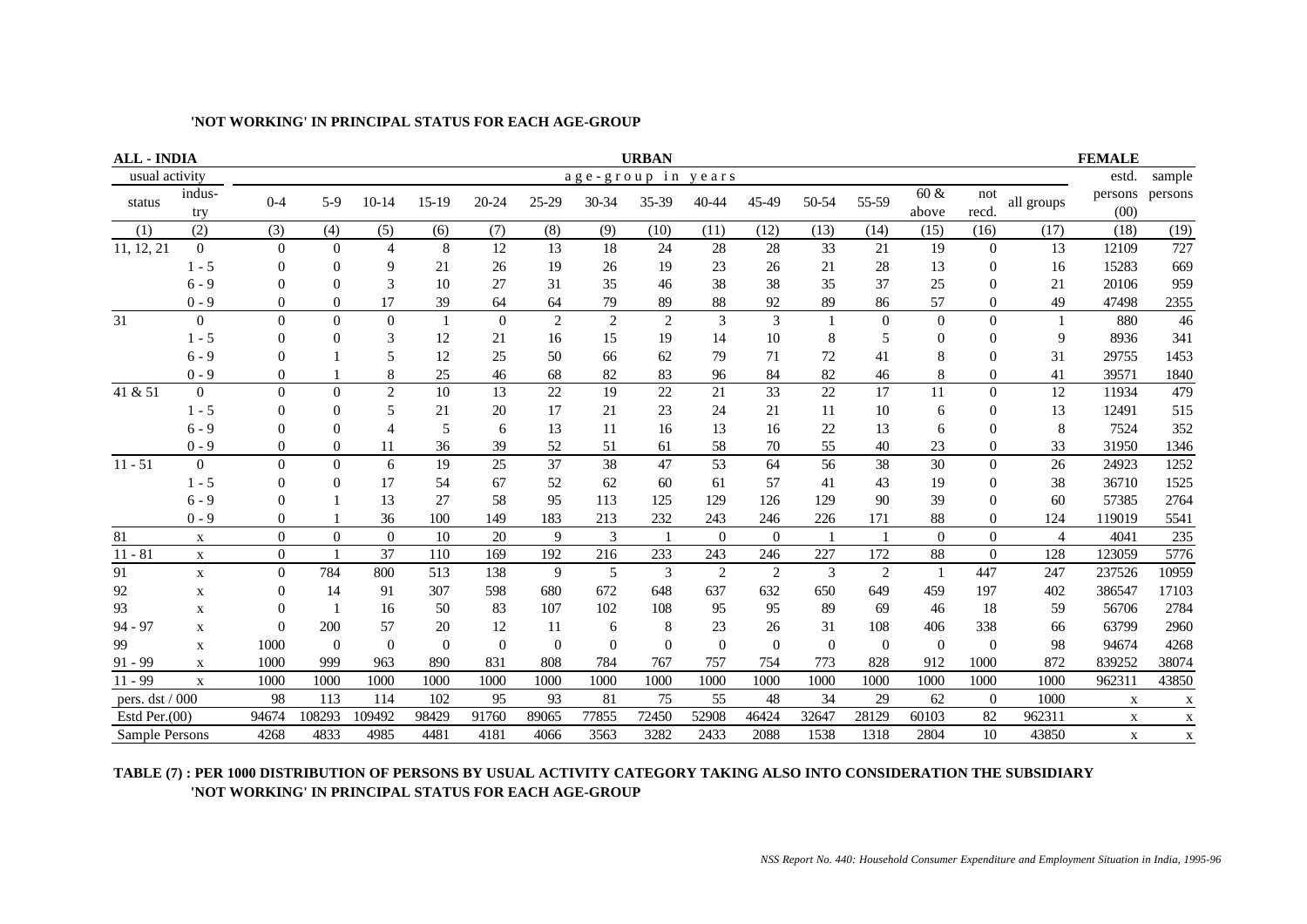**'NOT WORKING' IN PRINCIPAL STATUS FOR EACH AGE-GROUP**

| ALL - INDIA | | | | | | | | URBAN | | | | | | | | | FEMALE | |
|---|---|---|---|---|---|---|---|---|---|---|---|---|---|---|---|---|---|---|
| usual activity | | age-group in years | | | | | | | | | | | | | | | estd. | sample |
| status | indus-try | 0-4 | 5-9 | 10-14 | 15-19 | 20-24 | 25-29 | 30-34 | 35-39 | 40-44 | 45-49 | 50-54 | 55-59 | 60 & above | not recd. | all groups | persons (00) | persons |
| (1) | (2) | (3) | (4) | (5) | (6) | (7) | (8) | (9) | (10) | (11) | (12) | (13) | (14) | (15) | (16) | (17) | (18) | (19) |
| 11, 12, 21 | 0 | 0 | 0 | 4 | 8 | 12 | 13 | 18 | 24 | 28 | 28 | 33 | 21 | 19 | 0 | 13 | 12109 | 727 |
| | 1 - 5 | 0 | 0 | 9 | 21 | 26 | 19 | 26 | 19 | 23 | 26 | 21 | 28 | 13 | 0 | 16 | 15283 | 669 |
| | 6 - 9 | 0 | 0 | 3 | 10 | 27 | 31 | 35 | 46 | 38 | 38 | 35 | 37 | 25 | 0 | 21 | 20106 | 959 |
| | 0 - 9 | 0 | 0 | 17 | 39 | 64 | 64 | 79 | 89 | 88 | 92 | 89 | 86 | 57 | 0 | 49 | 47498 | 2355 |
| 31 | 0 | 0 | 0 | 0 | 1 | 0 | 2 | 2 | 2 | 3 | 3 | 1 | 0 | 0 | 0 | 1 | 880 | 46 |
| | 1 - 5 | 0 | 0 | 3 | 12 | 21 | 16 | 15 | 19 | 14 | 10 | 8 | 5 | 0 | 0 | 9 | 8936 | 341 |
| | 6 - 9 | 0 | 1 | 5 | 12 | 25 | 50 | 66 | 62 | 79 | 71 | 72 | 41 | 8 | 0 | 31 | 29755 | 1453 |
| | 0 - 9 | 0 | 1 | 8 | 25 | 46 | 68 | 82 | 83 | 96 | 84 | 82 | 46 | 8 | 0 | 41 | 39571 | 1840 |
| 41 & 51 | 0 | 0 | 0 | 2 | 10 | 13 | 22 | 19 | 22 | 21 | 33 | 22 | 17 | 11 | 0 | 12 | 11934 | 479 |
| | 1 - 5 | 0 | 0 | 5 | 21 | 20 | 17 | 21 | 23 | 24 | 21 | 11 | 10 | 6 | 0 | 13 | 12491 | 515 |
| | 6 - 9 | 0 | 0 | 4 | 5 | 6 | 13 | 11 | 16 | 13 | 16 | 22 | 13 | 6 | 0 | 8 | 7524 | 352 |
| | 0 - 9 | 0 | 0 | 11 | 36 | 39 | 52 | 51 | 61 | 58 | 70 | 55 | 40 | 23 | 0 | 33 | 31950 | 1346 |
| 11 - 51 | 0 | 0 | 0 | 6 | 19 | 25 | 37 | 38 | 47 | 53 | 64 | 56 | 38 | 30 | 0 | 26 | 24923 | 1252 |
| | 1 - 5 | 0 | 0 | 17 | 54 | 67 | 52 | 62 | 60 | 61 | 57 | 41 | 43 | 19 | 0 | 38 | 36710 | 1525 |
| | 6 - 9 | 0 | 1 | 13 | 27 | 58 | 95 | 113 | 125 | 129 | 126 | 129 | 90 | 39 | 0 | 60 | 57385 | 2764 |
| | 0 - 9 | 0 | 1 | 36 | 100 | 149 | 183 | 213 | 232 | 243 | 246 | 226 | 171 | 88 | 0 | 124 | 119019 | 5541 |
| 81 | x | 0 | 0 | 0 | 10 | 20 | 9 | 3 | 1 | 0 | 0 | 1 | 1 | 0 | 0 | 4 | 4041 | 235 |
| 11 - 81 | x | 0 | 1 | 37 | 110 | 169 | 192 | 216 | 233 | 243 | 246 | 227 | 172 | 88 | 0 | 128 | 123059 | 5776 |
| 91 | x | 0 | 784 | 800 | 513 | 138 | 9 | 5 | 3 | 2 | 2 | 3 | 2 | 1 | 447 | 247 | 237526 | 10959 |
| 92 | x | 0 | 14 | 91 | 307 | 598 | 680 | 672 | 648 | 637 | 632 | 650 | 649 | 459 | 197 | 402 | 386547 | 17103 |
| 93 | x | 0 | 1 | 16 | 50 | 83 | 107 | 102 | 108 | 95 | 95 | 89 | 69 | 46 | 18 | 59 | 56706 | 2784 |
| 94 - 97 | x | 0 | 200 | 57 | 20 | 12 | 11 | 6 | 8 | 23 | 26 | 31 | 108 | 406 | 338 | 66 | 63799 | 2960 |
| 99 | x | 1000 | 0 | 0 | 0 | 0 | 0 | 0 | 0 | 0 | 0 | 0 | 0 | 0 | 0 | 98 | 94674 | 4268 |
| 91 - 99 | x | 1000 | 999 | 963 | 890 | 831 | 808 | 784 | 767 | 757 | 754 | 773 | 828 | 912 | 1000 | 872 | 839252 | 38074 |
| 11 - 99 | x | 1000 | 1000 | 1000 | 1000 | 1000 | 1000 | 1000 | 1000 | 1000 | 1000 | 1000 | 1000 | 1000 | 1000 | 1000 | 962311 | 43850 |
| pers. dst / 000 | | 98 | 113 | 114 | 102 | 95 | 93 | 81 | 75 | 55 | 48 | 34 | 29 | 62 | 0 | 1000 | x | x |
| Estd Per.(00) | | 94674 | 108293 | 109492 | 98429 | 91760 | 89065 | 77855 | 72450 | 52908 | 46424 | 32647 | 28129 | 60103 | 82 | 962311 | x | x |
| Sample Persons | | 4268 | 4833 | 4985 | 4481 | 4181 | 4066 | 3563 | 3282 | 2433 | 2088 | 1538 | 1318 | 2804 | 10 | 43850 | x | x |

**TABLE (7) : PER 1000 DISTRIBUTION OF PERSONS BY USUAL ACTIVITY CATEGORY TAKING ALSO INTO CONSIDERATION THE SUBSIDIARY 'NOT WORKING' IN PRINCIPAL STATUS FOR EACH AGE-GROUP**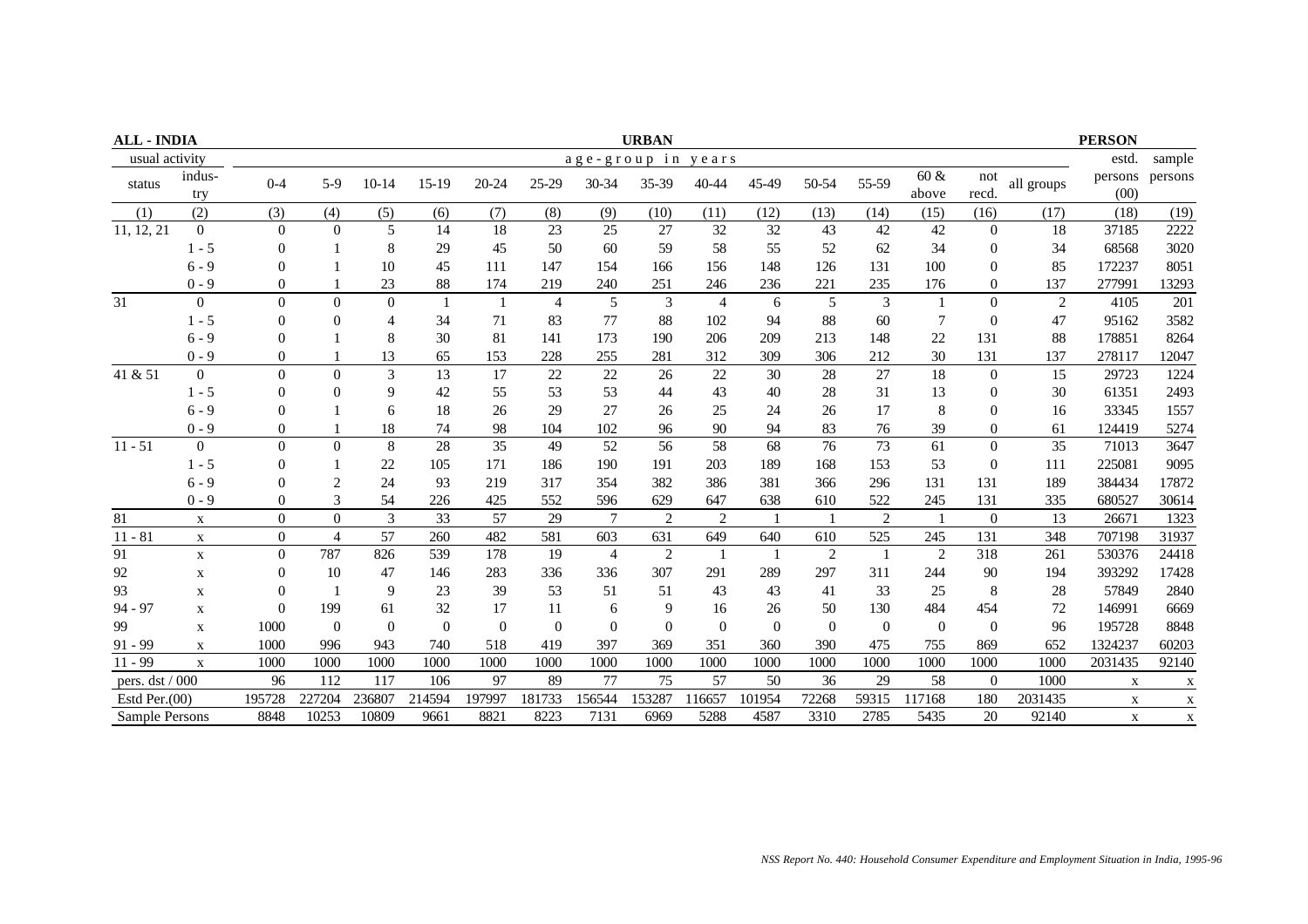| ALL - INDIA | | | | | | | | | URBAN | | | | | | | | PERSON | |
|---|---|---|---|---|---|---|---|---|---|---|---|---|---|---|---|---|---|---|
| usual activity | | age-group in years | | | | | | | | | | | | | | | estd. | sample |
| status | indus-try | 0-4 | 5-9 | 10-14 | 15-19 | 20-24 | 25-29 | 30-34 | 35-39 | 40-44 | 45-49 | 50-54 | 55-59 | 60 & above | not recd. | all groups | persons (00) | persons |
| (1) | (2) | (3) | (4) | (5) | (6) | (7) | (8) | (9) | (10) | (11) | (12) | (13) | (14) | (15) | (16) | (17) | (18) | (19) |
| 11, 12, 21 | 0 | 0 | 0 | 5 | 14 | 18 | 23 | 25 | 27 | 32 | 32 | 43 | 42 | 42 | 0 | 18 | 37185 | 2222 |
| | 1 - 5 | 0 | 1 | 8 | 29 | 45 | 50 | 60 | 59 | 58 | 55 | 52 | 62 | 34 | 0 | 34 | 68568 | 3020 |
| | 6 - 9 | 0 | 1 | 10 | 45 | 111 | 147 | 154 | 166 | 156 | 148 | 126 | 131 | 100 | 0 | 85 | 172237 | 8051 |
| | 0 - 9 | 0 | 1 | 23 | 88 | 174 | 219 | 240 | 251 | 246 | 236 | 221 | 235 | 176 | 0 | 137 | 277991 | 13293 |
| 31 | 0 | 0 | 0 | 0 | 1 | 1 | 4 | 5 | 3 | 4 | 6 | 5 | 3 | 1 | 0 | 2 | 4105 | 201 |
| | 1 - 5 | 0 | 0 | 4 | 34 | 71 | 83 | 77 | 88 | 102 | 94 | 88 | 60 | 7 | 0 | 47 | 95162 | 3582 |
| | 6 - 9 | 0 | 1 | 8 | 30 | 81 | 141 | 173 | 190 | 206 | 209 | 213 | 148 | 22 | 131 | 88 | 178851 | 8264 |
| | 0 - 9 | 0 | 1 | 13 | 65 | 153 | 228 | 255 | 281 | 312 | 309 | 306 | 212 | 30 | 131 | 137 | 278117 | 12047 |
| 41 & 51 | 0 | 0 | 0 | 3 | 13 | 17 | 22 | 22 | 26 | 22 | 30 | 28 | 27 | 18 | 0 | 15 | 29723 | 1224 |
| | 1 - 5 | 0 | 0 | 9 | 42 | 55 | 53 | 53 | 44 | 43 | 40 | 28 | 31 | 13 | 0 | 30 | 61351 | 2493 |
| | 6 - 9 | 0 | 1 | 6 | 18 | 26 | 29 | 27 | 26 | 25 | 24 | 26 | 17 | 8 | 0 | 16 | 33345 | 1557 |
| | 0 - 9 | 0 | 1 | 18 | 74 | 98 | 104 | 102 | 96 | 90 | 94 | 83 | 76 | 39 | 0 | 61 | 124419 | 5274 |
| 11 - 51 | 0 | 0 | 0 | 8 | 28 | 35 | 49 | 52 | 56 | 58 | 68 | 76 | 73 | 61 | 0 | 35 | 71013 | 3647 |
| | 1 - 5 | 0 | 1 | 22 | 105 | 171 | 186 | 190 | 191 | 203 | 189 | 168 | 153 | 53 | 0 | 111 | 225081 | 9095 |
| | 6 - 9 | 0 | 2 | 24 | 93 | 219 | 317 | 354 | 382 | 386 | 381 | 366 | 296 | 131 | 131 | 189 | 384434 | 17872 |
| | 0 - 9 | 0 | 3 | 54 | 226 | 425 | 552 | 596 | 629 | 647 | 638 | 610 | 522 | 245 | 131 | 335 | 680527 | 30614 |
| 81 | x | 0 | 0 | 3 | 33 | 57 | 29 | 7 | 2 | 2 | 1 | 1 | 2 | 1 | 0 | 13 | 26671 | 1323 |
| 11 - 81 | x | 0 | 4 | 57 | 260 | 482 | 581 | 603 | 631 | 649 | 640 | 610 | 525 | 245 | 131 | 348 | 707198 | 31937 |
| 91 | x | 0 | 787 | 826 | 539 | 178 | 19 | 4 | 2 | 1 | 1 | 2 | 1 | 2 | 318 | 261 | 530376 | 24418 |
| 92 | x | 0 | 10 | 47 | 146 | 283 | 336 | 336 | 307 | 291 | 289 | 297 | 311 | 244 | 90 | 194 | 393292 | 17428 |
| 93 | x | 0 | 1 | 9 | 23 | 39 | 53 | 51 | 51 | 43 | 43 | 41 | 33 | 25 | 8 | 28 | 57849 | 2840 |
| 94 - 97 | x | 0 | 199 | 61 | 32 | 17 | 11 | 6 | 9 | 16 | 26 | 50 | 130 | 484 | 454 | 72 | 146991 | 6669 |
| 99 | x | 1000 | 0 | 0 | 0 | 0 | 0 | 0 | 0 | 0 | 0 | 0 | 0 | 0 | 0 | 96 | 195728 | 8848 |
| 91 - 99 | x | 1000 | 996 | 943 | 740 | 518 | 419 | 397 | 369 | 351 | 360 | 390 | 475 | 755 | 869 | 652 | 1324237 | 60203 |
| 11 - 99 | x | 1000 | 1000 | 1000 | 1000 | 1000 | 1000 | 1000 | 1000 | 1000 | 1000 | 1000 | 1000 | 1000 | 1000 | 1000 | 2031435 | 92140 |
| pers. dst / 000 | | 96 | 112 | 117 | 106 | 97 | 89 | 77 | 75 | 57 | 50 | 36 | 29 | 58 | 0 | 1000 | x | x |
| Estd Per.(00) | | 195728 | 227204 | 236807 | 214594 | 197997 | 181733 | 156544 | 153287 | 116657 | 101954 | 72268 | 59315 | 117168 | 180 | 2031435 | x | x |
| Sample Persons | | 8848 | 10253 | 10809 | 9661 | 8821 | 8223 | 7131 | 6969 | 5288 | 4587 | 3310 | 2785 | 5435 | 20 | 92140 | x | x |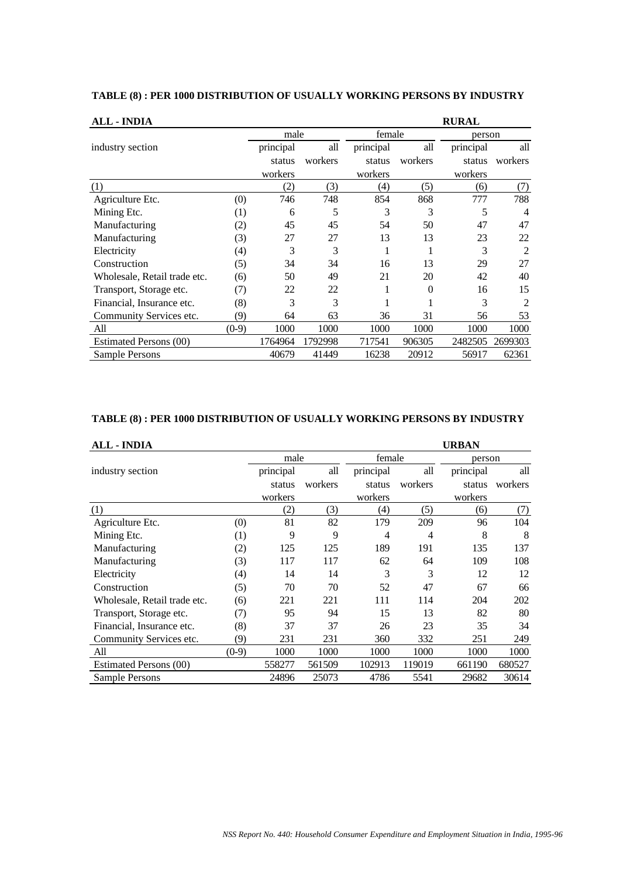## TABLE (8) : PER 1000 DISTRIBUTION OF USUALLY WORKING PERSONS BY INDUSTRY

**ALL - INDIA** **RURAL**

| industry section | | male | | female | | person | |
|---|---|---|---|---|---|---|---|
| | | principal status workers | all workers | principal status workers | all workers | principal status workers | all workers |
| (1) | | (2) | (3) | (4) | (5) | (6) | (7) |
| Agriculture Etc. | (0) | 746 | 748 | 854 | 868 | 777 | 788 |
| Mining Etc. | (1) | 6 | 5 | 3 | 3 | 5 | 4 |
| Manufacturing | (2) | 45 | 45 | 54 | 50 | 47 | 47 |
| Manufacturing | (3) | 27 | 27 | 13 | 13 | 23 | 22 |
| Electricity | (4) | 3 | 3 | 1 | 1 | 3 | 2 |
| Construction | (5) | 34 | 34 | 16 | 13 | 29 | 27 |
| Wholesale, Retail trade etc. | (6) | 50 | 49 | 21 | 20 | 42 | 40 |
| Transport, Storage etc. | (7) | 22 | 22 | 1 | 0 | 16 | 15 |
| Financial, Insurance etc. | (8) | 3 | 3 | 1 | 1 | 3 | 2 |
| Community Services etc. | (9) | 64 | 63 | 36 | 31 | 56 | 53 |
| All | (0-9) | 1000 | 1000 | 1000 | 1000 | 1000 | 1000 |
| Estimated Persons (00) | | 1764964 | 1792998 | 717541 | 906305 | 2482505 | 2699303 |
| Sample Persons | | 40679 | 41449 | 16238 | 20912 | 56917 | 62361 |

## TABLE (8) : PER 1000 DISTRIBUTION OF USUALLY WORKING PERSONS BY INDUSTRY

**ALL - INDIA** **URBAN**

| industry section | | male | | female | | person | |
|---|---|---|---|---|---|---|---|
| | | principal status workers | all workers | principal status workers | all workers | principal status workers | all workers |
| (1) | | (2) | (3) | (4) | (5) | (6) | (7) |
| Agriculture Etc. | (0) | 81 | 82 | 179 | 209 | 96 | 104 |
| Mining Etc. | (1) | 9 | 9 | 4 | 4 | 8 | 8 |
| Manufacturing | (2) | 125 | 125 | 189 | 191 | 135 | 137 |
| Manufacturing | (3) | 117 | 117 | 62 | 64 | 109 | 108 |
| Electricity | (4) | 14 | 14 | 3 | 3 | 12 | 12 |
| Construction | (5) | 70 | 70 | 52 | 47 | 67 | 66 |
| Wholesale, Retail trade etc. | (6) | 221 | 221 | 111 | 114 | 204 | 202 |
| Transport, Storage etc. | (7) | 95 | 94 | 15 | 13 | 82 | 80 |
| Financial, Insurance etc. | (8) | 37 | 37 | 26 | 23 | 35 | 34 |
| Community Services etc. | (9) | 231 | 231 | 360 | 332 | 251 | 249 |
| All | (0-9) | 1000 | 1000 | 1000 | 1000 | 1000 | 1000 |
| Estimated Persons (00) | | 558277 | 561509 | 102913 | 119019 | 661190 | 680527 |
| Sample Persons | | 24896 | 25073 | 4786 | 5541 | 29682 | 30614 |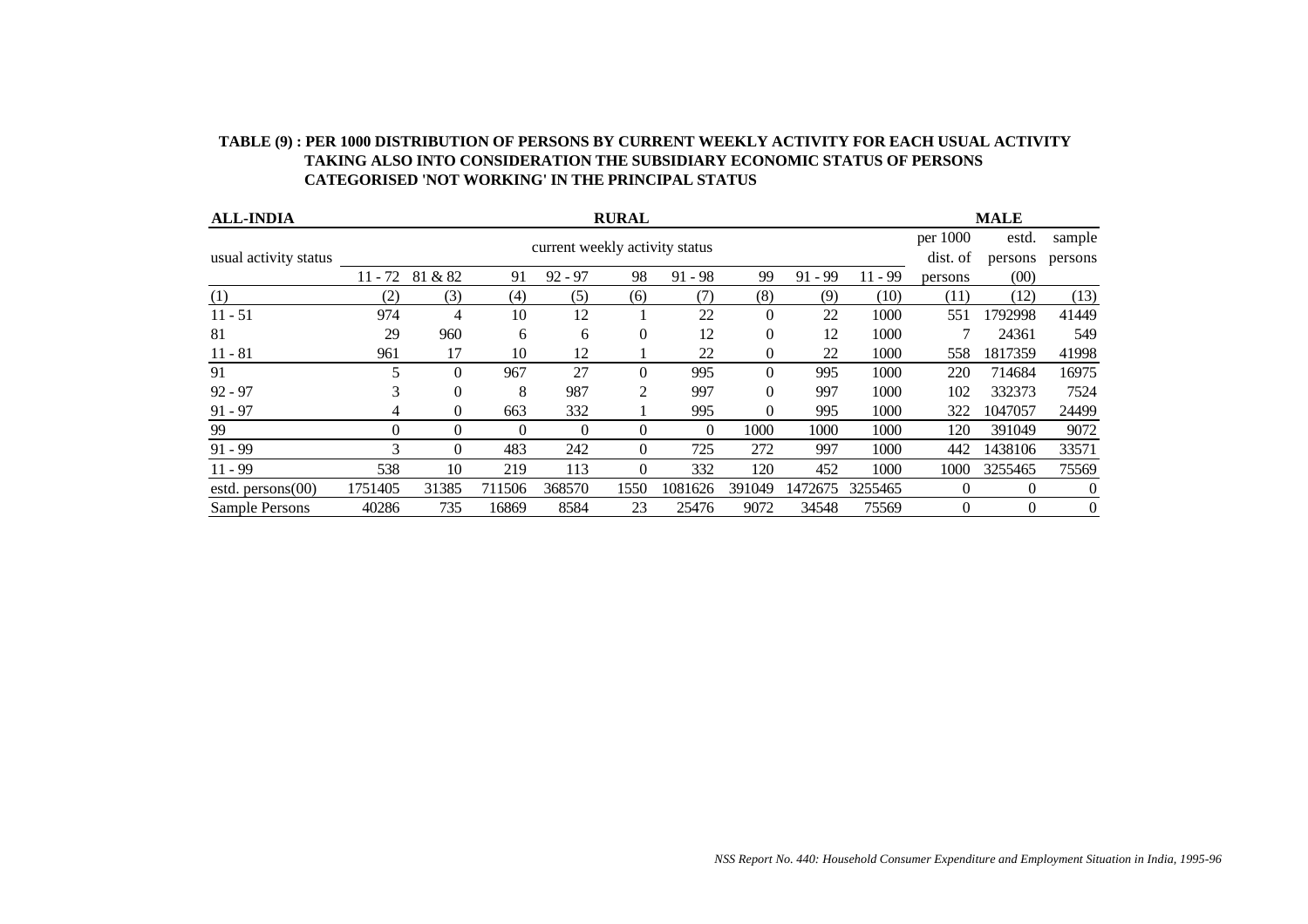**TABLE (9) : PER 1000 DISTRIBUTION OF PERSONS BY CURRENT WEEKLY ACTIVITY FOR EACH USUAL ACTIVITY TAKING ALSO INTO CONSIDERATION THE SUBSIDIARY ECONOMIC STATUS OF PERSONS CATEGORISED 'NOT WORKING' IN THE PRINCIPAL STATUS**

**ALL-INDIA** **RURAL** **MALE**

| usual activity status | current weekly activity status | | | | | | | | | per 1000 dist. of persons | estd. persons (00) | sample persons |
|---|---|---|---|---|---|---|---|---|---|---|---|---|
| | 11 - 72 | 81 & 82 | 91 | 92 - 97 | 98 | 91 - 98 | 99 | 91 - 99 | 11 - 99 | | | |
| (1) | (2) | (3) | (4) | (5) | (6) | (7) | (8) | (9) | (10) | (11) | (12) | (13) |
| 11 - 51 | 974 | 4 | 10 | 12 | 1 | 22 | 0 | 22 | 1000 | 551 | 1792998 | 41449 |
| 81 | 29 | 960 | 6 | 6 | 0 | 12 | 0 | 12 | 1000 | 7 | 24361 | 549 |
| 11 - 81 | 961 | 17 | 10 | 12 | 1 | 22 | 0 | 22 | 1000 | 558 | 1817359 | 41998 |
| 91 | 5 | 0 | 967 | 27 | 0 | 995 | 0 | 995 | 1000 | 220 | 714684 | 16975 |
| 92 - 97 | 3 | 0 | 8 | 987 | 2 | 997 | 0 | 997 | 1000 | 102 | 332373 | 7524 |
| 91 - 97 | 4 | 0 | 663 | 332 | 1 | 995 | 0 | 995 | 1000 | 322 | 1047057 | 24499 |
| 99 | 0 | 0 | 0 | 0 | 0 | 0 | 1000 | 1000 | 1000 | 120 | 391049 | 9072 |
| 91 - 99 | 3 | 0 | 483 | 242 | 0 | 725 | 272 | 997 | 1000 | 442 | 1438106 | 33571 |
| 11 - 99 | 538 | 10 | 219 | 113 | 0 | 332 | 120 | 452 | 1000 | 1000 | 3255465 | 75569 |
| estd. persons(00) | 1751405 | 31385 | 711506 | 368570 | 1550 | 1081626 | 391049 | 1472675 | 3255465 | 0 | 0 | 0 |
| Sample Persons | 40286 | 735 | 16869 | 8584 | 23 | 25476 | 9072 | 34548 | 75569 | 0 | 0 | 0 |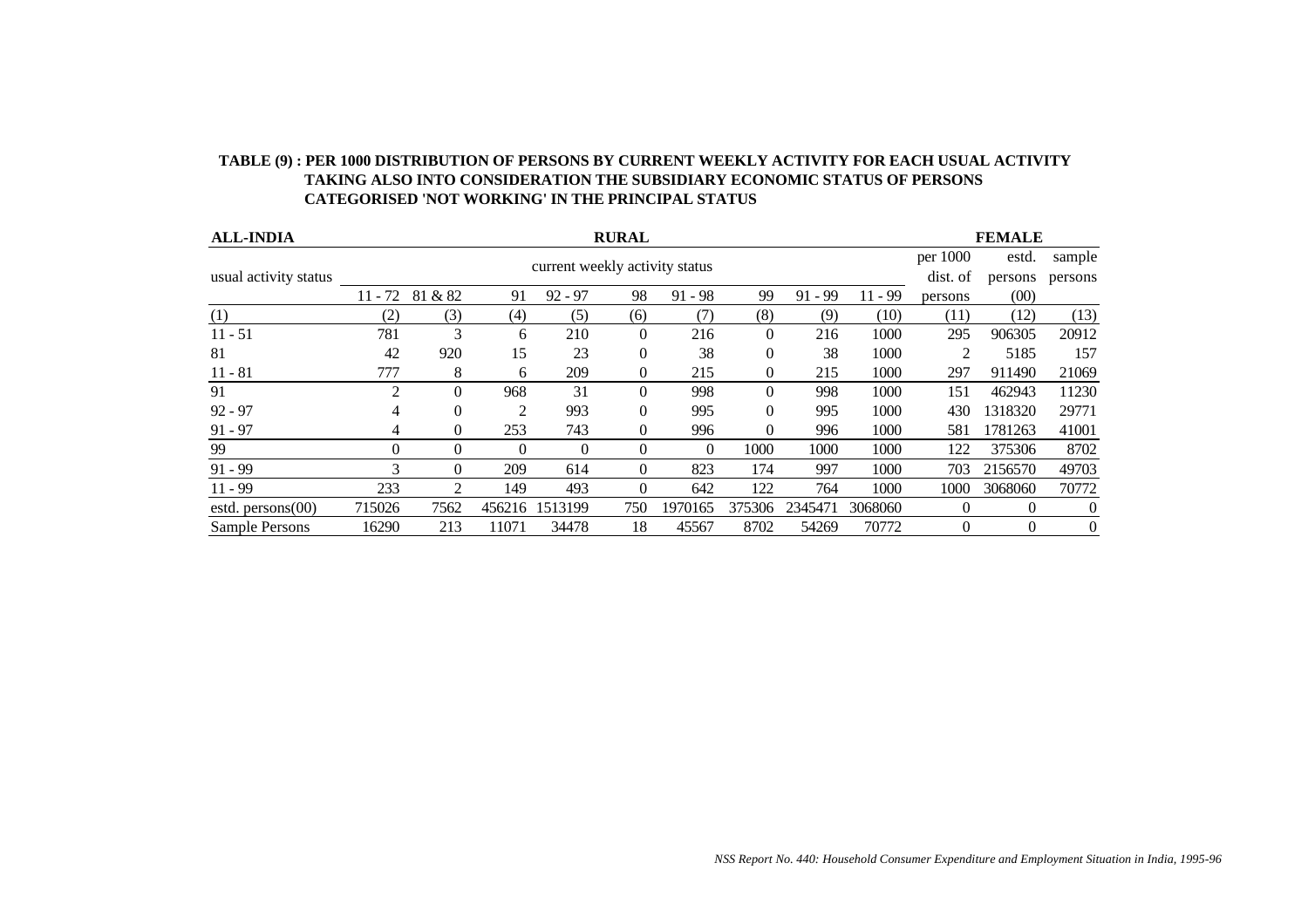**TABLE (9) : PER 1000 DISTRIBUTION OF PERSONS BY CURRENT WEEKLY ACTIVITY FOR EACH USUAL ACTIVITY TAKING ALSO INTO CONSIDERATION THE SUBSIDIARY ECONOMIC STATUS OF PERSONS CATEGORISED 'NOT WORKING' IN THE PRINCIPAL STATUS**

**ALL-INDIA** **RURAL** **FEMALE**

| usual activity status | current weekly activity status | | | | | | | | | per 1000 dist. of persons | estd. persons (00) | sample persons |
|---|---|---|---|---|---|---|---|---|---|---|---|---|
| | 11 - 72 | 81 & 82 | 91 | 92 - 97 | 98 | 91 - 98 | 99 | 91 - 99 | 11 - 99 | | | |
| (1) | (2) | (3) | (4) | (5) | (6) | (7) | (8) | (9) | (10) | (11) | (12) | (13) |
| 11 - 51 | 781 | 3 | 6 | 210 | 0 | 216 | 0 | 216 | 1000 | 295 | 906305 | 20912 |
| 81 | 42 | 920 | 15 | 23 | 0 | 38 | 0 | 38 | 1000 | 2 | 5185 | 157 |
| 11 - 81 | 777 | 8 | 6 | 209 | 0 | 215 | 0 | 215 | 1000 | 297 | 911490 | 21069 |
| 91 | 2 | 0 | 968 | 31 | 0 | 998 | 0 | 998 | 1000 | 151 | 462943 | 11230 |
| 92 - 97 | 4 | 0 | 2 | 993 | 0 | 995 | 0 | 995 | 1000 | 430 | 1318320 | 29771 |
| 91 - 97 | 4 | 0 | 253 | 743 | 0 | 996 | 0 | 996 | 1000 | 581 | 1781263 | 41001 |
| 99 | 0 | 0 | 0 | 0 | 0 | 0 | 1000 | 1000 | 1000 | 122 | 375306 | 8702 |
| 91 - 99 | 3 | 0 | 209 | 614 | 0 | 823 | 174 | 997 | 1000 | 703 | 2156570 | 49703 |
| 11 - 99 | 233 | 2 | 149 | 493 | 0 | 642 | 122 | 764 | 1000 | 1000 | 3068060 | 70772 |
| estd. persons(00) | 715026 | 7562 | 456216 | 1513199 | 750 | 1970165 | 375306 | 2345471 | 3068060 | 0 | 0 | 0 |
| Sample Persons | 16290 | 213 | 11071 | 34478 | 18 | 45567 | 8702 | 54269 | 70772 | 0 | 0 | 0 |

*NSS Report No. 440: Household Consumer Expenditure and Employment Situation in India, 1995-96*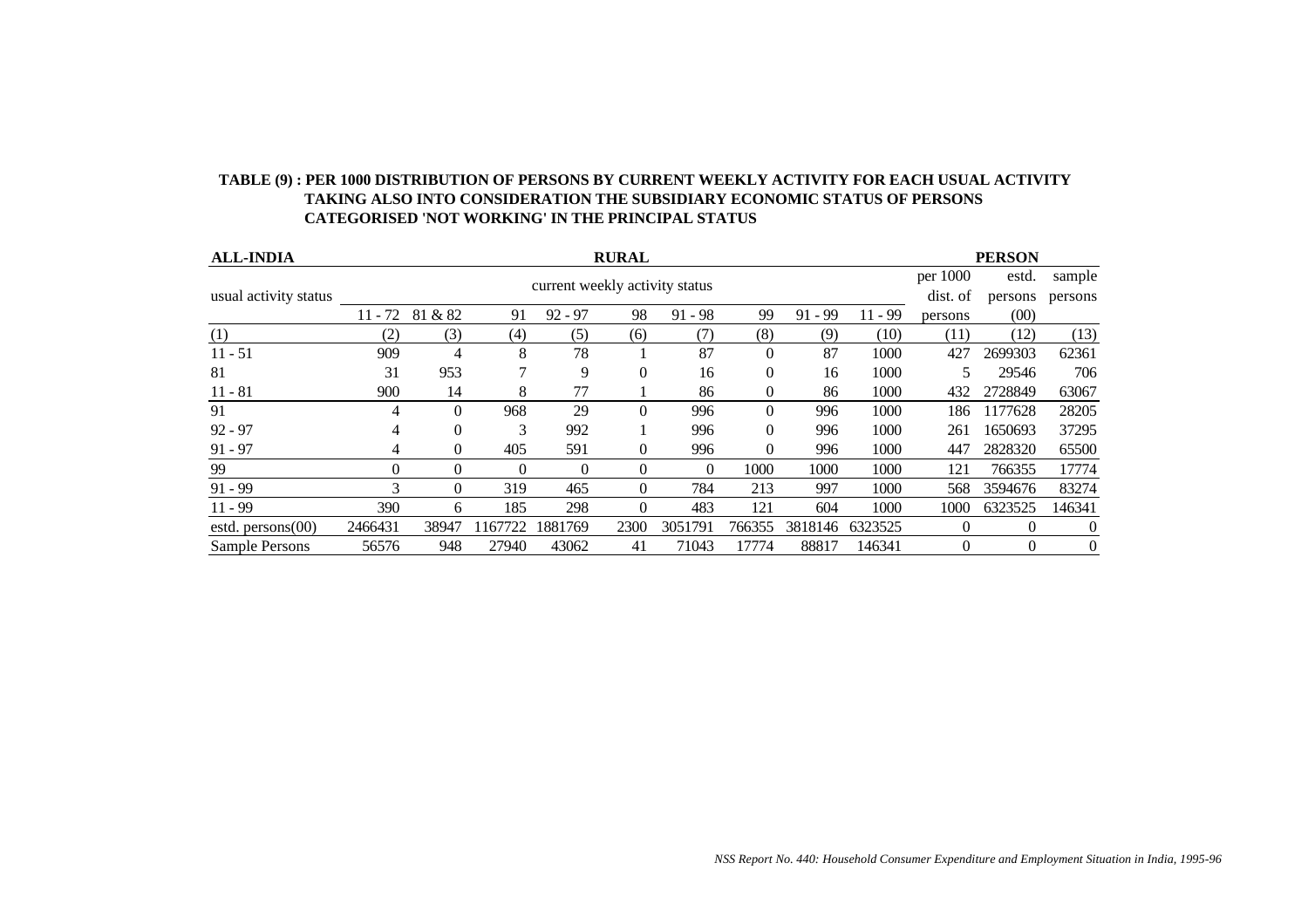**TABLE (9) : PER 1000 DISTRIBUTION OF PERSONS BY CURRENT WEEKLY ACTIVITY FOR EACH USUAL ACTIVITY TAKING ALSO INTO CONSIDERATION THE SUBSIDIARY ECONOMIC STATUS OF PERSONS CATEGORISED 'NOT WORKING' IN THE PRINCIPAL STATUS**

**ALL-INDIA** **RURAL** **PERSON**

| usual activity status | current weekly activity status | | | | | | | | | per 1000 dist. of persons | estd. persons (00) | sample persons |
|---|---|---|---|---|---|---|---|---|---|---|---|---|
| | 11 - 72 | 81 & 82 | 91 | 92 - 97 | 98 | 91 - 98 | 99 | 91 - 99 | 11 - 99 | | | |
| (1) | (2) | (3) | (4) | (5) | (6) | (7) | (8) | (9) | (10) | (11) | (12) | (13) |
| 11 - 51 | 909 | 4 | 8 | 78 | 1 | 87 | 0 | 87 | 1000 | 427 | 2699303 | 62361 |
| 81 | 31 | 953 | 7 | 9 | 0 | 16 | 0 | 16 | 1000 | 5 | 29546 | 706 |
| 11 - 81 | 900 | 14 | 8 | 77 | 1 | 86 | 0 | 86 | 1000 | 432 | 2728849 | 63067 |
| 91 | 4 | 0 | 968 | 29 | 0 | 996 | 0 | 996 | 1000 | 186 | 1177628 | 28205 |
| 92 - 97 | 4 | 0 | 3 | 992 | 1 | 996 | 0 | 996 | 1000 | 261 | 1650693 | 37295 |
| 91 - 97 | 4 | 0 | 405 | 591 | 0 | 996 | 0 | 996 | 1000 | 447 | 2828320 | 65500 |
| 99 | 0 | 0 | 0 | 0 | 0 | 0 | 1000 | 1000 | 1000 | 121 | 766355 | 17774 |
| 91 - 99 | 3 | 0 | 319 | 465 | 0 | 784 | 213 | 997 | 1000 | 568 | 3594676 | 83274 |
| 11 - 99 | 390 | 6 | 185 | 298 | 0 | 483 | 121 | 604 | 1000 | 1000 | 6323525 | 146341 |
| estd. persons(00) | 2466431 | 38947 | 1167722 | 1881769 | 2300 | 3051791 | 766355 | 3818146 | 6323525 | 0 | 0 | 0 |
| Sample Persons | 56576 | 948 | 27940 | 43062 | 41 | 71043 | 17774 | 88817 | 146341 | 0 | 0 | 0 |

*NSS Report No. 440: Household Consumer Expenditure and Employment Situation in India, 1995-96*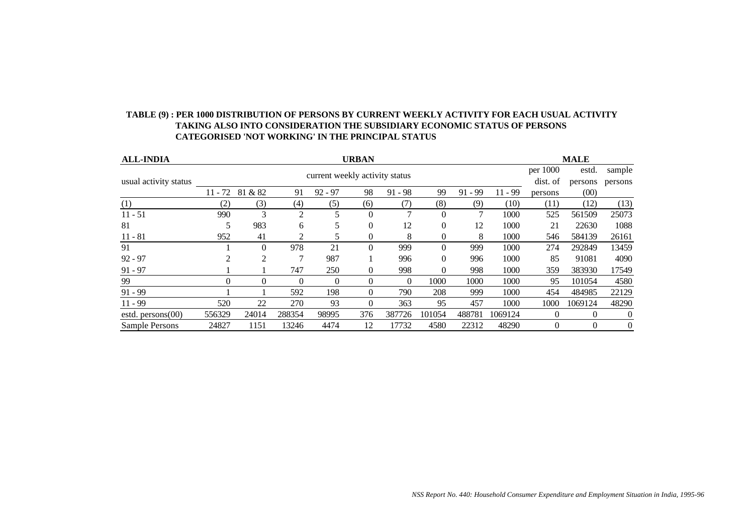**TABLE (9) : PER 1000 DISTRIBUTION OF PERSONS BY CURRENT WEEKLY ACTIVITY FOR EACH USUAL ACTIVITY TAKING ALSO INTO CONSIDERATION THE SUBSIDIARY ECONOMIC STATUS OF PERSONS CATEGORISED 'NOT WORKING' IN THE PRINCIPAL STATUS**

**ALL-INDIA** **URBAN** **MALE**

| usual activity status | current weekly activity status | | | | | | | | | per 1000 dist. of persons | estd. persons (00) | sample persons |
|---|---|---|---|---|---|---|---|---|---|---|---|---|
| | 11 - 72 | 81 & 82 | 91 | 92 - 97 | 98 | 91 - 98 | 99 | 91 - 99 | 11 - 99 | | | |
| (1) | (2) | (3) | (4) | (5) | (6) | (7) | (8) | (9) | (10) | (11) | (12) | (13) |
| 11 - 51 | 990 | 3 | 2 | 5 | 0 | 7 | 0 | 7 | 1000 | 525 | 561509 | 25073 |
| 81 | 5 | 983 | 6 | 5 | 0 | 12 | 0 | 12 | 1000 | 21 | 22630 | 1088 |
| 11 - 81 | 952 | 41 | 2 | 5 | 0 | 8 | 0 | 8 | 1000 | 546 | 584139 | 26161 |
| 91 | 1 | 0 | 978 | 21 | 0 | 999 | 0 | 999 | 1000 | 274 | 292849 | 13459 |
| 92 - 97 | 2 | 2 | 7 | 987 | 1 | 996 | 0 | 996 | 1000 | 85 | 91081 | 4090 |
| 91 - 97 | 1 | 1 | 747 | 250 | 0 | 998 | 0 | 998 | 1000 | 359 | 383930 | 17549 |
| 99 | 0 | 0 | 0 | 0 | 0 | 0 | 1000 | 1000 | 1000 | 95 | 101054 | 4580 |
| 91 - 99 | 1 | 1 | 592 | 198 | 0 | 790 | 208 | 999 | 1000 | 454 | 484985 | 22129 |
| 11 - 99 | 520 | 22 | 270 | 93 | 0 | 363 | 95 | 457 | 1000 | 1000 | 1069124 | 48290 |
| estd. persons(00) | 556329 | 24014 | 288354 | 98995 | 376 | 387726 | 101054 | 488781 | 1069124 | 0 | 0 | 0 |
| Sample Persons | 24827 | 1151 | 13246 | 4474 | 12 | 17732 | 4580 | 22312 | 48290 | 0 | 0 | 0 |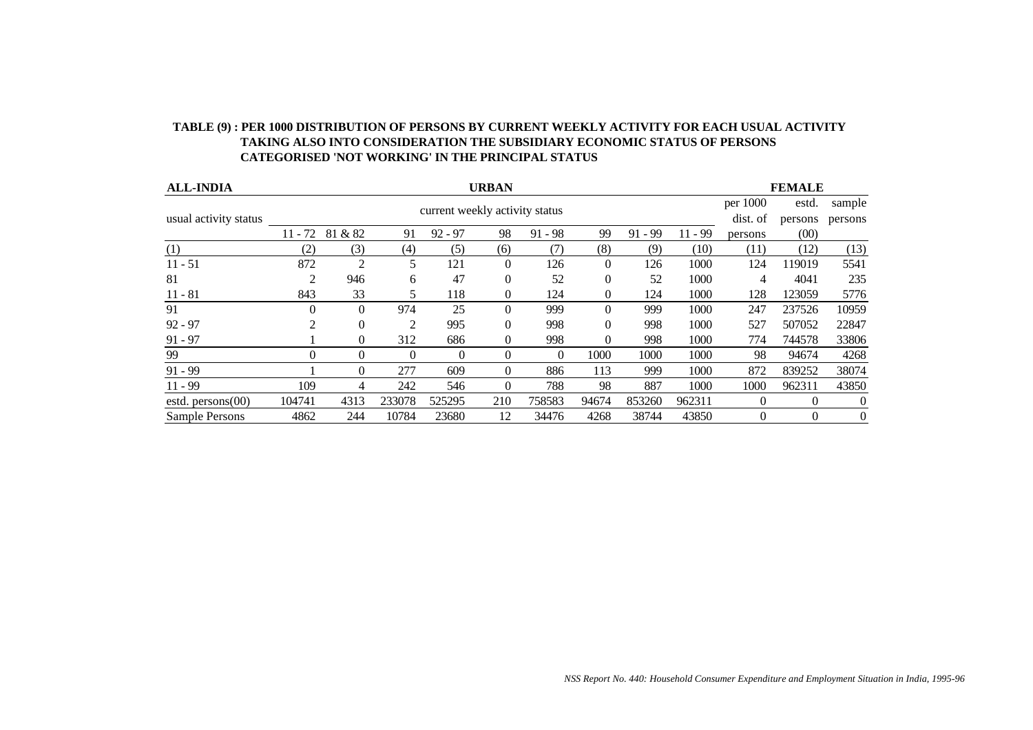**TABLE (9) : PER 1000 DISTRIBUTION OF PERSONS BY CURRENT WEEKLY ACTIVITY FOR EACH USUAL ACTIVITY TAKING ALSO INTO CONSIDERATION THE SUBSIDIARY ECONOMIC STATUS OF PERSONS CATEGORISED 'NOT WORKING' IN THE PRINCIPAL STATUS**

**ALL-INDIA** | **URBAN** | **FEMALE**

| usual activity status | current weekly activity status | | | | | | | | | per 1000 dist. of persons | estd. persons (00) | sample persons |
|---|---|---|---|---|---|---|---|---|---|---|---|---|
| | 11 - 72 | 81 & 82 | 91 | 92 - 97 | 98 | 91 - 98 | 99 | 91 - 99 | 11 - 99 | | | |
| (1) | (2) | (3) | (4) | (5) | (6) | (7) | (8) | (9) | (10) | (11) | (12) | (13) |
| 11 - 51 | 872 | 2 | 5 | 121 | 0 | 126 | 0 | 126 | 1000 | 124 | 119019 | 5541 |
| 81 | 2 | 946 | 6 | 47 | 0 | 52 | 0 | 52 | 1000 | 4 | 4041 | 235 |
| 11 - 81 | 843 | 33 | 5 | 118 | 0 | 124 | 0 | 124 | 1000 | 128 | 123059 | 5776 |
| 91 | 0 | 0 | 974 | 25 | 0 | 999 | 0 | 999 | 1000 | 247 | 237526 | 10959 |
| 92 - 97 | 2 | 0 | 2 | 995 | 0 | 998 | 0 | 998 | 1000 | 527 | 507052 | 22847 |
| 91 - 97 | 1 | 0 | 312 | 686 | 0 | 998 | 0 | 998 | 1000 | 774 | 744578 | 33806 |
| 99 | 0 | 0 | 0 | 0 | 0 | 0 | 1000 | 1000 | 1000 | 98 | 94674 | 4268 |
| 91 - 99 | 1 | 0 | 277 | 609 | 0 | 886 | 113 | 999 | 1000 | 872 | 839252 | 38074 |
| 11 - 99 | 109 | 4 | 242 | 546 | 0 | 788 | 98 | 887 | 1000 | 1000 | 962311 | 43850 |
| estd. persons(00) | 104741 | 4313 | 233078 | 525295 | 210 | 758583 | 94674 | 853260 | 962311 | 0 | 0 | 0 |
| Sample Persons | 4862 | 244 | 10784 | 23680 | 12 | 34476 | 4268 | 38744 | 43850 | 0 | 0 | 0 |

*NSS Report No. 440: Household Consumer Expenditure and Employment Situation in India, 1995-96*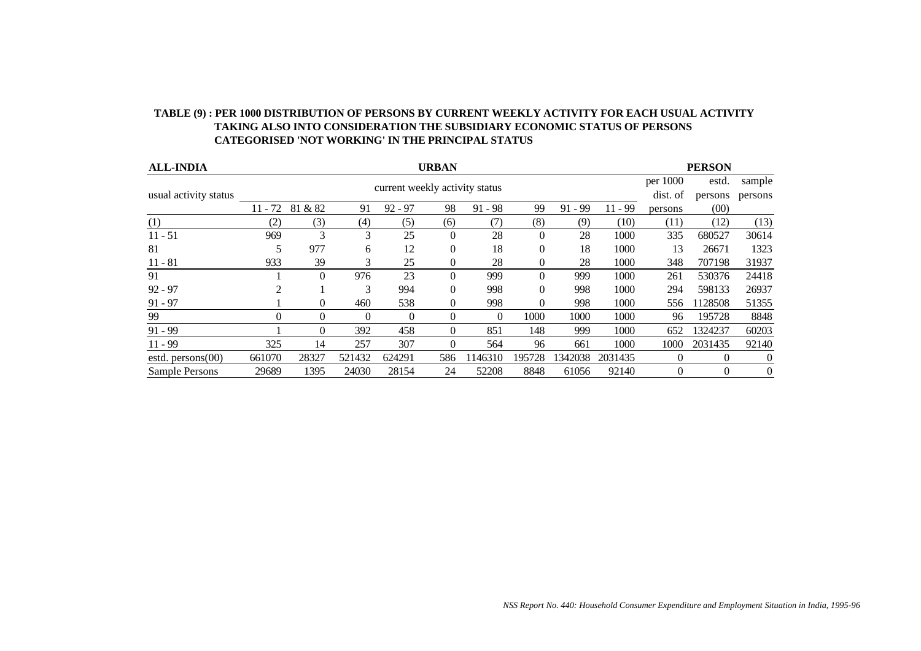**TABLE (9) : PER 1000 DISTRIBUTION OF PERSONS BY CURRENT WEEKLY ACTIVITY FOR EACH USUAL ACTIVITY TAKING ALSO INTO CONSIDERATION THE SUBSIDIARY ECONOMIC STATUS OF PERSONS CATEGORISED 'NOT WORKING' IN THE PRINCIPAL STATUS**

**ALL-INDIA** | **URBAN** | **PERSON**

| usual activity status | current weekly activity status | | | | | | | | | per 1000 dist. of persons | estd. persons (00) | sample persons |
|---|---|---|---|---|---|---|---|---|---|---|---|---|
| | 11 - 72 | 81 & 82 | 91 | 92 - 97 | 98 | 91 - 98 | 99 | 91 - 99 | 11 - 99 | | | |
| (1) | (2) | (3) | (4) | (5) | (6) | (7) | (8) | (9) | (10) | (11) | (12) | (13) |
| 11 - 51 | 969 | 3 | 3 | 25 | 0 | 28 | 0 | 28 | 1000 | 335 | 680527 | 30614 |
| 81 | 5 | 977 | 6 | 12 | 0 | 18 | 0 | 18 | 1000 | 13 | 26671 | 1323 |
| 11 - 81 | 933 | 39 | 3 | 25 | 0 | 28 | 0 | 28 | 1000 | 348 | 707198 | 31937 |
| 91 | 1 | 0 | 976 | 23 | 0 | 999 | 0 | 999 | 1000 | 261 | 530376 | 24418 |
| 92 - 97 | 2 | 1 | 3 | 994 | 0 | 998 | 0 | 998 | 1000 | 294 | 598133 | 26937 |
| 91 - 97 | 1 | 0 | 460 | 538 | 0 | 998 | 0 | 998 | 1000 | 556 | 1128508 | 51355 |
| 99 | 0 | 0 | 0 | 0 | 0 | 0 | 1000 | 1000 | 1000 | 96 | 195728 | 8848 |
| 91 - 99 | 1 | 0 | 392 | 458 | 0 | 851 | 148 | 999 | 1000 | 652 | 1324237 | 60203 |
| 11 - 99 | 325 | 14 | 257 | 307 | 0 | 564 | 96 | 661 | 1000 | 1000 | 2031435 | 92140 |
| estd. persons(00) | 661070 | 28327 | 521432 | 624291 | 586 | 1146310 | 195728 | 1342038 | 2031435 | 0 | 0 | 0 |
| Sample Persons | 29689 | 1395 | 24030 | 28154 | 24 | 52208 | 8848 | 61056 | 92140 | 0 | 0 | 0 |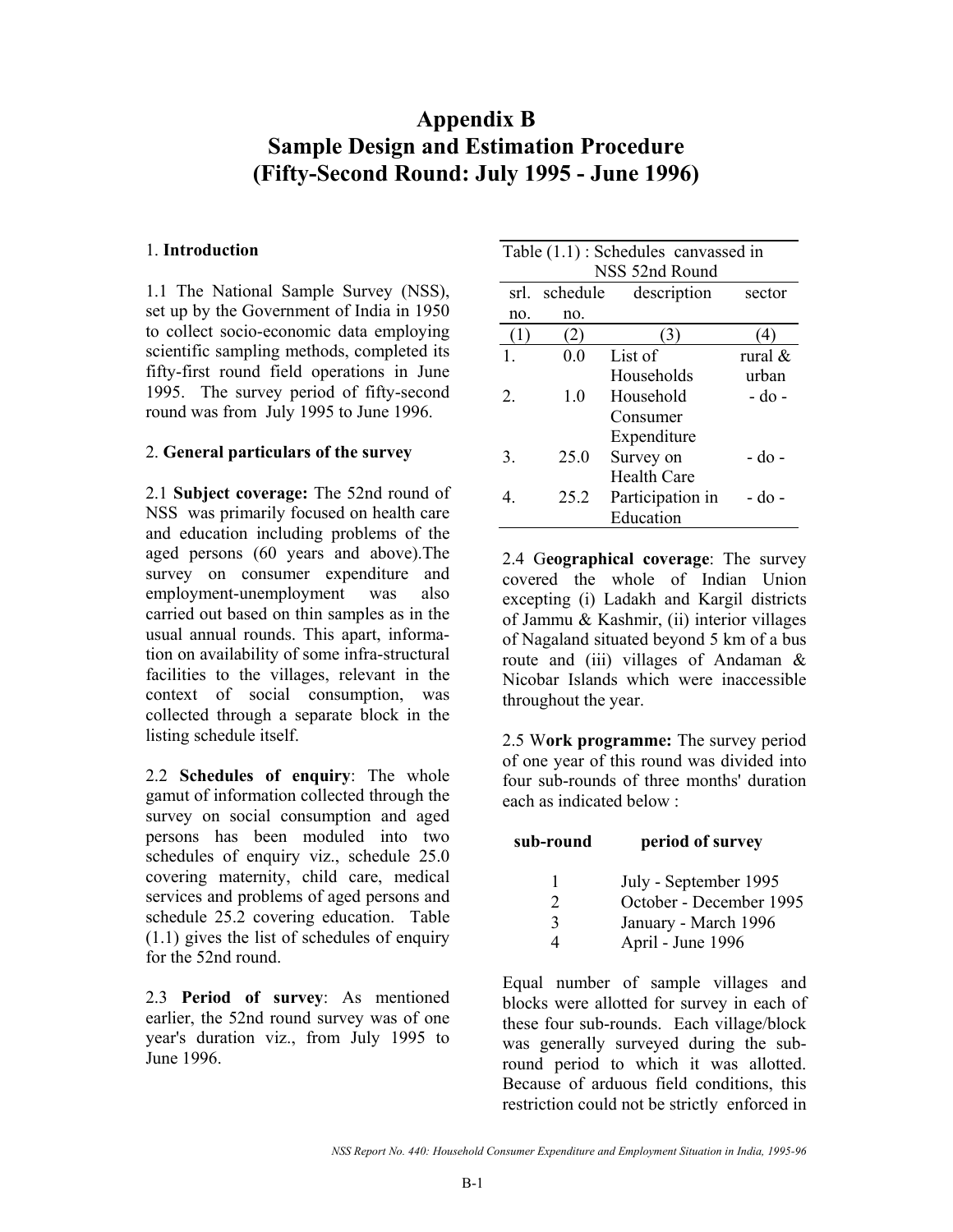# Appendix B
# Sample Design and Estimation Procedure
# (Fifty-Second Round: July 1995 - June 1996)

## 1. Introduction

1.1 The National Sample Survey (NSS), set up by the Government of India in 1950 to collect socio-economic data employing scientific sampling methods, completed its fifty-first round field operations in June 1995. The survey period of fifty-second round was from July 1995 to June 1996.

## 2. General particulars of the survey

2.1 **Subject coverage:** The 52nd round of NSS was primarily focused on health care and education including problems of the aged persons (60 years and above).The survey on consumer expenditure and employment-unemployment was also carried out based on thin samples as in the usual annual rounds. This apart, information on availability of some infra-structural facilities to the villages, relevant in the context of social consumption, was collected through a separate block in the listing schedule itself.

2.2 **Schedules of enquiry**: The whole gamut of information collected through the survey on social consumption and aged persons has been moduled into two schedules of enquiry viz., schedule 25.0 covering maternity, child care, medical services and problems of aged persons and schedule 25.2 covering education. Table (1.1) gives the list of schedules of enquiry for the 52nd round.

2.3 **Period of survey**: As mentioned earlier, the 52nd round survey was of one year's duration viz., from July 1995 to June 1996.

Table (1.1) : Schedules canvassed in NSS 52nd Round

| srl. no. | schedule no. | description | sector |
|---|---|---|---|
| (1) | (2) | (3) | (4) |
| 1. | 0.0 | List of Households | rural & urban |
| 2. | 1.0 | Household Consumer Expenditure | - do - |
| 3. | 25.0 | Survey on Health Care | - do - |
| 4. | 25.2 | Participation in Education | - do - |

2.4 **Geographical coverage**: The survey covered the whole of Indian Union excepting (i) Ladakh and Kargil districts of Jammu & Kashmir, (ii) interior villages of Nagaland situated beyond 5 km of a bus route and (iii) villages of Andaman & Nicobar Islands which were inaccessible throughout the year.

2.5 **Work programme:** The survey period of one year of this round was divided into four sub-rounds of three months' duration each as indicated below :

| sub-round | period of survey |
|---|---|
| 1 | July - September 1995 |
| 2 | October - December 1995 |
| 3 | January - March 1996 |
| 4 | April - June 1996 |

Equal number of sample villages and blocks were allotted for survey in each of these four sub-rounds. Each village/block was generally surveyed during the sub-round period to which it was allotted. Because of arduous field conditions, this restriction could not be strictly enforced in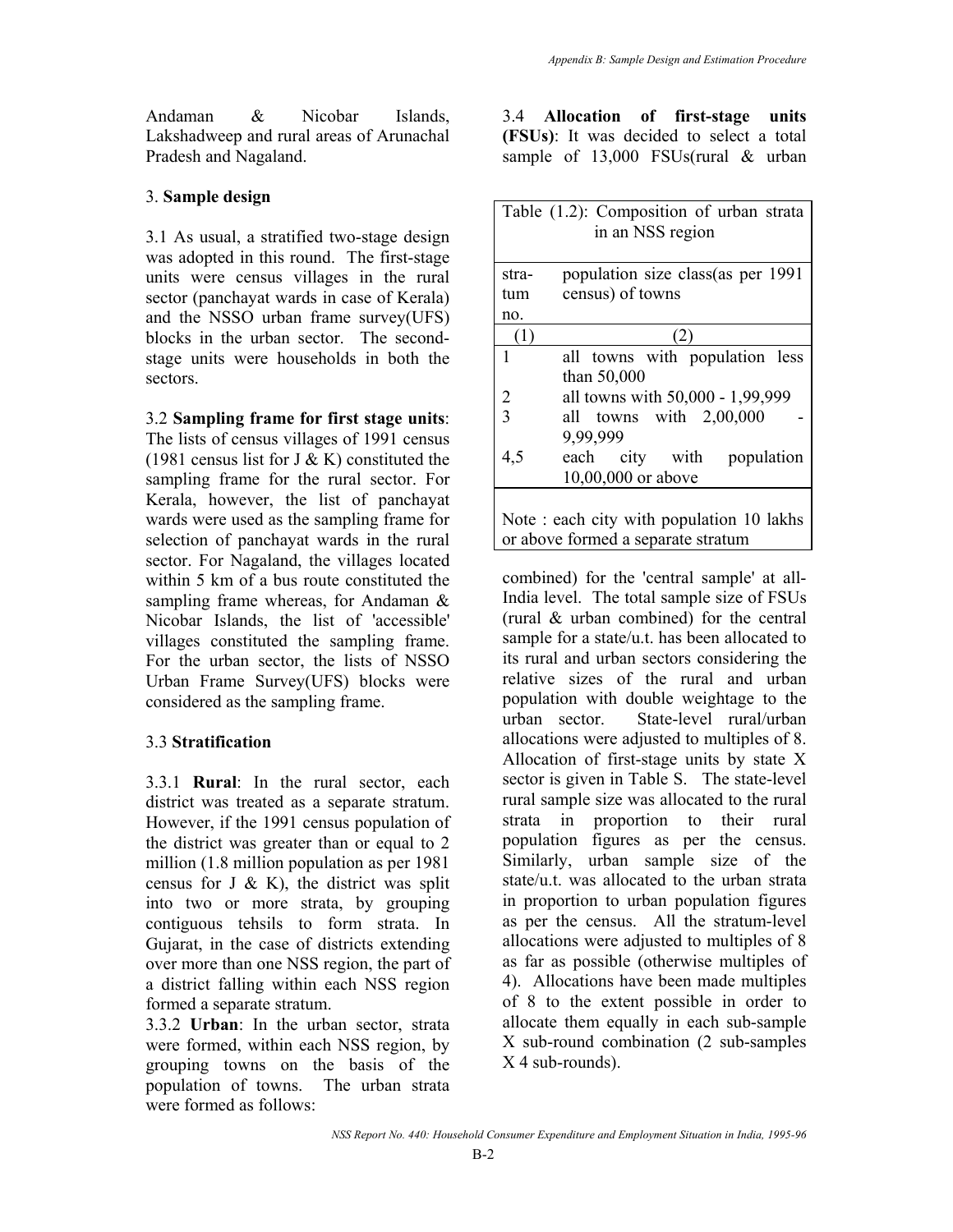Andaman & Nicobar Islands, Lakshadweep and rural areas of Arunachal Pradesh and Nagaland.

## 3. **Sample design**

3.1 As usual, a stratified two-stage design was adopted in this round. The first-stage units were census villages in the rural sector (panchayat wards in case of Kerala) and the NSSO urban frame survey(UFS) blocks in the urban sector. The second-stage units were households in both the sectors.

3.2 **Sampling frame for first stage units**: The lists of census villages of 1991 census (1981 census list for J & K) constituted the sampling frame for the rural sector. For Kerala, however, the list of panchayat wards were used as the sampling frame for selection of panchayat wards in the rural sector. For Nagaland, the villages located within 5 km of a bus route constituted the sampling frame whereas, for Andaman & Nicobar Islands, the list of 'accessible' villages constituted the sampling frame. For the urban sector, the lists of NSSO Urban Frame Survey(UFS) blocks were considered as the sampling frame.

### 3.3 **Stratification**

3.3.1 **Rural**: In the rural sector, each district was treated as a separate stratum. However, if the 1991 census population of the district was greater than or equal to 2 million (1.8 million population as per 1981 census for J & K), the district was split into two or more strata, by grouping contiguous tehsils to form strata. In Gujarat, in the case of districts extending over more than one NSS region, the part of a district falling within each NSS region formed a separate stratum.

3.3.2 **Urban**: In the urban sector, strata were formed, within each NSS region, by grouping towns on the basis of the population of towns. The urban strata were formed as follows:

Table (1.2): Composition of urban strata in an NSS region

| stratum no. | population size class(as per 1991 census) of towns |
|---|---|
| (1) | (2) |
| 1 | all towns with population less than 50,000 |
| 2 | all towns with 50,000 - 1,99,999 |
| 3 | all towns with 2,00,000 - 9,99,999 |
| 4,5 | each city with population 10,00,000 or above |

Note : each city with population 10 lakhs or above formed a separate stratum

3.4 **Allocation of first-stage units (FSUs)**: It was decided to select a total sample of 13,000 FSUs(rural & urban combined) for the 'central sample' at all-India level. The total sample size of FSUs (rural & urban combined) for the central sample for a state/u.t. has been allocated to its rural and urban sectors considering the relative sizes of the rural and urban population with double weightage to the urban sector. State-level rural/urban allocations were adjusted to multiples of 8. Allocation of first-stage units by state X sector is given in Table S. The state-level rural sample size was allocated to the rural strata in proportion to their rural population figures as per the census. Similarly, urban sample size of the state/u.t. was allocated to the urban strata in proportion to urban population figures as per the census. All the stratum-level allocations were adjusted to multiples of 8 as far as possible (otherwise multiples of 4). Allocations have been made multiples of 8 to the extent possible in order to allocate them equally in each sub-sample X sub-round combination (2 sub-samples X 4 sub-rounds).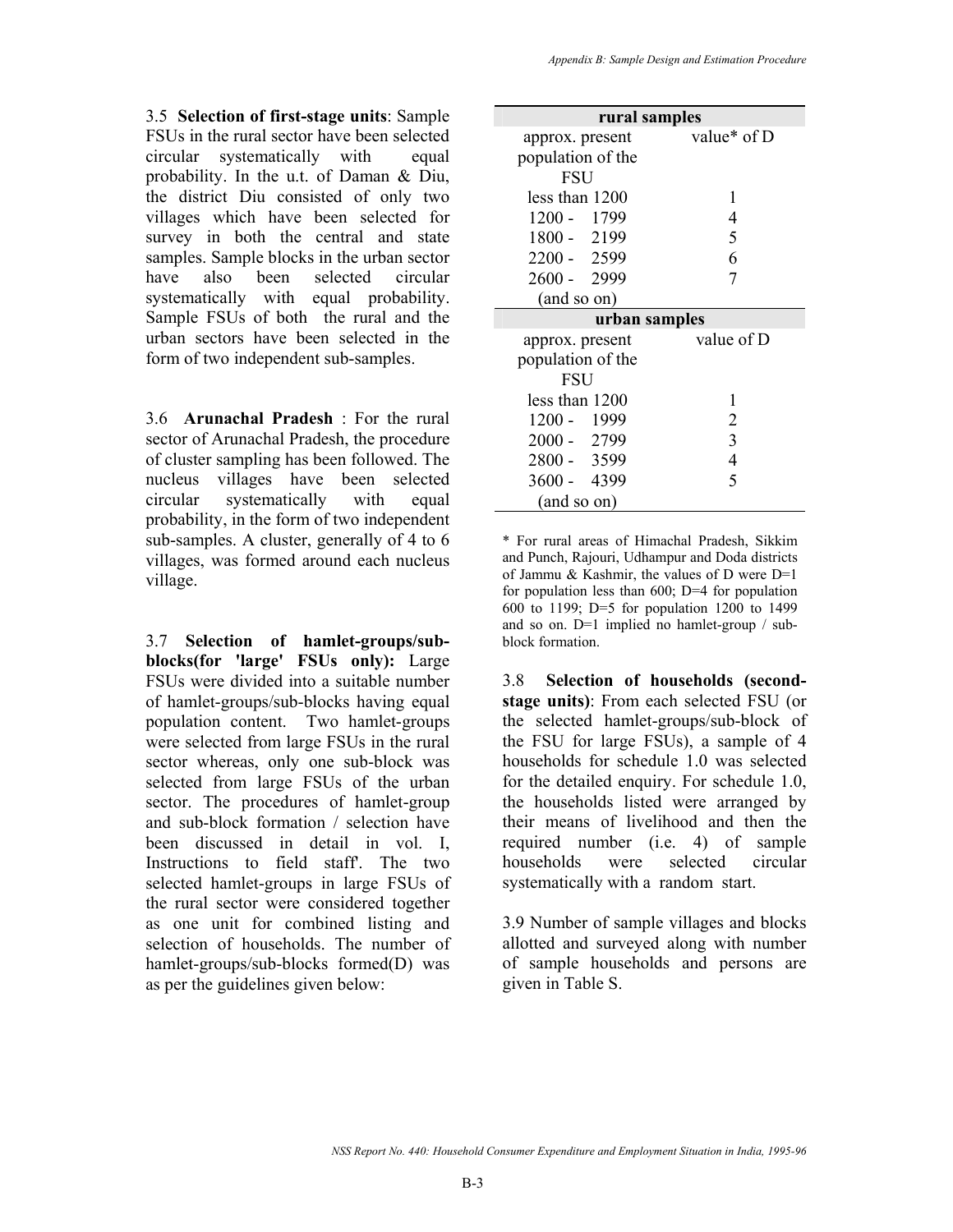3.5 **Selection of first-stage units**: Sample FSUs in the rural sector have been selected circular systematically with equal probability. In the u.t. of Daman & Diu, the district Diu consisted of only two villages which have been selected for survey in both the central and state samples. Sample blocks in the urban sector have also been selected circular systematically with equal probability. Sample FSUs of both the rural and the urban sectors have been selected in the form of two independent sub-samples.

3.6 **Arunachal Pradesh** : For the rural sector of Arunachal Pradesh, the procedure of cluster sampling has been followed. The nucleus villages have been selected circular systematically with equal probability, in the form of two independent sub-samples. A cluster, generally of 4 to 6 villages, was formed around each nucleus village.

3.7 **Selection of hamlet-groups/sub-blocks(for 'large' FSUs only):** Large FSUs were divided into a suitable number of hamlet-groups/sub-blocks having equal population content. Two hamlet-groups were selected from large FSUs in the rural sector whereas, only one sub-block was selected from large FSUs of the urban sector. The procedures of hamlet-group and sub-block formation / selection have been discussed in detail in vol. I, Instructions to field staff'. The two selected hamlet-groups in large FSUs of the rural sector were considered together as one unit for combined listing and selection of households. The number of hamlet-groups/sub-blocks formed(D) was as per the guidelines given below:

| **rural samples** | |
|---|---|
| approx. present population of the FSU | value* of D |
| less than 1200 | 1 |
| 1200 - 1799 | 4 |
| 1800 - 2199 | 5 |
| 2200 - 2599 | 6 |
| 2600 - 2999 | 7 |
| (and so on) | |
| **urban samples** | |
| approx. present population of the FSU | value of D |
| less than 1200 | 1 |
| 1200 - 1999 | 2 |
| 2000 - 2799 | 3 |
| 2800 - 3599 | 4 |
| 3600 - 4399 | 5 |
| (and so on) | |

\* For rural areas of Himachal Pradesh, Sikkim and Punch, Rajouri, Udhampur and Doda districts of Jammu & Kashmir, the values of D were D=1 for population less than 600; D=4 for population 600 to 1199; D=5 for population 1200 to 1499 and so on. D=1 implied no hamlet-group / sub-block formation.

3.8 **Selection of households (second-stage units)**: From each selected FSU (or the selected hamlet-groups/sub-block of the FSU for large FSUs), a sample of 4 households for schedule 1.0 was selected for the detailed enquiry. For schedule 1.0, the households listed were arranged by their means of livelihood and then the required number (i.e. 4) of sample households were selected circular systematically with a random start.

3.9 Number of sample villages and blocks allotted and surveyed along with number of sample households and persons are given in Table S.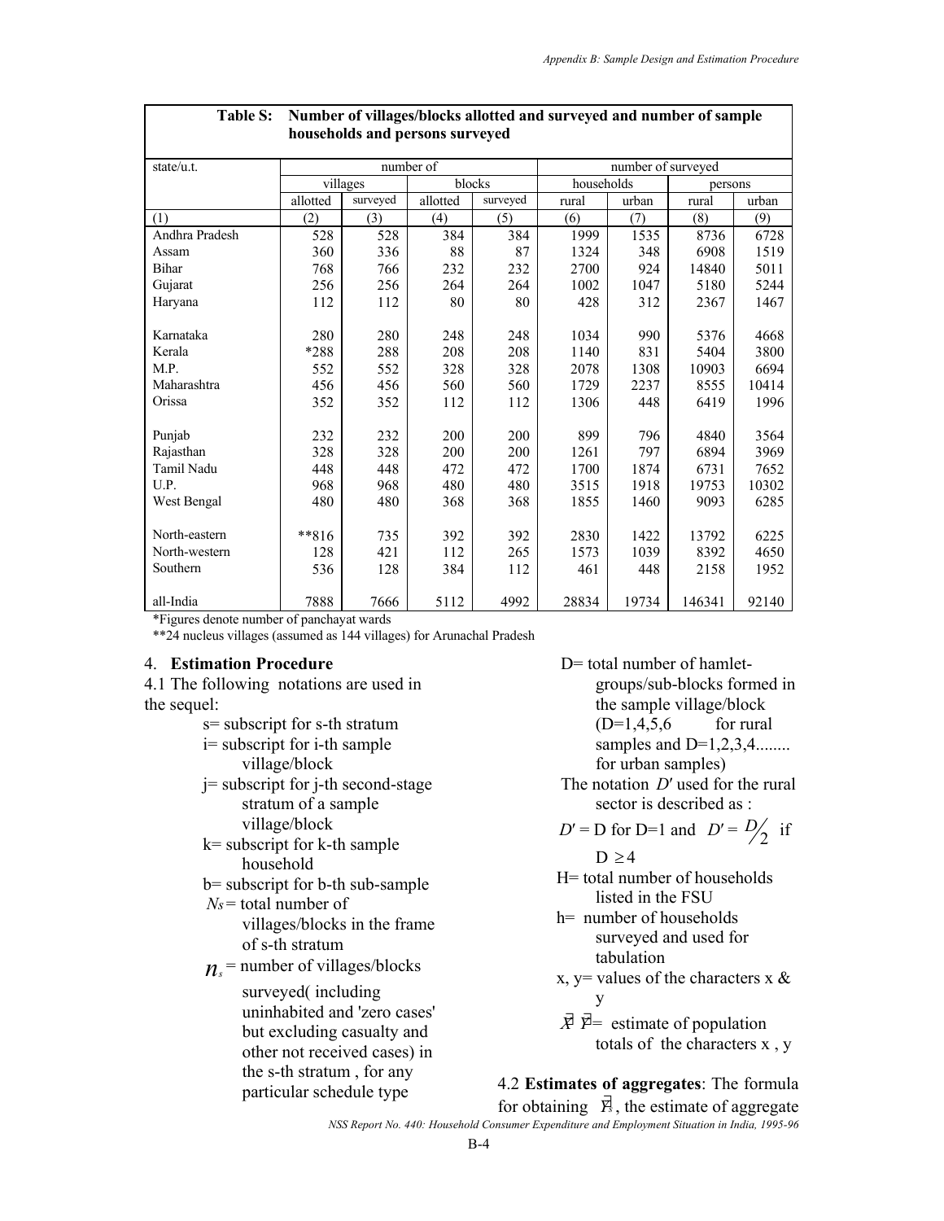**Table S: Number of villages/blocks allotted and surveyed and number of sample households and persons surveyed**

| state/u.t. | number of | | | | number of surveyed | | | |
|---|---|---|---|---|---|---|---|---|
| | villages | | blocks | | households | | persons | |
| | allotted | surveyed | allotted | surveyed | rural | urban | rural | urban |
| (1) | (2) | (3) | (4) | (5) | (6) | (7) | (8) | (9) |
| Andhra Pradesh | 528 | 528 | 384 | 384 | 1999 | 1535 | 8736 | 6728 |
| Assam | 360 | 336 | 88 | 87 | 1324 | 348 | 6908 | 1519 |
| Bihar | 768 | 766 | 232 | 232 | 2700 | 924 | 14840 | 5011 |
| Gujarat | 256 | 256 | 264 | 264 | 1002 | 1047 | 5180 | 5244 |
| Haryana | 112 | 112 | 80 | 80 | 428 | 312 | 2367 | 1467 |
| Karnataka | 280 | 280 | 248 | 248 | 1034 | 990 | 5376 | 4668 |
| Kerala | *288 | 288 | 208 | 208 | 1140 | 831 | 5404 | 3800 |
| M.P. | 552 | 552 | 328 | 328 | 2078 | 1308 | 10903 | 6694 |
| Maharashtra | 456 | 456 | 560 | 560 | 1729 | 2237 | 8555 | 10414 |
| Orissa | 352 | 352 | 112 | 112 | 1306 | 448 | 6419 | 1996 |
| Punjab | 232 | 232 | 200 | 200 | 899 | 796 | 4840 | 3564 |
| Rajasthan | 328 | 328 | 200 | 200 | 1261 | 797 | 6894 | 3969 |
| Tamil Nadu | 448 | 448 | 472 | 472 | 1700 | 1874 | 6731 | 7652 |
| U.P. | 968 | 968 | 480 | 480 | 3515 | 1918 | 19753 | 10302 |
| West Bengal | 480 | 480 | 368 | 368 | 1855 | 1460 | 9093 | 6285 |
| North-eastern | **816 | 735 | 392 | 392 | 2830 | 1422 | 13792 | 6225 |
| North-western | 128 | 421 | 112 | 265 | 1573 | 1039 | 8392 | 4650 |
| Southern | 536 | 128 | 384 | 112 | 461 | 448 | 2158 | 1952 |
| all-India | 7888 | 7666 | 5112 | 4992 | 28834 | 19734 | 146341 | 92140 |

*Figures denote number of panchayat wards

**24 nucleus villages (assumed as 144 villages) for Arunachal Pradesh

## 4. Estimation Procedure

4.1 The following notations are used in the sequel:

- s= subscript for s-th stratum
- i= subscript for i-th sample village/block
- j= subscript for j-th second-stage stratum of a sample village/block
- k= subscript for k-th sample household
- b= subscript for b-th sub-sample
- $N_s$ = total number of villages/blocks in the frame of s-th stratum
- $n_s$ = number of villages/blocks surveyed( including uninhabited and 'zero cases' but excluding casualty and other not received cases) in the s-th stratum , for any particular schedule type
- D= total number of hamlet-groups/sub-blocks formed in the sample village/block (D=1,4,5,6 for rural samples and D=1,2,3,4........ for urban samples)

The notation $D'$ used for the rural sector is described as :

$D'$ = D for D=1 and $D' = D/2$ if $D \geq 4$

- H= total number of households listed in the FSU
- h= number of households surveyed and used for tabulation
- x, y= values of the characters x & y
- $\hat{X}$ $\hat{Y}$= estimate of population totals of the characters x , y

4.2 **Estimates of aggregates**: The formula for obtaining $\hat{Y}_s$, the estimate of aggregate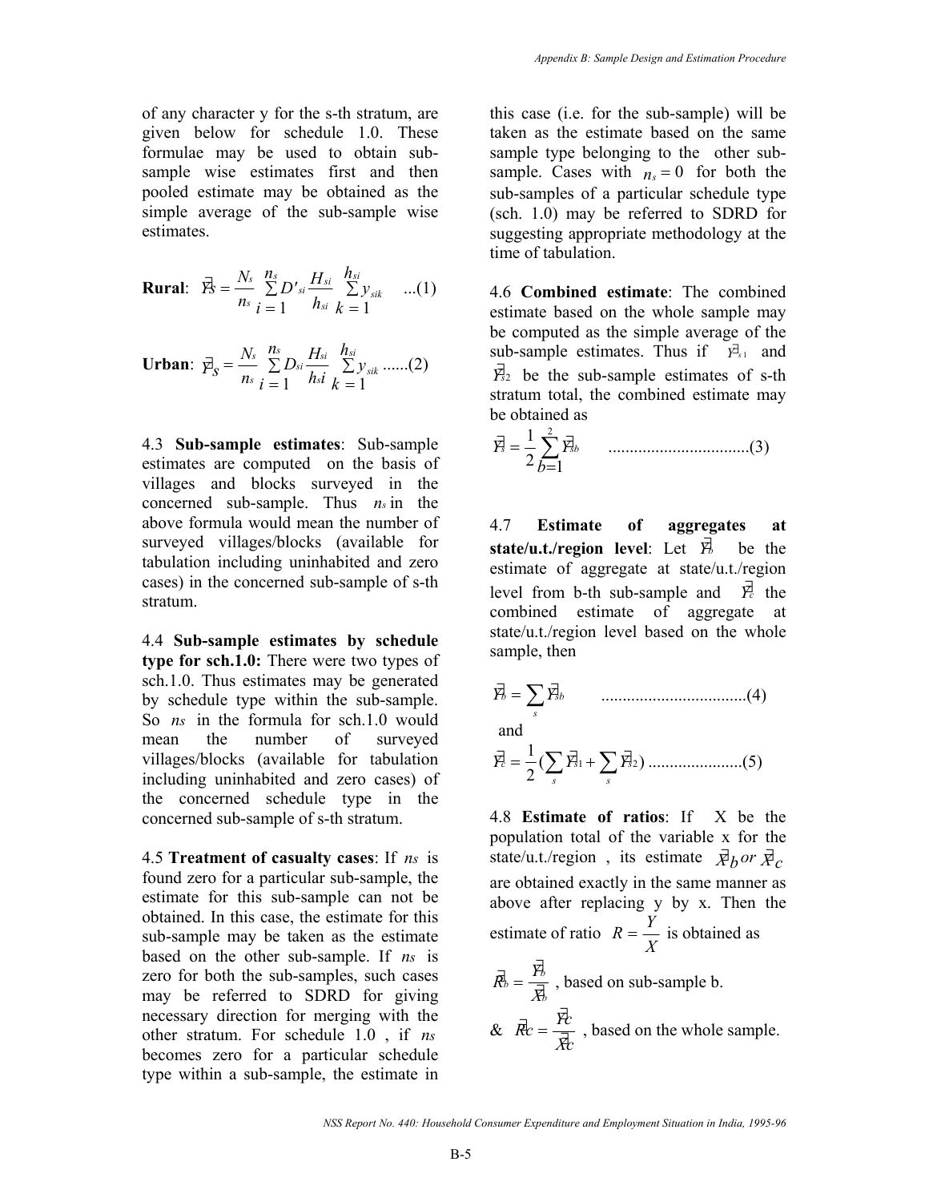of any character y for the s-th stratum, are given below for schedule 1.0. These formulae may be used to obtain sub-sample wise estimates first and then pooled estimate may be obtained as the simple average of the sub-sample wise estimates.

**Rural**: $$\hat{Y}_s = \frac{N_s}{n_s} \sum_{i=1}^{n_s} D'_{si} \frac{H_{si}}{h_{si}} \sum_{k=1}^{h_{si}} y_{sik} \quad ...(1)$$

**Urban**: $$\hat{Y}_s = \frac{N_s}{n_s} \sum_{i=1}^{n_s} D_{si} \frac{H_{si}}{h_{si}} \sum_{k=1}^{h_{si}} y_{sik} \quad ......(2)$$

4.3 **Sub-sample estimates**: Sub-sample estimates are computed on the basis of villages and blocks surveyed in the concerned sub-sample. Thus $n_s$ in the above formula would mean the number of surveyed villages/blocks (available for tabulation including uninhabited and zero cases) in the concerned sub-sample of s-th stratum.

4.4 **Sub-sample estimates by schedule type for sch.1.0:** There were two types of sch.1.0. Thus estimates may be generated by schedule type within the sub-sample. So $ns$ in the formula for sch.1.0 would mean the number of surveyed villages/blocks (available for tabulation including uninhabited and zero cases) of the concerned schedule type in the concerned sub-sample of s-th stratum.

4.5 **Treatment of casualty cases**: If $ns$ is found zero for a particular sub-sample, the estimate for this sub-sample can not be obtained. In this case, the estimate for this sub-sample may be taken as the estimate based on the other sub-sample. If $ns$ is zero for both the sub-samples, such cases may be referred to SDRD for giving necessary direction for merging with the other stratum. For schedule 1.0 , if $ns$ becomes zero for a particular schedule type within a sub-sample, the estimate in this case (i.e. for the sub-sample) will be taken as the estimate based on the same sample type belonging to the other sub-sample. Cases with $n_s = 0$ for both the sub-samples of a particular schedule type (sch. 1.0) may be referred to SDRD for suggesting appropriate methodology at the time of tabulation.

4.6 **Combined estimate**: The combined estimate based on the whole sample may be computed as the simple average of the sub-sample estimates. Thus if $\hat{Y}_{s1}$ and $\hat{Y}_{s2}$ be the sub-sample estimates of s-th stratum total, the combined estimate may be obtained as

$$\hat{Y}_s = \frac{1}{2} \sum_{b=1}^{2} \hat{Y}_{sb} \quad ................................(3)$$

4.7 **Estimate of aggregates at state/u.t./region level**: Let $\hat{Y}_b$ be the estimate of aggregate at state/u.t./region level from b-th sub-sample and $\hat{Y}_c$ the combined estimate of aggregate at state/u.t./region level based on the whole sample, then

$$\hat{Y}_b = \sum_s \hat{Y}_{sb} \quad .................................(4)$$

and

$$\hat{Y}_c = \frac{1}{2} \left( \sum_s \hat{Y}_{s1} + \sum_s \hat{Y}_{s2} \right) \quad .....................(5)$$

4.8 **Estimate of ratios**: If X be the population total of the variable x for the state/u.t./region , its estimate $\hat{X}_b$ or $\hat{X}_c$ are obtained exactly in the same manner as above after replacing y by x. Then the estimate of ratio $R = \frac{Y}{X}$ is obtained as

$\hat{R}_b = \frac{\hat{Y}_b}{\hat{X}_b}$ , based on sub-sample b.

& $\hat{R}_c = \frac{\hat{Y}_c}{\hat{X}_c}$ , based on the whole sample.